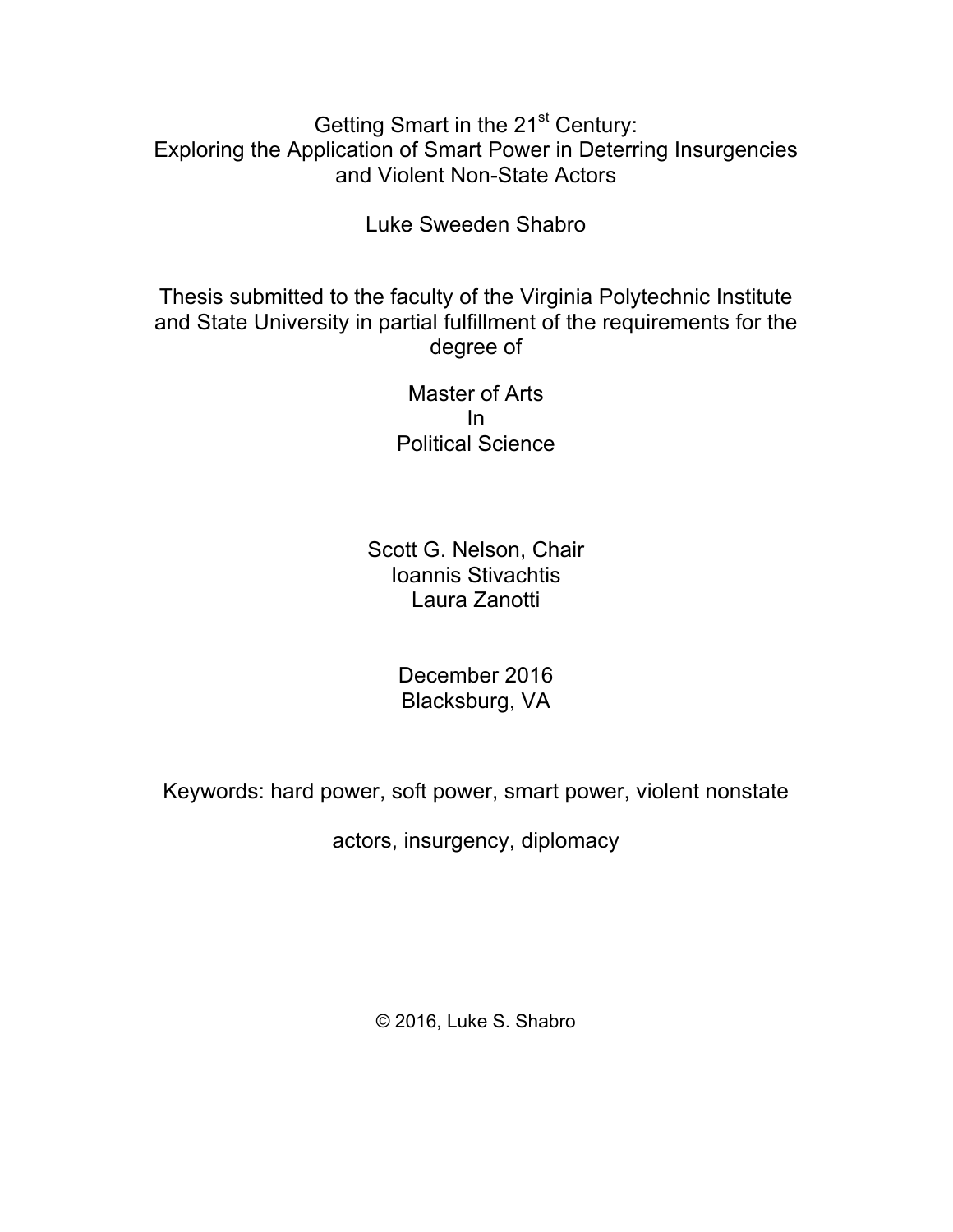# Getting Smart in the 21st Century: Exploring the Application of Smart Power in Deterring Insurgencies and Violent Non-State Actors

Luke Sweeden Shabro

Thesis submitted to the faculty of the Virginia Polytechnic Institute and State University in partial fulfillment of the requirements for the degree of

Master of Arts
In
Political Science

Scott G. Nelson, Chair
Ioannis Stivachtis
Laura Zanotti

December 2016
Blacksburg, VA

Keywords: hard power, soft power, smart power, violent nonstate actors, insurgency, diplomacy

© 2016, Luke S. Shabro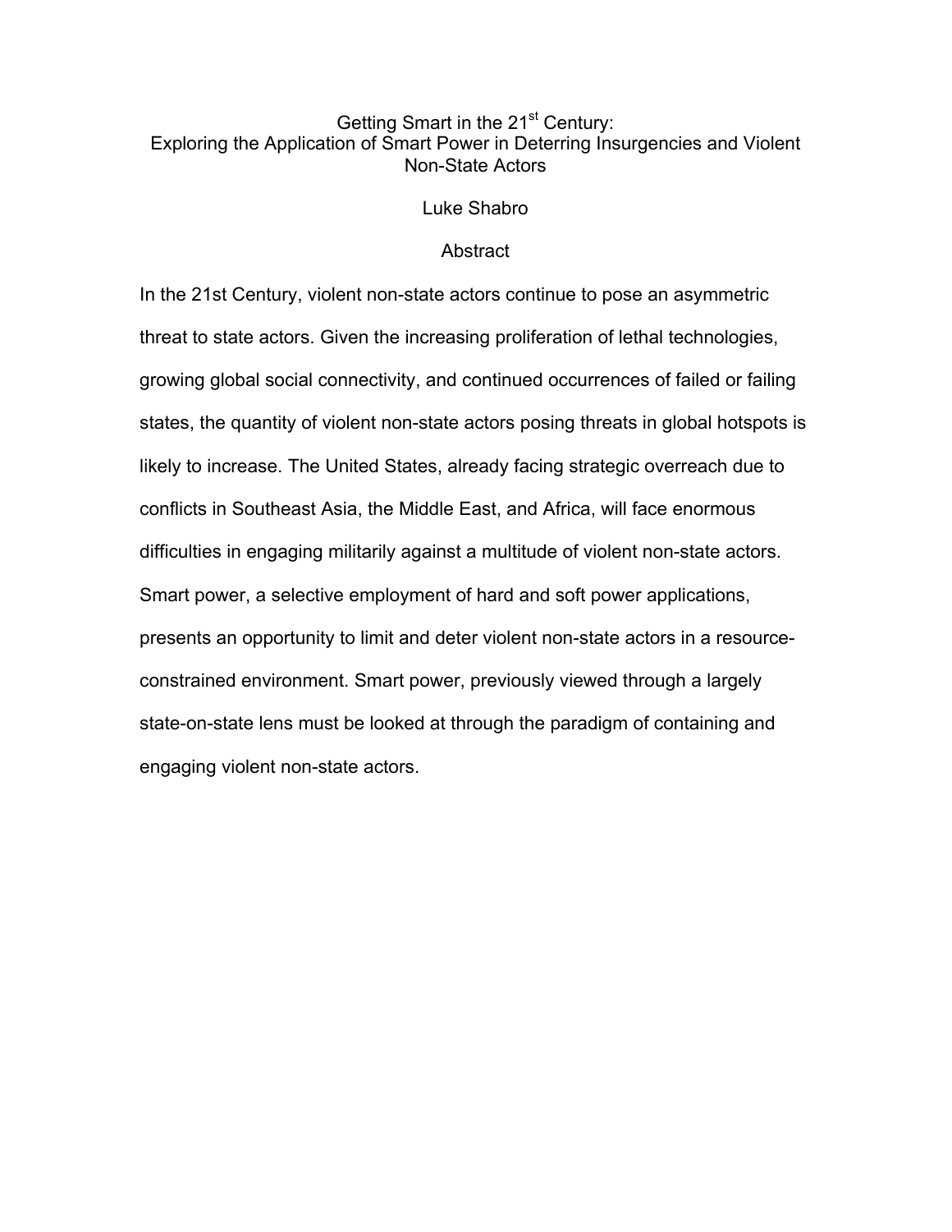# Getting Smart in the 21st Century:
# Exploring the Application of Smart Power in Deterring Insurgencies and Violent Non-State Actors

Luke Shabro

## Abstract

In the 21st Century, violent non-state actors continue to pose an asymmetric threat to state actors. Given the increasing proliferation of lethal technologies, growing global social connectivity, and continued occurrences of failed or failing states, the quantity of violent non-state actors posing threats in global hotspots is likely to increase. The United States, already facing strategic overreach due to conflicts in Southeast Asia, the Middle East, and Africa, will face enormous difficulties in engaging militarily against a multitude of violent non-state actors. Smart power, a selective employment of hard and soft power applications, presents an opportunity to limit and deter violent non-state actors in a resource-constrained environment. Smart power, previously viewed through a largely state-on-state lens must be looked at through the paradigm of containing and engaging violent non-state actors.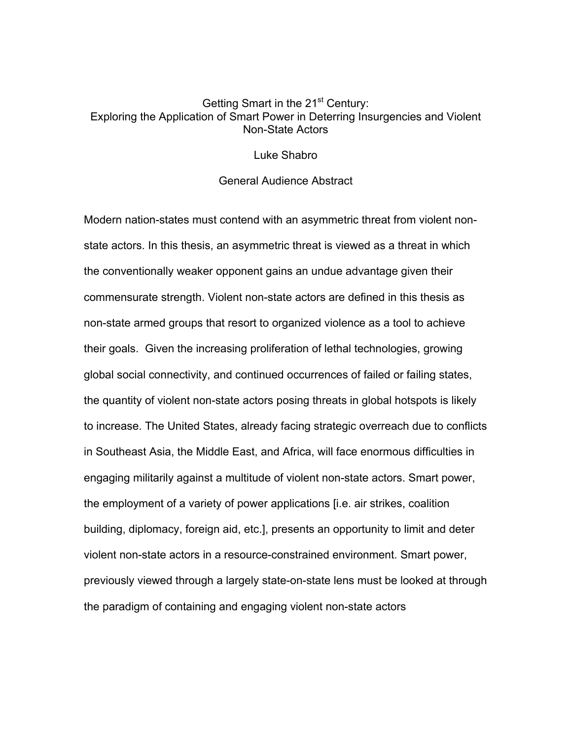# Getting Smart in the 21st Century: Exploring the Application of Smart Power in Deterring Insurgencies and Violent Non-State Actors

Luke Shabro

## General Audience Abstract

Modern nation-states must contend with an asymmetric threat from violent non-state actors. In this thesis, an asymmetric threat is viewed as a threat in which the conventionally weaker opponent gains an undue advantage given their commensurate strength. Violent non-state actors are defined in this thesis as non-state armed groups that resort to organized violence as a tool to achieve their goals. Given the increasing proliferation of lethal technologies, growing global social connectivity, and continued occurrences of failed or failing states, the quantity of violent non-state actors posing threats in global hotspots is likely to increase. The United States, already facing strategic overreach due to conflicts in Southeast Asia, the Middle East, and Africa, will face enormous difficulties in engaging militarily against a multitude of violent non-state actors. Smart power, the employment of a variety of power applications [i.e. air strikes, coalition building, diplomacy, foreign aid, etc.], presents an opportunity to limit and deter violent non-state actors in a resource-constrained environment. Smart power, previously viewed through a largely state-on-state lens must be looked at through the paradigm of containing and engaging violent non-state actors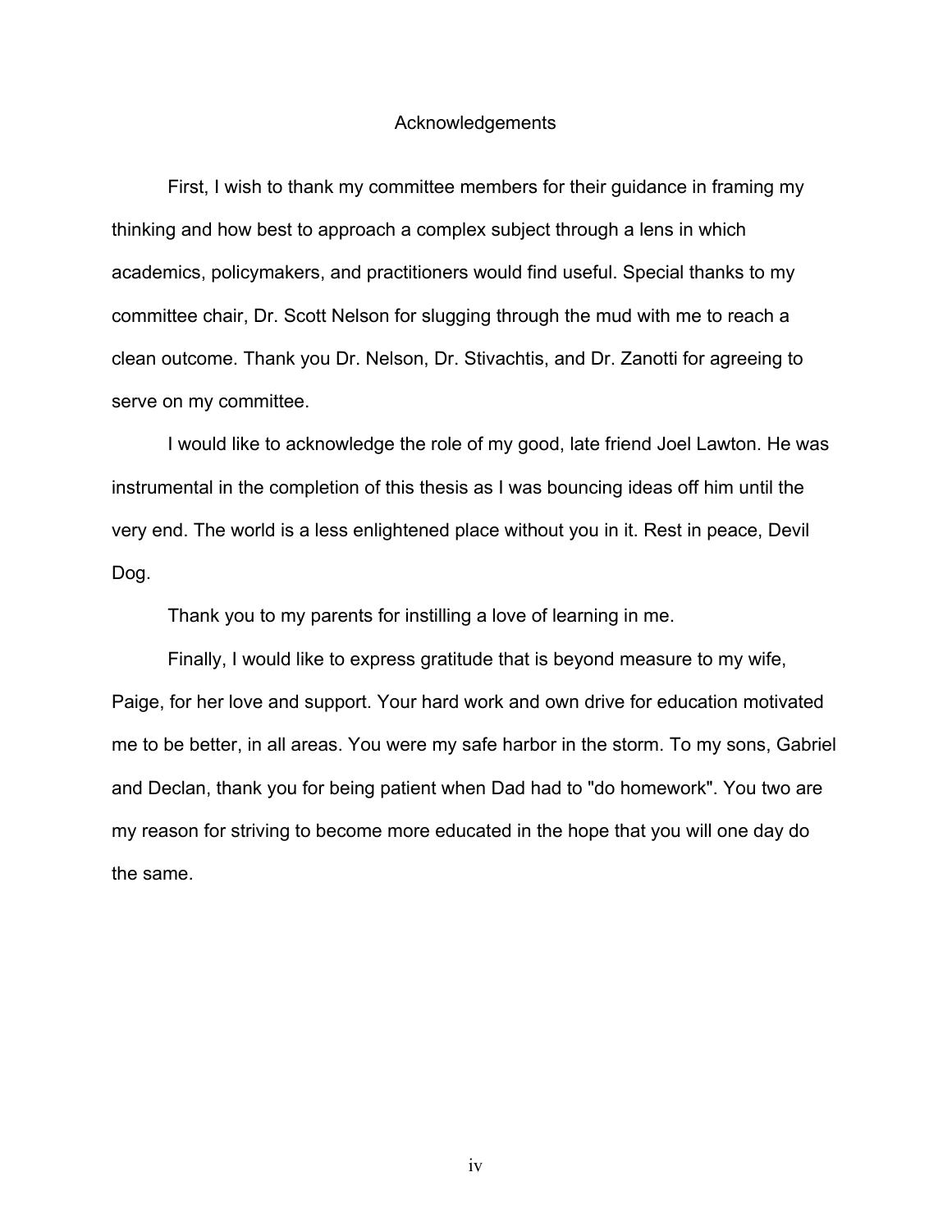# Acknowledgements

First, I wish to thank my committee members for their guidance in framing my thinking and how best to approach a complex subject through a lens in which academics, policymakers, and practitioners would find useful. Special thanks to my committee chair, Dr. Scott Nelson for slugging through the mud with me to reach a clean outcome. Thank you Dr. Nelson, Dr. Stivachtis, and Dr. Zanotti for agreeing to serve on my committee.

I would like to acknowledge the role of my good, late friend Joel Lawton. He was instrumental in the completion of this thesis as I was bouncing ideas off him until the very end. The world is a less enlightened place without you in it. Rest in peace, Devil Dog.

Thank you to my parents for instilling a love of learning in me.

Finally, I would like to express gratitude that is beyond measure to my wife, Paige, for her love and support. Your hard work and own drive for education motivated me to be better, in all areas. You were my safe harbor in the storm. To my sons, Gabriel and Declan, thank you for being patient when Dad had to "do homework". You two are my reason for striving to become more educated in the hope that you will one day do the same.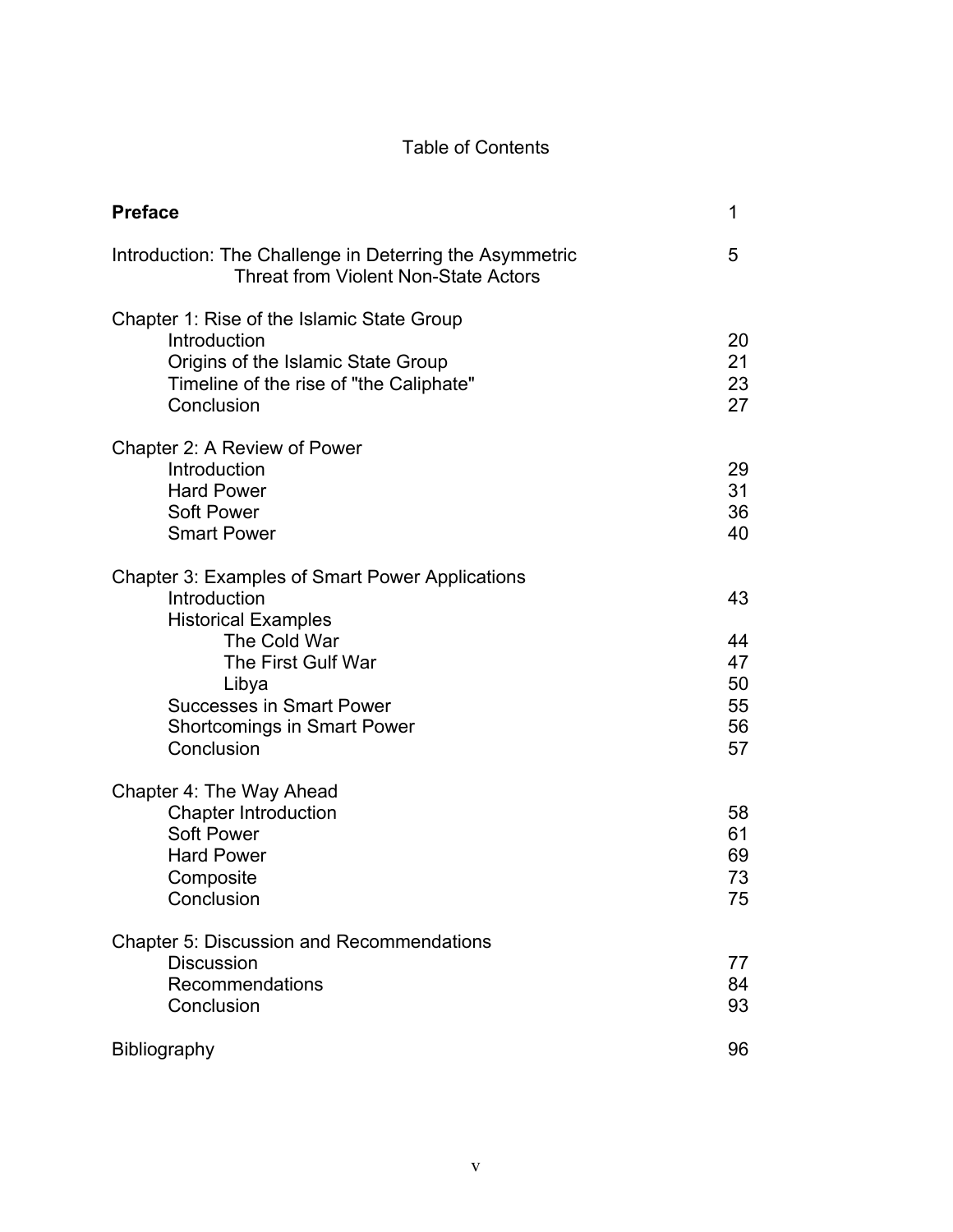# Table of Contents

| | |
|---|---|
| **Preface** | 1 |
| Introduction: The Challenge in Deterring the Asymmetric Threat from Violent Non-State Actors | 5 |
| Chapter 1: Rise of the Islamic State Group | |
| Introduction | 20 |
| Origins of the Islamic State Group | 21 |
| Timeline of the rise of "the Caliphate" | 23 |
| Conclusion | 27 |
| Chapter 2: A Review of Power | |
| Introduction | 29 |
| Hard Power | 31 |
| Soft Power | 36 |
| Smart Power | 40 |
| Chapter 3: Examples of Smart Power Applications | |
| Introduction | 43 |
| Historical Examples | |
| The Cold War | 44 |
| The First Gulf War | 47 |
| Libya | 50 |
| Successes in Smart Power | 55 |
| Shortcomings in Smart Power | 56 |
| Conclusion | 57 |
| Chapter 4: The Way Ahead | |
| Chapter Introduction | 58 |
| Soft Power | 61 |
| Hard Power | 69 |
| Composite | 73 |
| Conclusion | 75 |
| Chapter 5: Discussion and Recommendations | |
| Discussion | 77 |
| Recommendations | 84 |
| Conclusion | 93 |
| Bibliography | 96 |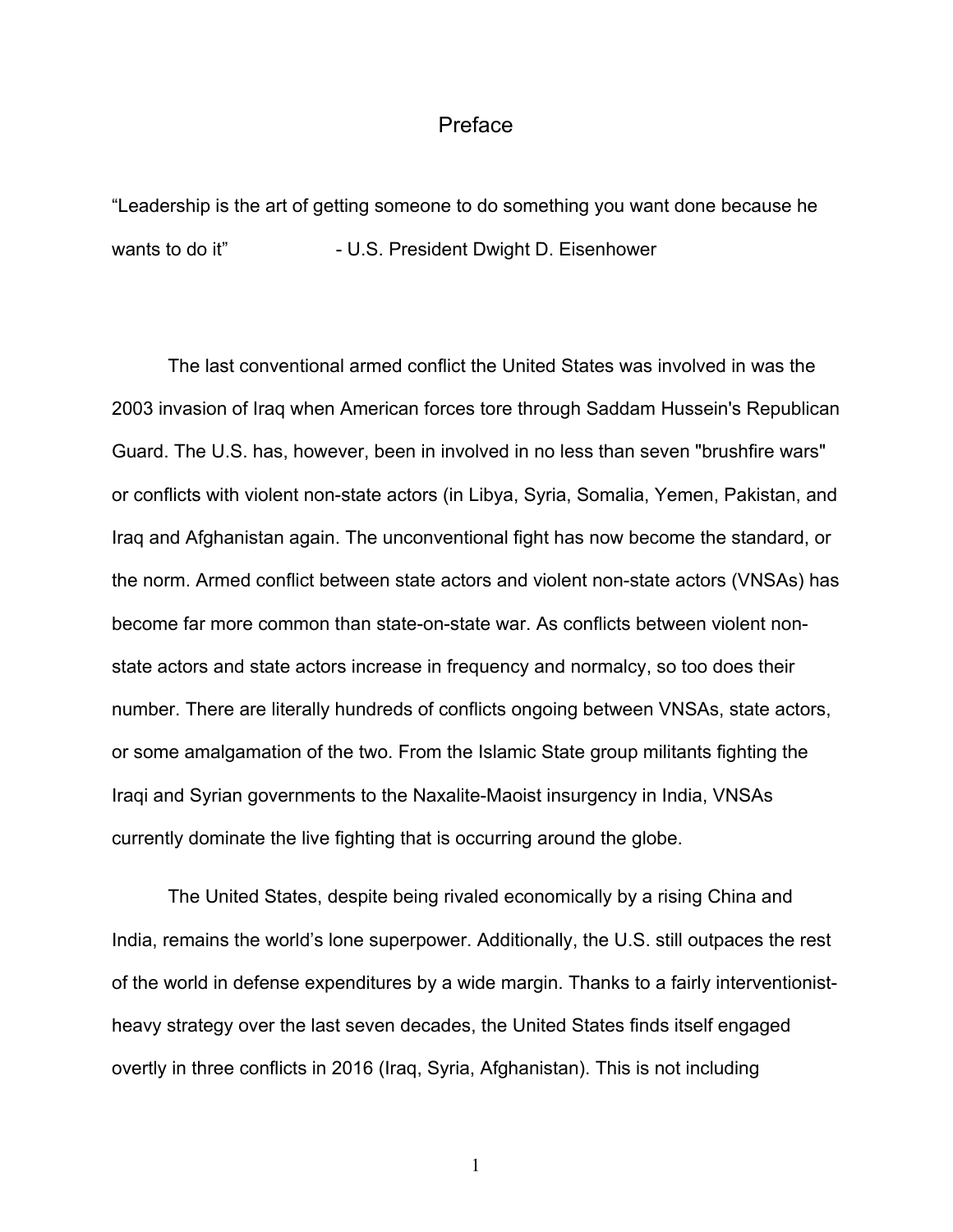# Preface

"Leadership is the art of getting someone to do something you want done because he wants to do it" - U.S. President Dwight D. Eisenhower

The last conventional armed conflict the United States was involved in was the 2003 invasion of Iraq when American forces tore through Saddam Hussein's Republican Guard. The U.S. has, however, been in involved in no less than seven "brushfire wars" or conflicts with violent non-state actors (in Libya, Syria, Somalia, Yemen, Pakistan, and Iraq and Afghanistan again. The unconventional fight has now become the standard, or the norm. Armed conflict between state actors and violent non-state actors (VNSAs) has become far more common than state-on-state war. As conflicts between violent non-state actors and state actors increase in frequency and normalcy, so too does their number. There are literally hundreds of conflicts ongoing between VNSAs, state actors, or some amalgamation of the two. From the Islamic State group militants fighting the Iraqi and Syrian governments to the Naxalite-Maoist insurgency in India, VNSAs currently dominate the live fighting that is occurring around the globe.

The United States, despite being rivaled economically by a rising China and India, remains the world's lone superpower. Additionally, the U.S. still outpaces the rest of the world in defense expenditures by a wide margin. Thanks to a fairly interventionist-heavy strategy over the last seven decades, the United States finds itself engaged overtly in three conflicts in 2016 (Iraq, Syria, Afghanistan). This is not including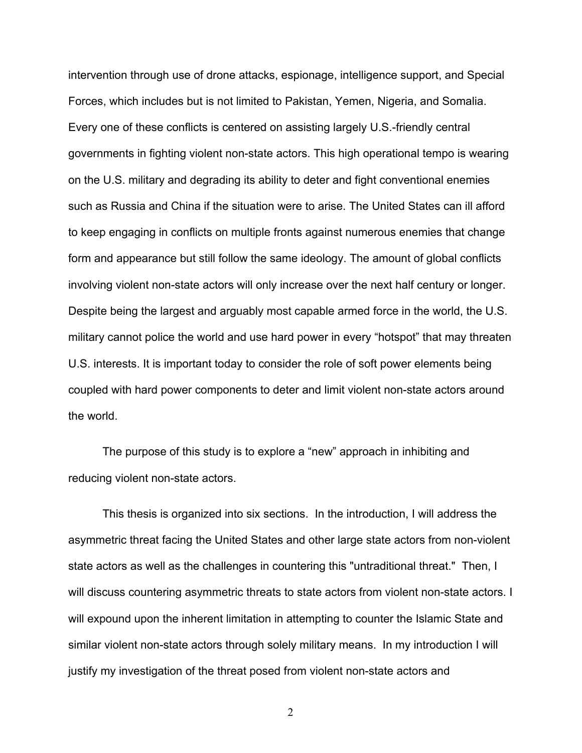intervention through use of drone attacks, espionage, intelligence support, and Special Forces, which includes but is not limited to Pakistan, Yemen, Nigeria, and Somalia. Every one of these conflicts is centered on assisting largely U.S.-friendly central governments in fighting violent non-state actors. This high operational tempo is wearing on the U.S. military and degrading its ability to deter and fight conventional enemies such as Russia and China if the situation were to arise. The United States can ill afford to keep engaging in conflicts on multiple fronts against numerous enemies that change form and appearance but still follow the same ideology. The amount of global conflicts involving violent non-state actors will only increase over the next half century or longer. Despite being the largest and arguably most capable armed force in the world, the U.S. military cannot police the world and use hard power in every "hotspot" that may threaten U.S. interests. It is important today to consider the role of soft power elements being coupled with hard power components to deter and limit violent non-state actors around the world.

The purpose of this study is to explore a "new" approach in inhibiting and reducing violent non-state actors.

This thesis is organized into six sections. In the introduction, I will address the asymmetric threat facing the United States and other large state actors from non-violent state actors as well as the challenges in countering this "untraditional threat." Then, I will discuss countering asymmetric threats to state actors from violent non-state actors. I will expound upon the inherent limitation in attempting to counter the Islamic State and similar violent non-state actors through solely military means. In my introduction I will justify my investigation of the threat posed from violent non-state actors and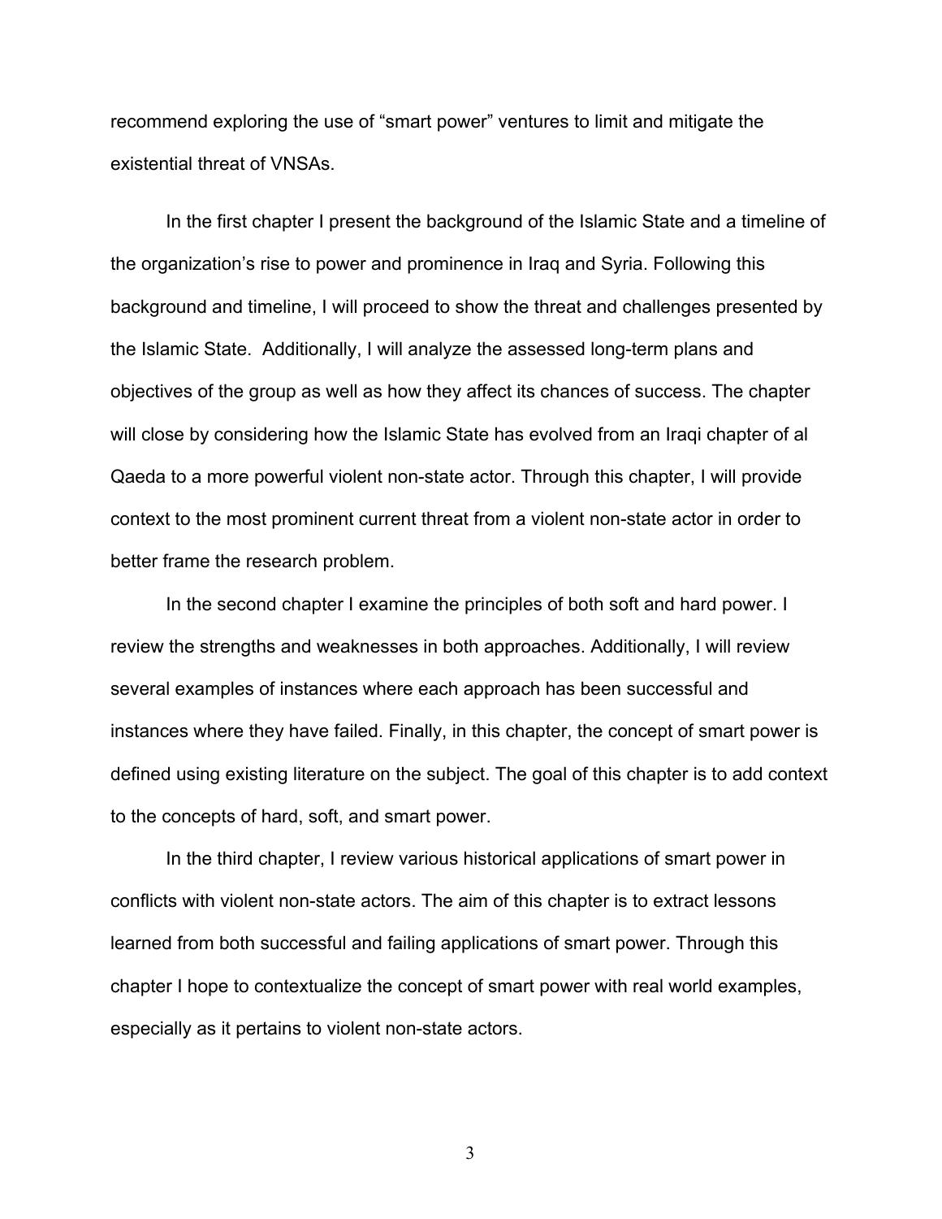recommend exploring the use of “smart power” ventures to limit and mitigate the existential threat of VNSAs.

In the first chapter I present the background of the Islamic State and a timeline of the organization’s rise to power and prominence in Iraq and Syria. Following this background and timeline, I will proceed to show the threat and challenges presented by the Islamic State. Additionally, I will analyze the assessed long-term plans and objectives of the group as well as how they affect its chances of success. The chapter will close by considering how the Islamic State has evolved from an Iraqi chapter of al Qaeda to a more powerful violent non-state actor. Through this chapter, I will provide context to the most prominent current threat from a violent non-state actor in order to better frame the research problem.

In the second chapter I examine the principles of both soft and hard power. I review the strengths and weaknesses in both approaches. Additionally, I will review several examples of instances where each approach has been successful and instances where they have failed. Finally, in this chapter, the concept of smart power is defined using existing literature on the subject. The goal of this chapter is to add context to the concepts of hard, soft, and smart power.

In the third chapter, I review various historical applications of smart power in conflicts with violent non-state actors. The aim of this chapter is to extract lessons learned from both successful and failing applications of smart power. Through this chapter I hope to contextualize the concept of smart power with real world examples, especially as it pertains to violent non-state actors.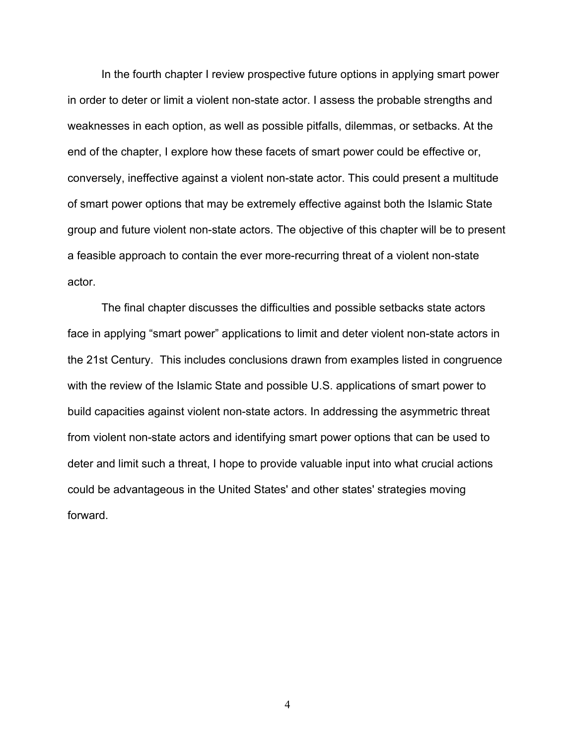In the fourth chapter I review prospective future options in applying smart power in order to deter or limit a violent non-state actor. I assess the probable strengths and weaknesses in each option, as well as possible pitfalls, dilemmas, or setbacks. At the end of the chapter, I explore how these facets of smart power could be effective or, conversely, ineffective against a violent non-state actor. This could present a multitude of smart power options that may be extremely effective against both the Islamic State group and future violent non-state actors. The objective of this chapter will be to present a feasible approach to contain the ever more-recurring threat of a violent non-state actor.

The final chapter discusses the difficulties and possible setbacks state actors face in applying "smart power" applications to limit and deter violent non-state actors in the 21st Century. This includes conclusions drawn from examples listed in congruence with the review of the Islamic State and possible U.S. applications of smart power to build capacities against violent non-state actors. In addressing the asymmetric threat from violent non-state actors and identifying smart power options that can be used to deter and limit such a threat, I hope to provide valuable input into what crucial actions could be advantageous in the United States' and other states' strategies moving forward.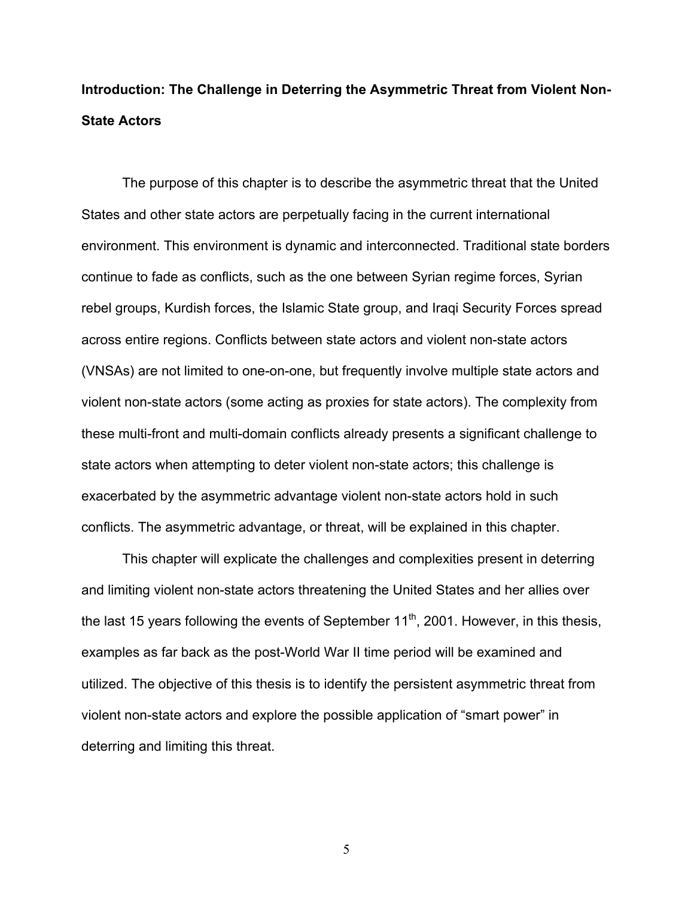## Introduction: The Challenge in Deterring the Asymmetric Threat from Violent Non-State Actors

The purpose of this chapter is to describe the asymmetric threat that the United States and other state actors are perpetually facing in the current international environment. This environment is dynamic and interconnected. Traditional state borders continue to fade as conflicts, such as the one between Syrian regime forces, Syrian rebel groups, Kurdish forces, the Islamic State group, and Iraqi Security Forces spread across entire regions. Conflicts between state actors and violent non-state actors (VNSAs) are not limited to one-on-one, but frequently involve multiple state actors and violent non-state actors (some acting as proxies for state actors). The complexity from these multi-front and multi-domain conflicts already presents a significant challenge to state actors when attempting to deter violent non-state actors; this challenge is exacerbated by the asymmetric advantage violent non-state actors hold in such conflicts. The asymmetric advantage, or threat, will be explained in this chapter.

This chapter will explicate the challenges and complexities present in deterring and limiting violent non-state actors threatening the United States and her allies over the last 15 years following the events of September 11th, 2001. However, in this thesis, examples as far back as the post-World War II time period will be examined and utilized. The objective of this thesis is to identify the persistent asymmetric threat from violent non-state actors and explore the possible application of "smart power" in deterring and limiting this threat.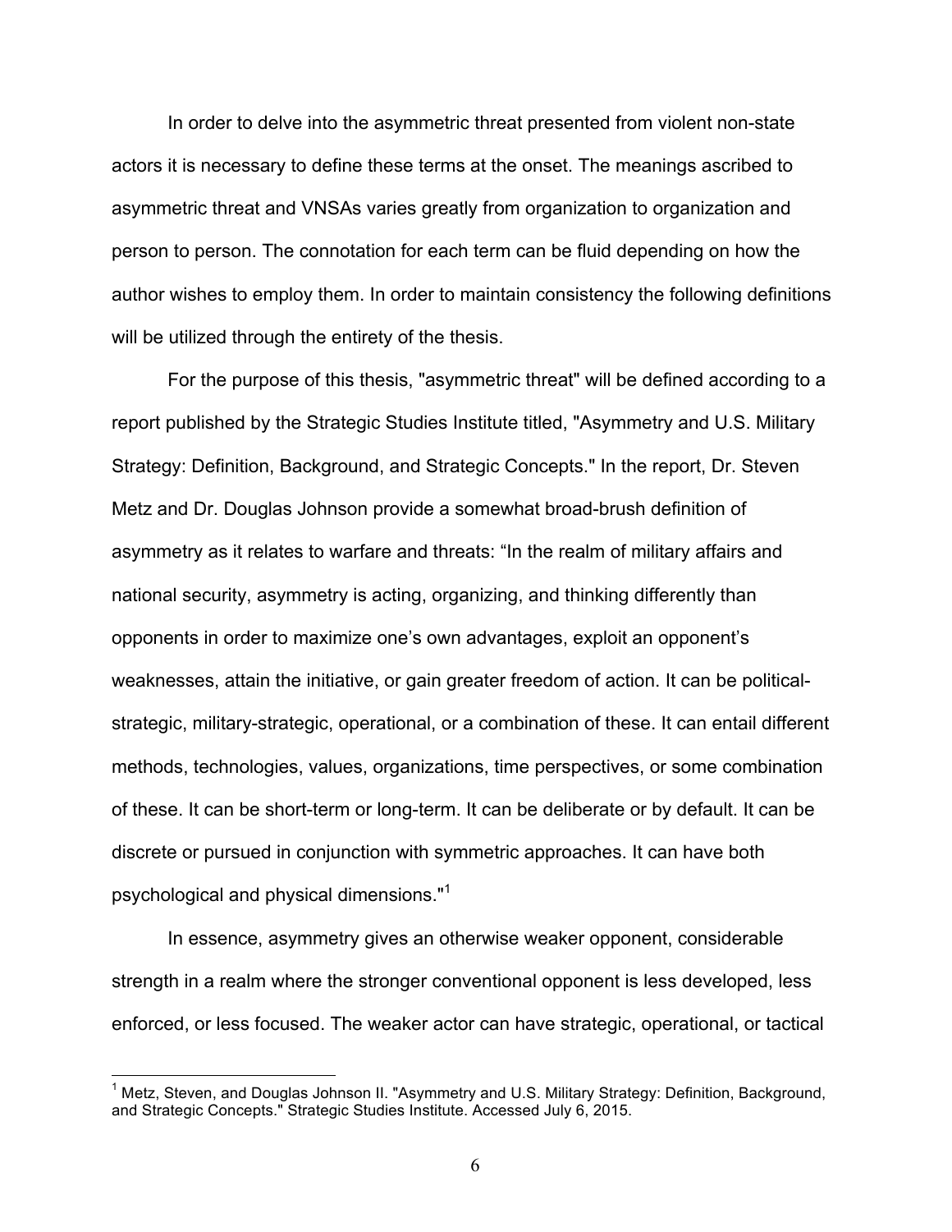In order to delve into the asymmetric threat presented from violent non-state actors it is necessary to define these terms at the onset. The meanings ascribed to asymmetric threat and VNSAs varies greatly from organization to organization and person to person. The connotation for each term can be fluid depending on how the author wishes to employ them. In order to maintain consistency the following definitions will be utilized through the entirety of the thesis.

For the purpose of this thesis, "asymmetric threat" will be defined according to a report published by the Strategic Studies Institute titled, "Asymmetry and U.S. Military Strategy: Definition, Background, and Strategic Concepts." In the report, Dr. Steven Metz and Dr. Douglas Johnson provide a somewhat broad-brush definition of asymmetry as it relates to warfare and threats: “In the realm of military affairs and national security, asymmetry is acting, organizing, and thinking differently than opponents in order to maximize one’s own advantages, exploit an opponent’s weaknesses, attain the initiative, or gain greater freedom of action. It can be political-strategic, military-strategic, operational, or a combination of these. It can entail different methods, technologies, values, organizations, time perspectives, or some combination of these. It can be short-term or long-term. It can be deliberate or by default. It can be discrete or pursued in conjunction with symmetric approaches. It can have both psychological and physical dimensions."[1]

In essence, asymmetry gives an otherwise weaker opponent, considerable strength in a realm where the stronger conventional opponent is less developed, less enforced, or less focused. The weaker actor can have strategic, operational, or tactical

[1] Metz, Steven, and Douglas Johnson II. "Asymmetry and U.S. Military Strategy: Definition, Background, and Strategic Concepts." Strategic Studies Institute. Accessed July 6, 2015.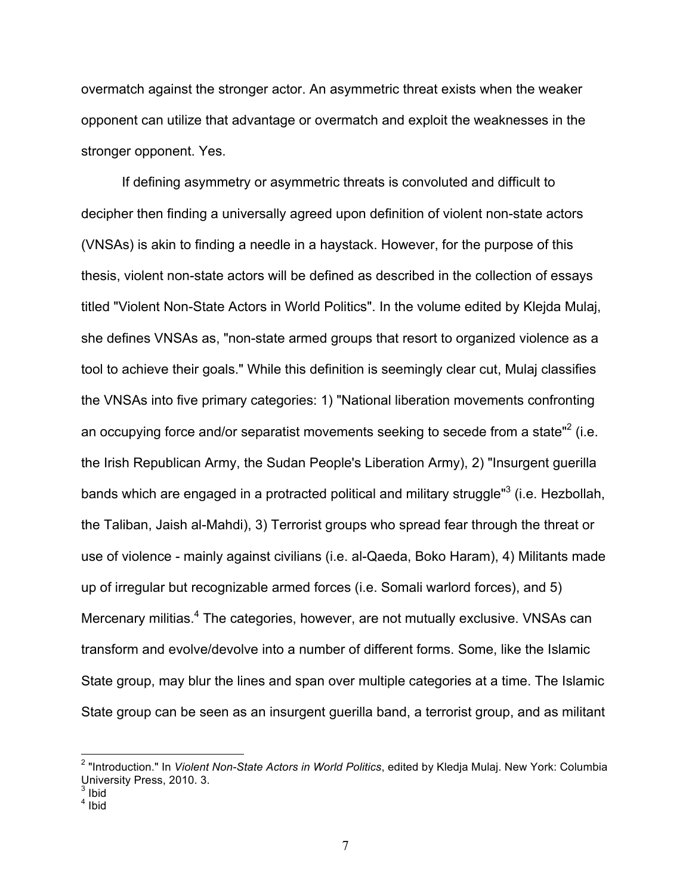overmatch against the stronger actor. An asymmetric threat exists when the weaker opponent can utilize that advantage or overmatch and exploit the weaknesses in the stronger opponent. Yes.

If defining asymmetry or asymmetric threats is convoluted and difficult to decipher then finding a universally agreed upon definition of violent non-state actors (VNSAs) is akin to finding a needle in a haystack. However, for the purpose of this thesis, violent non-state actors will be defined as described in the collection of essays titled "Violent Non-State Actors in World Politics". In the volume edited by Klejda Mulaj, she defines VNSAs as, "non-state armed groups that resort to organized violence as a tool to achieve their goals." While this definition is seemingly clear cut, Mulaj classifies the VNSAs into five primary categories: 1) "National liberation movements confronting an occupying force and/or separatist movements seeking to secede from a state"[2] (i.e. the Irish Republican Army, the Sudan People's Liberation Army), 2) "Insurgent guerilla bands which are engaged in a protracted political and military struggle"[3] (i.e. Hezbollah, the Taliban, Jaish al-Mahdi), 3) Terrorist groups who spread fear through the threat or use of violence - mainly against civilians (i.e. al-Qaeda, Boko Haram), 4) Militants made up of irregular but recognizable armed forces (i.e. Somali warlord forces), and 5) Mercenary militias.[4] The categories, however, are not mutually exclusive. VNSAs can transform and evolve/devolve into a number of different forms. Some, like the Islamic State group, may blur the lines and span over multiple categories at a time. The Islamic State group can be seen as an insurgent guerilla band, a terrorist group, and as militant

---

[2] "Introduction." In *Violent Non-State Actors in World Politics*, edited by Kledja Mulaj. New York: Columbia University Press, 2010. 3.

[3] Ibid

[4] Ibid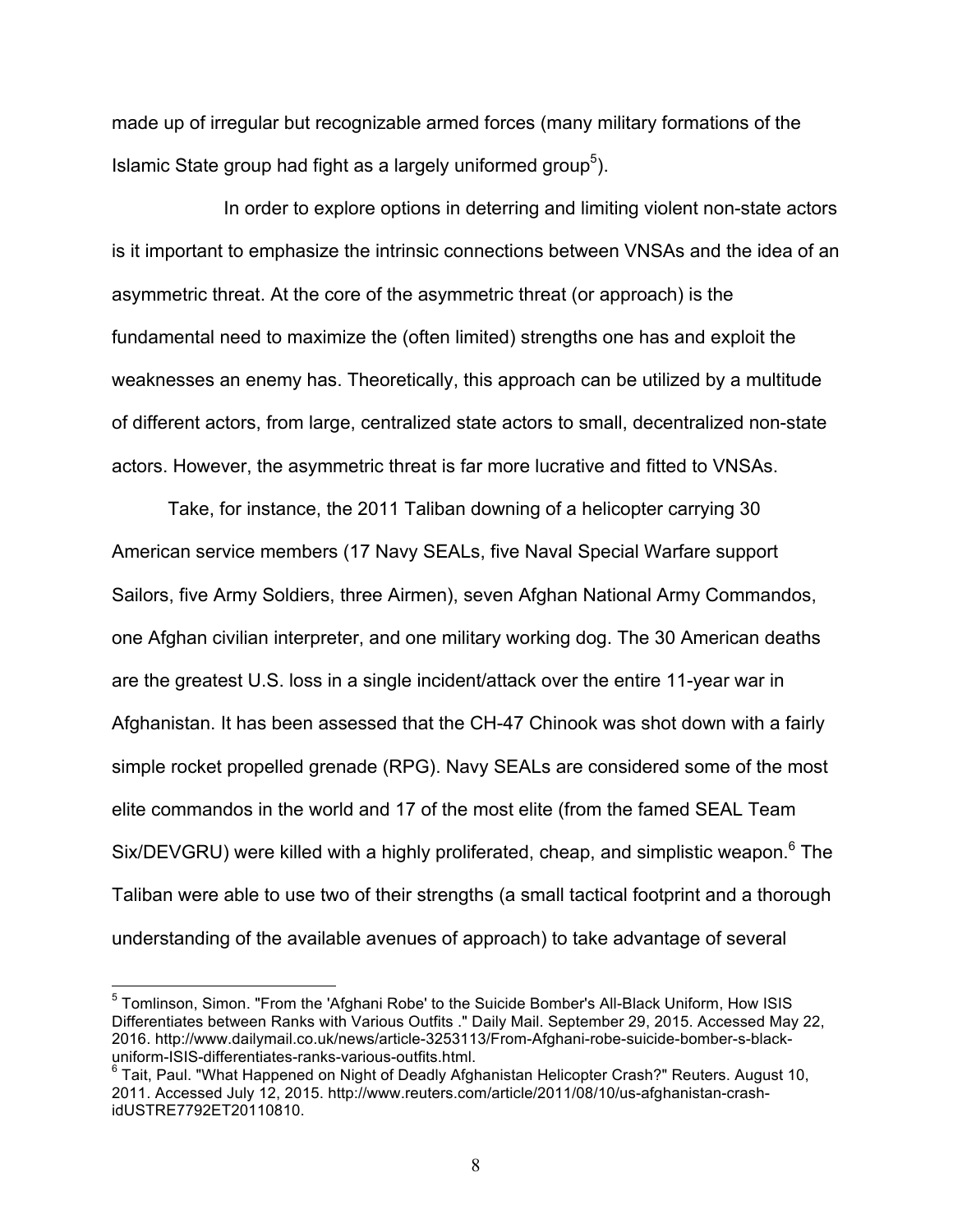made up of irregular but recognizable armed forces (many military formations of the Islamic State group had fight as a largely uniformed group[5]).

In order to explore options in deterring and limiting violent non-state actors is it important to emphasize the intrinsic connections between VNSAs and the idea of an asymmetric threat. At the core of the asymmetric threat (or approach) is the fundamental need to maximize the (often limited) strengths one has and exploit the weaknesses an enemy has. Theoretically, this approach can be utilized by a multitude of different actors, from large, centralized state actors to small, decentralized non-state actors. However, the asymmetric threat is far more lucrative and fitted to VNSAs.

Take, for instance, the 2011 Taliban downing of a helicopter carrying 30 American service members (17 Navy SEALs, five Naval Special Warfare support Sailors, five Army Soldiers, three Airmen), seven Afghan National Army Commandos, one Afghan civilian interpreter, and one military working dog. The 30 American deaths are the greatest U.S. loss in a single incident/attack over the entire 11-year war in Afghanistan. It has been assessed that the CH-47 Chinook was shot down with a fairly simple rocket propelled grenade (RPG). Navy SEALs are considered some of the most elite commandos in the world and 17 of the most elite (from the famed SEAL Team Six/DEVGRU) were killed with a highly proliferated, cheap, and simplistic weapon.[6] The Taliban were able to use two of their strengths (a small tactical footprint and a thorough understanding of the available avenues of approach) to take advantage of several

---

[5] Tomlinson, Simon. "From the 'Afghani Robe' to the Suicide Bomber's All-Black Uniform, How ISIS Differentiates between Ranks with Various Outfits ." Daily Mail. September 29, 2015. Accessed May 22, 2016. http://www.dailymail.co.uk/news/article-3253113/From-Afghani-robe-suicide-bomber-s-black-uniform-ISIS-differentiates-ranks-various-outfits.html.

[6] Tait, Paul. "What Happened on Night of Deadly Afghanistan Helicopter Crash?" Reuters. August 10, 2011. Accessed July 12, 2015. http://www.reuters.com/article/2011/08/10/us-afghanistan-crash-idUSTRE7792ET20110810.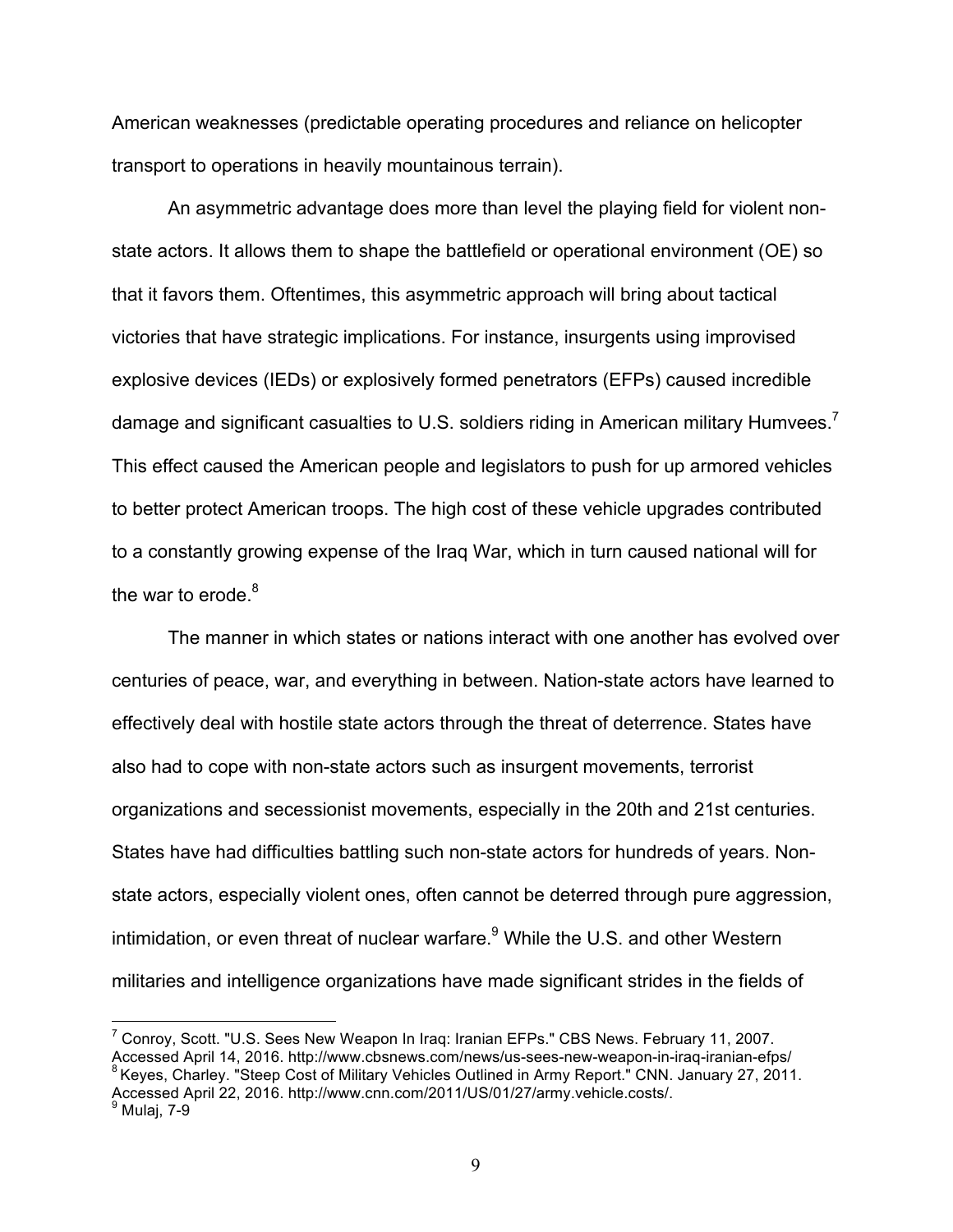American weaknesses (predictable operating procedures and reliance on helicopter transport to operations in heavily mountainous terrain).

An asymmetric advantage does more than level the playing field for violent non-state actors. It allows them to shape the battlefield or operational environment (OE) so that it favors them. Oftentimes, this asymmetric approach will bring about tactical victories that have strategic implications. For instance, insurgents using improvised explosive devices (IEDs) or explosively formed penetrators (EFPs) caused incredible damage and significant casualties to U.S. soldiers riding in American military Humvees.[7] This effect caused the American people and legislators to push for up armored vehicles to better protect American troops. The high cost of these vehicle upgrades contributed to a constantly growing expense of the Iraq War, which in turn caused national will for the war to erode.[8]

The manner in which states or nations interact with one another has evolved over centuries of peace, war, and everything in between. Nation-state actors have learned to effectively deal with hostile state actors through the threat of deterrence. States have also had to cope with non-state actors such as insurgent movements, terrorist organizations and secessionist movements, especially in the 20th and 21st centuries. States have had difficulties battling such non-state actors for hundreds of years. Non-state actors, especially violent ones, often cannot be deterred through pure aggression, intimidation, or even threat of nuclear warfare.[9] While the U.S. and other Western militaries and intelligence organizations have made significant strides in the fields of

---

[7] Conroy, Scott. "U.S. Sees New Weapon In Iraq: Iranian EFPs." CBS News. February 11, 2007. Accessed April 14, 2016. http://www.cbsnews.com/news/us-sees-new-weapon-in-iraq-iranian-efps/

[8] Keyes, Charley. "Steep Cost of Military Vehicles Outlined in Army Report." CNN. January 27, 2011. Accessed April 22, 2016. http://www.cnn.com/2011/US/01/27/army.vehicle.costs/.

[9] Mulaj, 7-9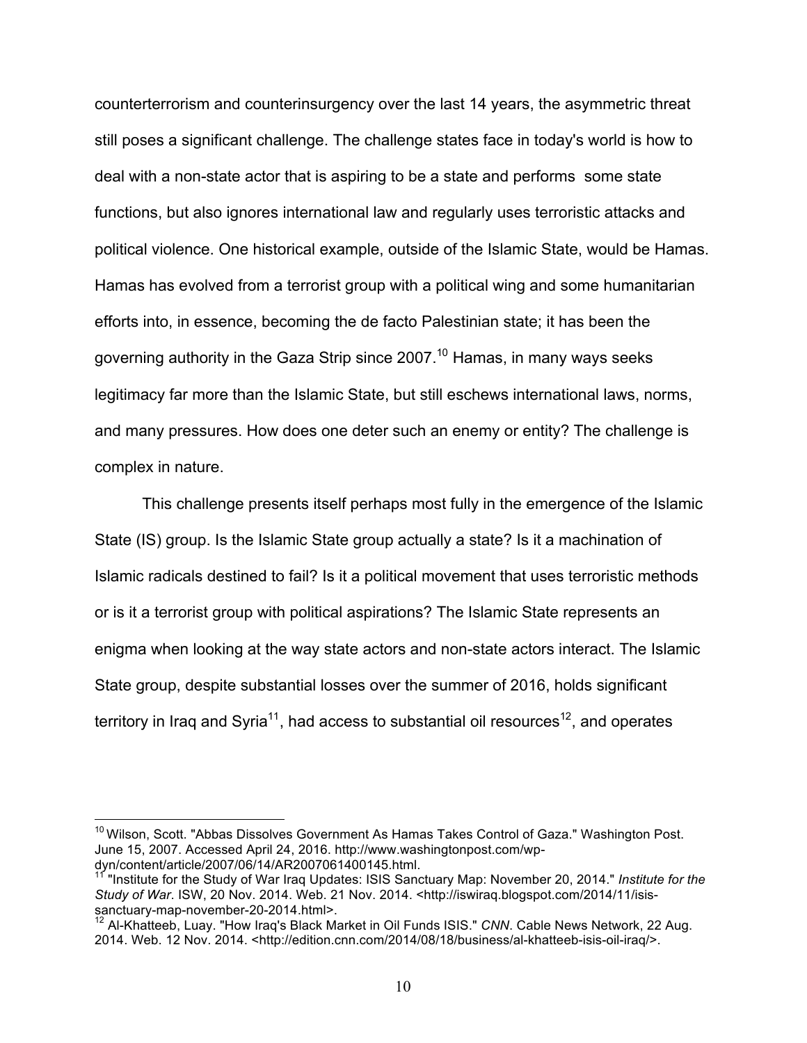counterterrorism and counterinsurgency over the last 14 years, the asymmetric threat still poses a significant challenge. The challenge states face in today's world is how to deal with a non-state actor that is aspiring to be a state and performs some state functions, but also ignores international law and regularly uses terroristic attacks and political violence. One historical example, outside of the Islamic State, would be Hamas. Hamas has evolved from a terrorist group with a political wing and some humanitarian efforts into, in essence, becoming the de facto Palestinian state; it has been the governing authority in the Gaza Strip since 2007.[10] Hamas, in many ways seeks legitimacy far more than the Islamic State, but still eschews international laws, norms, and many pressures. How does one deter such an enemy or entity? The challenge is complex in nature.

This challenge presents itself perhaps most fully in the emergence of the Islamic State (IS) group. Is the Islamic State group actually a state? Is it a machination of Islamic radicals destined to fail? Is it a political movement that uses terroristic methods or is it a terrorist group with political aspirations? The Islamic State represents an enigma when looking at the way state actors and non-state actors interact. The Islamic State group, despite substantial losses over the summer of 2016, holds significant territory in Iraq and Syria[11], had access to substantial oil resources[12], and operates

---

[10] Wilson, Scott. "Abbas Dissolves Government As Hamas Takes Control of Gaza." Washington Post. June 15, 2007. Accessed April 24, 2016. http://www.washingtonpost.com/wp-dyn/content/article/2007/06/14/AR2007061400145.html.

[11] "Institute for the Study of War Iraq Updates: ISIS Sanctuary Map: November 20, 2014." *Institute for the Study of War*. ISW, 20 Nov. 2014. Web. 21 Nov. 2014. <http://iswiraq.blogspot.com/2014/11/isis-sanctuary-map-november-20-2014.html>.

[12] Al-Khatteeb, Luay. "How Iraq's Black Market in Oil Funds ISIS." *CNN*. Cable News Network, 22 Aug. 2014. Web. 12 Nov. 2014. <http://edition.cnn.com/2014/08/18/business/al-khatteeb-isis-oil-iraq/>.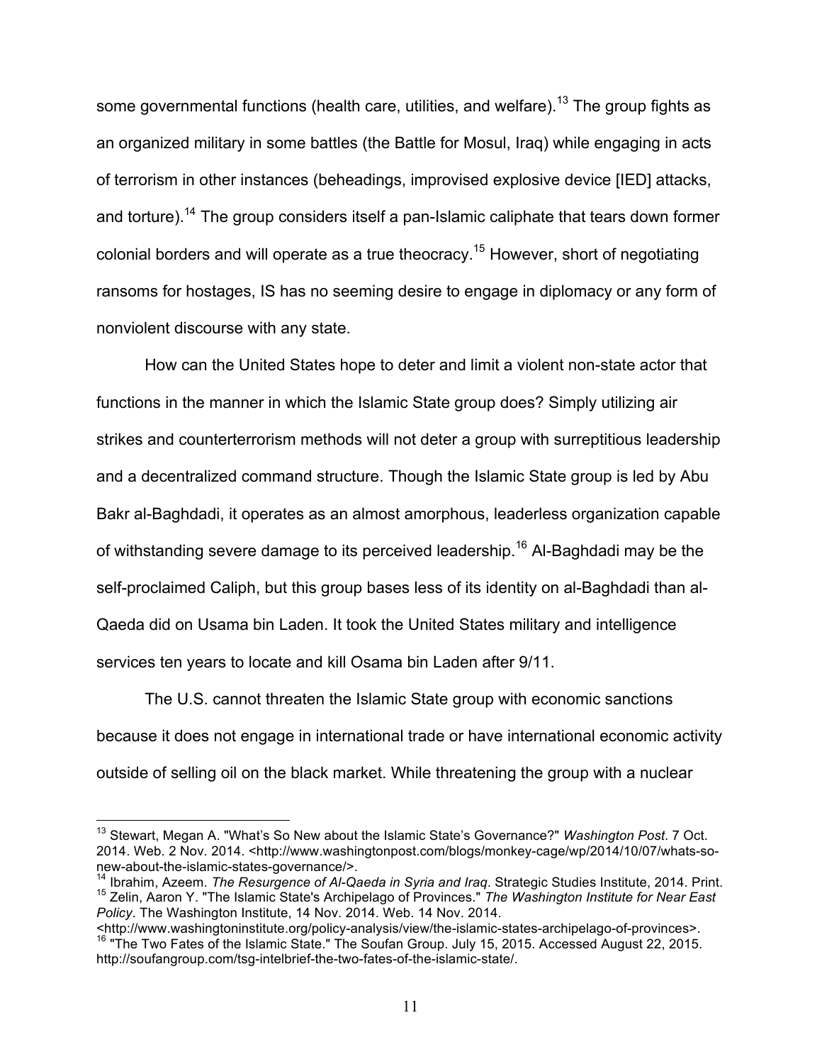some governmental functions (health care, utilities, and welfare).[13] The group fights as an organized military in some battles (the Battle for Mosul, Iraq) while engaging in acts of terrorism in other instances (beheadings, improvised explosive device [IED] attacks, and torture).[14] The group considers itself a pan-Islamic caliphate that tears down former colonial borders and will operate as a true theocracy.[15] However, short of negotiating ransoms for hostages, IS has no seeming desire to engage in diplomacy or any form of nonviolent discourse with any state.

How can the United States hope to deter and limit a violent non-state actor that functions in the manner in which the Islamic State group does? Simply utilizing air strikes and counterterrorism methods will not deter a group with surreptitious leadership and a decentralized command structure. Though the Islamic State group is led by Abu Bakr al-Baghdadi, it operates as an almost amorphous, leaderless organization capable of withstanding severe damage to its perceived leadership.[16] Al-Baghdadi may be the self-proclaimed Caliph, but this group bases less of its identity on al-Baghdadi than al-Qaeda did on Usama bin Laden. It took the United States military and intelligence services ten years to locate and kill Osama bin Laden after 9/11.

The U.S. cannot threaten the Islamic State group with economic sanctions because it does not engage in international trade or have international economic activity outside of selling oil on the black market. While threatening the group with a nuclear

---

[13] Stewart, Megan A. "What's So New about the Islamic State's Governance?" *Washington Post*. 7 Oct. 2014. Web. 2 Nov. 2014. <http://www.washingtonpost.com/blogs/monkey-cage/wp/2014/10/07/whats-so-new-about-the-islamic-states-governance/>.

[14] Ibrahim, Azeem. *The Resurgence of Al-Qaeda in Syria and Iraq*. Strategic Studies Institute, 2014. Print.

[15] Zelin, Aaron Y. "The Islamic State's Archipelago of Provinces." *The Washington Institute for Near East Policy*. The Washington Institute, 14 Nov. 2014. Web. 14 Nov. 2014. <http://www.washingtoninstitute.org/policy-analysis/view/the-islamic-states-archipelago-of-provinces>.

[16] "The Two Fates of the Islamic State." The Soufan Group. July 15, 2015. Accessed August 22, 2015. http://soufangroup.com/tsg-intelbrief-the-two-fates-of-the-islamic-state/.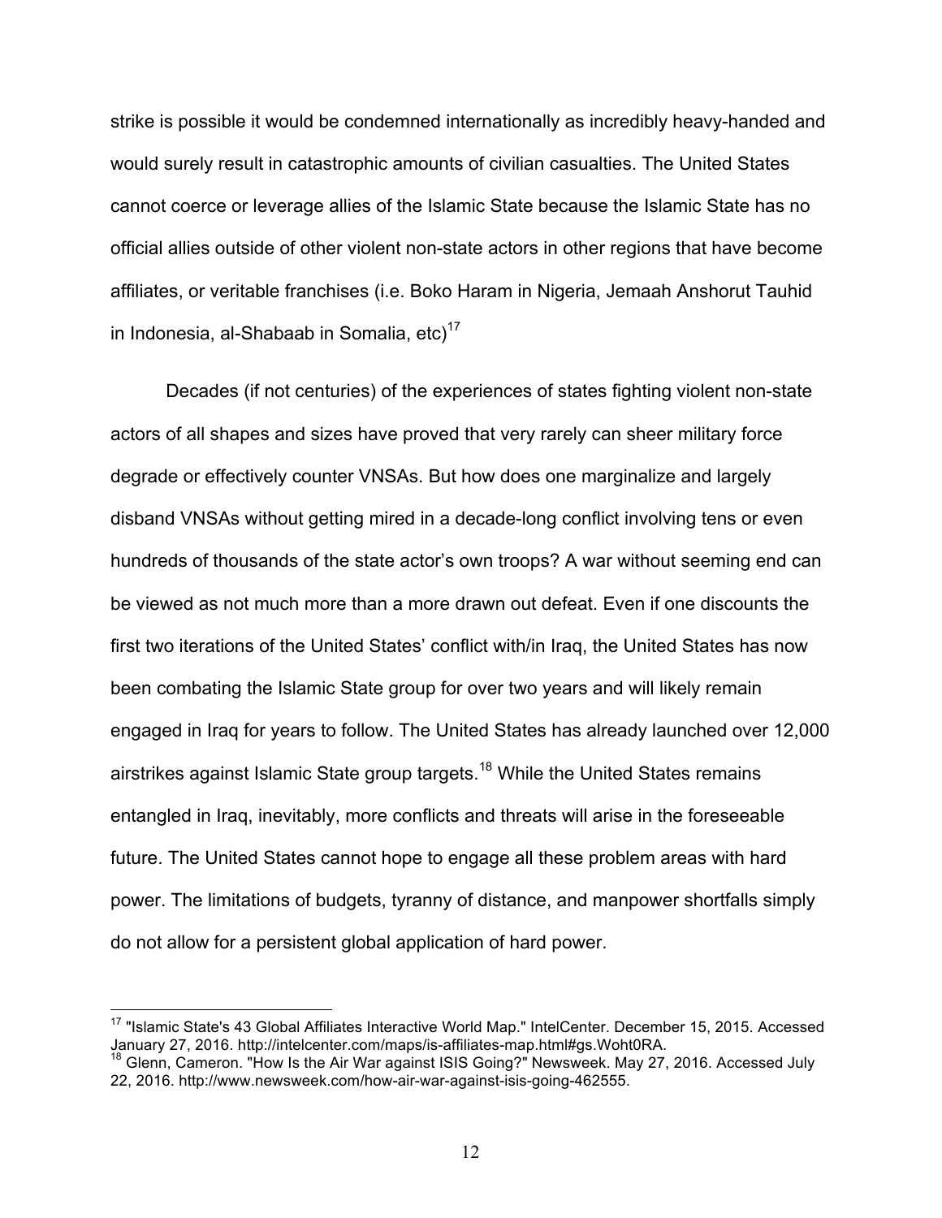strike is possible it would be condemned internationally as incredibly heavy-handed and would surely result in catastrophic amounts of civilian casualties. The United States cannot coerce or leverage allies of the Islamic State because the Islamic State has no official allies outside of other violent non-state actors in other regions that have become affiliates, or veritable franchises (i.e. Boko Haram in Nigeria, Jemaah Anshorut Tauhid in Indonesia, al-Shabaab in Somalia, etc)[17]

Decades (if not centuries) of the experiences of states fighting violent non-state actors of all shapes and sizes have proved that very rarely can sheer military force degrade or effectively counter VNSAs. But how does one marginalize and largely disband VNSAs without getting mired in a decade-long conflict involving tens or even hundreds of thousands of the state actor's own troops? A war without seeming end can be viewed as not much more than a more drawn out defeat. Even if one discounts the first two iterations of the United States' conflict with/in Iraq, the United States has now been combating the Islamic State group for over two years and will likely remain engaged in Iraq for years to follow. The United States has already launched over 12,000 airstrikes against Islamic State group targets.[18] While the United States remains entangled in Iraq, inevitably, more conflicts and threats will arise in the foreseeable future. The United States cannot hope to engage all these problem areas with hard power. The limitations of budgets, tyranny of distance, and manpower shortfalls simply do not allow for a persistent global application of hard power.

---

[17] "Islamic State's 43 Global Affiliates Interactive World Map." IntelCenter. December 15, 2015. Accessed January 27, 2016. http://intelcenter.com/maps/is-affiliates-map.html#gs.Woht0RA.

[18] Glenn, Cameron. "How Is the Air War against ISIS Going?" Newsweek. May 27, 2016. Accessed July 22, 2016. http://www.newsweek.com/how-air-war-against-isis-going-462555.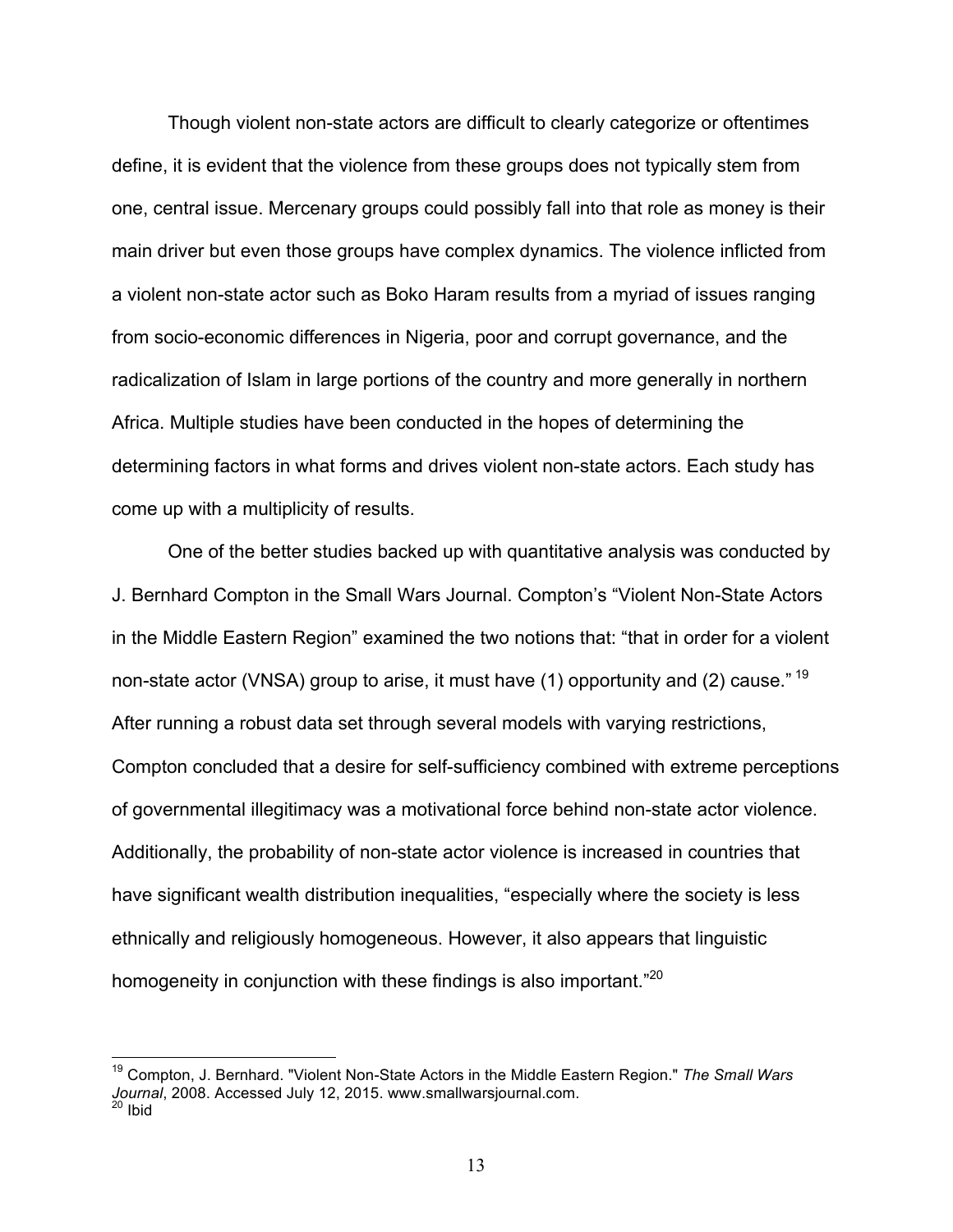Though violent non-state actors are difficult to clearly categorize or oftentimes define, it is evident that the violence from these groups does not typically stem from one, central issue. Mercenary groups could possibly fall into that role as money is their main driver but even those groups have complex dynamics. The violence inflicted from a violent non-state actor such as Boko Haram results from a myriad of issues ranging from socio-economic differences in Nigeria, poor and corrupt governance, and the radicalization of Islam in large portions of the country and more generally in northern Africa. Multiple studies have been conducted in the hopes of determining the determining factors in what forms and drives violent non-state actors. Each study has come up with a multiplicity of results.

One of the better studies backed up with quantitative analysis was conducted by J. Bernhard Compton in the Small Wars Journal. Compton's "Violent Non-State Actors in the Middle Eastern Region" examined the two notions that: "that in order for a violent non-state actor (VNSA) group to arise, it must have (1) opportunity and (2) cause." [19] After running a robust data set through several models with varying restrictions, Compton concluded that a desire for self-sufficiency combined with extreme perceptions of governmental illegitimacy was a motivational force behind non-state actor violence. Additionally, the probability of non-state actor violence is increased in countries that have significant wealth distribution inequalities, "especially where the society is less ethnically and religiously homogeneous. However, it also appears that linguistic homogeneity in conjunction with these findings is also important."[20]

---

[19] Compton, J. Bernhard. "Violent Non-State Actors in the Middle Eastern Region." *The Small Wars Journal*, 2008. Accessed July 12, 2015. www.smallwarsjournal.com.

[20] Ibid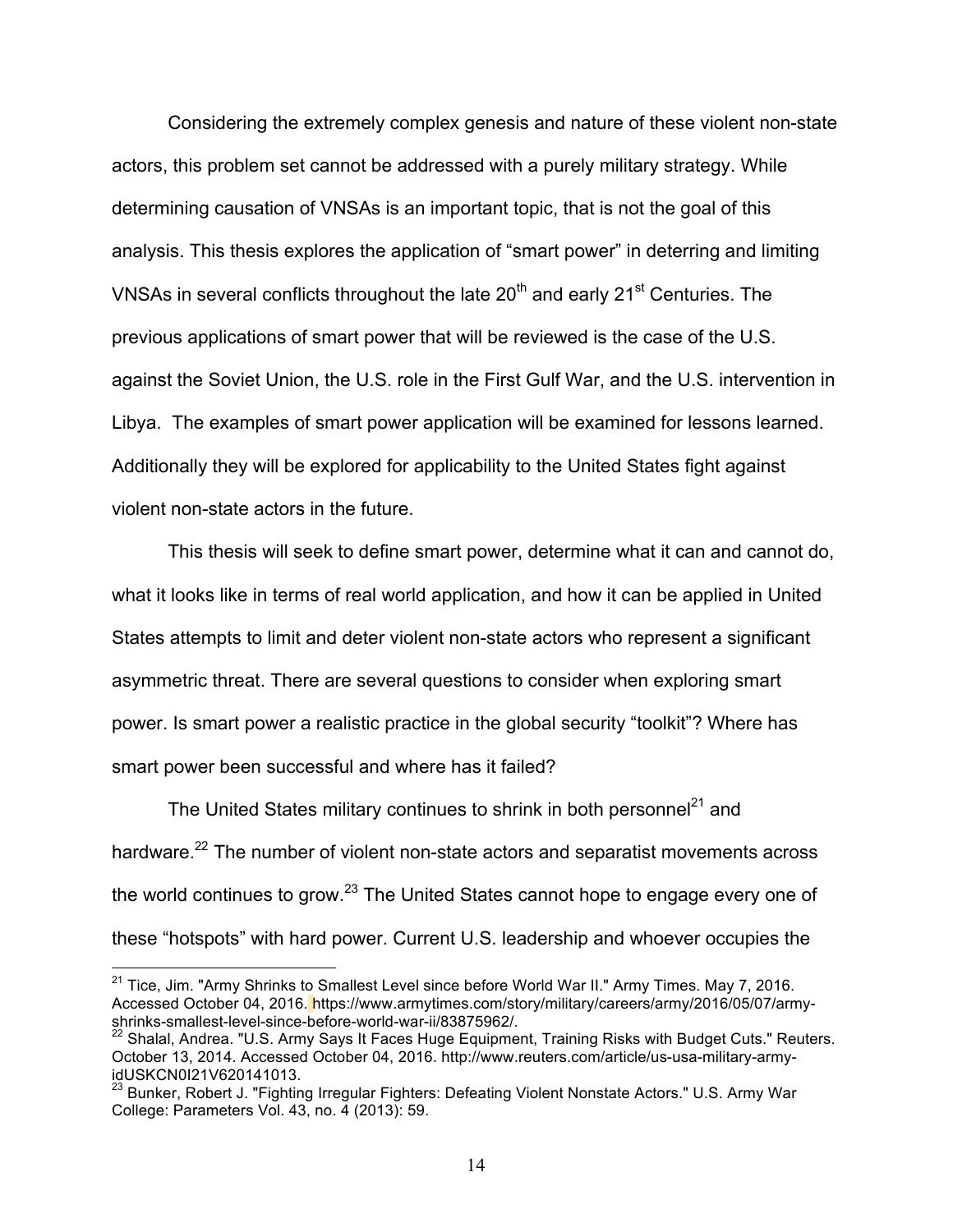Considering the extremely complex genesis and nature of these violent non-state actors, this problem set cannot be addressed with a purely military strategy. While determining causation of VNSAs is an important topic, that is not the goal of this analysis. This thesis explores the application of "smart power" in deterring and limiting VNSAs in several conflicts throughout the late 20th and early 21st Centuries. The previous applications of smart power that will be reviewed is the case of the U.S. against the Soviet Union, the U.S. role in the First Gulf War, and the U.S. intervention in Libya. The examples of smart power application will be examined for lessons learned. Additionally they will be explored for applicability to the United States fight against violent non-state actors in the future.

This thesis will seek to define smart power, determine what it can and cannot do, what it looks like in terms of real world application, and how it can be applied in United States attempts to limit and deter violent non-state actors who represent a significant asymmetric threat. There are several questions to consider when exploring smart power. Is smart power a realistic practice in the global security "toolkit"? Where has smart power been successful and where has it failed?

The United States military continues to shrink in both personnel[21] and hardware.[22] The number of violent non-state actors and separatist movements across the world continues to grow.[23] The United States cannot hope to engage every one of these "hotspots" with hard power. Current U.S. leadership and whoever occupies the

[21] Tice, Jim. "Army Shrinks to Smallest Level since before World War II." Army Times. May 7, 2016. Accessed October 04, 2016. https://www.armytimes.com/story/military/careers/army/2016/05/07/army-shrinks-smallest-level-since-before-world-war-ii/83875962/.

[22] Shalal, Andrea. "U.S. Army Says It Faces Huge Equipment, Training Risks with Budget Cuts." Reuters. October 13, 2014. Accessed October 04, 2016. http://www.reuters.com/article/us-usa-military-army-idUSKCN0I21V620141013.

[23] Bunker, Robert J. "Fighting Irregular Fighters: Defeating Violent Nonstate Actors." U.S. Army War College: Parameters Vol. 43, no. 4 (2013): 59.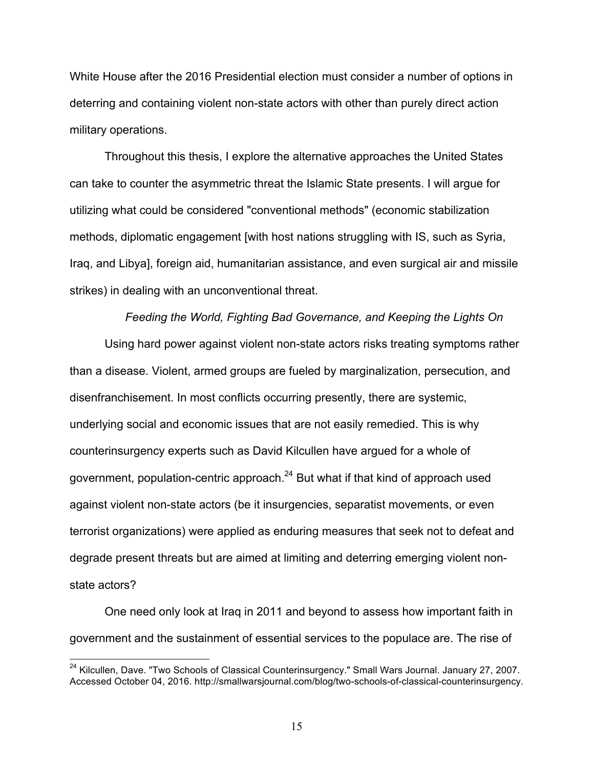White House after the 2016 Presidential election must consider a number of options in deterring and containing violent non-state actors with other than purely direct action military operations.

Throughout this thesis, I explore the alternative approaches the United States can take to counter the asymmetric threat the Islamic State presents. I will argue for utilizing what could be considered "conventional methods" (economic stabilization methods, diplomatic engagement [with host nations struggling with IS, such as Syria, Iraq, and Libya], foreign aid, humanitarian assistance, and even surgical air and missile strikes) in dealing with an unconventional threat.

### *Feeding the World, Fighting Bad Governance, and Keeping the Lights On*

Using hard power against violent non-state actors risks treating symptoms rather than a disease. Violent, armed groups are fueled by marginalization, persecution, and disenfranchisement. In most conflicts occurring presently, there are systemic, underlying social and economic issues that are not easily remedied. This is why counterinsurgency experts such as David Kilcullen have argued for a whole of government, population-centric approach.[24] But what if that kind of approach used against violent non-state actors (be it insurgencies, separatist movements, or even terrorist organizations) were applied as enduring measures that seek not to defeat and degrade present threats but are aimed at limiting and deterring emerging violent non-state actors?

One need only look at Iraq in 2011 and beyond to assess how important faith in government and the sustainment of essential services to the populace are. The rise of

[24] Kilcullen, Dave. "Two Schools of Classical Counterinsurgency." Small Wars Journal. January 27, 2007. Accessed October 04, 2016. http://smallwarsjournal.com/blog/two-schools-of-classical-counterinsurgency.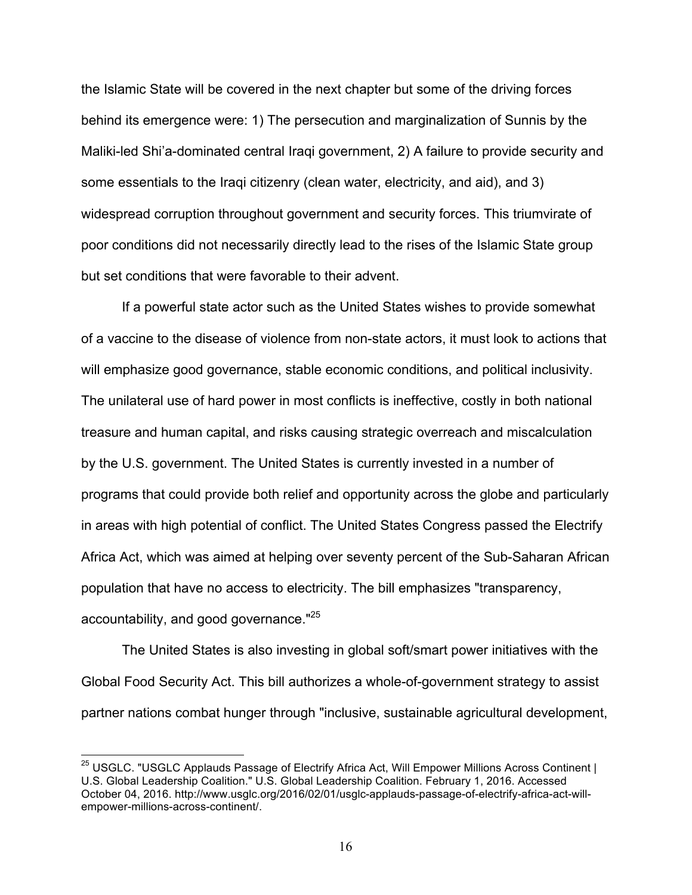the Islamic State will be covered in the next chapter but some of the driving forces behind its emergence were: 1) The persecution and marginalization of Sunnis by the Maliki-led Shi'a-dominated central Iraqi government, 2) A failure to provide security and some essentials to the Iraqi citizenry (clean water, electricity, and aid), and 3) widespread corruption throughout government and security forces. This triumvirate of poor conditions did not necessarily directly lead to the rises of the Islamic State group but set conditions that were favorable to their advent.

If a powerful state actor such as the United States wishes to provide somewhat of a vaccine to the disease of violence from non-state actors, it must look to actions that will emphasize good governance, stable economic conditions, and political inclusivity. The unilateral use of hard power in most conflicts is ineffective, costly in both national treasure and human capital, and risks causing strategic overreach and miscalculation by the U.S. government. The United States is currently invested in a number of programs that could provide both relief and opportunity across the globe and particularly in areas with high potential of conflict. The United States Congress passed the Electrify Africa Act, which was aimed at helping over seventy percent of the Sub-Saharan African population that have no access to electricity. The bill emphasizes "transparency, accountability, and good governance."[25]

The United States is also investing in global soft/smart power initiatives with the Global Food Security Act. This bill authorizes a whole-of-government strategy to assist partner nations combat hunger through "inclusive, sustainable agricultural development,

---

[25] USGLC. "USGLC Applauds Passage of Electrify Africa Act, Will Empower Millions Across Continent | U.S. Global Leadership Coalition." U.S. Global Leadership Coalition. February 1, 2016. Accessed October 04, 2016. http://www.usglc.org/2016/02/01/usglc-applauds-passage-of-electrify-africa-act-will-empower-millions-across-continent/.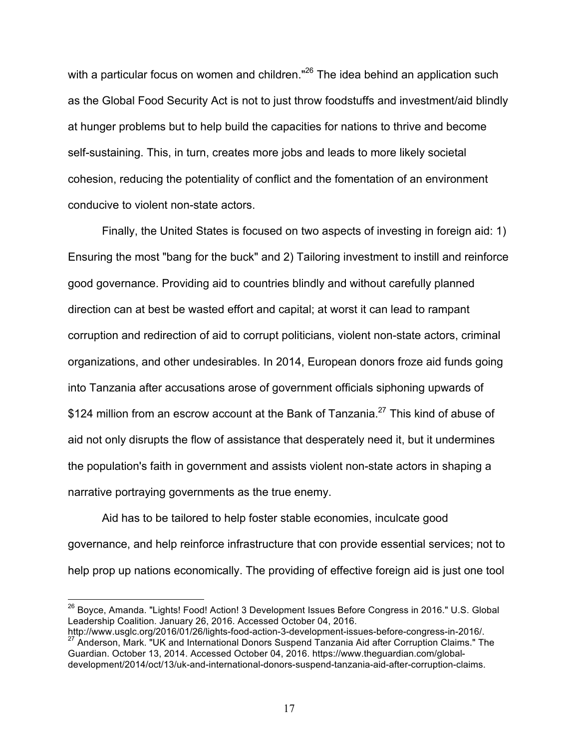with a particular focus on women and children."[26] The idea behind an application such as the Global Food Security Act is not to just throw foodstuffs and investment/aid blindly at hunger problems but to help build the capacities for nations to thrive and become self-sustaining. This, in turn, creates more jobs and leads to more likely societal cohesion, reducing the potentiality of conflict and the fomentation of an environment conducive to violent non-state actors.

Finally, the United States is focused on two aspects of investing in foreign aid: 1) Ensuring the most "bang for the buck" and 2) Tailoring investment to instill and reinforce good governance. Providing aid to countries blindly and without carefully planned direction can at best be wasted effort and capital; at worst it can lead to rampant corruption and redirection of aid to corrupt politicians, violent non-state actors, criminal organizations, and other undesirables. In 2014, European donors froze aid funds going into Tanzania after accusations arose of government officials siphoning upwards of $124 million from an escrow account at the Bank of Tanzania.[27] This kind of abuse of aid not only disrupts the flow of assistance that desperately need it, but it undermines the population's faith in government and assists violent non-state actors in shaping a narrative portraying governments as the true enemy.

Aid has to be tailored to help foster stable economies, inculcate good governance, and help reinforce infrastructure that con provide essential services; not to help prop up nations economically. The providing of effective foreign aid is just one tool

---

[26] Boyce, Amanda. "Lights! Food! Action! 3 Development Issues Before Congress in 2016." U.S. Global Leadership Coalition. January 26, 2016. Accessed October 04, 2016. http://www.usglc.org/2016/01/26/lights-food-action-3-development-issues-before-congress-in-2016/.

[27] Anderson, Mark. "UK and International Donors Suspend Tanzania Aid after Corruption Claims." The Guardian. October 13, 2014. Accessed October 04, 2016. https://www.theguardian.com/global-development/2014/oct/13/uk-and-international-donors-suspend-tanzania-aid-after-corruption-claims.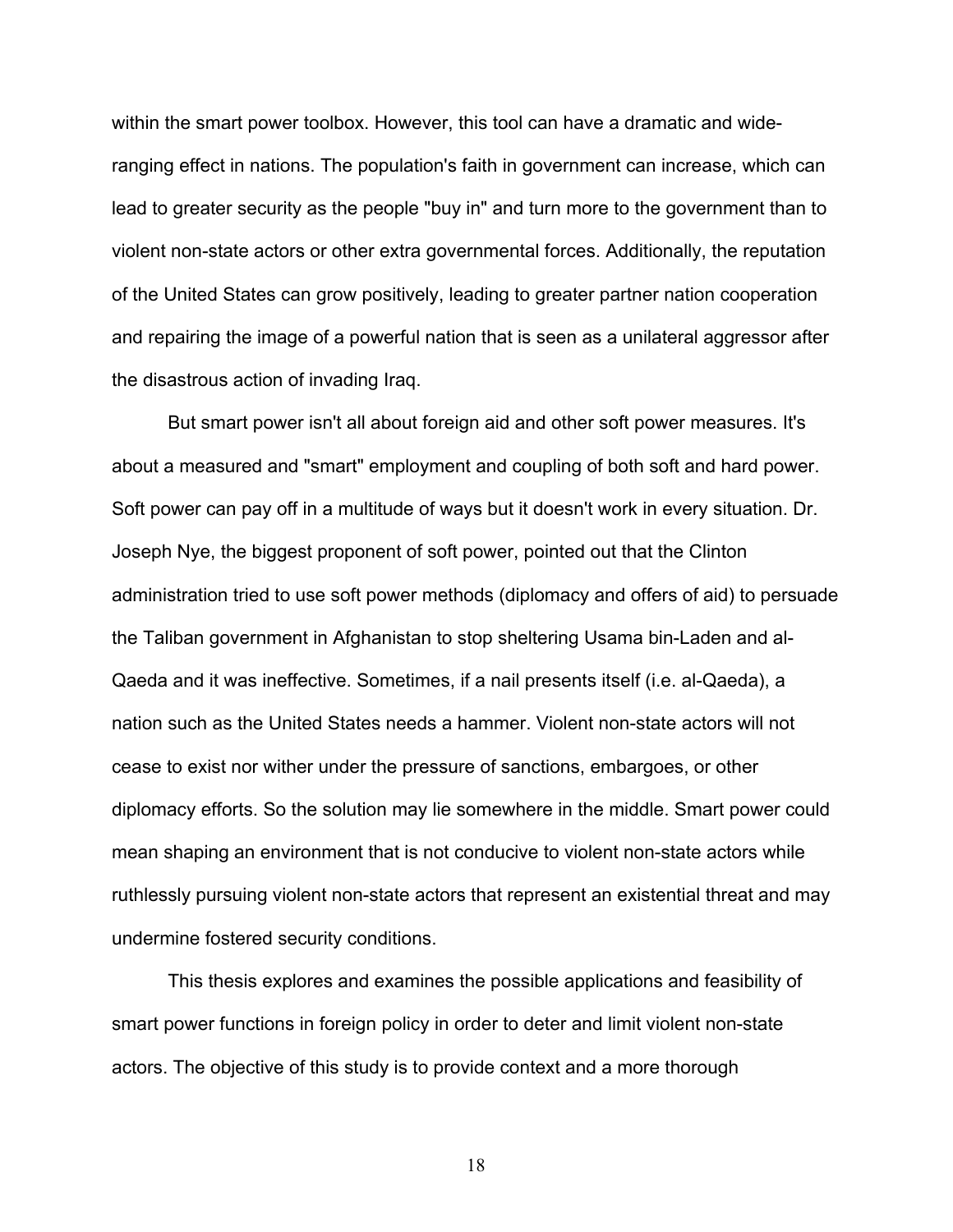within the smart power toolbox. However, this tool can have a dramatic and wide-ranging effect in nations. The population's faith in government can increase, which can lead to greater security as the people "buy in" and turn more to the government than to violent non-state actors or other extra governmental forces. Additionally, the reputation of the United States can grow positively, leading to greater partner nation cooperation and repairing the image of a powerful nation that is seen as a unilateral aggressor after the disastrous action of invading Iraq.

But smart power isn't all about foreign aid and other soft power measures. It's about a measured and "smart" employment and coupling of both soft and hard power. Soft power can pay off in a multitude of ways but it doesn't work in every situation. Dr. Joseph Nye, the biggest proponent of soft power, pointed out that the Clinton administration tried to use soft power methods (diplomacy and offers of aid) to persuade the Taliban government in Afghanistan to stop sheltering Usama bin-Laden and al-Qaeda and it was ineffective. Sometimes, if a nail presents itself (i.e. al-Qaeda), a nation such as the United States needs a hammer. Violent non-state actors will not cease to exist nor wither under the pressure of sanctions, embargoes, or other diplomacy efforts. So the solution may lie somewhere in the middle. Smart power could mean shaping an environment that is not conducive to violent non-state actors while ruthlessly pursuing violent non-state actors that represent an existential threat and may undermine fostered security conditions.

This thesis explores and examines the possible applications and feasibility of smart power functions in foreign policy in order to deter and limit violent non-state actors. The objective of this study is to provide context and a more thorough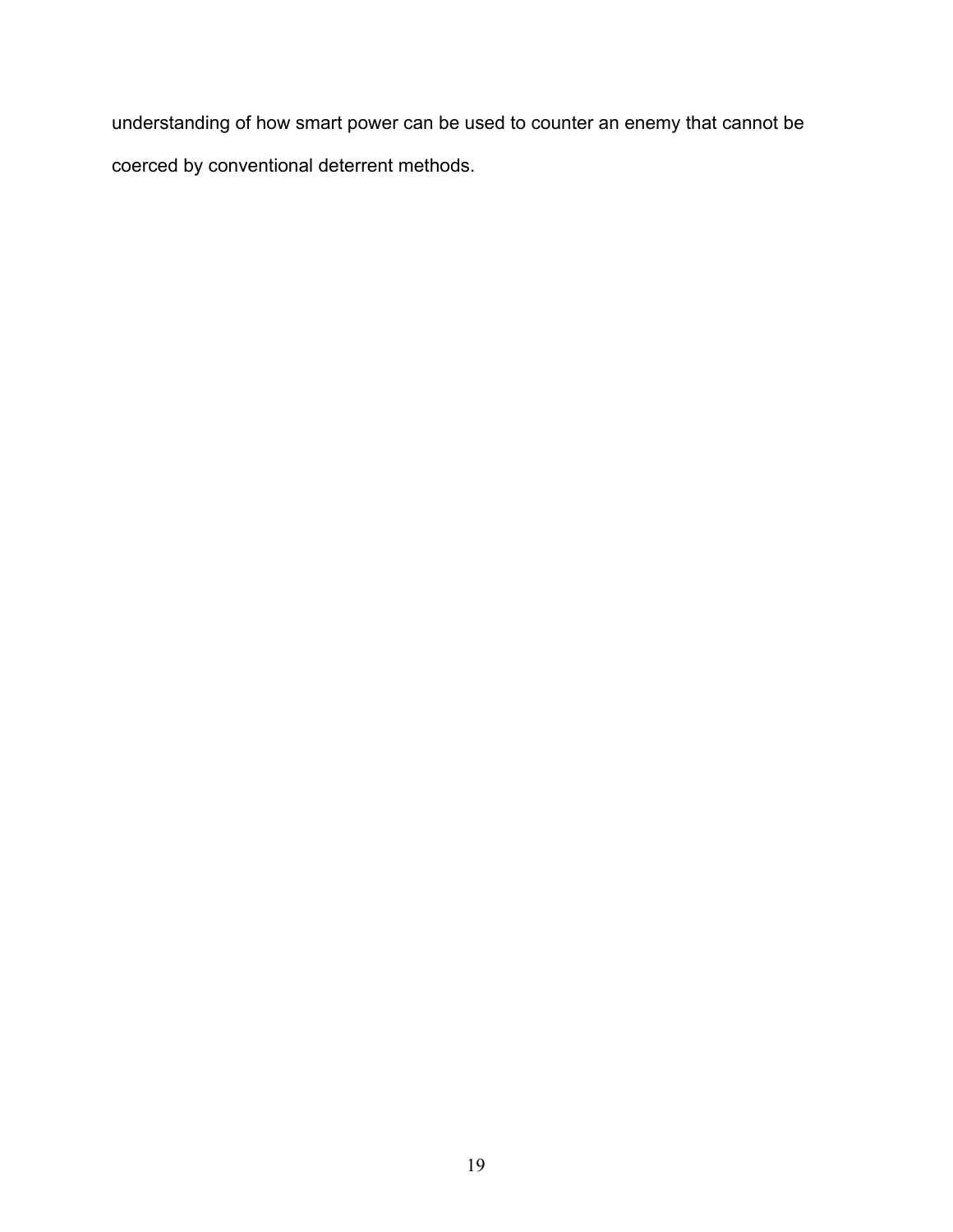understanding of how smart power can be used to counter an enemy that cannot be coerced by conventional deterrent methods.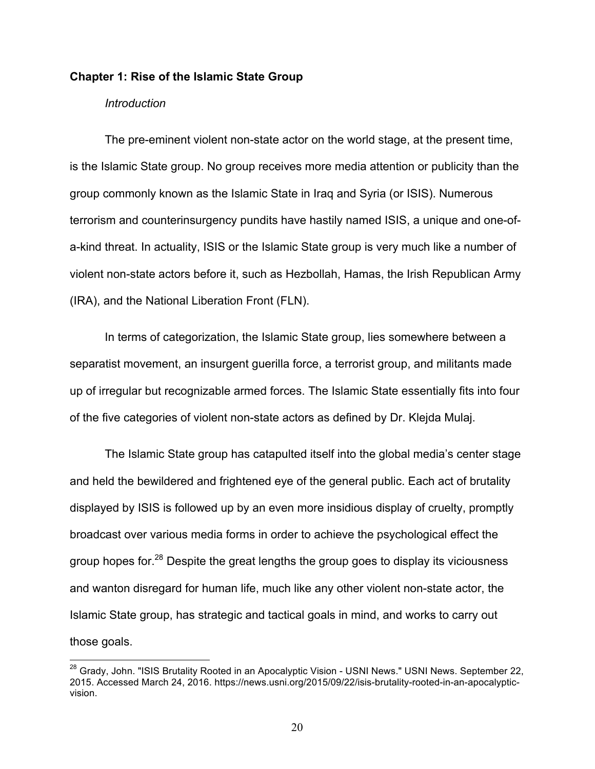## Chapter 1: Rise of the Islamic State Group

### *Introduction*

The pre-eminent violent non-state actor on the world stage, at the present time, is the Islamic State group. No group receives more media attention or publicity than the group commonly known as the Islamic State in Iraq and Syria (or ISIS). Numerous terrorism and counterinsurgency pundits have hastily named ISIS, a unique and one-of-a-kind threat. In actuality, ISIS or the Islamic State group is very much like a number of violent non-state actors before it, such as Hezbollah, Hamas, the Irish Republican Army (IRA), and the National Liberation Front (FLN).

In terms of categorization, the Islamic State group, lies somewhere between a separatist movement, an insurgent guerilla force, a terrorist group, and militants made up of irregular but recognizable armed forces. The Islamic State essentially fits into four of the five categories of violent non-state actors as defined by Dr. Klejda Mulaj.

The Islamic State group has catapulted itself into the global media's center stage and held the bewildered and frightened eye of the general public. Each act of brutality displayed by ISIS is followed up by an even more insidious display of cruelty, promptly broadcast over various media forms in order to achieve the psychological effect the group hopes for.[28] Despite the great lengths the group goes to display its viciousness and wanton disregard for human life, much like any other violent non-state actor, the Islamic State group, has strategic and tactical goals in mind, and works to carry out those goals.

[28] Grady, John. "ISIS Brutality Rooted in an Apocalyptic Vision - USNI News." USNI News. September 22, 2015. Accessed March 24, 2016. https://news.usni.org/2015/09/22/isis-brutality-rooted-in-an-apocalyptic-vision.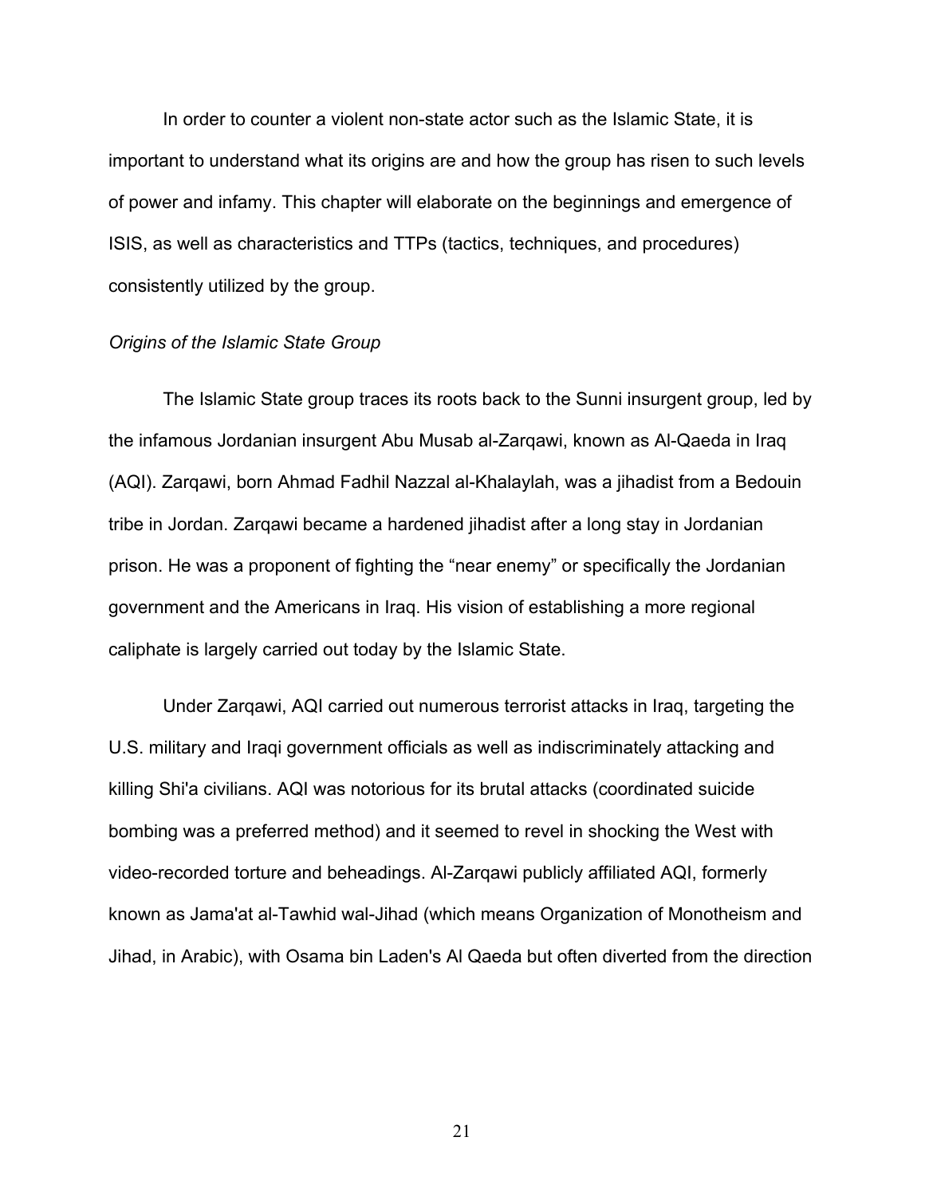In order to counter a violent non-state actor such as the Islamic State, it is important to understand what its origins are and how the group has risen to such levels of power and infamy. This chapter will elaborate on the beginnings and emergence of ISIS, as well as characteristics and TTPs (tactics, techniques, and procedures) consistently utilized by the group.

*Origins of the Islamic State Group*

The Islamic State group traces its roots back to the Sunni insurgent group, led by the infamous Jordanian insurgent Abu Musab al-Zarqawi, known as Al-Qaeda in Iraq (AQI). Zarqawi, born Ahmad Fadhil Nazzal al-Khalaylah, was a jihadist from a Bedouin tribe in Jordan. Zarqawi became a hardened jihadist after a long stay in Jordanian prison. He was a proponent of fighting the "near enemy" or specifically the Jordanian government and the Americans in Iraq. His vision of establishing a more regional caliphate is largely carried out today by the Islamic State.

Under Zarqawi, AQI carried out numerous terrorist attacks in Iraq, targeting the U.S. military and Iraqi government officials as well as indiscriminately attacking and killing Shi'a civilians. AQI was notorious for its brutal attacks (coordinated suicide bombing was a preferred method) and it seemed to revel in shocking the West with video-recorded torture and beheadings. Al-Zarqawi publicly affiliated AQI, formerly known as Jama'at al-Tawhid wal-Jihad (which means Organization of Monotheism and Jihad, in Arabic), with Osama bin Laden's Al Qaeda but often diverted from the direction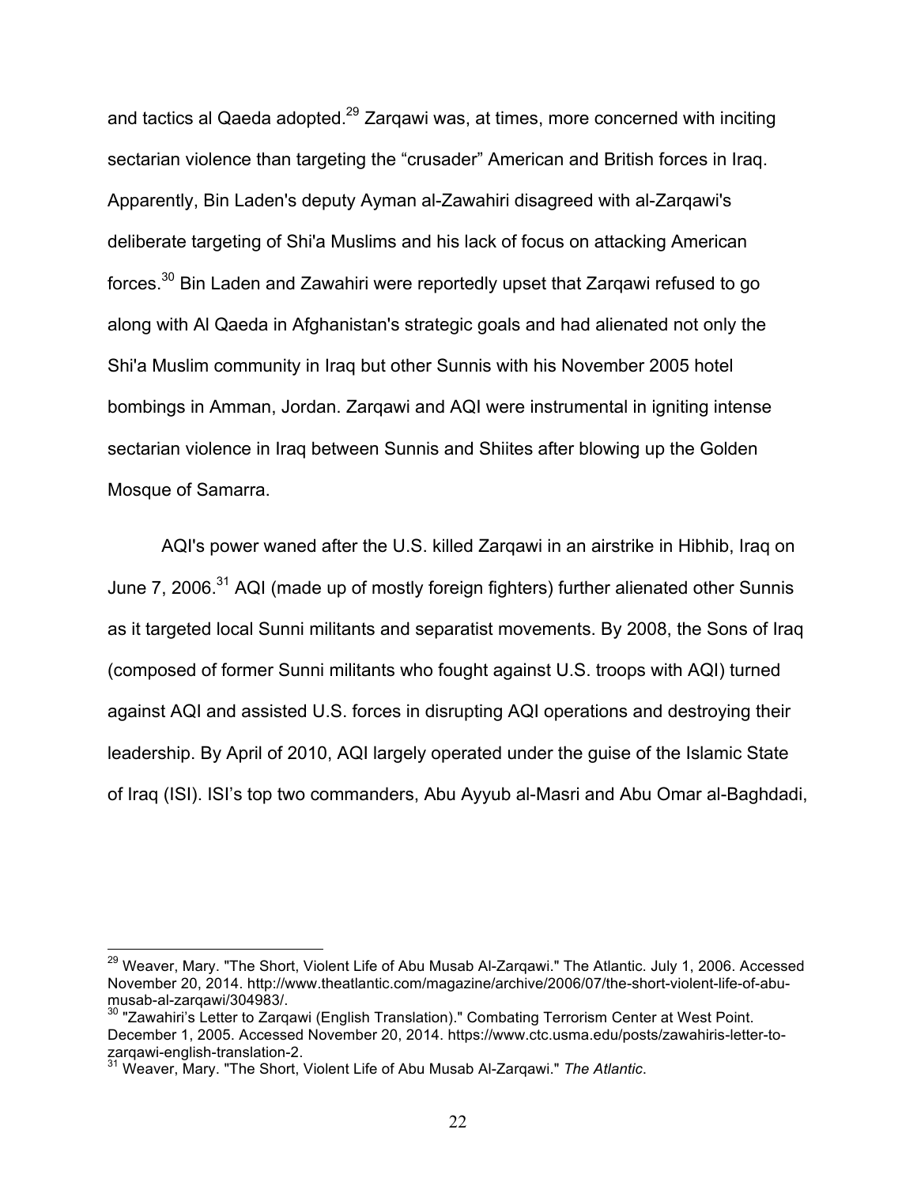and tactics al Qaeda adopted.[29] Zarqawi was, at times, more concerned with inciting sectarian violence than targeting the “crusader” American and British forces in Iraq. Apparently, Bin Laden's deputy Ayman al-Zawahiri disagreed with al-Zarqawi's deliberate targeting of Shi'a Muslims and his lack of focus on attacking American forces.[30] Bin Laden and Zawahiri were reportedly upset that Zarqawi refused to go along with Al Qaeda in Afghanistan's strategic goals and had alienated not only the Shi'a Muslim community in Iraq but other Sunnis with his November 2005 hotel bombings in Amman, Jordan. Zarqawi and AQI were instrumental in igniting intense sectarian violence in Iraq between Sunnis and Shiites after blowing up the Golden Mosque of Samarra.

AQI's power waned after the U.S. killed Zarqawi in an airstrike in Hibhib, Iraq on June 7, 2006.[31] AQI (made up of mostly foreign fighters) further alienated other Sunnis as it targeted local Sunni militants and separatist movements. By 2008, the Sons of Iraq (composed of former Sunni militants who fought against U.S. troops with AQI) turned against AQI and assisted U.S. forces in disrupting AQI operations and destroying their leadership. By April of 2010, AQI largely operated under the guise of the Islamic State of Iraq (ISI). ISI’s top two commanders, Abu Ayyub al-Masri and Abu Omar al-Baghdadi,

---

[29] Weaver, Mary. "The Short, Violent Life of Abu Musab Al-Zarqawi." The Atlantic. July 1, 2006. Accessed November 20, 2014. http://www.theatlantic.com/magazine/archive/2006/07/the-short-violent-life-of-abu-musab-al-zarqawi/304983/.

[30] "Zawahiri’s Letter to Zarqawi (English Translation)." Combating Terrorism Center at West Point. December 1, 2005. Accessed November 20, 2014. https://www.ctc.usma.edu/posts/zawahiris-letter-to-zarqawi-english-translation-2.

[31] Weaver, Mary. "The Short, Violent Life of Abu Musab Al-Zarqawi." *The Atlantic*.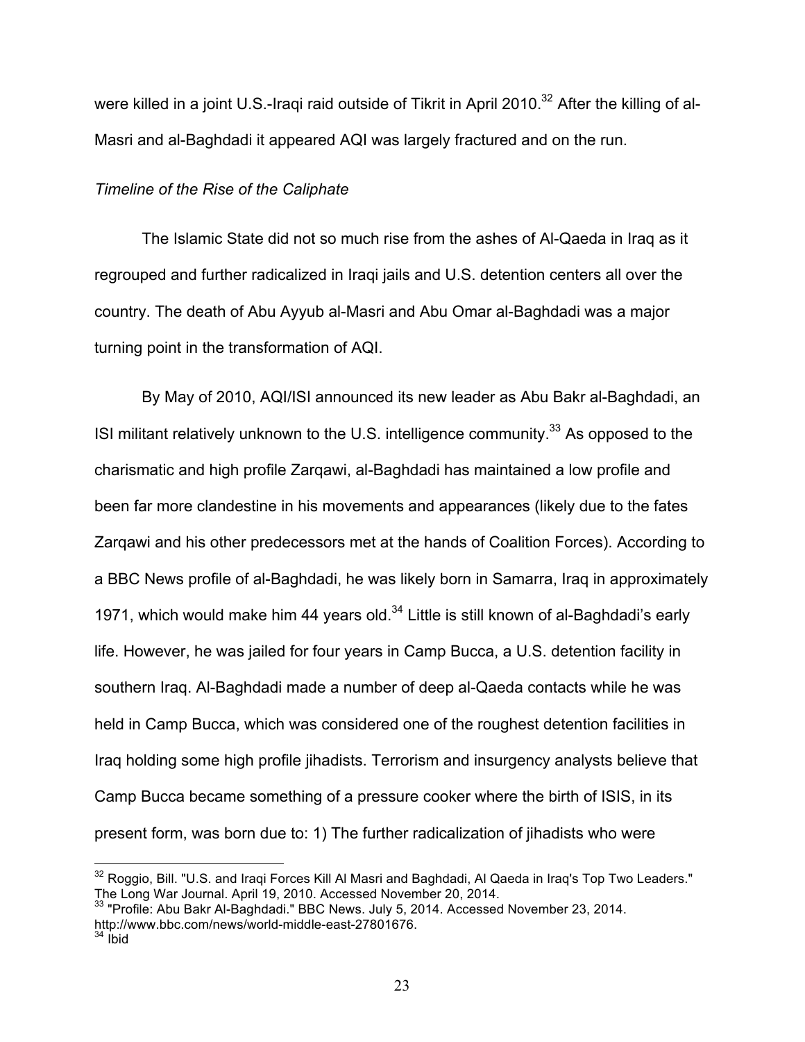were killed in a joint U.S.-Iraqi raid outside of Tikrit in April 2010.[32] After the killing of al-Masri and al-Baghdadi it appeared AQI was largely fractured and on the run.

*Timeline of the Rise of the Caliphate*

The Islamic State did not so much rise from the ashes of Al-Qaeda in Iraq as it regrouped and further radicalized in Iraqi jails and U.S. detention centers all over the country. The death of Abu Ayyub al-Masri and Abu Omar al-Baghdadi was a major turning point in the transformation of AQI.

By May of 2010, AQI/ISI announced its new leader as Abu Bakr al-Baghdadi, an ISI militant relatively unknown to the U.S. intelligence community.[33] As opposed to the charismatic and high profile Zarqawi, al-Baghdadi has maintained a low profile and been far more clandestine in his movements and appearances (likely due to the fates Zarqawi and his other predecessors met at the hands of Coalition Forces). According to a BBC News profile of al-Baghdadi, he was likely born in Samarra, Iraq in approximately 1971, which would make him 44 years old.[34] Little is still known of al-Baghdadi's early life. However, he was jailed for four years in Camp Bucca, a U.S. detention facility in southern Iraq. Al-Baghdadi made a number of deep al-Qaeda contacts while he was held in Camp Bucca, which was considered one of the roughest detention facilities in Iraq holding some high profile jihadists. Terrorism and insurgency analysts believe that Camp Bucca became something of a pressure cooker where the birth of ISIS, in its present form, was born due to: 1) The further radicalization of jihadists who were

---

[32] Roggio, Bill. "U.S. and Iraqi Forces Kill Al Masri and Baghdadi, Al Qaeda in Iraq's Top Two Leaders." The Long War Journal. April 19, 2010. Accessed November 20, 2014.

[33] "Profile: Abu Bakr Al-Baghdadi." BBC News. July 5, 2014. Accessed November 23, 2014. http://www.bbc.com/news/world-middle-east-27801676.

[34] Ibid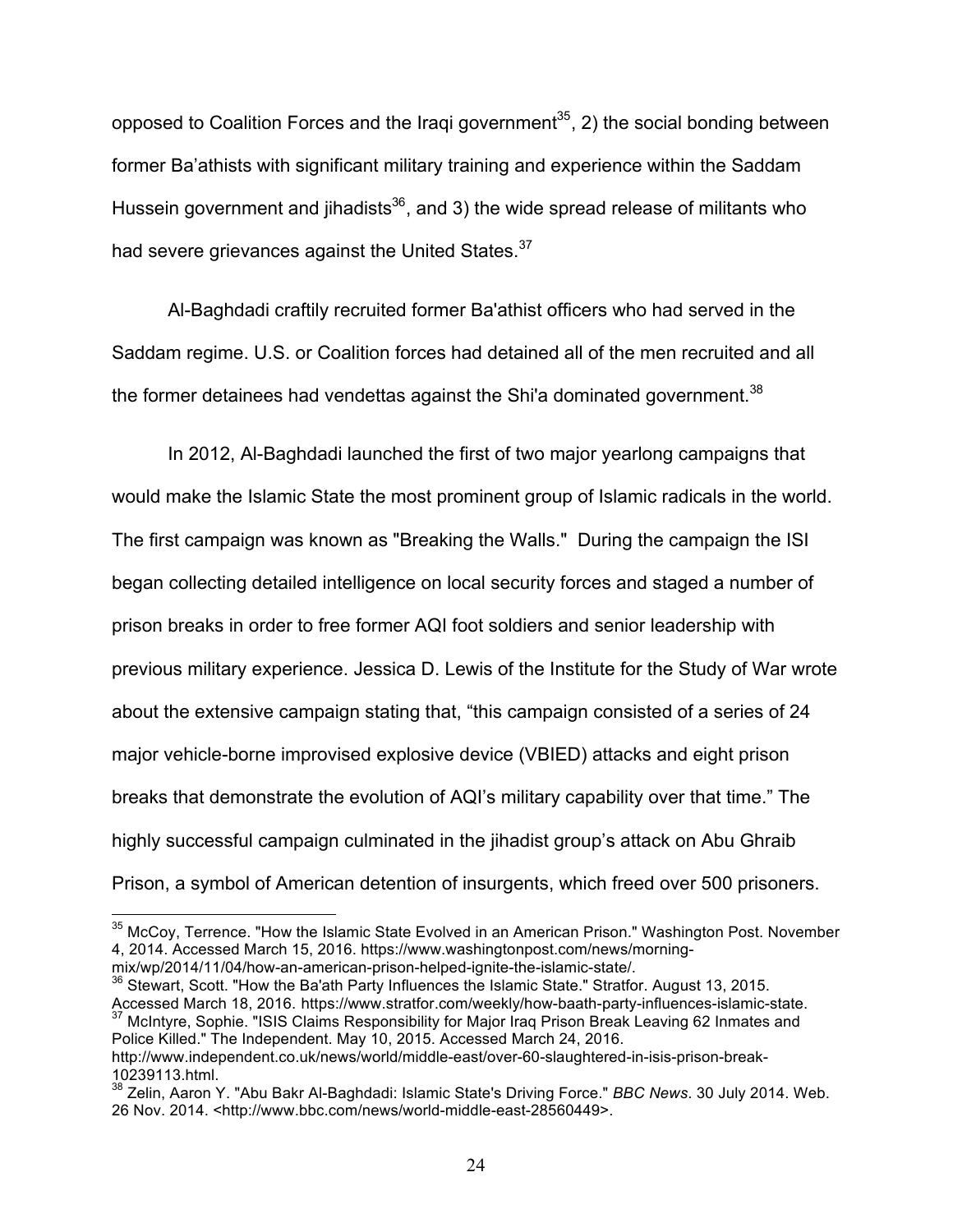opposed to Coalition Forces and the Iraqi government[35], 2) the social bonding between former Ba'athists with significant military training and experience within the Saddam Hussein government and jihadists[36], and 3) the wide spread release of militants who had severe grievances against the United States.[37]

Al-Baghdadi craftily recruited former Ba'athist officers who had served in the Saddam regime. U.S. or Coalition forces had detained all of the men recruited and all the former detainees had vendettas against the Shi'a dominated government.[38]

In 2012, Al-Baghdadi launched the first of two major yearlong campaigns that would make the Islamic State the most prominent group of Islamic radicals in the world. The first campaign was known as "Breaking the Walls." During the campaign the ISI began collecting detailed intelligence on local security forces and staged a number of prison breaks in order to free former AQI foot soldiers and senior leadership with previous military experience. Jessica D. Lewis of the Institute for the Study of War wrote about the extensive campaign stating that, "this campaign consisted of a series of 24 major vehicle-borne improvised explosive device (VBIED) attacks and eight prison breaks that demonstrate the evolution of AQI's military capability over that time." The highly successful campaign culminated in the jihadist group's attack on Abu Ghraib Prison, a symbol of American detention of insurgents, which freed over 500 prisoners.

---

[35] McCoy, Terrence. "How the Islamic State Evolved in an American Prison." Washington Post. November 4, 2014. Accessed March 15, 2016. https://www.washingtonpost.com/news/morning-mix/wp/2014/11/04/how-an-american-prison-helped-ignite-the-islamic-state/.

[36] Stewart, Scott. "How the Ba'ath Party Influences the Islamic State." Stratfor. August 13, 2015. Accessed March 18, 2016. https://www.stratfor.com/weekly/how-baath-party-influences-islamic-state.

[37] McIntyre, Sophie. "ISIS Claims Responsibility for Major Iraq Prison Break Leaving 62 Inmates and Police Killed." The Independent. May 10, 2015. Accessed March 24, 2016. http://www.independent.co.uk/news/world/middle-east/over-60-slaughtered-in-isis-prison-break-10239113.html.

[38] Zelin, Aaron Y. "Abu Bakr Al-Baghdadi: Islamic State's Driving Force." *BBC News*. 30 July 2014. Web. 26 Nov. 2014. <http://www.bbc.com/news/world-middle-east-28560449>.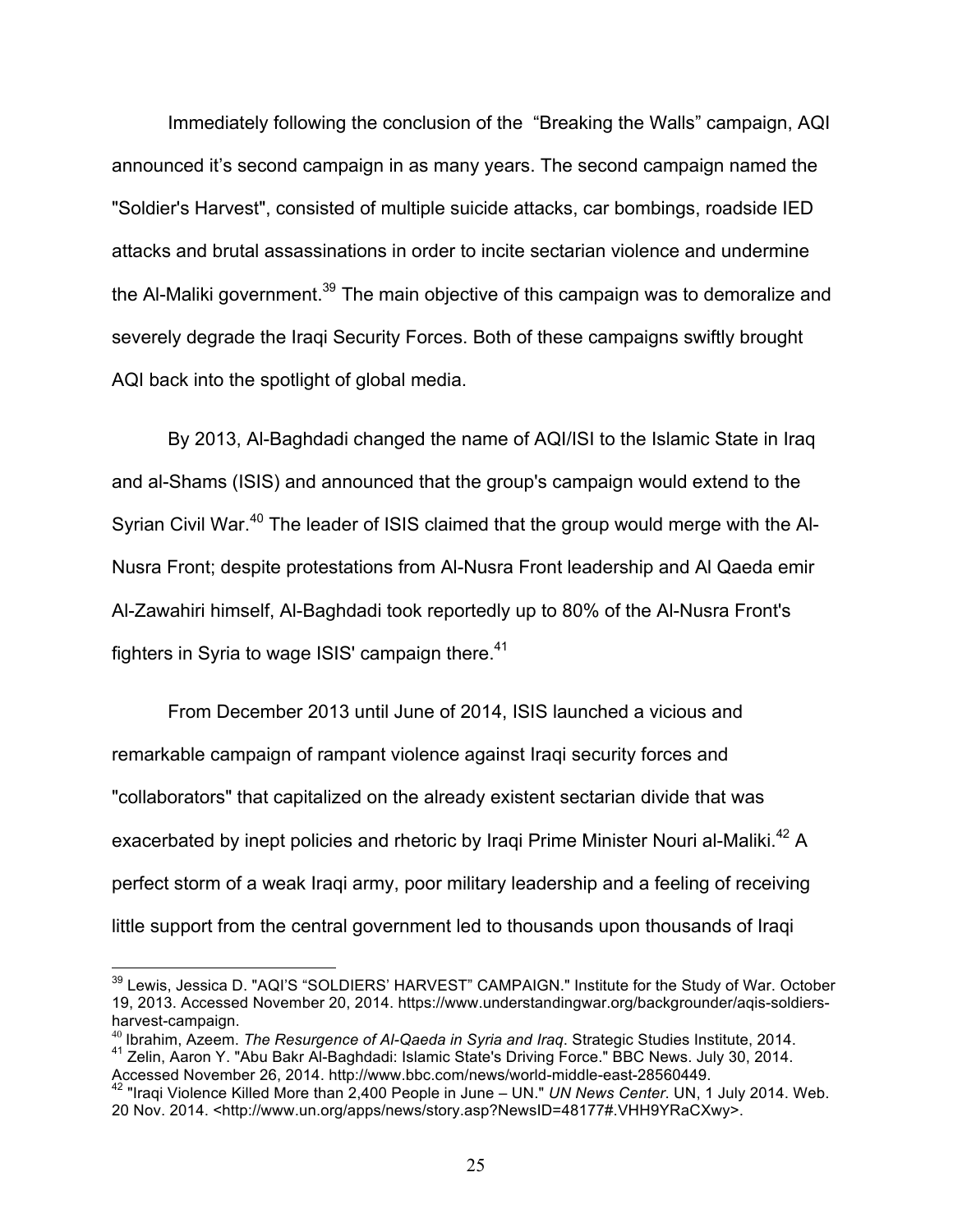Immediately following the conclusion of the  "Breaking the Walls" campaign, AQI announced it's second campaign in as many years. The second campaign named the "Soldier's Harvest", consisted of multiple suicide attacks, car bombings, roadside IED attacks and brutal assassinations in order to incite sectarian violence and undermine the Al-Maliki government.[39] The main objective of this campaign was to demoralize and severely degrade the Iraqi Security Forces. Both of these campaigns swiftly brought AQI back into the spotlight of global media.

By 2013, Al-Baghdadi changed the name of AQI/ISI to the Islamic State in Iraq and al-Shams (ISIS) and announced that the group's campaign would extend to the Syrian Civil War.[40] The leader of ISIS claimed that the group would merge with the Al-Nusra Front; despite protestations from Al-Nusra Front leadership and Al Qaeda emir Al-Zawahiri himself, Al-Baghdadi took reportedly up to 80% of the Al-Nusra Front's fighters in Syria to wage ISIS' campaign there.[41]

From December 2013 until June of 2014, ISIS launched a vicious and remarkable campaign of rampant violence against Iraqi security forces and "collaborators" that capitalized on the already existent sectarian divide that was exacerbated by inept policies and rhetoric by Iraqi Prime Minister Nouri al-Maliki.[42] A perfect storm of a weak Iraqi army, poor military leadership and a feeling of receiving little support from the central government led to thousands upon thousands of Iraqi

---

[39] Lewis, Jessica D. "AQI'S "SOLDIERS' HARVEST" CAMPAIGN." Institute for the Study of War. October 19, 2013. Accessed November 20, 2014. https://www.understandingwar.org/backgrounder/aqis-soldiers-harvest-campaign.

[40] Ibrahim, Azeem. *The Resurgence of Al-Qaeda in Syria and Iraq*. Strategic Studies Institute, 2014.

[41] Zelin, Aaron Y. "Abu Bakr Al-Baghdadi: Islamic State's Driving Force." BBC News. July 30, 2014. Accessed November 26, 2014. http://www.bbc.com/news/world-middle-east-28560449.

[42] "Iraqi Violence Killed More than 2,400 People in June – UN." *UN News Center*. UN, 1 July 2014. Web. 20 Nov. 2014. <http://www.un.org/apps/news/story.asp?NewsID=48177#.VHH9YRaCXwy>.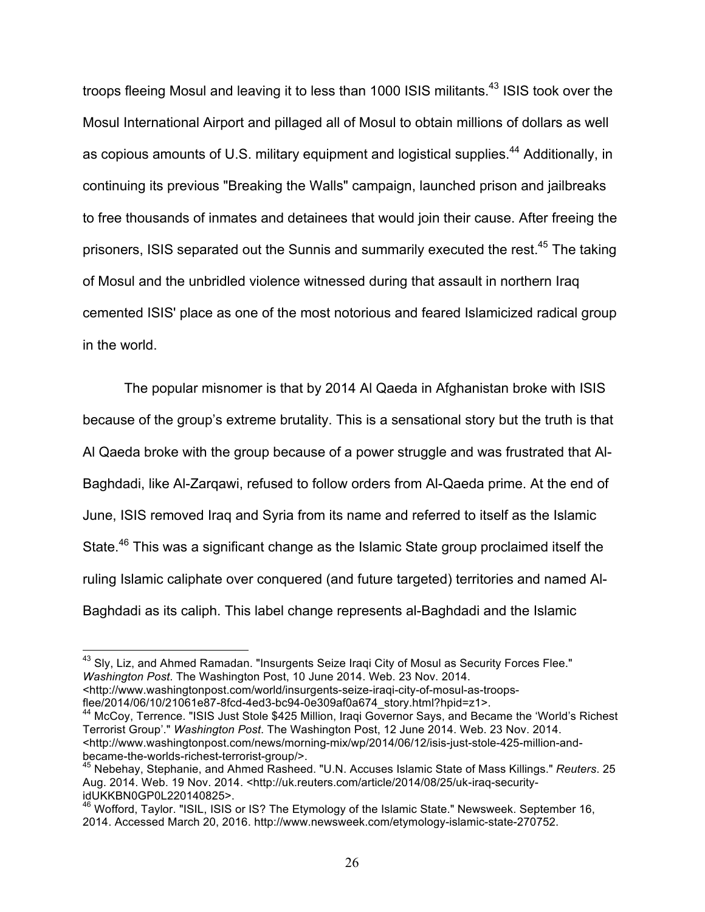troops fleeing Mosul and leaving it to less than 1000 ISIS militants.[43] ISIS took over the Mosul International Airport and pillaged all of Mosul to obtain millions of dollars as well as copious amounts of U.S. military equipment and logistical supplies.[44] Additionally, in continuing its previous "Breaking the Walls" campaign, launched prison and jailbreaks to free thousands of inmates and detainees that would join their cause. After freeing the prisoners, ISIS separated out the Sunnis and summarily executed the rest.[45] The taking of Mosul and the unbridled violence witnessed during that assault in northern Iraq cemented ISIS' place as one of the most notorious and feared Islamicized radical group in the world.

The popular misnomer is that by 2014 Al Qaeda in Afghanistan broke with ISIS because of the group's extreme brutality. This is a sensational story but the truth is that Al Qaeda broke with the group because of a power struggle and was frustrated that Al-Baghdadi, like Al-Zarqawi, refused to follow orders from Al-Qaeda prime. At the end of June, ISIS removed Iraq and Syria from its name and referred to itself as the Islamic State.[46] This was a significant change as the Islamic State group proclaimed itself the ruling Islamic caliphate over conquered (and future targeted) territories and named Al-Baghdadi as its caliph. This label change represents al-Baghdadi and the Islamic

---

[43] Sly, Liz, and Ahmed Ramadan. "Insurgents Seize Iraqi City of Mosul as Security Forces Flee." *Washington Post*. The Washington Post, 10 June 2014. Web. 23 Nov. 2014. <http://www.washingtonpost.com/world/insurgents-seize-iraqi-city-of-mosul-as-troops-flee/2014/06/10/21061e87-8fcd-4ed3-bc94-0e309af0a674_story.html?hpid=z1>.

[44] McCoy, Terrence. "ISIS Just Stole $425 Million, Iraqi Governor Says, and Became the 'World's Richest Terrorist Group'." *Washington Post*. The Washington Post, 12 June 2014. Web. 23 Nov. 2014. <http://www.washingtonpost.com/news/morning-mix/wp/2014/06/12/isis-just-stole-425-million-and-became-the-worlds-richest-terrorist-group/>.

[45] Nebehay, Stephanie, and Ahmed Rasheed. "U.N. Accuses Islamic State of Mass Killings." *Reuters*. 25 Aug. 2014. Web. 19 Nov. 2014. <http://uk.reuters.com/article/2014/08/25/uk-iraq-security-idUKKBN0GP0L220140825>.

[46] Wofford, Taylor. "ISIL, ISIS or IS? The Etymology of the Islamic State." Newsweek. September 16, 2014. Accessed March 20, 2016. http://www.newsweek.com/etymology-islamic-state-270752.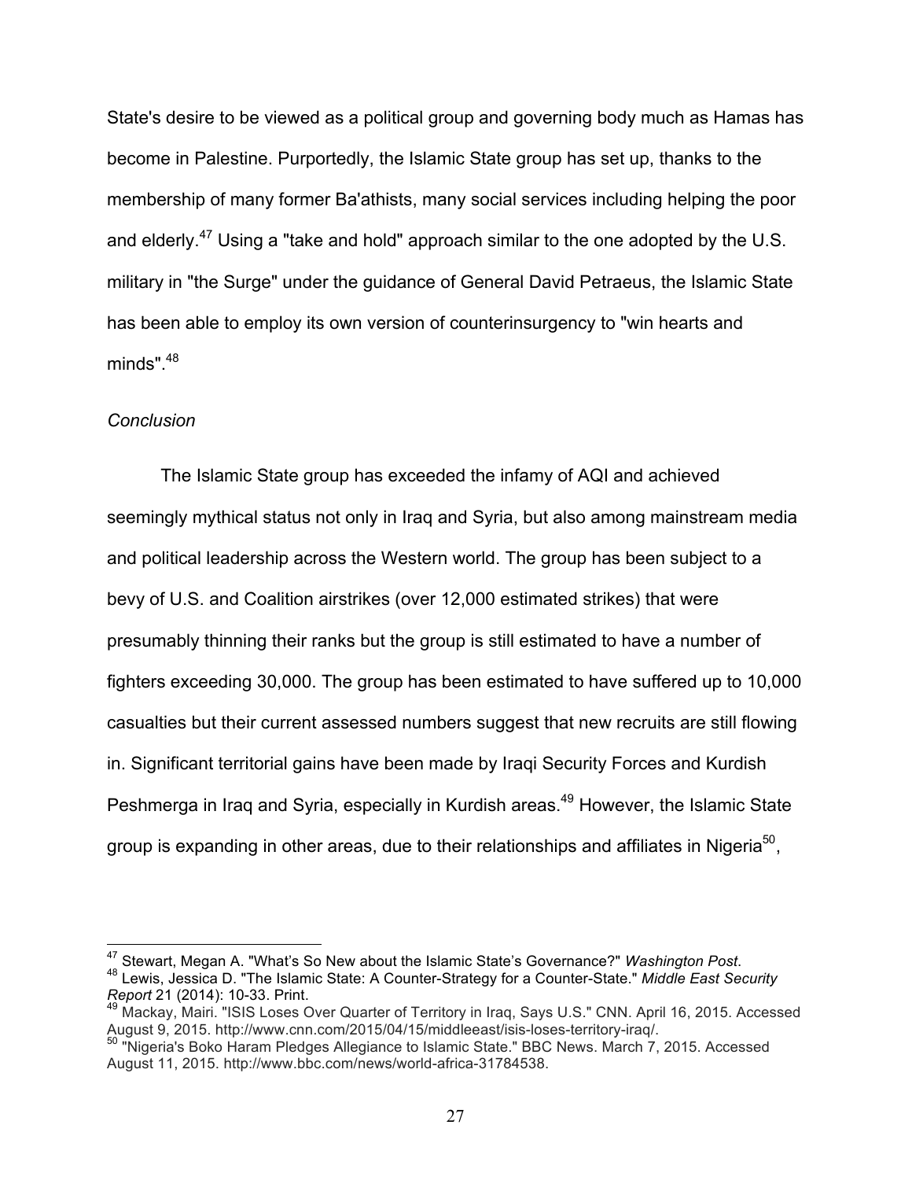State's desire to be viewed as a political group and governing body much as Hamas has become in Palestine. Purportedly, the Islamic State group has set up, thanks to the membership of many former Ba'athists, many social services including helping the poor and elderly.[47] Using a "take and hold" approach similar to the one adopted by the U.S. military in "the Surge" under the guidance of General David Petraeus, the Islamic State has been able to employ its own version of counterinsurgency to "win hearts and minds".[48]

*Conclusion*

The Islamic State group has exceeded the infamy of AQI and achieved seemingly mythical status not only in Iraq and Syria, but also among mainstream media and political leadership across the Western world. The group has been subject to a bevy of U.S. and Coalition airstrikes (over 12,000 estimated strikes) that were presumably thinning their ranks but the group is still estimated to have a number of fighters exceeding 30,000. The group has been estimated to have suffered up to 10,000 casualties but their current assessed numbers suggest that new recruits are still flowing in. Significant territorial gains have been made by Iraqi Security Forces and Kurdish Peshmerga in Iraq and Syria, especially in Kurdish areas.[49] However, the Islamic State group is expanding in other areas, due to their relationships and affiliates in Nigeria[50],

---

[47] Stewart, Megan A. "What's So New about the Islamic State's Governance?" *Washington Post*.

[48] Lewis, Jessica D. "The Islamic State: A Counter-Strategy for a Counter-State." *Middle East Security Report* 21 (2014): 10-33. Print.

[49] Mackay, Mairi. "ISIS Loses Over Quarter of Territory in Iraq, Says U.S." CNN. April 16, 2015. Accessed August 9, 2015. http://www.cnn.com/2015/04/15/middleeast/isis-loses-territory-iraq/.

[50] "Nigeria's Boko Haram Pledges Allegiance to Islamic State." BBC News. March 7, 2015. Accessed August 11, 2015. http://www.bbc.com/news/world-africa-31784538.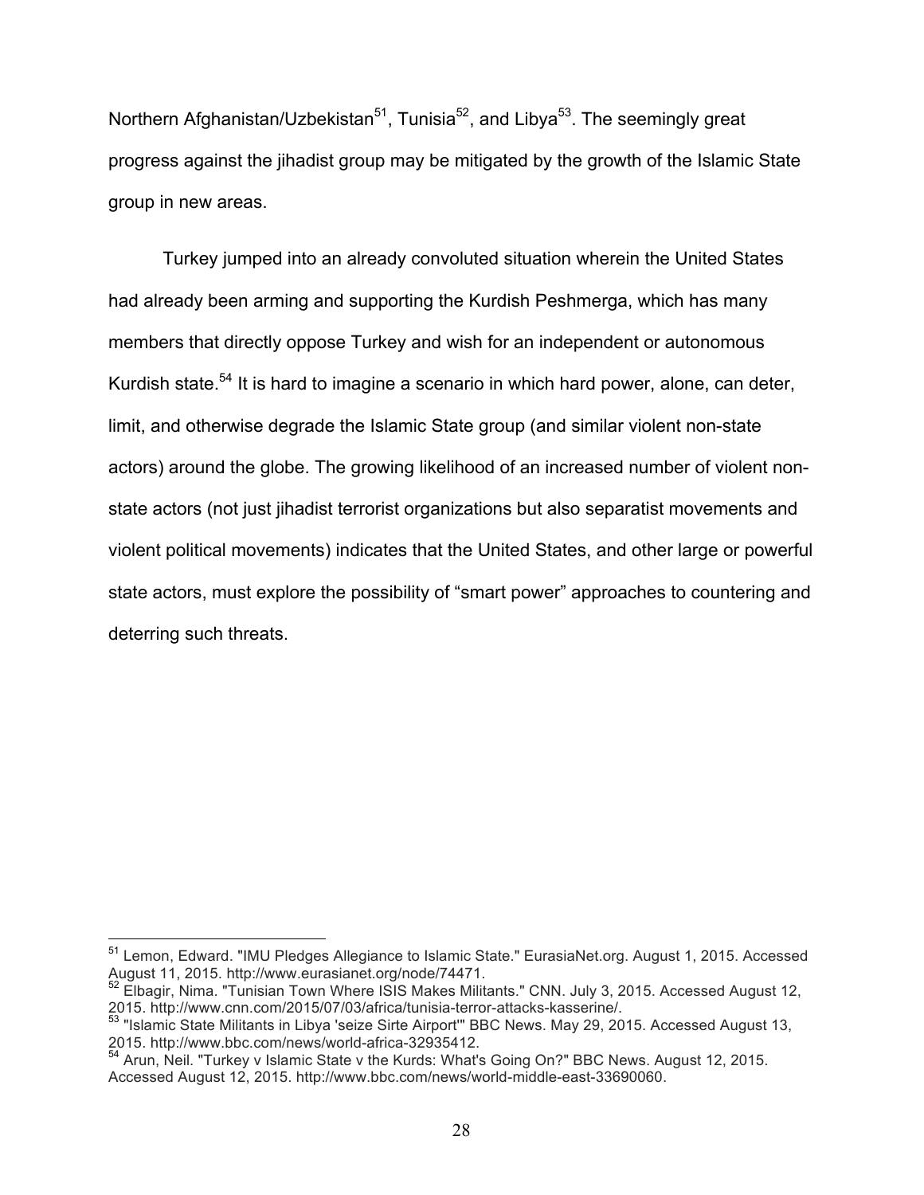Northern Afghanistan/Uzbekistan[51], Tunisia[52], and Libya[53]. The seemingly great progress against the jihadist group may be mitigated by the growth of the Islamic State group in new areas.

Turkey jumped into an already convoluted situation wherein the United States had already been arming and supporting the Kurdish Peshmerga, which has many members that directly oppose Turkey and wish for an independent or autonomous Kurdish state.[54] It is hard to imagine a scenario in which hard power, alone, can deter, limit, and otherwise degrade the Islamic State group (and similar violent non-state actors) around the globe. The growing likelihood of an increased number of violent non-state actors (not just jihadist terrorist organizations but also separatist movements and violent political movements) indicates that the United States, and other large or powerful state actors, must explore the possibility of "smart power" approaches to countering and deterring such threats.

---

[51] Lemon, Edward. "IMU Pledges Allegiance to Islamic State." EurasiaNet.org. August 1, 2015. Accessed August 11, 2015. http://www.eurasianet.org/node/74471.

[52] Elbagir, Nima. "Tunisian Town Where ISIS Makes Militants." CNN. July 3, 2015. Accessed August 12, 2015. http://www.cnn.com/2015/07/03/africa/tunisia-terror-attacks-kasserine/.

[53] "Islamic State Militants in Libya 'seize Sirte Airport'" BBC News. May 29, 2015. Accessed August 13, 2015. http://www.bbc.com/news/world-africa-32935412.

[54] Arun, Neil. "Turkey v Islamic State v the Kurds: What's Going On?" BBC News. August 12, 2015. Accessed August 12, 2015. http://www.bbc.com/news/world-middle-east-33690060.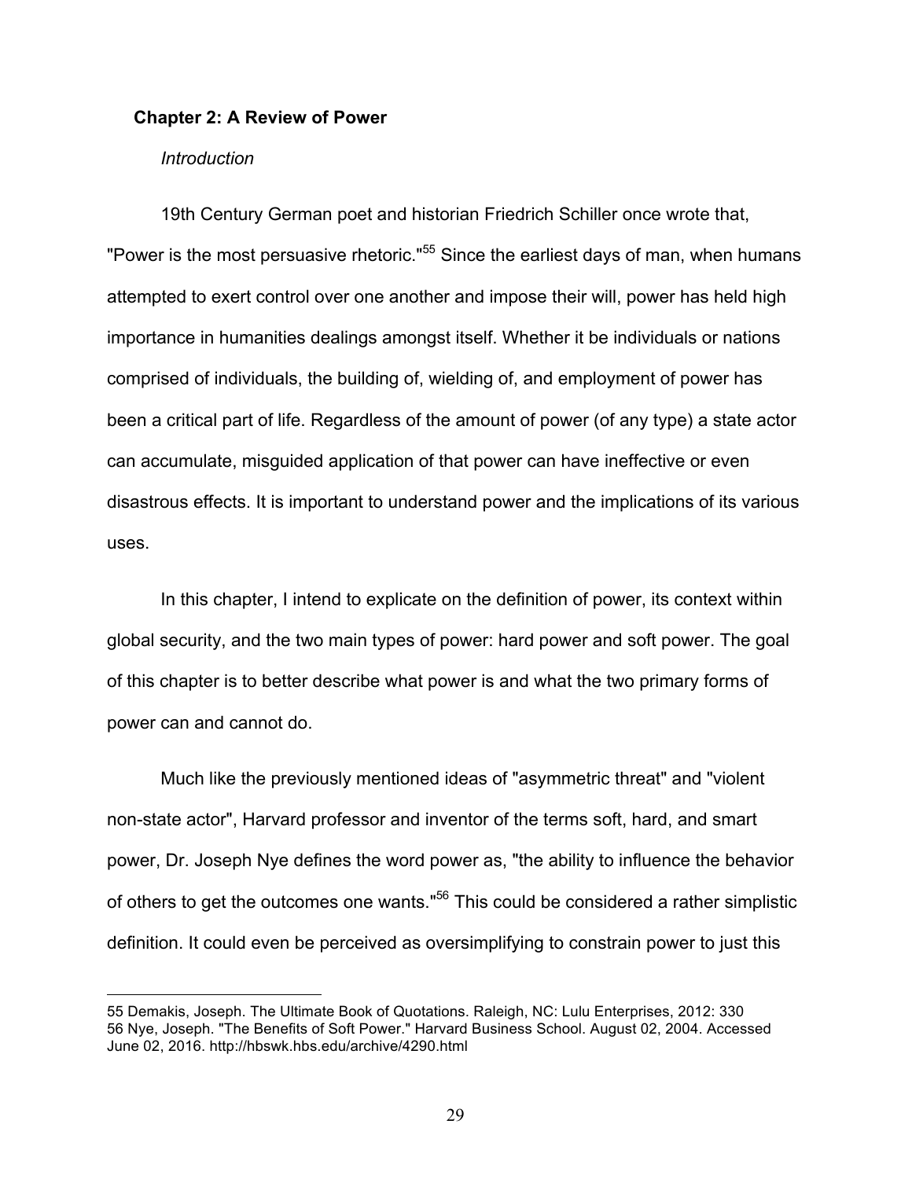## Chapter 2: A Review of Power

### *Introduction*

19th Century German poet and historian Friedrich Schiller once wrote that, "Power is the most persuasive rhetoric."[55] Since the earliest days of man, when humans attempted to exert control over one another and impose their will, power has held high importance in humanities dealings amongst itself. Whether it be individuals or nations comprised of individuals, the building of, wielding of, and employment of power has been a critical part of life. Regardless of the amount of power (of any type) a state actor can accumulate, misguided application of that power can have ineffective or even disastrous effects. It is important to understand power and the implications of its various uses.

In this chapter, I intend to explicate on the definition of power, its context within global security, and the two main types of power: hard power and soft power. The goal of this chapter is to better describe what power is and what the two primary forms of power can and cannot do.

Much like the previously mentioned ideas of "asymmetric threat" and "violent non-state actor", Harvard professor and inventor of the terms soft, hard, and smart power, Dr. Joseph Nye defines the word power as, "the ability to influence the behavior of others to get the outcomes one wants."[56] This could be considered a rather simplistic definition. It could even be perceived as oversimplifying to constrain power to just this

---

55 Demakis, Joseph. The Ultimate Book of Quotations. Raleigh, NC: Lulu Enterprises, 2012: 330

56 Nye, Joseph. "The Benefits of Soft Power." Harvard Business School. August 02, 2004. Accessed June 02, 2016. http://hbswk.hbs.edu/archive/4290.html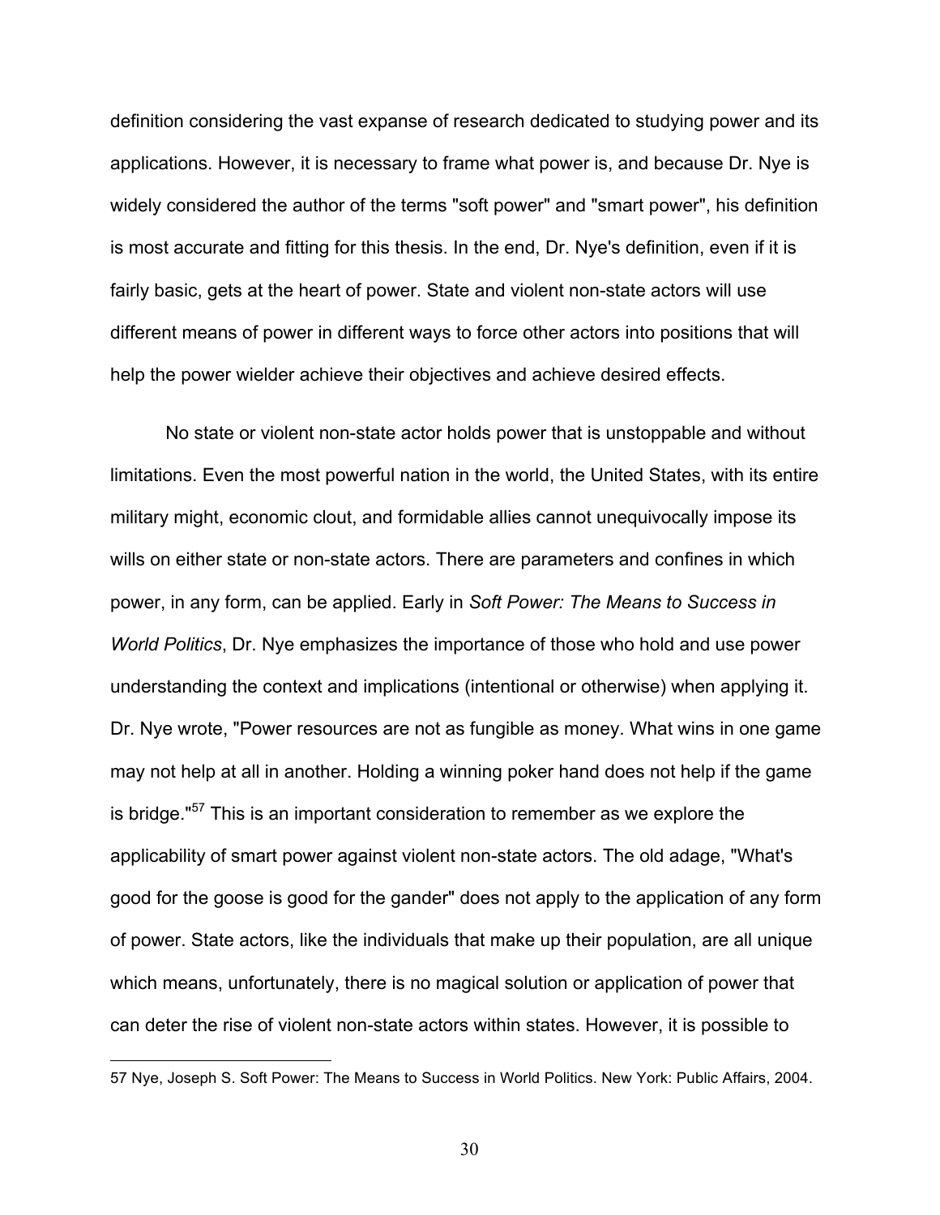definition considering the vast expanse of research dedicated to studying power and its applications. However, it is necessary to frame what power is, and because Dr. Nye is widely considered the author of the terms "soft power" and "smart power", his definition is most accurate and fitting for this thesis. In the end, Dr. Nye's definition, even if it is fairly basic, gets at the heart of power. State and violent non-state actors will use different means of power in different ways to force other actors into positions that will help the power wielder achieve their objectives and achieve desired effects.

No state or violent non-state actor holds power that is unstoppable and without limitations. Even the most powerful nation in the world, the United States, with its entire military might, economic clout, and formidable allies cannot unequivocally impose its wills on either state or non-state actors. There are parameters and confines in which power, in any form, can be applied. Early in *Soft Power: The Means to Success in World Politics*, Dr. Nye emphasizes the importance of those who hold and use power understanding the context and implications (intentional or otherwise) when applying it. Dr. Nye wrote, "Power resources are not as fungible as money. What wins in one game may not help at all in another. Holding a winning poker hand does not help if the game is bridge."[57] This is an important consideration to remember as we explore the applicability of smart power against violent non-state actors. The old adage, "What's good for the goose is good for the gander" does not apply to the application of any form of power. State actors, like the individuals that make up their population, are all unique which means, unfortunately, there is no magical solution or application of power that can deter the rise of violent non-state actors within states. However, it is possible to

57 Nye, Joseph S. Soft Power: The Means to Success in World Politics. New York: Public Affairs, 2004.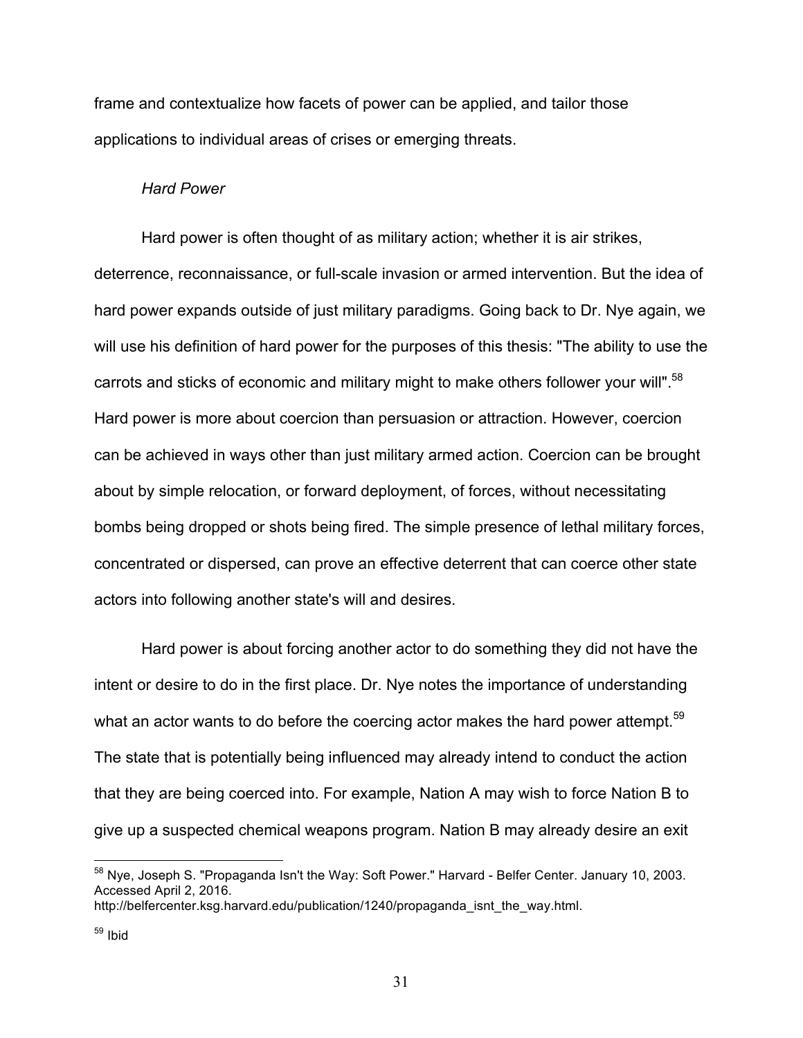frame and contextualize how facets of power can be applied, and tailor those applications to individual areas of crises or emerging threats.

*Hard Power*

Hard power is often thought of as military action; whether it is air strikes, deterrence, reconnaissance, or full-scale invasion or armed intervention. But the idea of hard power expands outside of just military paradigms. Going back to Dr. Nye again, we will use his definition of hard power for the purposes of this thesis: "The ability to use the carrots and sticks of economic and military might to make others follower your will".[58] Hard power is more about coercion than persuasion or attraction. However, coercion can be achieved in ways other than just military armed action. Coercion can be brought about by simple relocation, or forward deployment, of forces, without necessitating bombs being dropped or shots being fired. The simple presence of lethal military forces, concentrated or dispersed, can prove an effective deterrent that can coerce other state actors into following another state's will and desires.

Hard power is about forcing another actor to do something they did not have the intent or desire to do in the first place. Dr. Nye notes the importance of understanding what an actor wants to do before the coercing actor makes the hard power attempt.[59] The state that is potentially being influenced may already intend to conduct the action that they are being coerced into. For example, Nation A may wish to force Nation B to give up a suspected chemical weapons program. Nation B may already desire an exit

---

[58] Nye, Joseph S. "Propaganda Isn't the Way: Soft Power." Harvard - Belfer Center. January 10, 2003. Accessed April 2, 2016. http://belfercenter.ksg.harvard.edu/publication/1240/propaganda_isnt_the_way.html.

[59] Ibid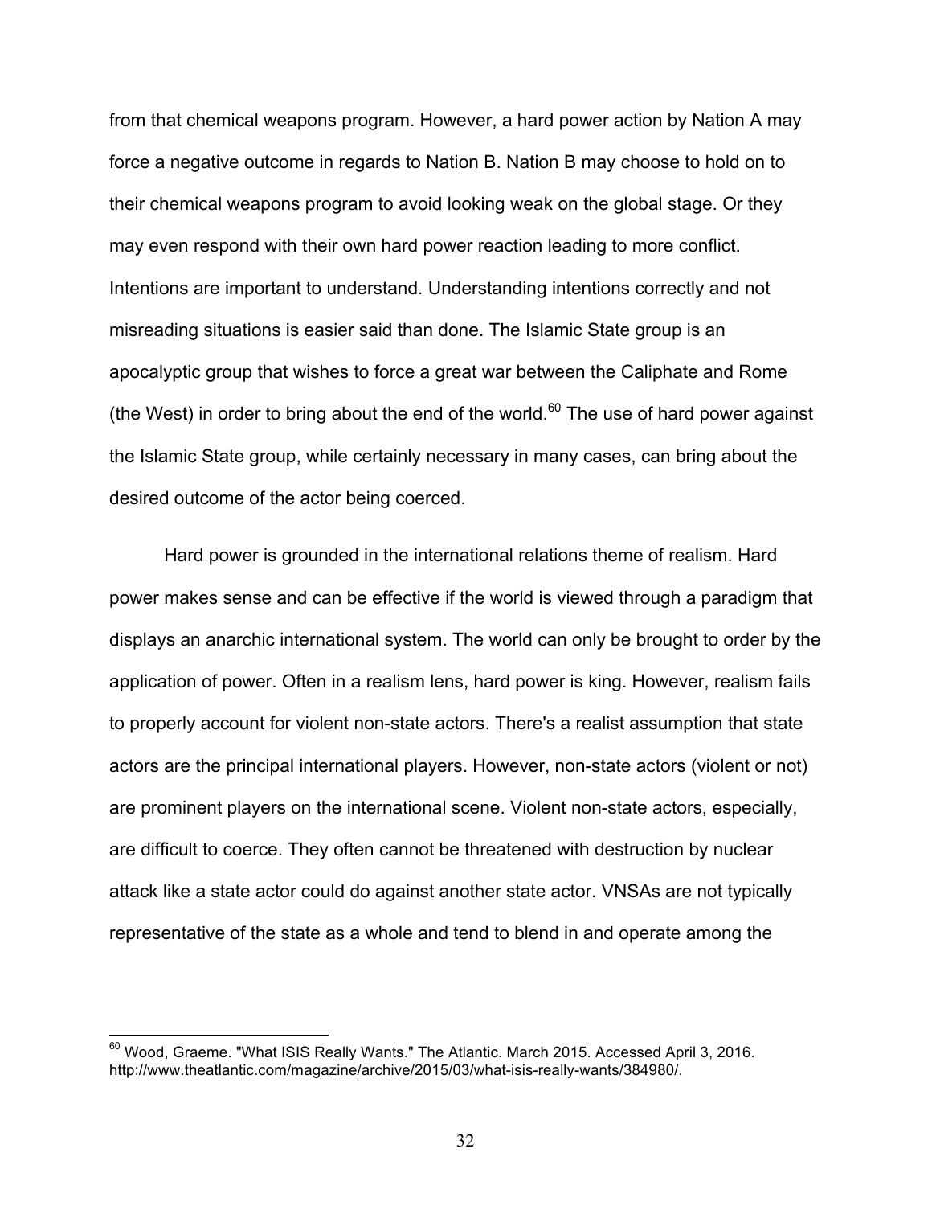from that chemical weapons program. However, a hard power action by Nation A may force a negative outcome in regards to Nation B. Nation B may choose to hold on to their chemical weapons program to avoid looking weak on the global stage. Or they may even respond with their own hard power reaction leading to more conflict. Intentions are important to understand. Understanding intentions correctly and not misreading situations is easier said than done. The Islamic State group is an apocalyptic group that wishes to force a great war between the Caliphate and Rome (the West) in order to bring about the end of the world.[60] The use of hard power against the Islamic State group, while certainly necessary in many cases, can bring about the desired outcome of the actor being coerced.

Hard power is grounded in the international relations theme of realism. Hard power makes sense and can be effective if the world is viewed through a paradigm that displays an anarchic international system. The world can only be brought to order by the application of power. Often in a realism lens, hard power is king. However, realism fails to properly account for violent non-state actors. There's a realist assumption that state actors are the principal international players. However, non-state actors (violent or not) are prominent players on the international scene. Violent non-state actors, especially, are difficult to coerce. They often cannot be threatened with destruction by nuclear attack like a state actor could do against another state actor. VNSAs are not typically representative of the state as a whole and tend to blend in and operate among the

---

[60] Wood, Graeme. "What ISIS Really Wants." The Atlantic. March 2015. Accessed April 3, 2016. http://www.theatlantic.com/magazine/archive/2015/03/what-isis-really-wants/384980/.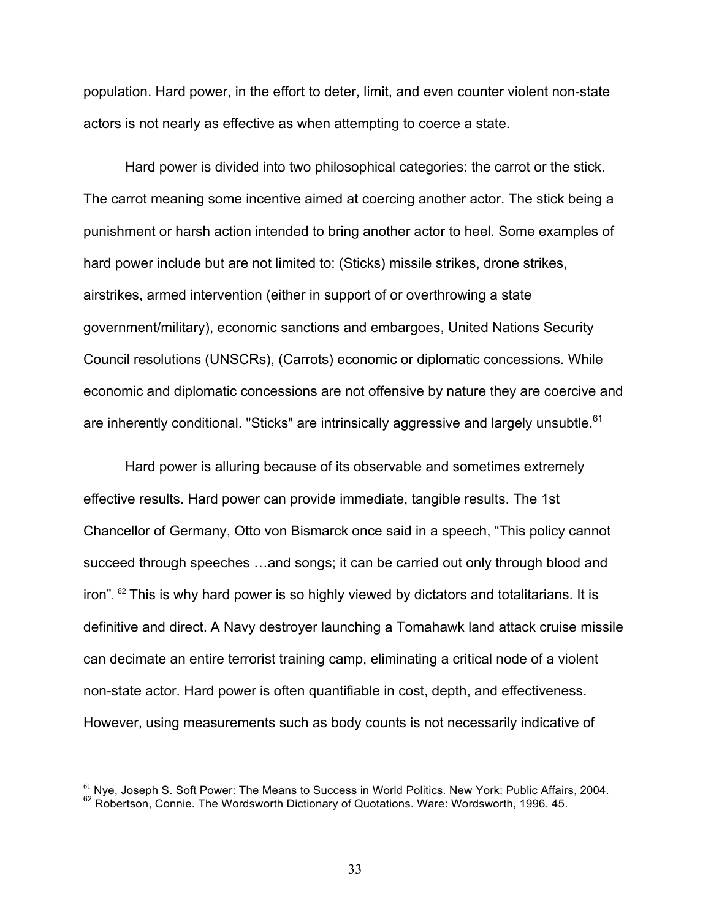population. Hard power, in the effort to deter, limit, and even counter violent non-state actors is not nearly as effective as when attempting to coerce a state.

Hard power is divided into two philosophical categories: the carrot or the stick. The carrot meaning some incentive aimed at coercing another actor. The stick being a punishment or harsh action intended to bring another actor to heel. Some examples of hard power include but are not limited to: (Sticks) missile strikes, drone strikes, airstrikes, armed intervention (either in support of or overthrowing a state government/military), economic sanctions and embargoes, United Nations Security Council resolutions (UNSCRs), (Carrots) economic or diplomatic concessions. While economic and diplomatic concessions are not offensive by nature they are coercive and are inherently conditional. "Sticks" are intrinsically aggressive and largely unsubtle.[61]

Hard power is alluring because of its observable and sometimes extremely effective results. Hard power can provide immediate, tangible results. The 1st Chancellor of Germany, Otto von Bismarck once said in a speech, "This policy cannot succeed through speeches …and songs; it can be carried out only through blood and iron". [62] This is why hard power is so highly viewed by dictators and totalitarians. It is definitive and direct. A Navy destroyer launching a Tomahawk land attack cruise missile can decimate an entire terrorist training camp, eliminating a critical node of a violent non-state actor. Hard power is often quantifiable in cost, depth, and effectiveness. However, using measurements such as body counts is not necessarily indicative of

---

[61] Nye, Joseph S. Soft Power: The Means to Success in World Politics. New York: Public Affairs, 2004.
[62] Robertson, Connie. The Wordsworth Dictionary of Quotations. Ware: Wordsworth, 1996. 45.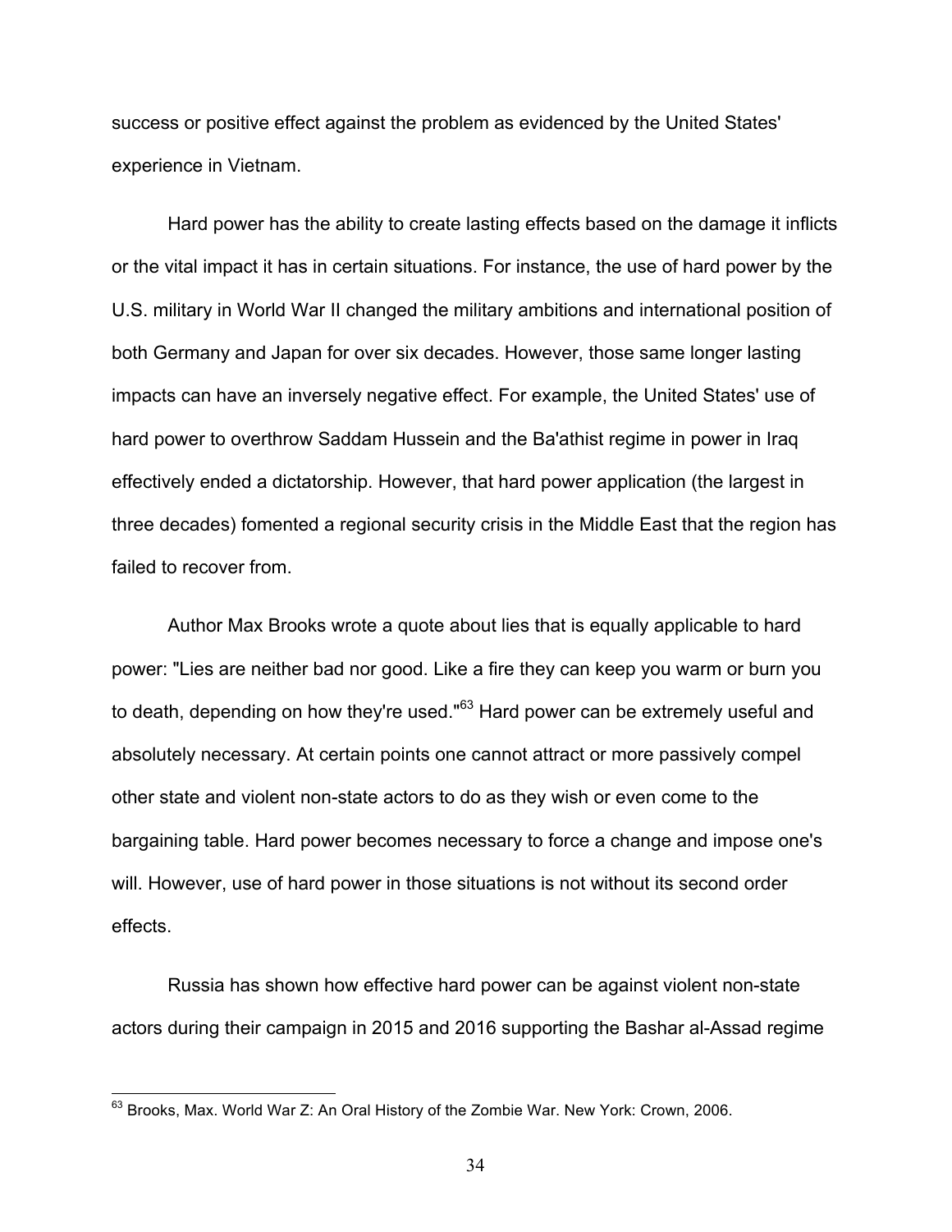success or positive effect against the problem as evidenced by the United States' experience in Vietnam.

Hard power has the ability to create lasting effects based on the damage it inflicts or the vital impact it has in certain situations. For instance, the use of hard power by the U.S. military in World War II changed the military ambitions and international position of both Germany and Japan for over six decades. However, those same longer lasting impacts can have an inversely negative effect. For example, the United States' use of hard power to overthrow Saddam Hussein and the Ba'athist regime in power in Iraq effectively ended a dictatorship. However, that hard power application (the largest in three decades) fomented a regional security crisis in the Middle East that the region has failed to recover from.

Author Max Brooks wrote a quote about lies that is equally applicable to hard power: "Lies are neither bad nor good. Like a fire they can keep you warm or burn you to death, depending on how they're used."[63] Hard power can be extremely useful and absolutely necessary. At certain points one cannot attract or more passively compel other state and violent non-state actors to do as they wish or even come to the bargaining table. Hard power becomes necessary to force a change and impose one's will. However, use of hard power in those situations is not without its second order effects.

Russia has shown how effective hard power can be against violent non-state actors during their campaign in 2015 and 2016 supporting the Bashar al-Assad regime

---

[63] Brooks, Max. World War Z: An Oral History of the Zombie War. New York: Crown, 2006.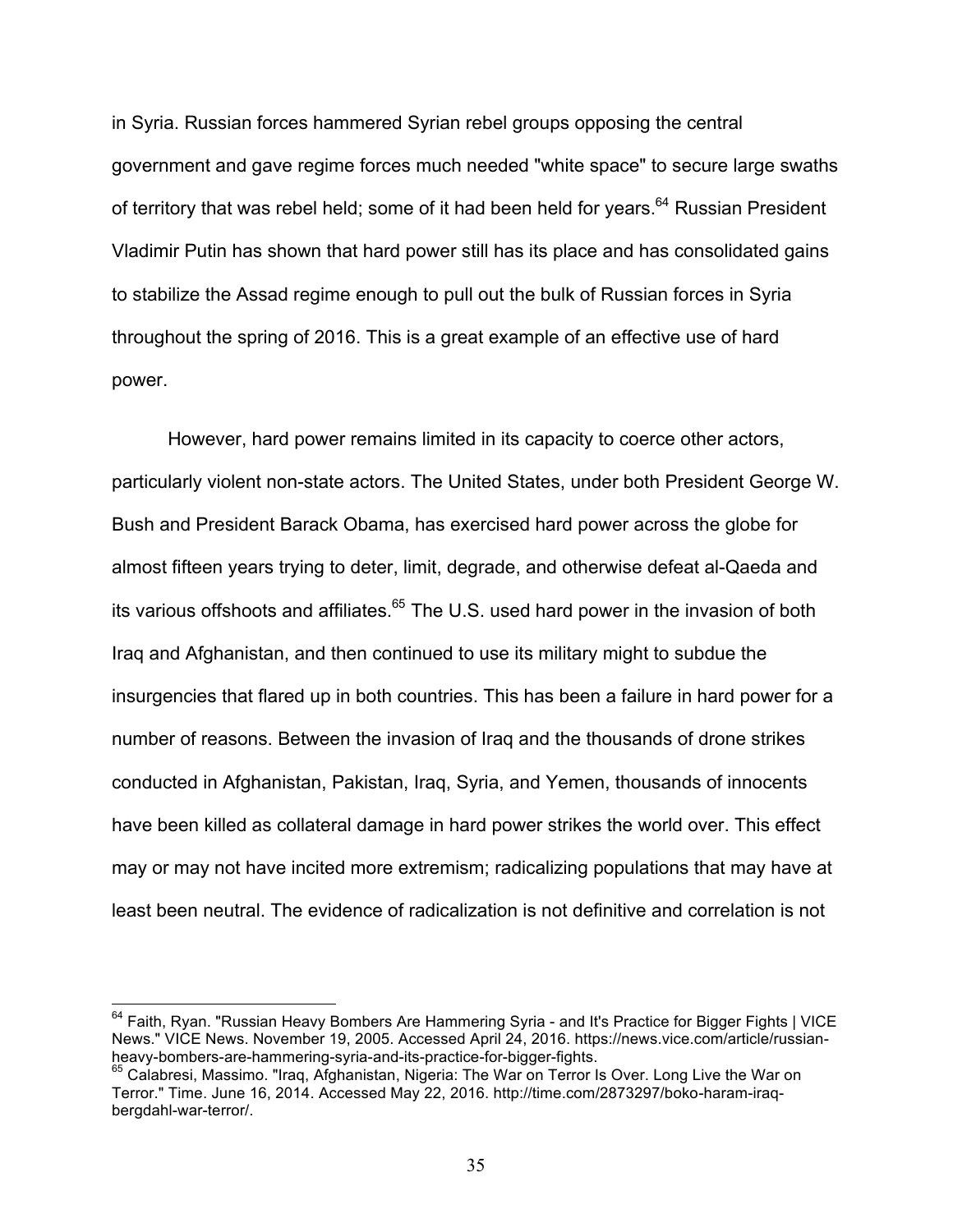in Syria. Russian forces hammered Syrian rebel groups opposing the central government and gave regime forces much needed "white space" to secure large swaths of territory that was rebel held; some of it had been held for years.[64] Russian President Vladimir Putin has shown that hard power still has its place and has consolidated gains to stabilize the Assad regime enough to pull out the bulk of Russian forces in Syria throughout the spring of 2016. This is a great example of an effective use of hard power.

However, hard power remains limited in its capacity to coerce other actors, particularly violent non-state actors. The United States, under both President George W. Bush and President Barack Obama, has exercised hard power across the globe for almost fifteen years trying to deter, limit, degrade, and otherwise defeat al-Qaeda and its various offshoots and affiliates.[65] The U.S. used hard power in the invasion of both Iraq and Afghanistan, and then continued to use its military might to subdue the insurgencies that flared up in both countries. This has been a failure in hard power for a number of reasons. Between the invasion of Iraq and the thousands of drone strikes conducted in Afghanistan, Pakistan, Iraq, Syria, and Yemen, thousands of innocents have been killed as collateral damage in hard power strikes the world over. This effect may or may not have incited more extremism; radicalizing populations that may have at least been neutral. The evidence of radicalization is not definitive and correlation is not

---

[64] Faith, Ryan. "Russian Heavy Bombers Are Hammering Syria - and It's Practice for Bigger Fights | VICE News." VICE News. November 19, 2005. Accessed April 24, 2016. https://news.vice.com/article/russian-heavy-bombers-are-hammering-syria-and-its-practice-for-bigger-fights.

[65] Calabresi, Massimo. "Iraq, Afghanistan, Nigeria: The War on Terror Is Over. Long Live the War on Terror." Time. June 16, 2014. Accessed May 22, 2016. http://time.com/2873297/boko-haram-iraq-bergdahl-war-terror/.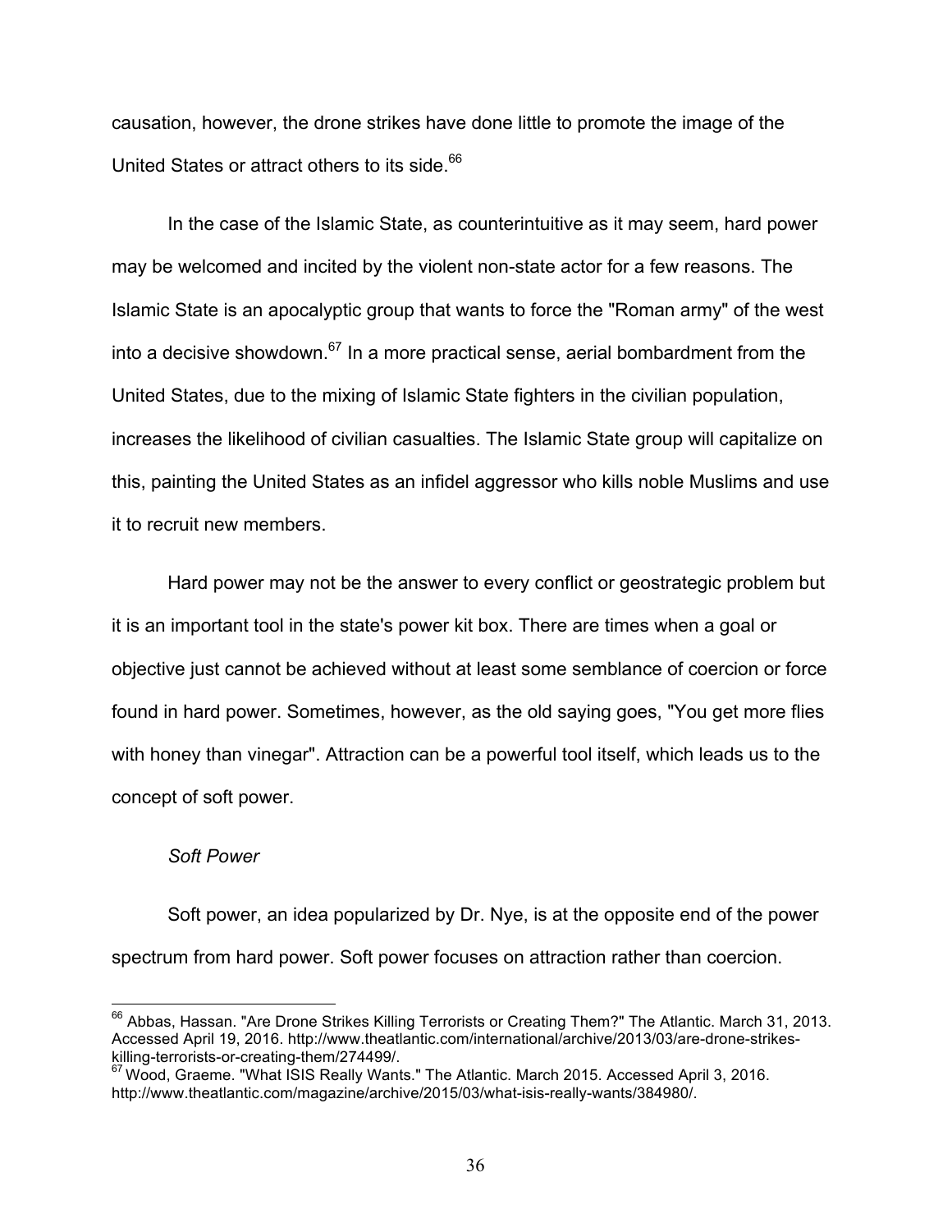causation, however, the drone strikes have done little to promote the image of the United States or attract others to its side.[66]

In the case of the Islamic State, as counterintuitive as it may seem, hard power may be welcomed and incited by the violent non-state actor for a few reasons. The Islamic State is an apocalyptic group that wants to force the "Roman army" of the west into a decisive showdown.[67] In a more practical sense, aerial bombardment from the United States, due to the mixing of Islamic State fighters in the civilian population, increases the likelihood of civilian casualties. The Islamic State group will capitalize on this, painting the United States as an infidel aggressor who kills noble Muslims and use it to recruit new members.

Hard power may not be the answer to every conflict or geostrategic problem but it is an important tool in the state's power kit box. There are times when a goal or objective just cannot be achieved without at least some semblance of coercion or force found in hard power. Sometimes, however, as the old saying goes, "You get more flies with honey than vinegar". Attraction can be a powerful tool itself, which leads us to the concept of soft power.

*Soft Power*

Soft power, an idea popularized by Dr. Nye, is at the opposite end of the power spectrum from hard power. Soft power focuses on attraction rather than coercion.

---

[66] Abbas, Hassan. "Are Drone Strikes Killing Terrorists or Creating Them?" The Atlantic. March 31, 2013. Accessed April 19, 2016. http://www.theatlantic.com/international/archive/2013/03/are-drone-strikes-killing-terrorists-or-creating-them/274499/.

[67] Wood, Graeme. "What ISIS Really Wants." The Atlantic. March 2015. Accessed April 3, 2016. http://www.theatlantic.com/magazine/archive/2015/03/what-isis-really-wants/384980/.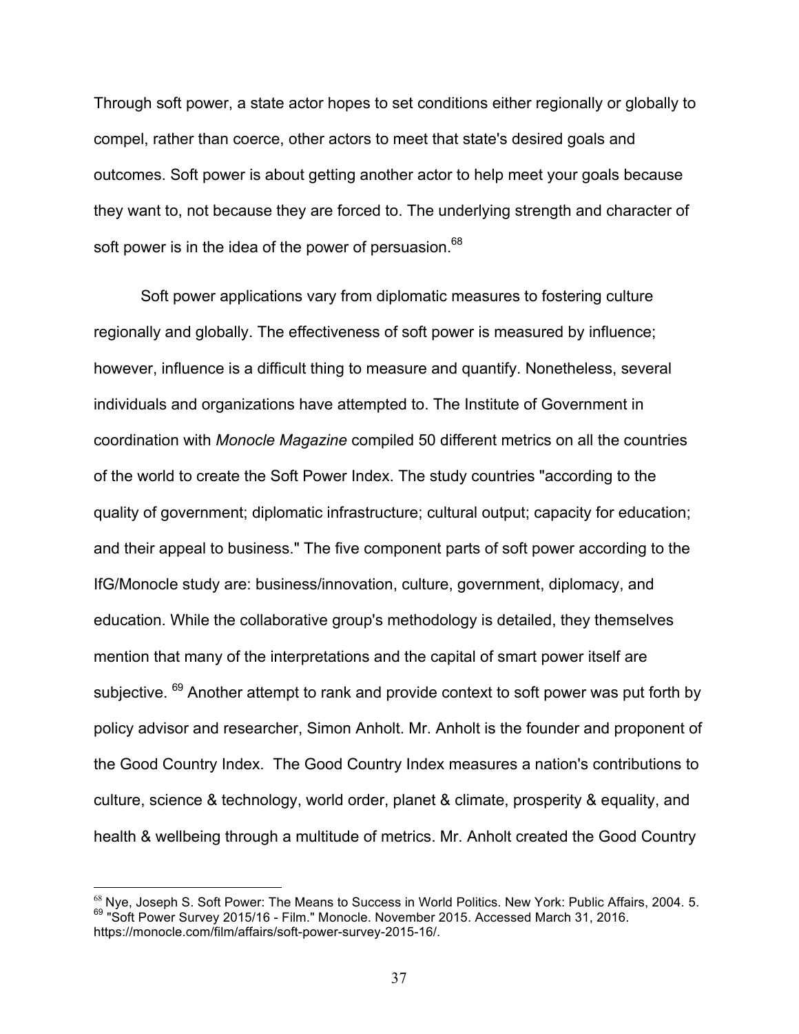Through soft power, a state actor hopes to set conditions either regionally or globally to compel, rather than coerce, other actors to meet that state's desired goals and outcomes. Soft power is about getting another actor to help meet your goals because they want to, not because they are forced to. The underlying strength and character of soft power is in the idea of the power of persuasion.[68]

Soft power applications vary from diplomatic measures to fostering culture regionally and globally. The effectiveness of soft power is measured by influence; however, influence is a difficult thing to measure and quantify. Nonetheless, several individuals and organizations have attempted to. The Institute of Government in coordination with *Monocle Magazine* compiled 50 different metrics on all the countries of the world to create the Soft Power Index. The study countries "according to the quality of government; diplomatic infrastructure; cultural output; capacity for education; and their appeal to business." The five component parts of soft power according to the IfG/Monocle study are: business/innovation, culture, government, diplomacy, and education. While the collaborative group's methodology is detailed, they themselves mention that many of the interpretations and the capital of smart power itself are subjective. [69] Another attempt to rank and provide context to soft power was put forth by policy advisor and researcher, Simon Anholt. Mr. Anholt is the founder and proponent of the Good Country Index. The Good Country Index measures a nation's contributions to culture, science & technology, world order, planet & climate, prosperity & equality, and health & wellbeing through a multitude of metrics. Mr. Anholt created the Good Country

---

[68] Nye, Joseph S. Soft Power: The Means to Success in World Politics. New York: Public Affairs, 2004. 5.

[69] "Soft Power Survey 2015/16 - Film." Monocle. November 2015. Accessed March 31, 2016. https://monocle.com/film/affairs/soft-power-survey-2015-16/.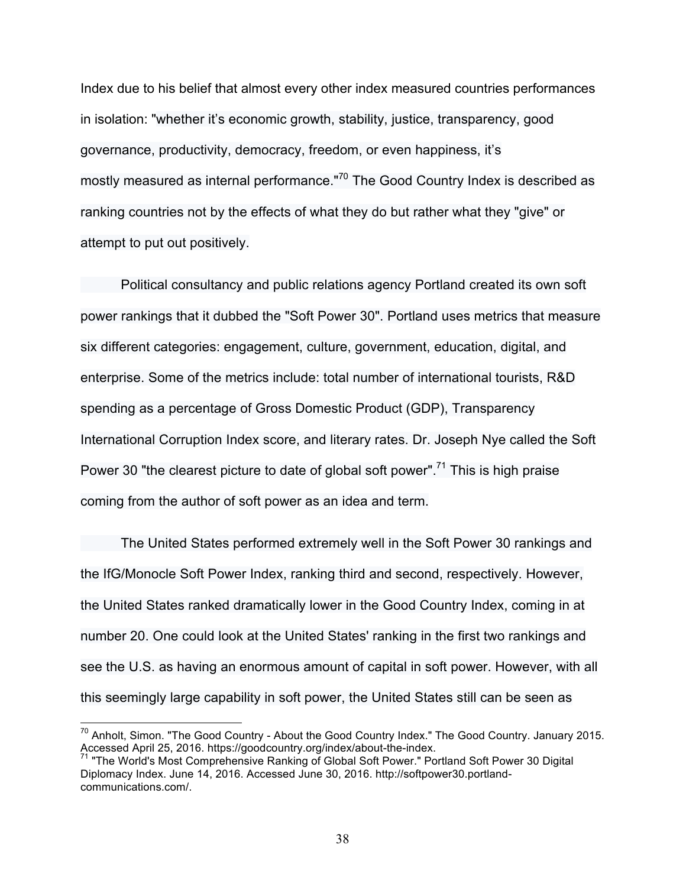Index due to his belief that almost every other index measured countries performances in isolation: "whether it's economic growth, stability, justice, transparency, good governance, productivity, democracy, freedom, or even happiness, it's mostly measured as internal performance."[70] The Good Country Index is described as ranking countries not by the effects of what they do but rather what they "give" or attempt to put out positively.

Political consultancy and public relations agency Portland created its own soft power rankings that it dubbed the "Soft Power 30". Portland uses metrics that measure six different categories: engagement, culture, government, education, digital, and enterprise. Some of the metrics include: total number of international tourists, R&D spending as a percentage of Gross Domestic Product (GDP), Transparency International Corruption Index score, and literary rates. Dr. Joseph Nye called the Soft Power 30 "the clearest picture to date of global soft power".[71] This is high praise coming from the author of soft power as an idea and term.

The United States performed extremely well in the Soft Power 30 rankings and the IfG/Monocle Soft Power Index, ranking third and second, respectively. However, the United States ranked dramatically lower in the Good Country Index, coming in at number 20. One could look at the United States' ranking in the first two rankings and see the U.S. as having an enormous amount of capital in soft power. However, with all this seemingly large capability in soft power, the United States still can be seen as

---

[70] Anholt, Simon. "The Good Country - About the Good Country Index." The Good Country. January 2015. Accessed April 25, 2016. https://goodcountry.org/index/about-the-index.

[71] "The World's Most Comprehensive Ranking of Global Soft Power." Portland Soft Power 30 Digital Diplomacy Index. June 14, 2016. Accessed June 30, 2016. http://softpower30.portland-communications.com/.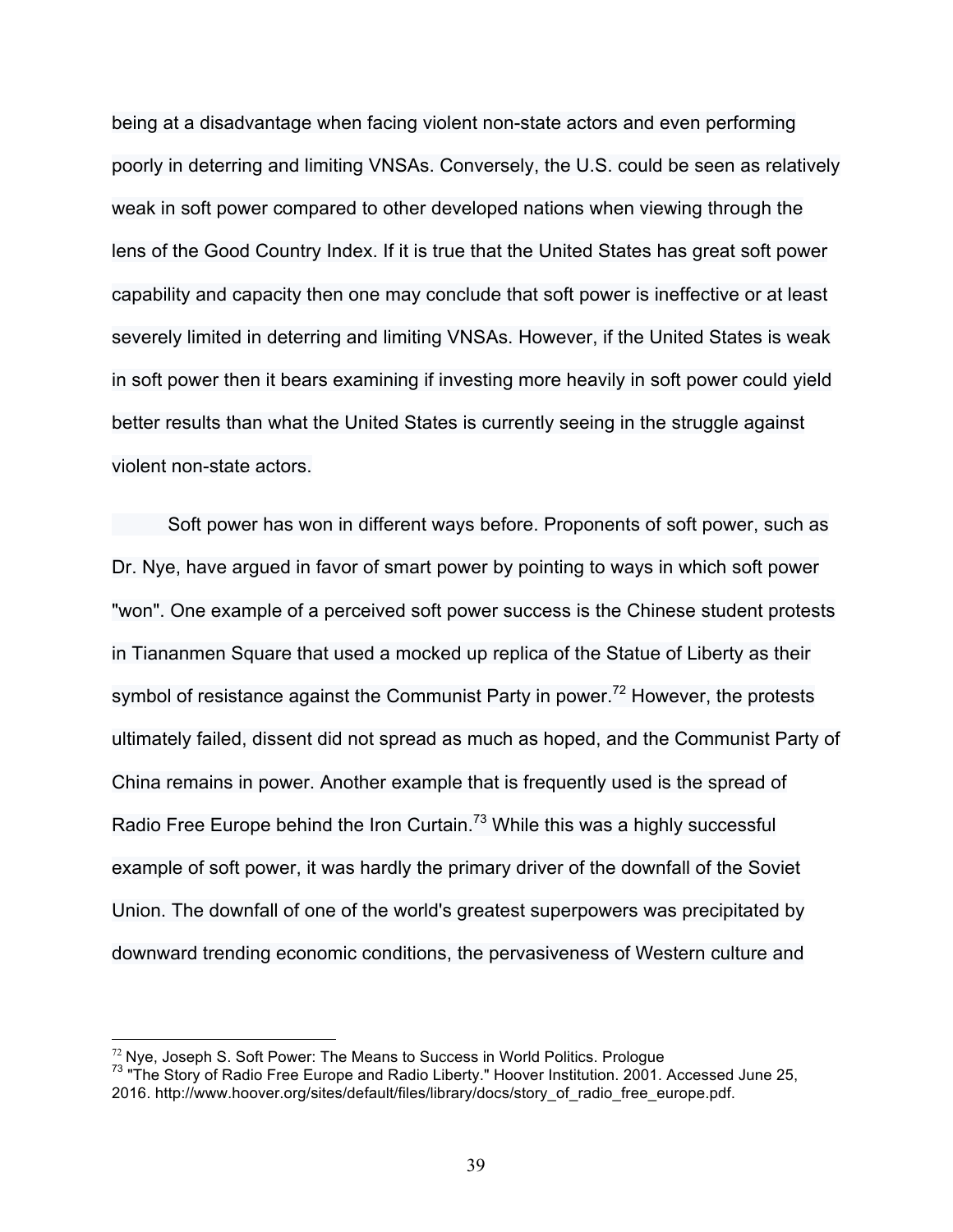being at a disadvantage when facing violent non-state actors and even performing poorly in deterring and limiting VNSAs. Conversely, the U.S. could be seen as relatively weak in soft power compared to other developed nations when viewing through the lens of the Good Country Index. If it is true that the United States has great soft power capability and capacity then one may conclude that soft power is ineffective or at least severely limited in deterring and limiting VNSAs. However, if the United States is weak in soft power then it bears examining if investing more heavily in soft power could yield better results than what the United States is currently seeing in the struggle against violent non-state actors.

Soft power has won in different ways before. Proponents of soft power, such as Dr. Nye, have argued in favor of smart power by pointing to ways in which soft power "won". One example of a perceived soft power success is the Chinese student protests in Tiananmen Square that used a mocked up replica of the Statue of Liberty as their symbol of resistance against the Communist Party in power.[72] However, the protests ultimately failed, dissent did not spread as much as hoped, and the Communist Party of China remains in power. Another example that is frequently used is the spread of Radio Free Europe behind the Iron Curtain.[73] While this was a highly successful example of soft power, it was hardly the primary driver of the downfall of the Soviet Union. The downfall of one of the world's greatest superpowers was precipitated by downward trending economic conditions, the pervasiveness of Western culture and

---

[72] Nye, Joseph S. Soft Power: The Means to Success in World Politics. Prologue

[73] "The Story of Radio Free Europe and Radio Liberty." Hoover Institution. 2001. Accessed June 25, 2016. http://www.hoover.org/sites/default/files/library/docs/story_of_radio_free_europe.pdf.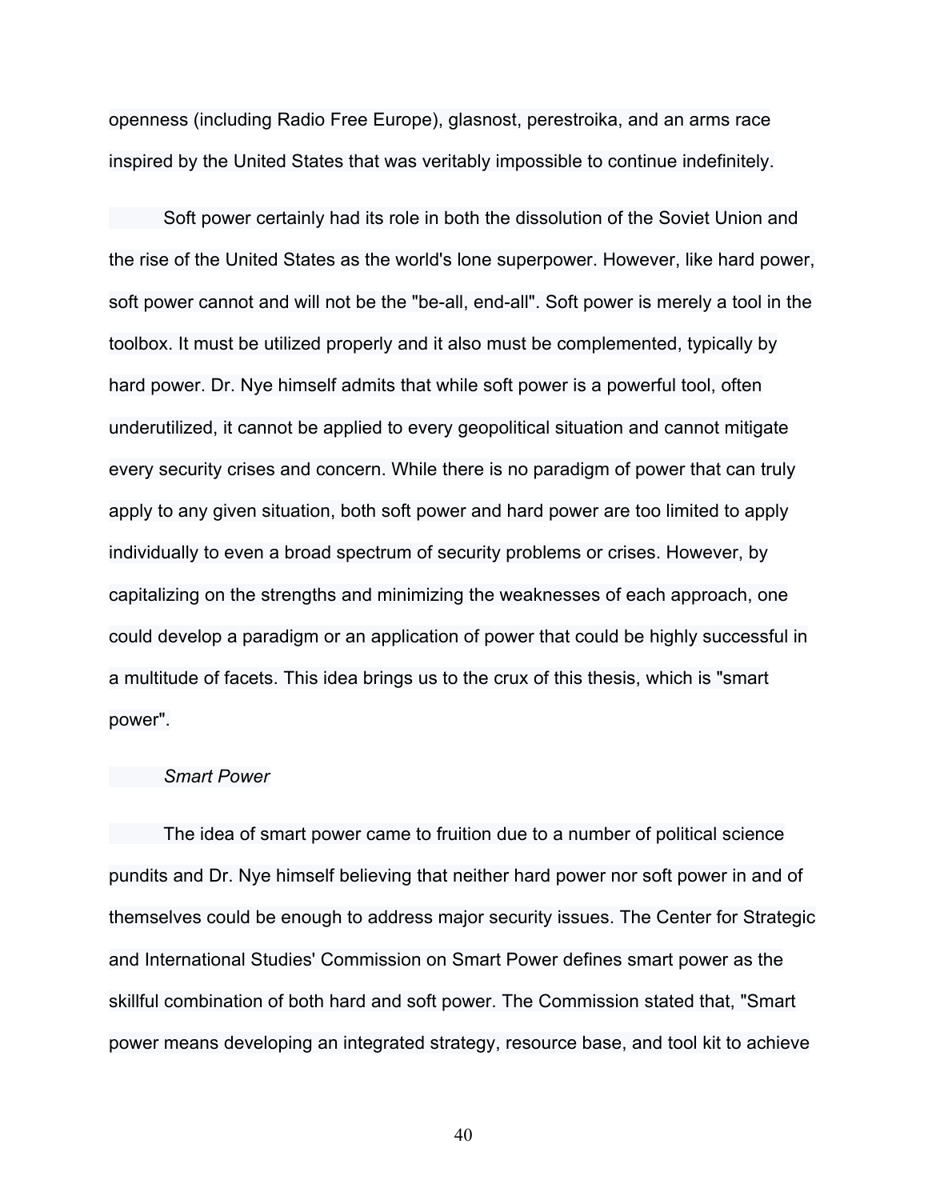openness (including Radio Free Europe), glasnost, perestroika, and an arms race inspired by the United States that was veritably impossible to continue indefinitely.

Soft power certainly had its role in both the dissolution of the Soviet Union and the rise of the United States as the world's lone superpower. However, like hard power, soft power cannot and will not be the "be-all, end-all". Soft power is merely a tool in the toolbox. It must be utilized properly and it also must be complemented, typically by hard power. Dr. Nye himself admits that while soft power is a powerful tool, often underutilized, it cannot be applied to every geopolitical situation and cannot mitigate every security crises and concern. While there is no paradigm of power that can truly apply to any given situation, both soft power and hard power are too limited to apply individually to even a broad spectrum of security problems or crises. However, by capitalizing on the strengths and minimizing the weaknesses of each approach, one could develop a paradigm or an application of power that could be highly successful in a multitude of facets. This idea brings us to the crux of this thesis, which is "smart power".

### *Smart Power*

The idea of smart power came to fruition due to a number of political science pundits and Dr. Nye himself believing that neither hard power nor soft power in and of themselves could be enough to address major security issues. The Center for Strategic and International Studies' Commission on Smart Power defines smart power as the skillful combination of both hard and soft power. The Commission stated that, "Smart power means developing an integrated strategy, resource base, and tool kit to achieve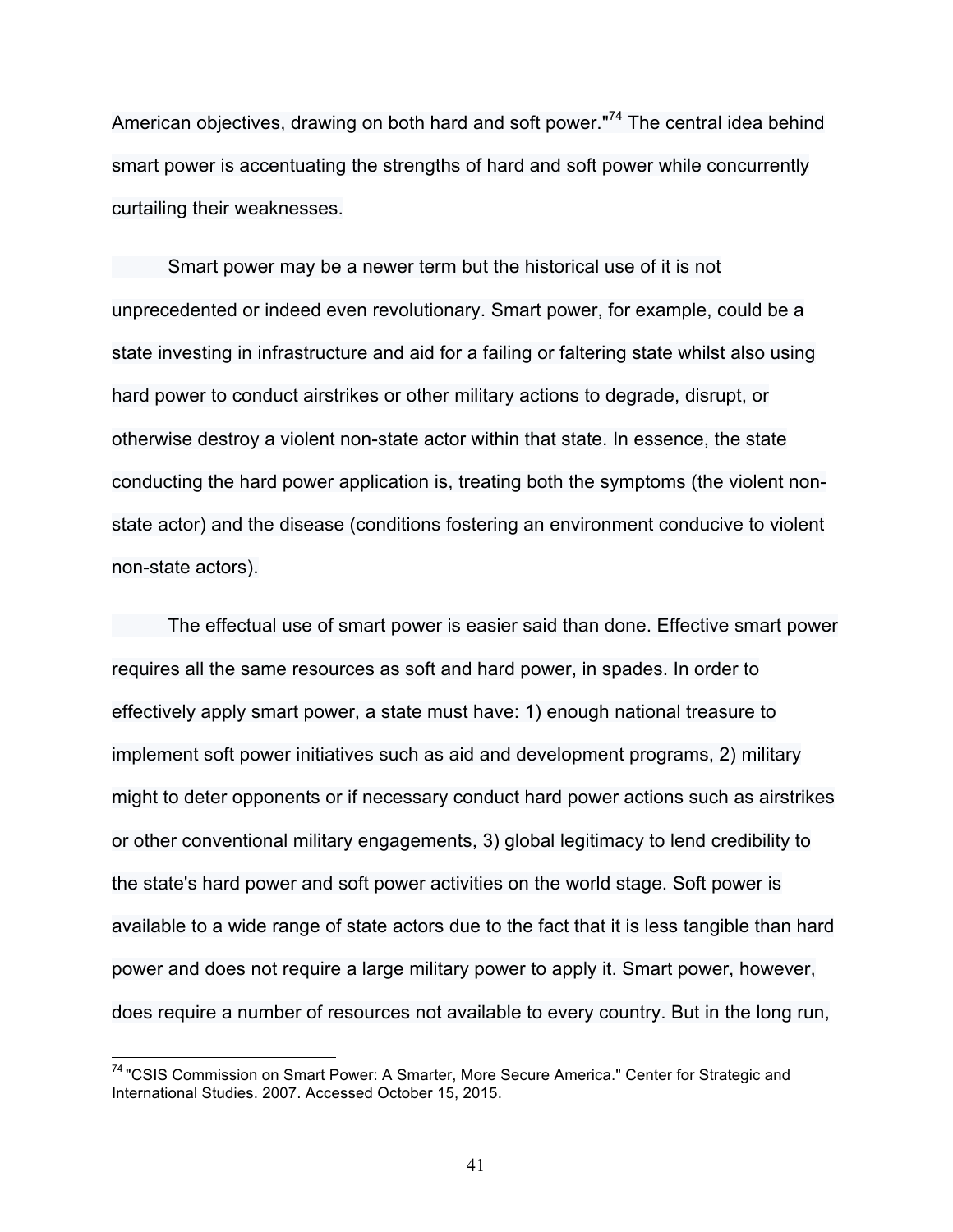American objectives, drawing on both hard and soft power."[74] The central idea behind smart power is accentuating the strengths of hard and soft power while concurrently curtailing their weaknesses.

Smart power may be a newer term but the historical use of it is not unprecedented or indeed even revolutionary. Smart power, for example, could be a state investing in infrastructure and aid for a failing or faltering state whilst also using hard power to conduct airstrikes or other military actions to degrade, disrupt, or otherwise destroy a violent non-state actor within that state. In essence, the state conducting the hard power application is, treating both the symptoms (the violent non-state actor) and the disease (conditions fostering an environment conducive to violent non-state actors).

The effectual use of smart power is easier said than done. Effective smart power requires all the same resources as soft and hard power, in spades. In order to effectively apply smart power, a state must have: 1) enough national treasure to implement soft power initiatives such as aid and development programs, 2) military might to deter opponents or if necessary conduct hard power actions such as airstrikes or other conventional military engagements, 3) global legitimacy to lend credibility to the state's hard power and soft power activities on the world stage. Soft power is available to a wide range of state actors due to the fact that it is less tangible than hard power and does not require a large military power to apply it. Smart power, however, does require a number of resources not available to every country. But in the long run,

---

[74] "CSIS Commission on Smart Power: A Smarter, More Secure America." Center for Strategic and International Studies. 2007. Accessed October 15, 2015.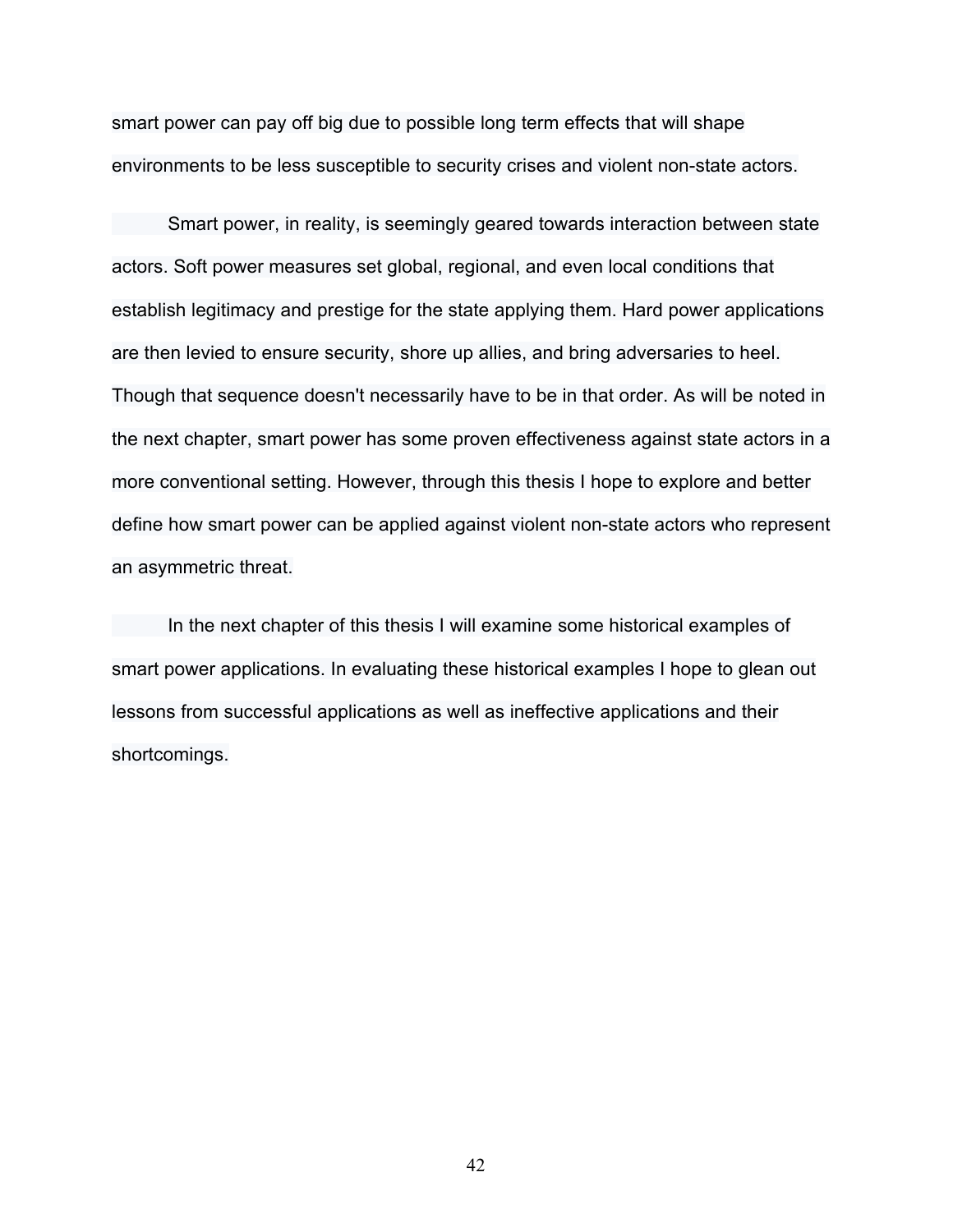smart power can pay off big due to possible long term effects that will shape environments to be less susceptible to security crises and violent non-state actors.

Smart power, in reality, is seemingly geared towards interaction between state actors. Soft power measures set global, regional, and even local conditions that establish legitimacy and prestige for the state applying them. Hard power applications are then levied to ensure security, shore up allies, and bring adversaries to heel. Though that sequence doesn't necessarily have to be in that order. As will be noted in the next chapter, smart power has some proven effectiveness against state actors in a more conventional setting. However, through this thesis I hope to explore and better define how smart power can be applied against violent non-state actors who represent an asymmetric threat.

In the next chapter of this thesis I will examine some historical examples of smart power applications. In evaluating these historical examples I hope to glean out lessons from successful applications as well as ineffective applications and their shortcomings.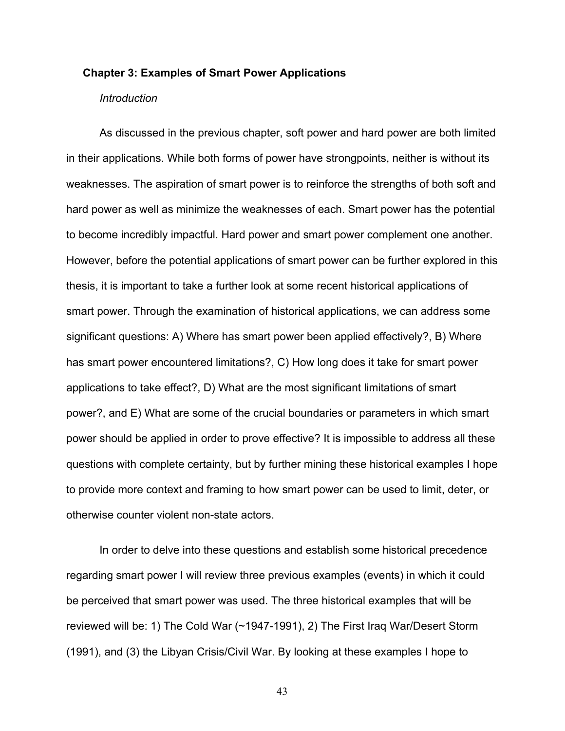## Chapter 3: Examples of Smart Power Applications

### *Introduction*

As discussed in the previous chapter, soft power and hard power are both limited in their applications. While both forms of power have strongpoints, neither is without its weaknesses. The aspiration of smart power is to reinforce the strengths of both soft and hard power as well as minimize the weaknesses of each. Smart power has the potential to become incredibly impactful. Hard power and smart power complement one another. However, before the potential applications of smart power can be further explored in this thesis, it is important to take a further look at some recent historical applications of smart power. Through the examination of historical applications, we can address some significant questions: A) Where has smart power been applied effectively?, B) Where has smart power encountered limitations?, C) How long does it take for smart power applications to take effect?, D) What are the most significant limitations of smart power?, and E) What are some of the crucial boundaries or parameters in which smart power should be applied in order to prove effective? It is impossible to address all these questions with complete certainty, but by further mining these historical examples I hope to provide more context and framing to how smart power can be used to limit, deter, or otherwise counter violent non-state actors.

In order to delve into these questions and establish some historical precedence regarding smart power I will review three previous examples (events) in which it could be perceived that smart power was used. The three historical examples that will be reviewed will be: 1) The Cold War (~1947-1991), 2) The First Iraq War/Desert Storm (1991), and (3) the Libyan Crisis/Civil War. By looking at these examples I hope to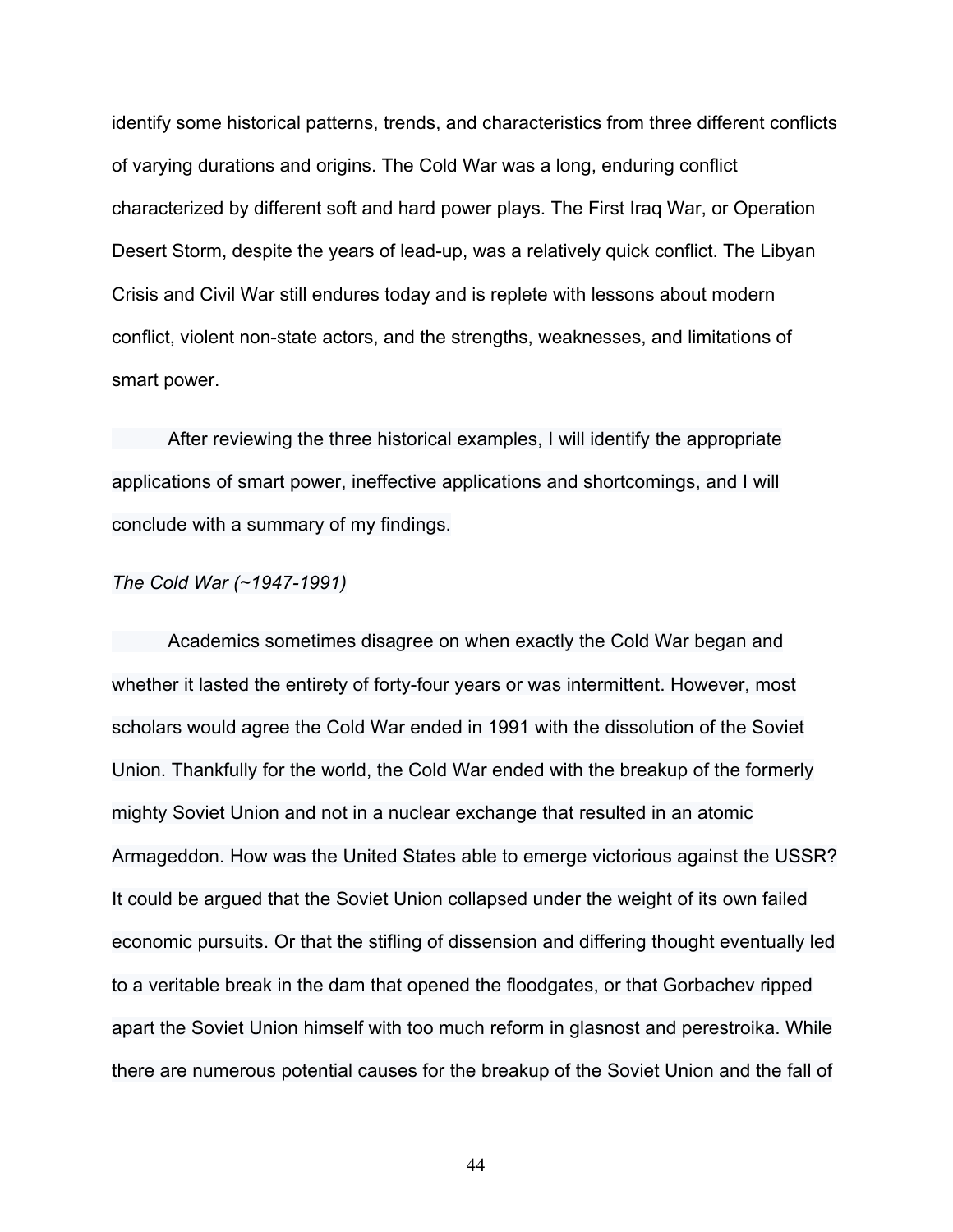identify some historical patterns, trends, and characteristics from three different conflicts of varying durations and origins. The Cold War was a long, enduring conflict characterized by different soft and hard power plays. The First Iraq War, or Operation Desert Storm, despite the years of lead-up, was a relatively quick conflict. The Libyan Crisis and Civil War still endures today and is replete with lessons about modern conflict, violent non-state actors, and the strengths, weaknesses, and limitations of smart power.

After reviewing the three historical examples, I will identify the appropriate applications of smart power, ineffective applications and shortcomings, and I will conclude with a summary of my findings.

*The Cold War (~1947-1991)*

Academics sometimes disagree on when exactly the Cold War began and whether it lasted the entirety of forty-four years or was intermittent. However, most scholars would agree the Cold War ended in 1991 with the dissolution of the Soviet Union. Thankfully for the world, the Cold War ended with the breakup of the formerly mighty Soviet Union and not in a nuclear exchange that resulted in an atomic Armageddon. How was the United States able to emerge victorious against the USSR? It could be argued that the Soviet Union collapsed under the weight of its own failed economic pursuits. Or that the stifling of dissension and differing thought eventually led to a veritable break in the dam that opened the floodgates, or that Gorbachev ripped apart the Soviet Union himself with too much reform in glasnost and perestroika. While there are numerous potential causes for the breakup of the Soviet Union and the fall of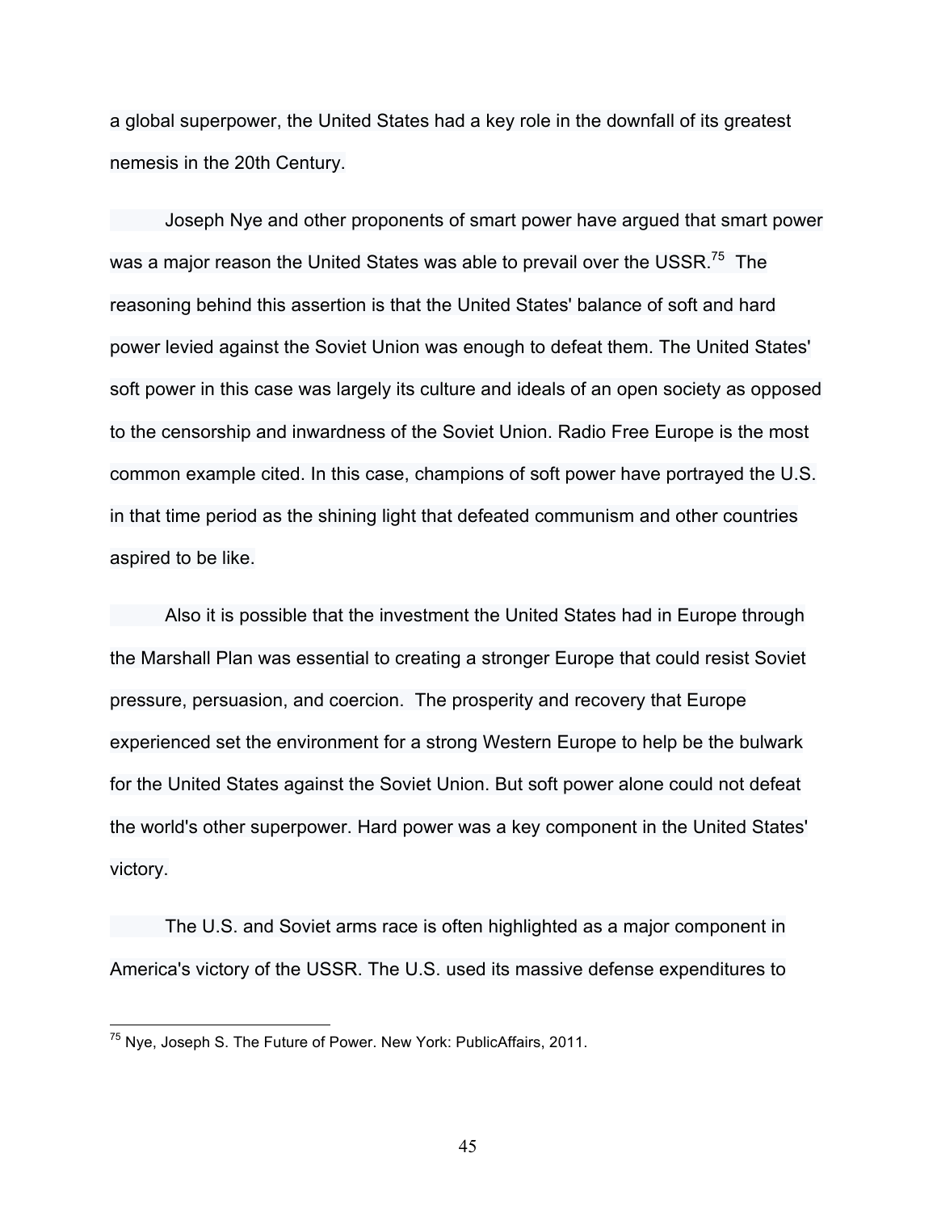a global superpower, the United States had a key role in the downfall of its greatest nemesis in the 20th Century.

Joseph Nye and other proponents of smart power have argued that smart power was a major reason the United States was able to prevail over the USSR.[75] The reasoning behind this assertion is that the United States' balance of soft and hard power levied against the Soviet Union was enough to defeat them. The United States' soft power in this case was largely its culture and ideals of an open society as opposed to the censorship and inwardness of the Soviet Union. Radio Free Europe is the most common example cited. In this case, champions of soft power have portrayed the U.S. in that time period as the shining light that defeated communism and other countries aspired to be like.

Also it is possible that the investment the United States had in Europe through the Marshall Plan was essential to creating a stronger Europe that could resist Soviet pressure, persuasion, and coercion. The prosperity and recovery that Europe experienced set the environment for a strong Western Europe to help be the bulwark for the United States against the Soviet Union. But soft power alone could not defeat the world's other superpower. Hard power was a key component in the United States' victory.

The U.S. and Soviet arms race is often highlighted as a major component in America's victory of the USSR. The U.S. used its massive defense expenditures to

[75] Nye, Joseph S. The Future of Power. New York: PublicAffairs, 2011.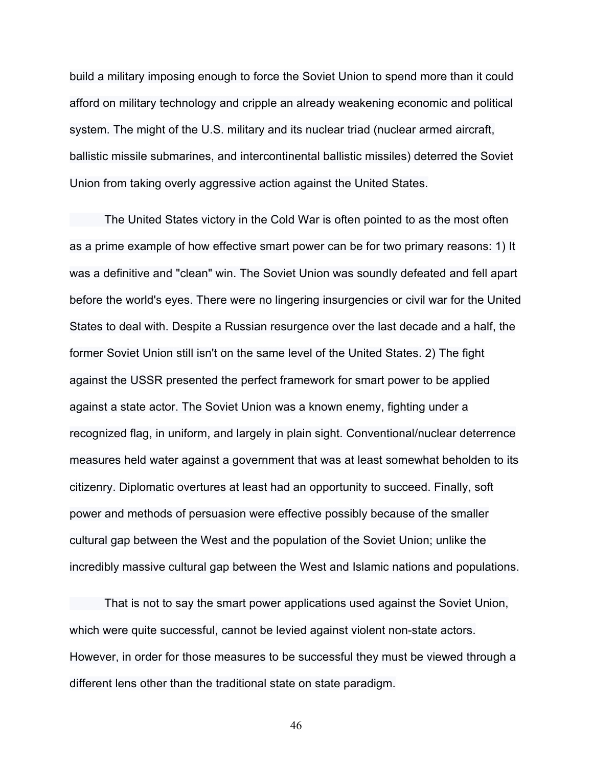build a military imposing enough to force the Soviet Union to spend more than it could afford on military technology and cripple an already weakening economic and political system. The might of the U.S. military and its nuclear triad (nuclear armed aircraft, ballistic missile submarines, and intercontinental ballistic missiles) deterred the Soviet Union from taking overly aggressive action against the United States.

The United States victory in the Cold War is often pointed to as the most often as a prime example of how effective smart power can be for two primary reasons: 1) It was a definitive and "clean" win. The Soviet Union was soundly defeated and fell apart before the world's eyes. There were no lingering insurgencies or civil war for the United States to deal with. Despite a Russian resurgence over the last decade and a half, the former Soviet Union still isn't on the same level of the United States. 2) The fight against the USSR presented the perfect framework for smart power to be applied against a state actor. The Soviet Union was a known enemy, fighting under a recognized flag, in uniform, and largely in plain sight. Conventional/nuclear deterrence measures held water against a government that was at least somewhat beholden to its citizenry. Diplomatic overtures at least had an opportunity to succeed. Finally, soft power and methods of persuasion were effective possibly because of the smaller cultural gap between the West and the population of the Soviet Union; unlike the incredibly massive cultural gap between the West and Islamic nations and populations.

That is not to say the smart power applications used against the Soviet Union, which were quite successful, cannot be levied against violent non-state actors. However, in order for those measures to be successful they must be viewed through a different lens other than the traditional state on state paradigm.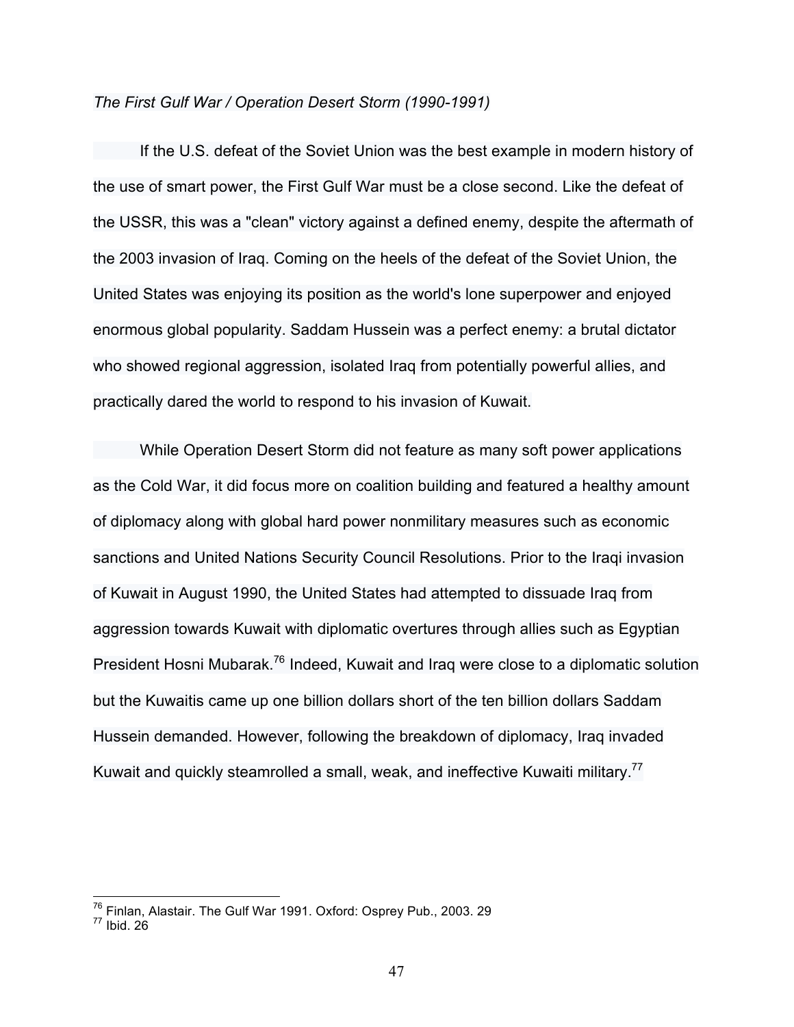*The First Gulf War / Operation Desert Storm (1990-1991)*

If the U.S. defeat of the Soviet Union was the best example in modern history of the use of smart power, the First Gulf War must be a close second. Like the defeat of the USSR, this was a "clean" victory against a defined enemy, despite the aftermath of the 2003 invasion of Iraq. Coming on the heels of the defeat of the Soviet Union, the United States was enjoying its position as the world's lone superpower and enjoyed enormous global popularity. Saddam Hussein was a perfect enemy: a brutal dictator who showed regional aggression, isolated Iraq from potentially powerful allies, and practically dared the world to respond to his invasion of Kuwait.

While Operation Desert Storm did not feature as many soft power applications as the Cold War, it did focus more on coalition building and featured a healthy amount of diplomacy along with global hard power nonmilitary measures such as economic sanctions and United Nations Security Council Resolutions. Prior to the Iraqi invasion of Kuwait in August 1990, the United States had attempted to dissuade Iraq from aggression towards Kuwait with diplomatic overtures through allies such as Egyptian President Hosni Mubarak.[76] Indeed, Kuwait and Iraq were close to a diplomatic solution but the Kuwaitis came up one billion dollars short of the ten billion dollars Saddam Hussein demanded. However, following the breakdown of diplomacy, Iraq invaded Kuwait and quickly steamrolled a small, weak, and ineffective Kuwaiti military.[77]

---

[76] Finlan, Alastair. The Gulf War 1991. Oxford: Osprey Pub., 2003. 29

[77] Ibid. 26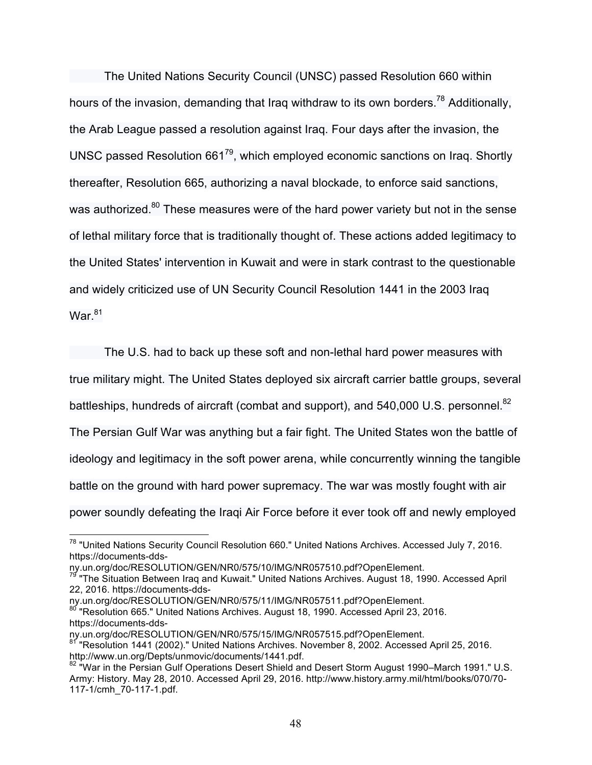The United Nations Security Council (UNSC) passed Resolution 660 within hours of the invasion, demanding that Iraq withdraw to its own borders.[78] Additionally, the Arab League passed a resolution against Iraq. Four days after the invasion, the UNSC passed Resolution 661[79], which employed economic sanctions on Iraq. Shortly thereafter, Resolution 665, authorizing a naval blockade, to enforce said sanctions, was authorized.[80] These measures were of the hard power variety but not in the sense of lethal military force that is traditionally thought of. These actions added legitimacy to the United States' intervention in Kuwait and were in stark contrast to the questionable and widely criticized use of UN Security Council Resolution 1441 in the 2003 Iraq War.[81]

The U.S. had to back up these soft and non-lethal hard power measures with true military might. The United States deployed six aircraft carrier battle groups, several battleships, hundreds of aircraft (combat and support), and 540,000 U.S. personnel.[82] The Persian Gulf War was anything but a fair fight. The United States won the battle of ideology and legitimacy in the soft power arena, while concurrently winning the tangible battle on the ground with hard power supremacy. The war was mostly fought with air power soundly defeating the Iraqi Air Force before it ever took off and newly employed

---

[78] "United Nations Security Council Resolution 660." United Nations Archives. Accessed July 7, 2016. https://documents-dds-ny.un.org/doc/RESOLUTION/GEN/NR0/575/10/IMG/NR057510.pdf?OpenElement.

[79] "The Situation Between Iraq and Kuwait." United Nations Archives. August 18, 1990. Accessed April 22, 2016. https://documents-dds-ny.un.org/doc/RESOLUTION/GEN/NR0/575/11/IMG/NR057511.pdf?OpenElement.

[80] "Resolution 665." United Nations Archives. August 18, 1990. Accessed April 23, 2016. https://documents-dds-ny.un.org/doc/RESOLUTION/GEN/NR0/575/15/IMG/NR057515.pdf?OpenElement.

[81] "Resolution 1441 (2002)." United Nations Archives. November 8, 2002. Accessed April 25, 2016. http://www.un.org/Depts/unmovic/documents/1441.pdf.

[82] "War in the Persian Gulf Operations Desert Shield and Desert Storm August 1990–March 1991." U.S. Army: History. May 28, 2010. Accessed April 29, 2016. http://www.history.army.mil/html/books/070/70-117-1/cmh_70-117-1.pdf.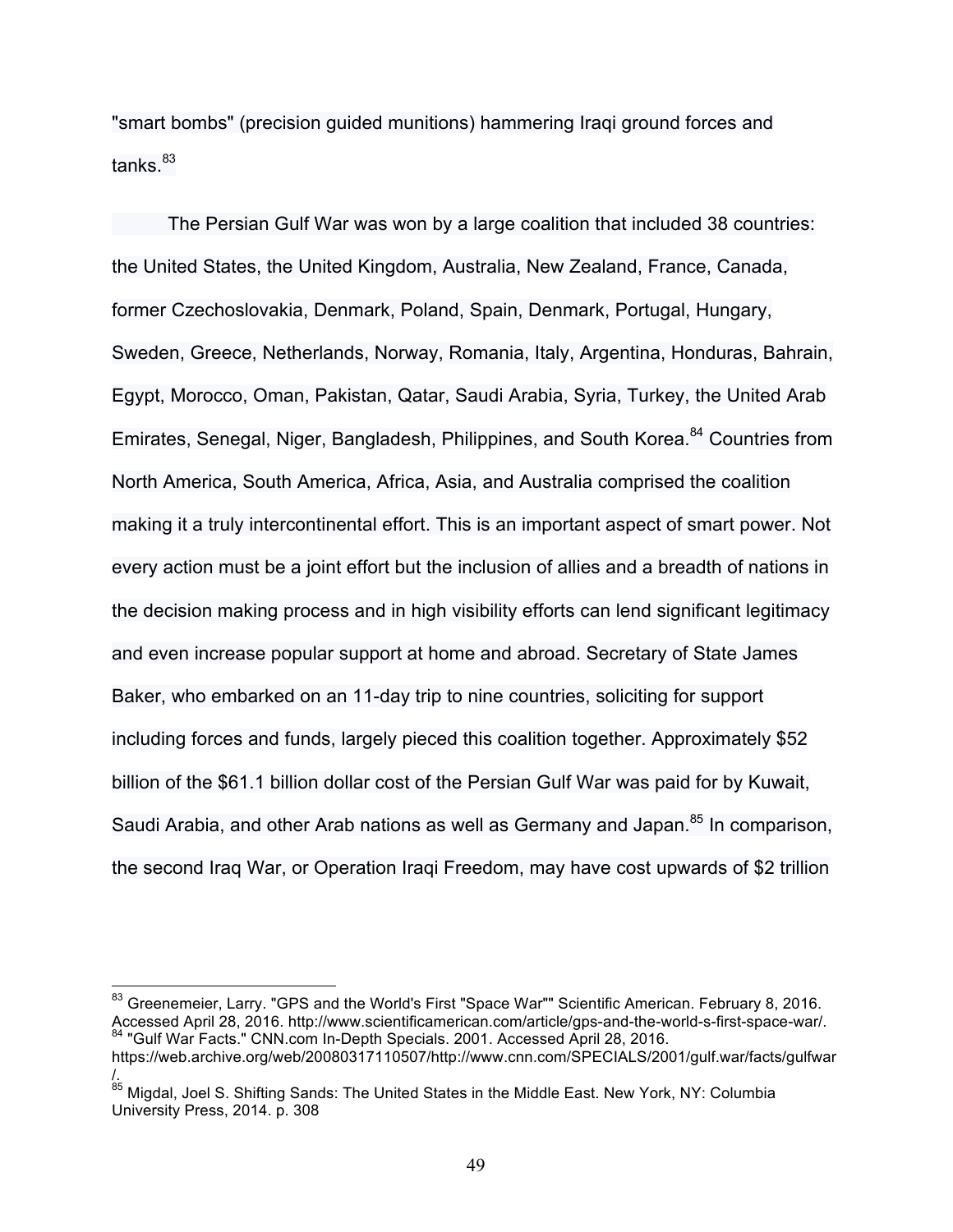"smart bombs" (precision guided munitions) hammering Iraqi ground forces and tanks.[83]

The Persian Gulf War was won by a large coalition that included 38 countries: the United States, the United Kingdom, Australia, New Zealand, France, Canada, former Czechoslovakia, Denmark, Poland, Spain, Denmark, Portugal, Hungary, Sweden, Greece, Netherlands, Norway, Romania, Italy, Argentina, Honduras, Bahrain, Egypt, Morocco, Oman, Pakistan, Qatar, Saudi Arabia, Syria, Turkey, the United Arab Emirates, Senegal, Niger, Bangladesh, Philippines, and South Korea.[84] Countries from North America, South America, Africa, Asia, and Australia comprised the coalition making it a truly intercontinental effort. This is an important aspect of smart power. Not every action must be a joint effort but the inclusion of allies and a breadth of nations in the decision making process and in high visibility efforts can lend significant legitimacy and even increase popular support at home and abroad. Secretary of State James Baker, who embarked on an 11-day trip to nine countries, soliciting for support including forces and funds, largely pieced this coalition together. Approximately $52 billion of the $61.1 billion dollar cost of the Persian Gulf War was paid for by Kuwait, Saudi Arabia, and other Arab nations as well as Germany and Japan.[85] In comparison, the second Iraq War, or Operation Iraqi Freedom, may have cost upwards of $2 trillion

---

[83] Greenemeier, Larry. "GPS and the World's First "Space War"" Scientific American. February 8, 2016. Accessed April 28, 2016. http://www.scientificamerican.com/article/gps-and-the-world-s-first-space-war/.

[84] "Gulf War Facts." CNN.com In-Depth Specials. 2001. Accessed April 28, 2016. https://web.archive.org/web/20080317110507/http://www.cnn.com/SPECIALS/2001/gulf.war/facts/gulfwar/.

[85] Migdal, Joel S. Shifting Sands: The United States in the Middle East. New York, NY: Columbia University Press, 2014. p. 308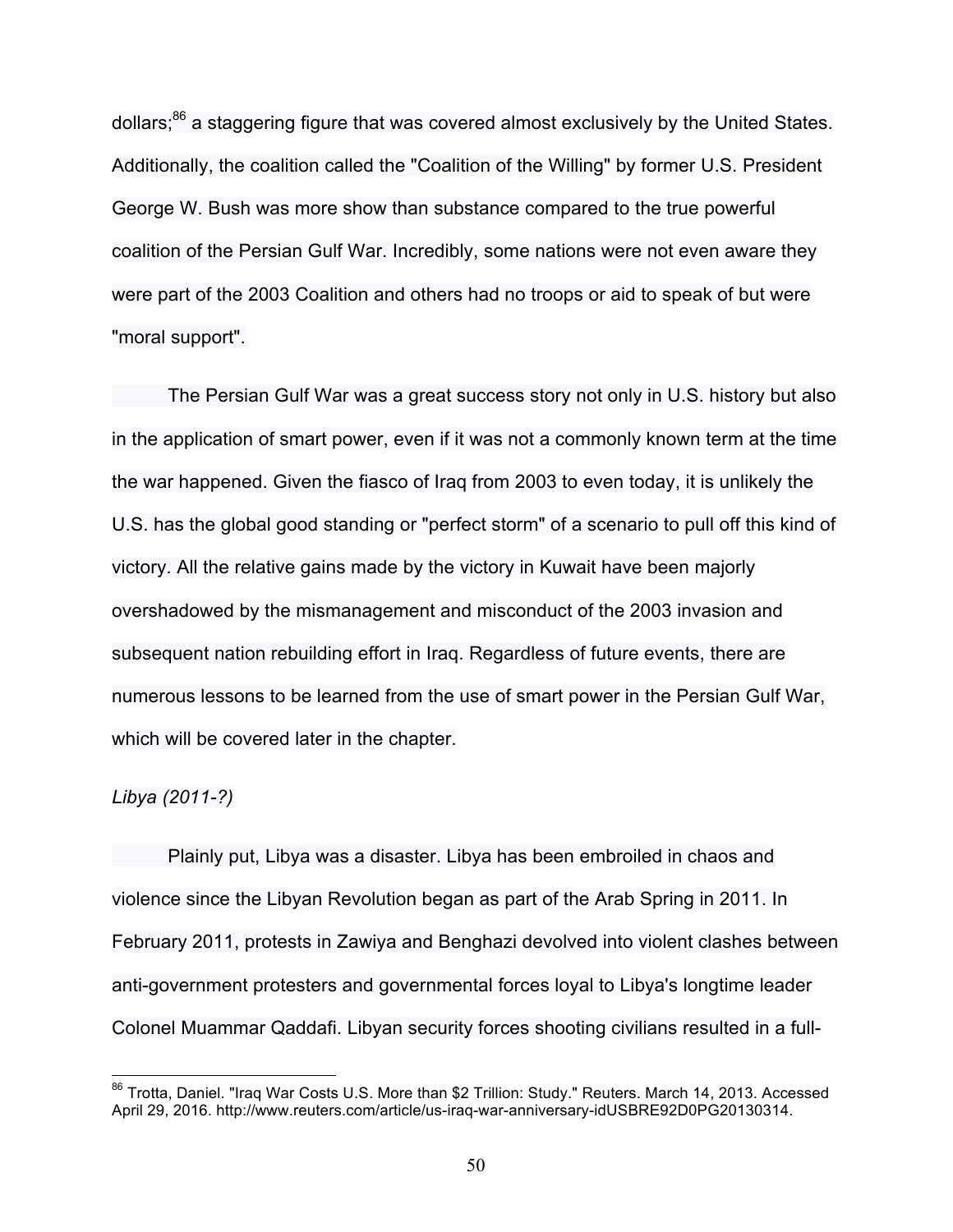dollars;[86] a staggering figure that was covered almost exclusively by the United States. Additionally, the coalition called the "Coalition of the Willing" by former U.S. President George W. Bush was more show than substance compared to the true powerful coalition of the Persian Gulf War. Incredibly, some nations were not even aware they were part of the 2003 Coalition and others had no troops or aid to speak of but were "moral support".

The Persian Gulf War was a great success story not only in U.S. history but also in the application of smart power, even if it was not a commonly known term at the time the war happened. Given the fiasco of Iraq from 2003 to even today, it is unlikely the U.S. has the global good standing or "perfect storm" of a scenario to pull off this kind of victory. All the relative gains made by the victory in Kuwait have been majorly overshadowed by the mismanagement and misconduct of the 2003 invasion and subsequent nation rebuilding effort in Iraq. Regardless of future events, there are numerous lessons to be learned from the use of smart power in the Persian Gulf War, which will be covered later in the chapter.

*Libya (2011-?)*

Plainly put, Libya was a disaster. Libya has been embroiled in chaos and violence since the Libyan Revolution began as part of the Arab Spring in 2011. In February 2011, protests in Zawiya and Benghazi devolved into violent clashes between anti-government protesters and governmental forces loyal to Libya's longtime leader Colonel Muammar Qaddafi. Libyan security forces shooting civilians resulted in a full-

---

[86] Trotta, Daniel. "Iraq War Costs U.S. More than $2 Trillion: Study." Reuters. March 14, 2013. Accessed April 29, 2016. http://www.reuters.com/article/us-iraq-war-anniversary-idUSBRE92D0PG20130314.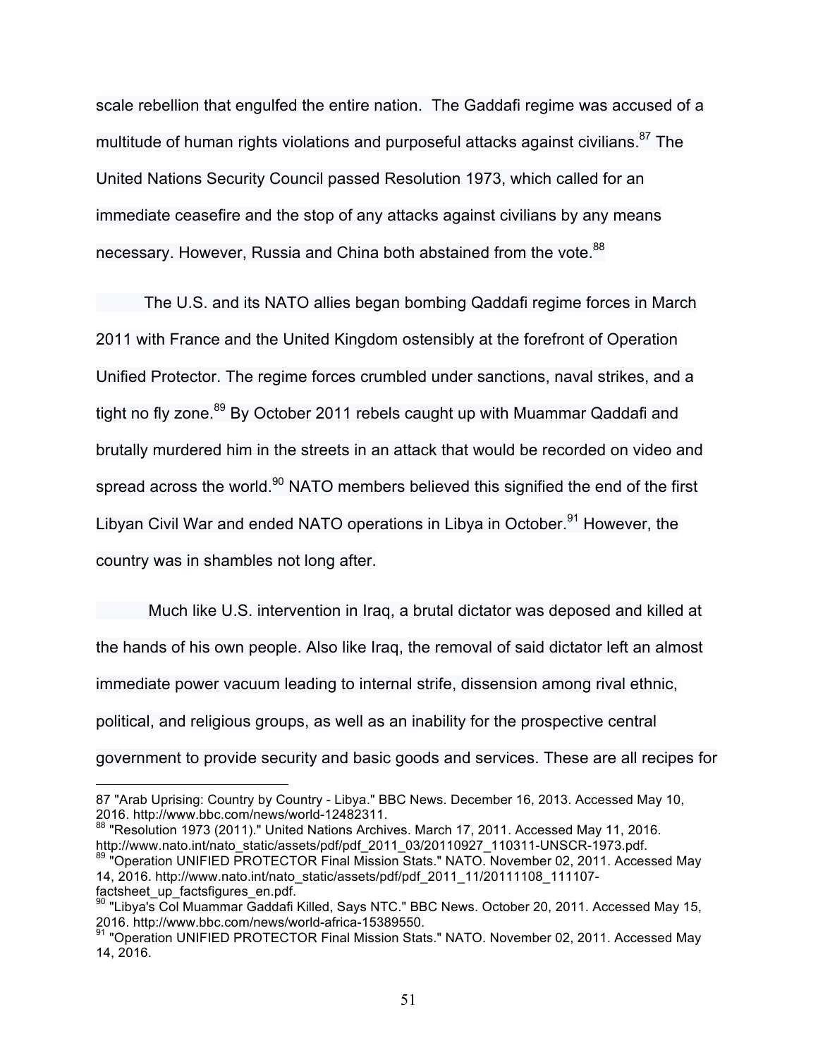scale rebellion that engulfed the entire nation. The Gaddafi regime was accused of a multitude of human rights violations and purposeful attacks against civilians.[87] The United Nations Security Council passed Resolution 1973, which called for an immediate ceasefire and the stop of any attacks against civilians by any means necessary. However, Russia and China both abstained from the vote.[88]

The U.S. and its NATO allies began bombing Qaddafi regime forces in March 2011 with France and the United Kingdom ostensibly at the forefront of Operation Unified Protector. The regime forces crumbled under sanctions, naval strikes, and a tight no fly zone.[89] By October 2011 rebels caught up with Muammar Qaddafi and brutally murdered him in the streets in an attack that would be recorded on video and spread across the world.[90] NATO members believed this signified the end of the first Libyan Civil War and ended NATO operations in Libya in October.[91] However, the country was in shambles not long after.

Much like U.S. intervention in Iraq, a brutal dictator was deposed and killed at the hands of his own people. Also like Iraq, the removal of said dictator left an almost immediate power vacuum leading to internal strife, dissension among rival ethnic, political, and religious groups, as well as an inability for the prospective central government to provide security and basic goods and services. These are all recipes for

---

87 "Arab Uprising: Country by Country - Libya." BBC News. December 16, 2013. Accessed May 10, 2016. http://www.bbc.com/news/world-12482311.

88 "Resolution 1973 (2011)." United Nations Archives. March 17, 2011. Accessed May 11, 2016. http://www.nato.int/nato_static/assets/pdf/pdf_2011_03/20110927_110311-UNSCR-1973.pdf.

89 "Operation UNIFIED PROTECTOR Final Mission Stats." NATO. November 02, 2011. Accessed May 14, 2016. http://www.nato.int/nato_static/assets/pdf/pdf_2011_11/20111108_111107-factsheet_up_factsfigures_en.pdf.

90 "Libya's Col Muammar Gaddafi Killed, Says NTC." BBC News. October 20, 2011. Accessed May 15, 2016. http://www.bbc.com/news/world-africa-15389550.

91 "Operation UNIFIED PROTECTOR Final Mission Stats." NATO. November 02, 2011. Accessed May 14, 2016.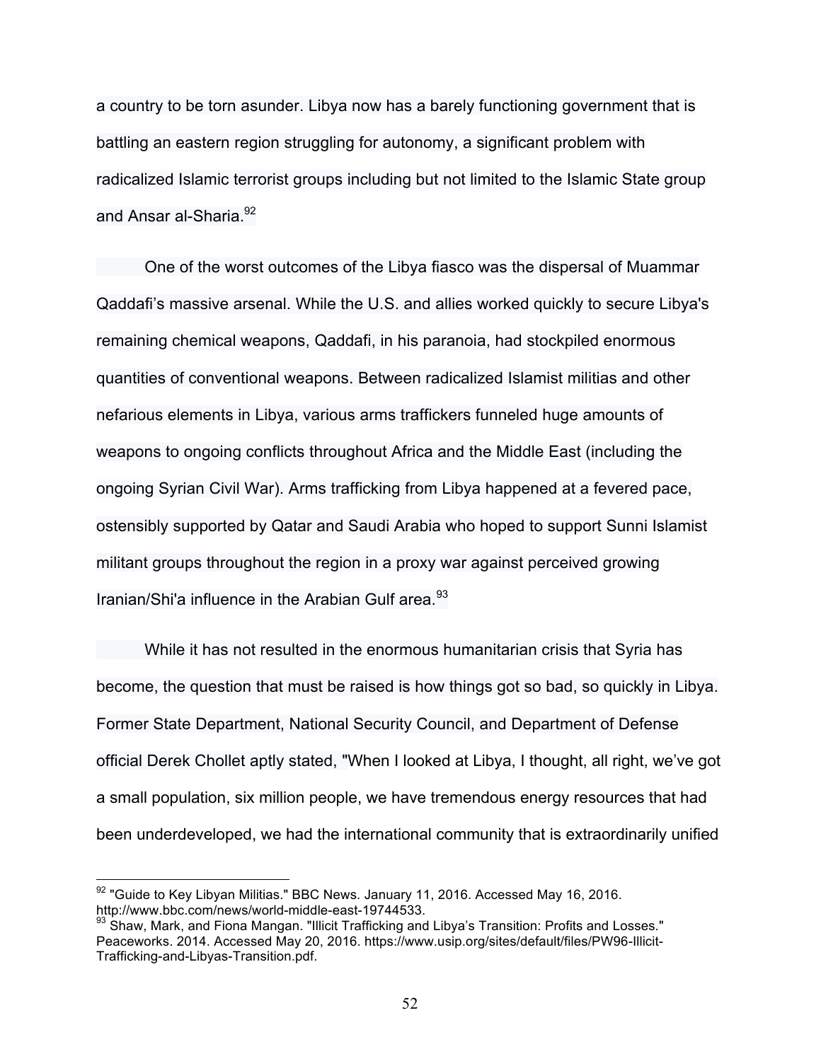a country to be torn asunder. Libya now has a barely functioning government that is battling an eastern region struggling for autonomy, a significant problem with radicalized Islamic terrorist groups including but not limited to the Islamic State group and Ansar al-Sharia.[92]

One of the worst outcomes of the Libya fiasco was the dispersal of Muammar Qaddafi's massive arsenal. While the U.S. and allies worked quickly to secure Libya's remaining chemical weapons, Qaddafi, in his paranoia, had stockpiled enormous quantities of conventional weapons. Between radicalized Islamist militias and other nefarious elements in Libya, various arms traffickers funneled huge amounts of weapons to ongoing conflicts throughout Africa and the Middle East (including the ongoing Syrian Civil War). Arms trafficking from Libya happened at a fevered pace, ostensibly supported by Qatar and Saudi Arabia who hoped to support Sunni Islamist militant groups throughout the region in a proxy war against perceived growing Iranian/Shi'a influence in the Arabian Gulf area.[93]

While it has not resulted in the enormous humanitarian crisis that Syria has become, the question that must be raised is how things got so bad, so quickly in Libya. Former State Department, National Security Council, and Department of Defense official Derek Chollet aptly stated, "When I looked at Libya, I thought, all right, we've got a small population, six million people, we have tremendous energy resources that had been underdeveloped, we had the international community that is extraordinarily unified

---

[92] "Guide to Key Libyan Militias." BBC News. January 11, 2016. Accessed May 16, 2016. http://www.bbc.com/news/world-middle-east-19744533.

[93] Shaw, Mark, and Fiona Mangan. "Illicit Trafficking and Libya's Transition: Profits and Losses." Peaceworks. 2014. Accessed May 20, 2016. https://www.usip.org/sites/default/files/PW96-Illicit-Trafficking-and-Libyas-Transition.pdf.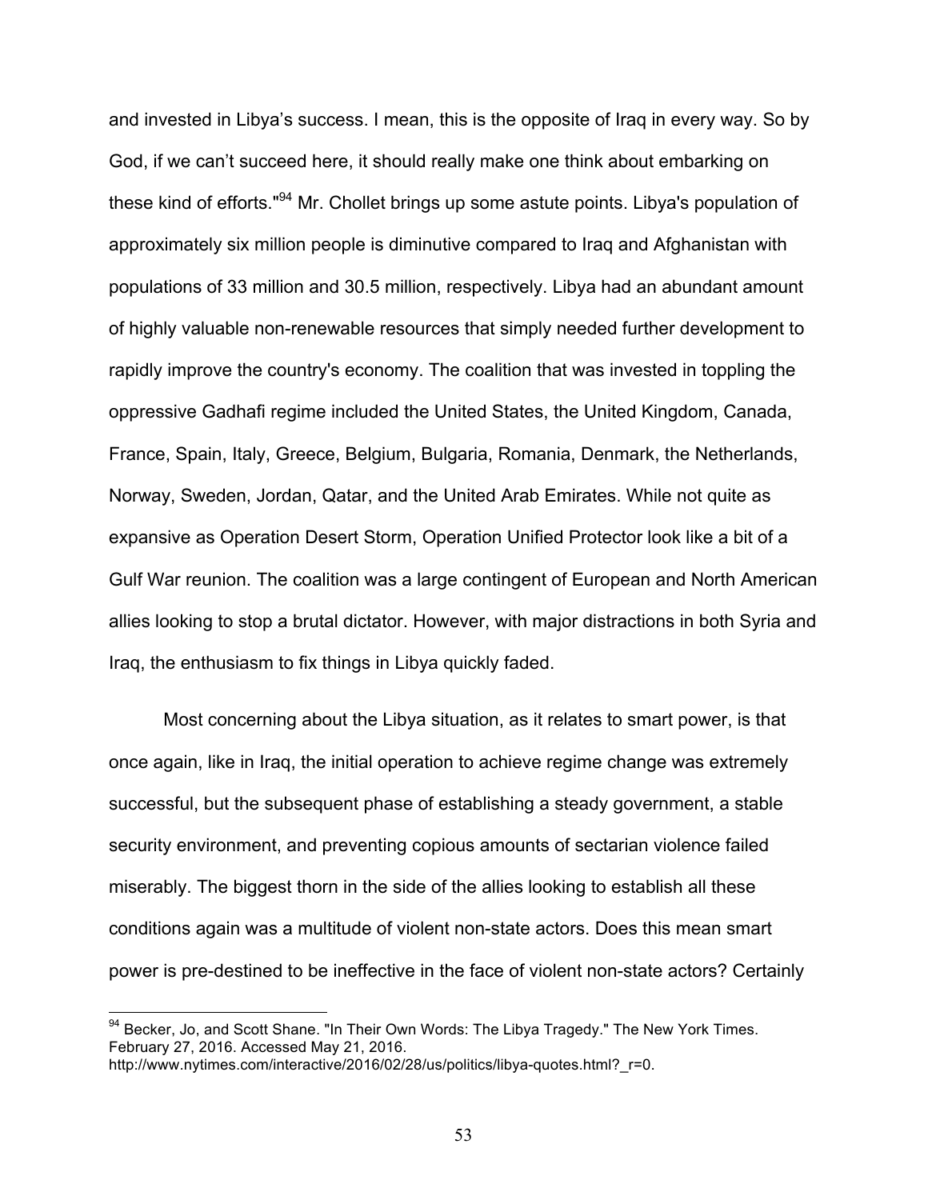and invested in Libya's success. I mean, this is the opposite of Iraq in every way. So by God, if we can't succeed here, it should really make one think about embarking on these kind of efforts."[94] Mr. Chollet brings up some astute points. Libya's population of approximately six million people is diminutive compared to Iraq and Afghanistan with populations of 33 million and 30.5 million, respectively. Libya had an abundant amount of highly valuable non-renewable resources that simply needed further development to rapidly improve the country's economy. The coalition that was invested in toppling the oppressive Gadhafi regime included the United States, the United Kingdom, Canada, France, Spain, Italy, Greece, Belgium, Bulgaria, Romania, Denmark, the Netherlands, Norway, Sweden, Jordan, Qatar, and the United Arab Emirates. While not quite as expansive as Operation Desert Storm, Operation Unified Protector look like a bit of a Gulf War reunion. The coalition was a large contingent of European and North American allies looking to stop a brutal dictator. However, with major distractions in both Syria and Iraq, the enthusiasm to fix things in Libya quickly faded.

Most concerning about the Libya situation, as it relates to smart power, is that once again, like in Iraq, the initial operation to achieve regime change was extremely successful, but the subsequent phase of establishing a steady government, a stable security environment, and preventing copious amounts of sectarian violence failed miserably. The biggest thorn in the side of the allies looking to establish all these conditions again was a multitude of violent non-state actors. Does this mean smart power is pre-destined to be ineffective in the face of violent non-state actors? Certainly

[94] Becker, Jo, and Scott Shane. "In Their Own Words: The Libya Tragedy." The New York Times. February 27, 2016. Accessed May 21, 2016. http://www.nytimes.com/interactive/2016/02/28/us/politics/libya-quotes.html?_r=0.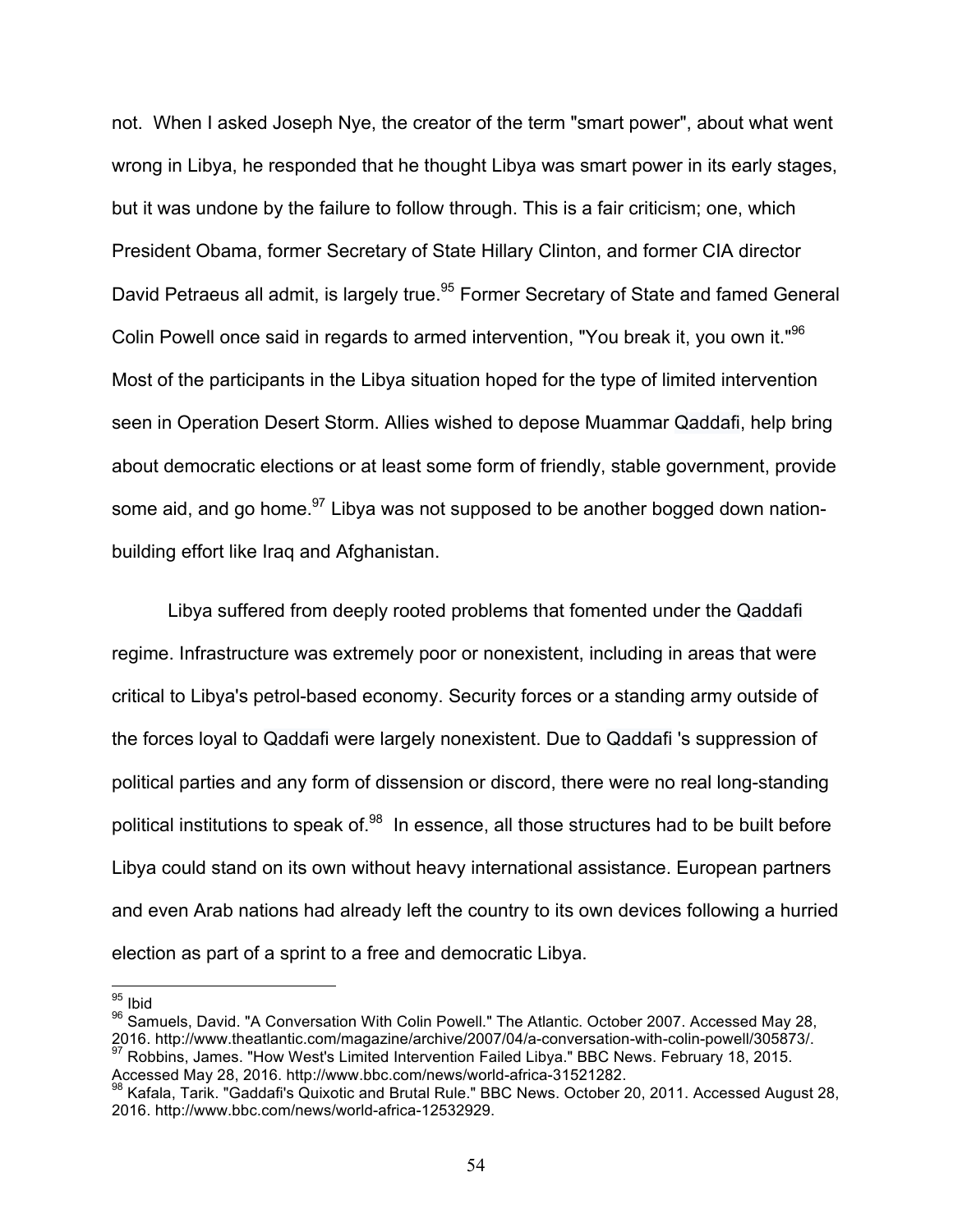not. When I asked Joseph Nye, the creator of the term "smart power", about what went wrong in Libya, he responded that he thought Libya was smart power in its early stages, but it was undone by the failure to follow through. This is a fair criticism; one, which President Obama, former Secretary of State Hillary Clinton, and former CIA director David Petraeus all admit, is largely true.[95] Former Secretary of State and famed General Colin Powell once said in regards to armed intervention, "You break it, you own it."[96] Most of the participants in the Libya situation hoped for the type of limited intervention seen in Operation Desert Storm. Allies wished to depose Muammar Qaddafi, help bring about democratic elections or at least some form of friendly, stable government, provide some aid, and go home.[97] Libya was not supposed to be another bogged down nation-building effort like Iraq and Afghanistan.

Libya suffered from deeply rooted problems that fomented under the Qaddafi regime. Infrastructure was extremely poor or nonexistent, including in areas that were critical to Libya's petrol-based economy. Security forces or a standing army outside of the forces loyal to Qaddafi were largely nonexistent. Due to Qaddafi 's suppression of political parties and any form of dissension or discord, there were no real long-standing political institutions to speak of.[98] In essence, all those structures had to be built before Libya could stand on its own without heavy international assistance. European partners and even Arab nations had already left the country to its own devices following a hurried election as part of a sprint to a free and democratic Libya.

---

[95] Ibid

[96] Samuels, David. "A Conversation With Colin Powell." The Atlantic. October 2007. Accessed May 28, 2016. http://www.theatlantic.com/magazine/archive/2007/04/a-conversation-with-colin-powell/305873/.

[97] Robbins, James. "How West's Limited Intervention Failed Libya." BBC News. February 18, 2015. Accessed May 28, 2016. http://www.bbc.com/news/world-africa-31521282.

[98] Kafala, Tarik. "Gaddafi's Quixotic and Brutal Rule." BBC News. October 20, 2011. Accessed August 28, 2016. http://www.bbc.com/news/world-africa-12532929.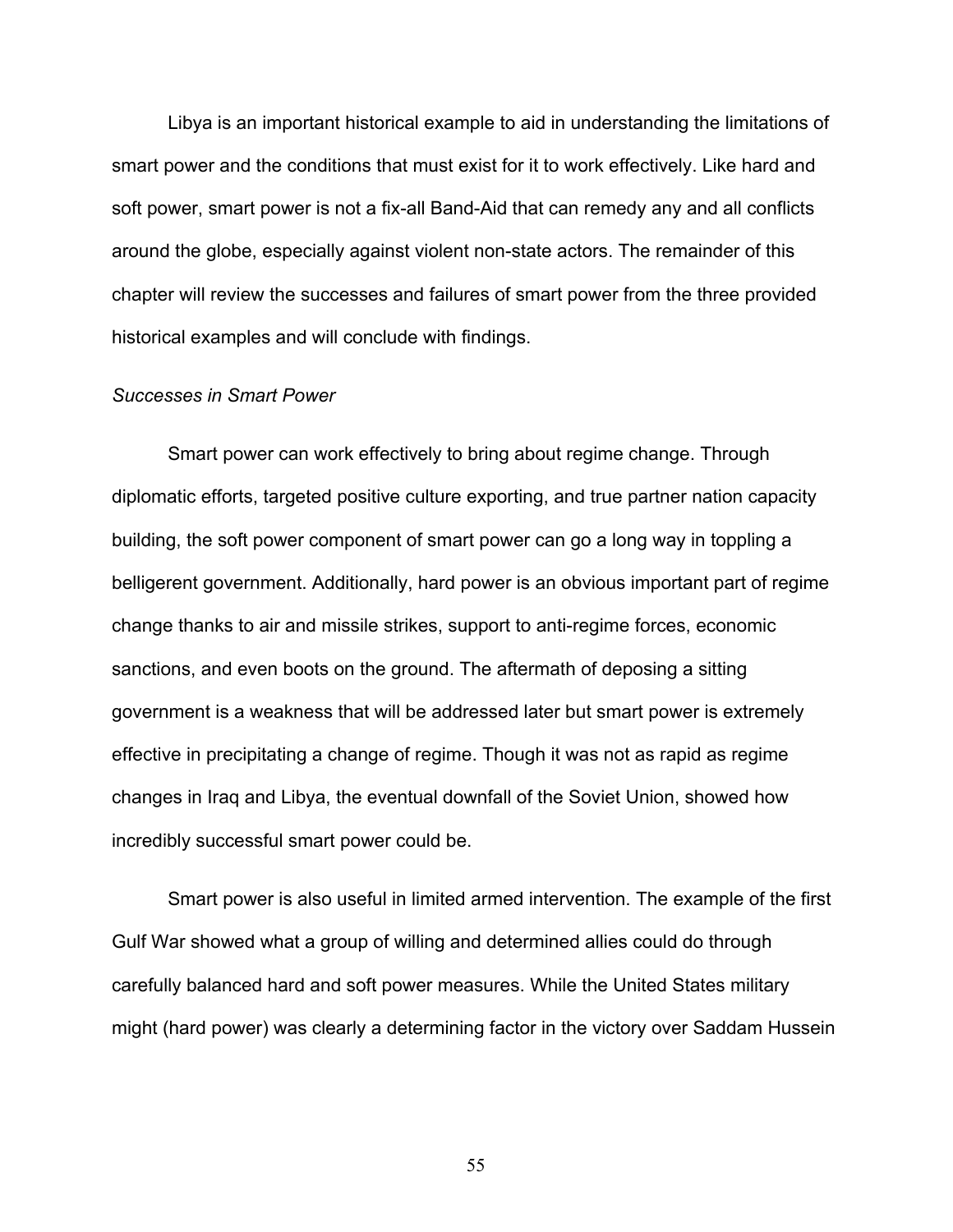Libya is an important historical example to aid in understanding the limitations of smart power and the conditions that must exist for it to work effectively. Like hard and soft power, smart power is not a fix-all Band-Aid that can remedy any and all conflicts around the globe, especially against violent non-state actors. The remainder of this chapter will review the successes and failures of smart power from the three provided historical examples and will conclude with findings.

*Successes in Smart Power*

Smart power can work effectively to bring about regime change. Through diplomatic efforts, targeted positive culture exporting, and true partner nation capacity building, the soft power component of smart power can go a long way in toppling a belligerent government. Additionally, hard power is an obvious important part of regime change thanks to air and missile strikes, support to anti-regime forces, economic sanctions, and even boots on the ground. The aftermath of deposing a sitting government is a weakness that will be addressed later but smart power is extremely effective in precipitating a change of regime. Though it was not as rapid as regime changes in Iraq and Libya, the eventual downfall of the Soviet Union, showed how incredibly successful smart power could be.

Smart power is also useful in limited armed intervention. The example of the first Gulf War showed what a group of willing and determined allies could do through carefully balanced hard and soft power measures. While the United States military might (hard power) was clearly a determining factor in the victory over Saddam Hussein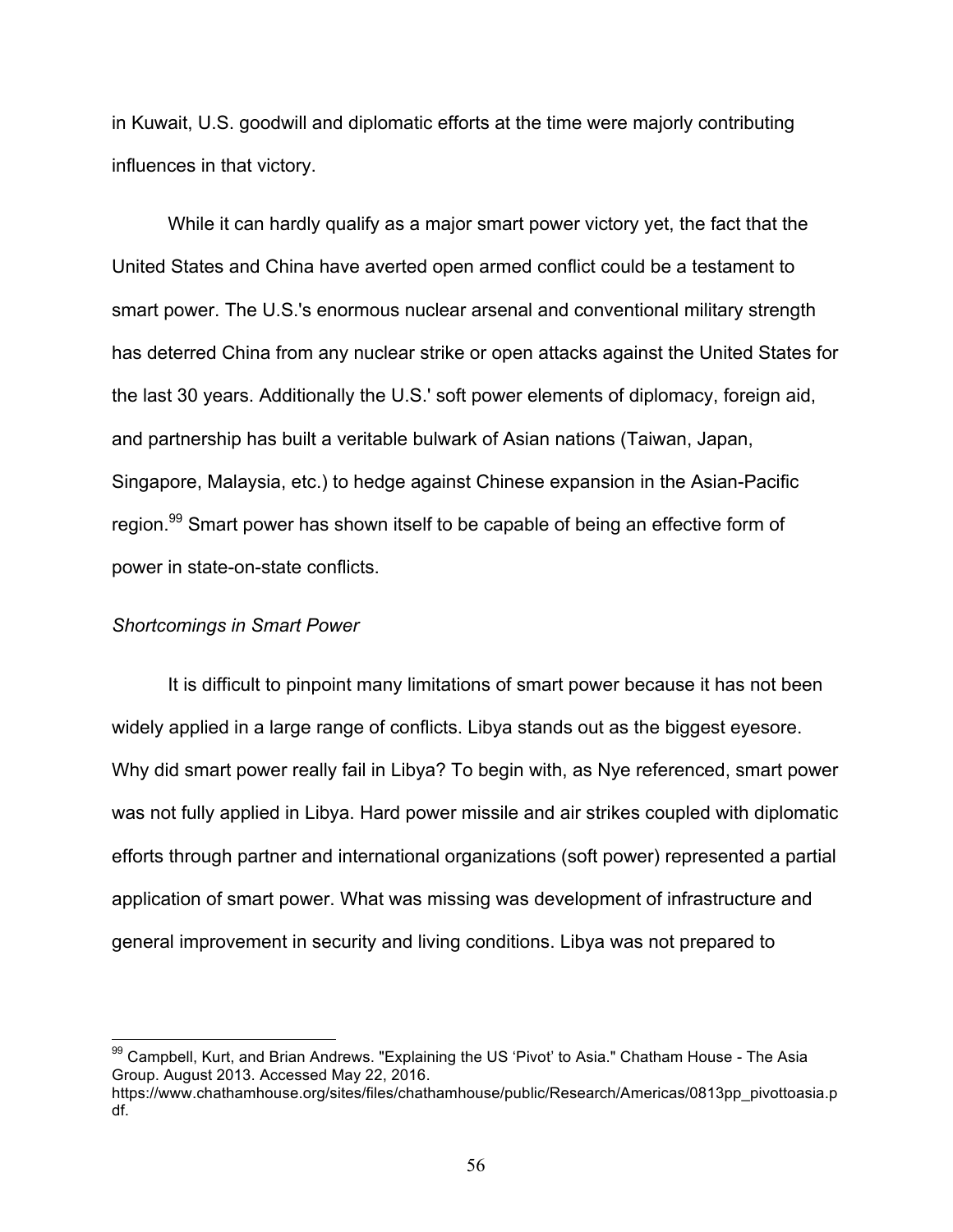in Kuwait, U.S. goodwill and diplomatic efforts at the time were majorly contributing influences in that victory.

While it can hardly qualify as a major smart power victory yet, the fact that the United States and China have averted open armed conflict could be a testament to smart power. The U.S.'s enormous nuclear arsenal and conventional military strength has deterred China from any nuclear strike or open attacks against the United States for the last 30 years. Additionally the U.S.' soft power elements of diplomacy, foreign aid, and partnership has built a veritable bulwark of Asian nations (Taiwan, Japan, Singapore, Malaysia, etc.) to hedge against Chinese expansion in the Asian-Pacific region.[99] Smart power has shown itself to be capable of being an effective form of power in state-on-state conflicts.

*Shortcomings in Smart Power*

It is difficult to pinpoint many limitations of smart power because it has not been widely applied in a large range of conflicts. Libya stands out as the biggest eyesore. Why did smart power really fail in Libya? To begin with, as Nye referenced, smart power was not fully applied in Libya. Hard power missile and air strikes coupled with diplomatic efforts through partner and international organizations (soft power) represented a partial application of smart power. What was missing was development of infrastructure and general improvement in security and living conditions. Libya was not prepared to

[99] Campbell, Kurt, and Brian Andrews. "Explaining the US 'Pivot' to Asia." Chatham House - The Asia Group. August 2013. Accessed May 22, 2016. https://www.chathamhouse.org/sites/files/chathamhouse/public/Research/Americas/0813pp_pivottoasia.pdf.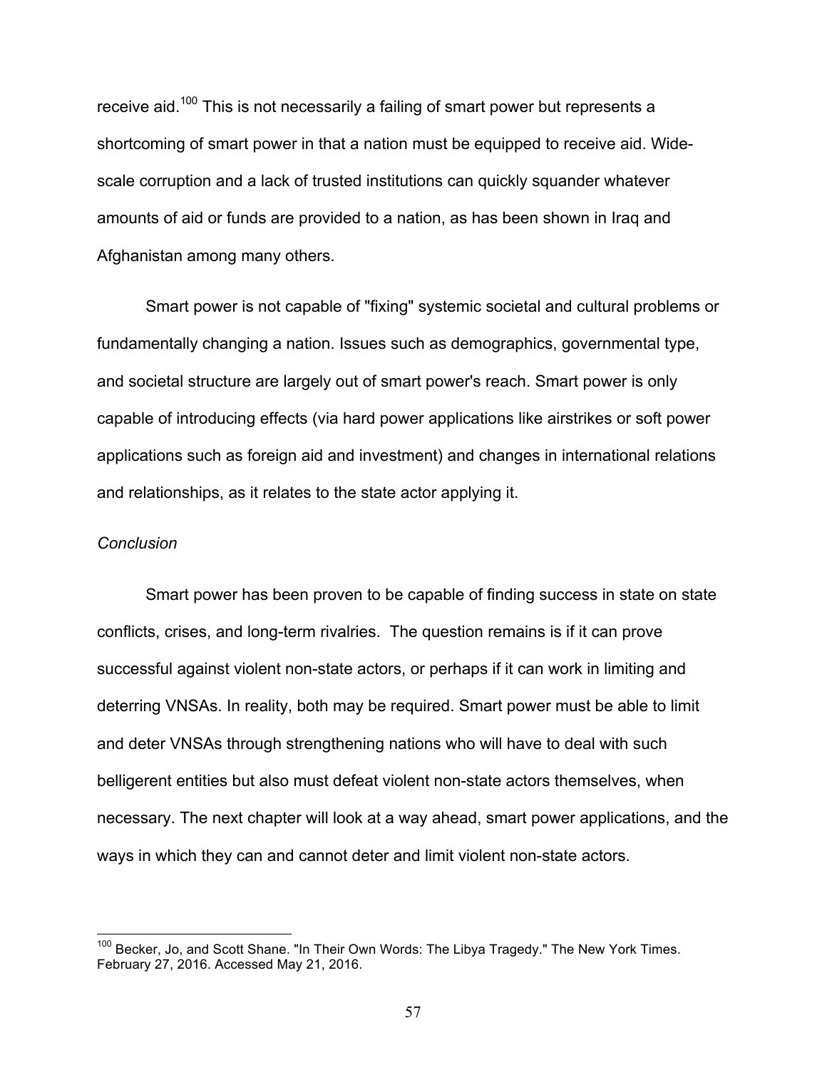receive aid.[100] This is not necessarily a failing of smart power but represents a shortcoming of smart power in that a nation must be equipped to receive aid. Wide-scale corruption and a lack of trusted institutions can quickly squander whatever amounts of aid or funds are provided to a nation, as has been shown in Iraq and Afghanistan among many others.

Smart power is not capable of "fixing" systemic societal and cultural problems or fundamentally changing a nation. Issues such as demographics, governmental type, and societal structure are largely out of smart power's reach. Smart power is only capable of introducing effects (via hard power applications like airstrikes or soft power applications such as foreign aid and investment) and changes in international relations and relationships, as it relates to the state actor applying it.

*Conclusion*

Smart power has been proven to be capable of finding success in state on state conflicts, crises, and long-term rivalries. The question remains is if it can prove successful against violent non-state actors, or perhaps if it can work in limiting and deterring VNSAs. In reality, both may be required. Smart power must be able to limit and deter VNSAs through strengthening nations who will have to deal with such belligerent entities but also must defeat violent non-state actors themselves, when necessary. The next chapter will look at a way ahead, smart power applications, and the ways in which they can and cannot deter and limit violent non-state actors.

---

[100] Becker, Jo, and Scott Shane. "In Their Own Words: The Libya Tragedy." The New York Times. February 27, 2016. Accessed May 21, 2016.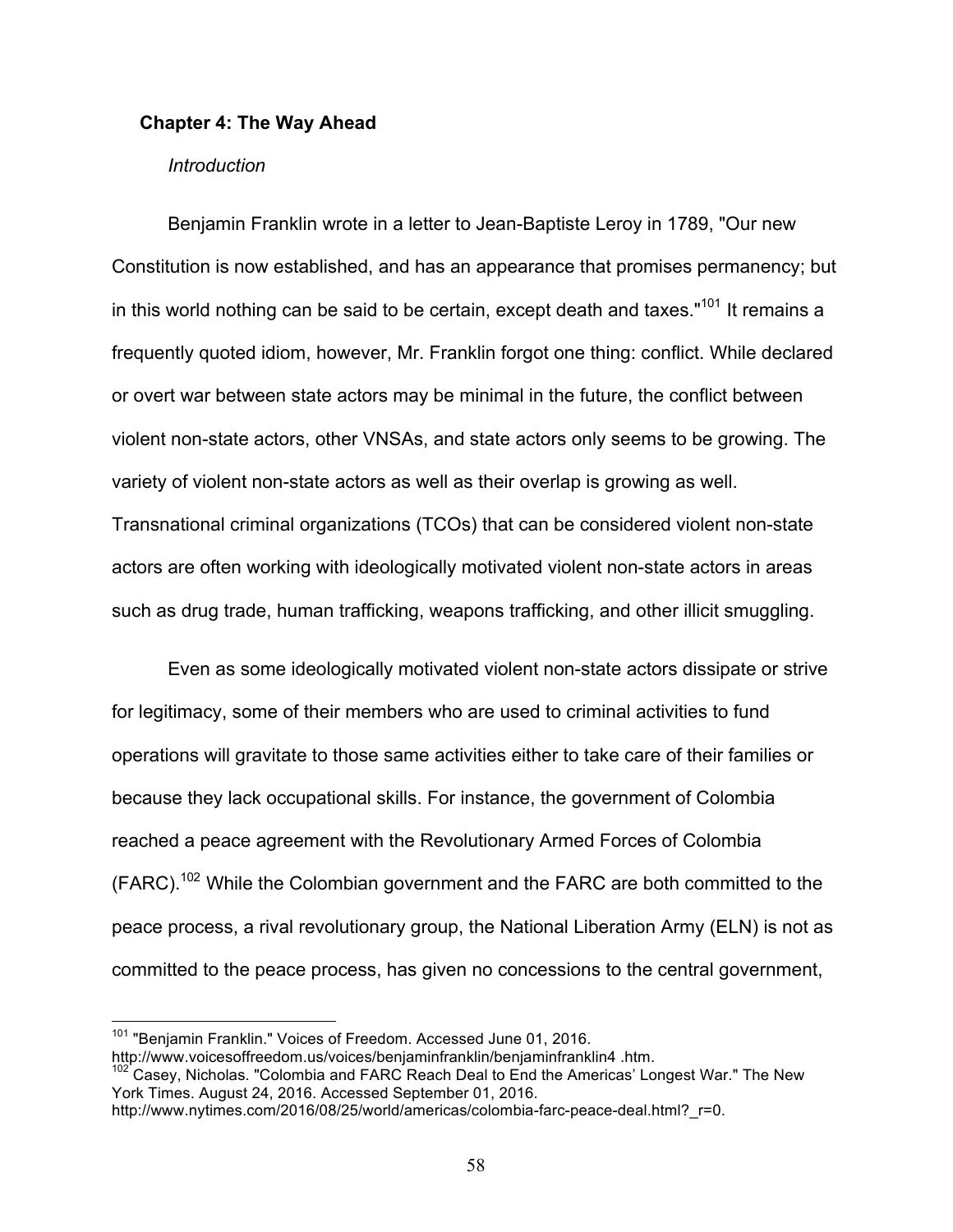## Chapter 4: The Way Ahead

### *Introduction*

Benjamin Franklin wrote in a letter to Jean-Baptiste Leroy in 1789, "Our new Constitution is now established, and has an appearance that promises permanency; but in this world nothing can be said to be certain, except death and taxes."[101] It remains a frequently quoted idiom, however, Mr. Franklin forgot one thing: conflict. While declared or overt war between state actors may be minimal in the future, the conflict between violent non-state actors, other VNSAs, and state actors only seems to be growing. The variety of violent non-state actors as well as their overlap is growing as well. Transnational criminal organizations (TCOs) that can be considered violent non-state actors are often working with ideologically motivated violent non-state actors in areas such as drug trade, human trafficking, weapons trafficking, and other illicit smuggling.

Even as some ideologically motivated violent non-state actors dissipate or strive for legitimacy, some of their members who are used to criminal activities to fund operations will gravitate to those same activities either to take care of their families or because they lack occupational skills. For instance, the government of Colombia reached a peace agreement with the Revolutionary Armed Forces of Colombia (FARC).[102] While the Colombian government and the FARC are both committed to the peace process, a rival revolutionary group, the National Liberation Army (ELN) is not as committed to the peace process, has given no concessions to the central government,

---

[101] "Benjamin Franklin." Voices of Freedom. Accessed June 01, 2016. http://www.voicesoffreedom.us/voices/benjaminfranklin/benjaminfranklin4 .htm.

[102] Casey, Nicholas. "Colombia and FARC Reach Deal to End the Americas' Longest War." The New York Times. August 24, 2016. Accessed September 01, 2016. http://www.nytimes.com/2016/08/25/world/americas/colombia-farc-peace-deal.html?_r=0.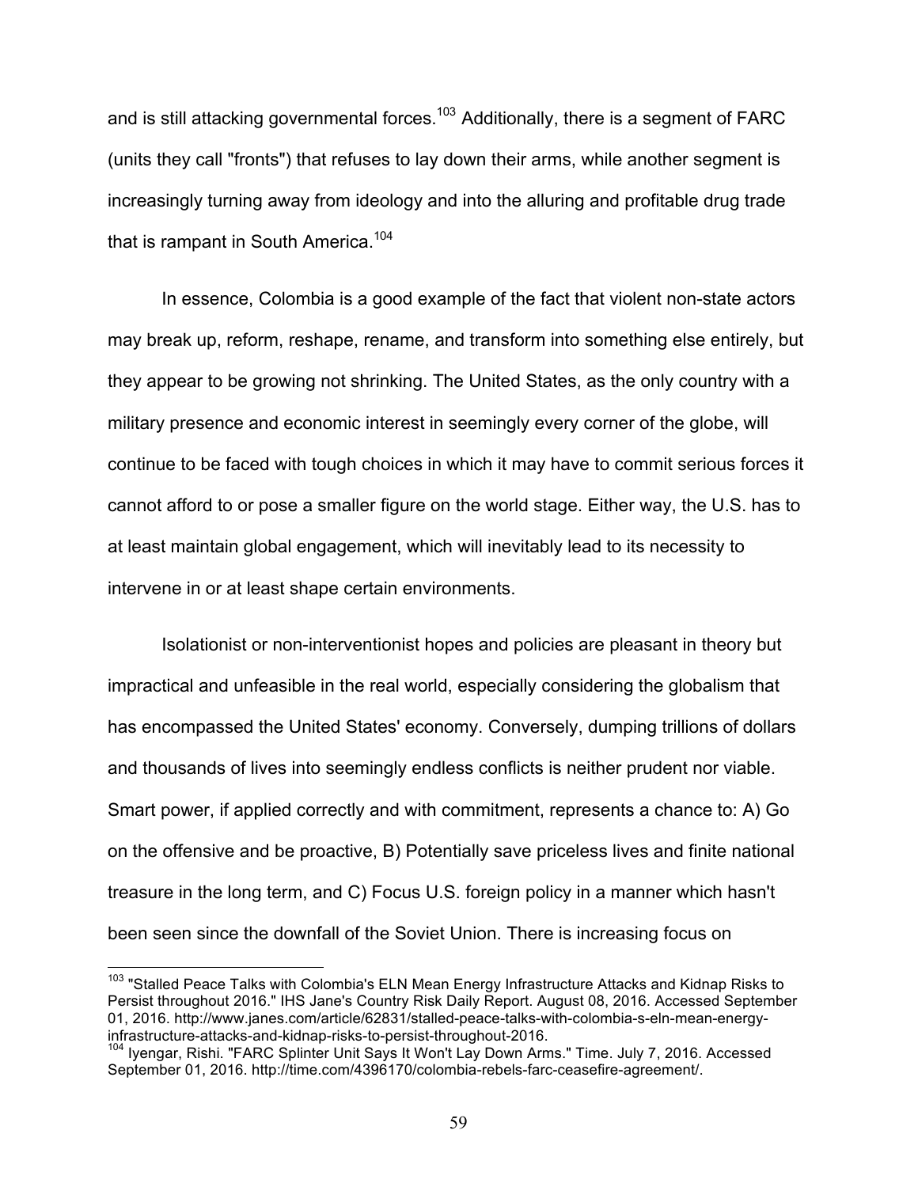and is still attacking governmental forces.[103] Additionally, there is a segment of FARC (units they call "fronts") that refuses to lay down their arms, while another segment is increasingly turning away from ideology and into the alluring and profitable drug trade that is rampant in South America.[104]

In essence, Colombia is a good example of the fact that violent non-state actors may break up, reform, reshape, rename, and transform into something else entirely, but they appear to be growing not shrinking. The United States, as the only country with a military presence and economic interest in seemingly every corner of the globe, will continue to be faced with tough choices in which it may have to commit serious forces it cannot afford to or pose a smaller figure on the world stage. Either way, the U.S. has to at least maintain global engagement, which will inevitably lead to its necessity to intervene in or at least shape certain environments.

Isolationist or non-interventionist hopes and policies are pleasant in theory but impractical and unfeasible in the real world, especially considering the globalism that has encompassed the United States' economy. Conversely, dumping trillions of dollars and thousands of lives into seemingly endless conflicts is neither prudent nor viable. Smart power, if applied correctly and with commitment, represents a chance to: A) Go on the offensive and be proactive, B) Potentially save priceless lives and finite national treasure in the long term, and C) Focus U.S. foreign policy in a manner which hasn't been seen since the downfall of the Soviet Union. There is increasing focus on

---

[103] "Stalled Peace Talks with Colombia's ELN Mean Energy Infrastructure Attacks and Kidnap Risks to Persist throughout 2016." IHS Jane's Country Risk Daily Report. August 08, 2016. Accessed September 01, 2016. http://www.janes.com/article/62831/stalled-peace-talks-with-colombia-s-eln-mean-energy-infrastructure-attacks-and-kidnap-risks-to-persist-throughout-2016.

[104] Iyengar, Rishi. "FARC Splinter Unit Says It Won't Lay Down Arms." Time. July 7, 2016. Accessed September 01, 2016. http://time.com/4396170/colombia-rebels-farc-ceasefire-agreement/.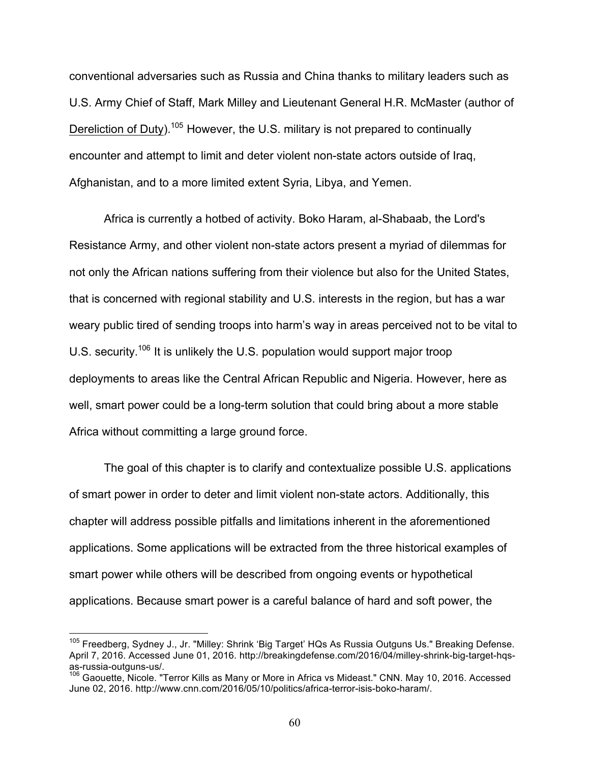conventional adversaries such as Russia and China thanks to military leaders such as U.S. Army Chief of Staff, Mark Milley and Lieutenant General H.R. McMaster (author of Dereliction of Duty).[105] However, the U.S. military is not prepared to continually encounter and attempt to limit and deter violent non-state actors outside of Iraq, Afghanistan, and to a more limited extent Syria, Libya, and Yemen.

Africa is currently a hotbed of activity. Boko Haram, al-Shabaab, the Lord's Resistance Army, and other violent non-state actors present a myriad of dilemmas for not only the African nations suffering from their violence but also for the United States, that is concerned with regional stability and U.S. interests in the region, but has a war weary public tired of sending troops into harm's way in areas perceived not to be vital to U.S. security.[106] It is unlikely the U.S. population would support major troop deployments to areas like the Central African Republic and Nigeria. However, here as well, smart power could be a long-term solution that could bring about a more stable Africa without committing a large ground force.

The goal of this chapter is to clarify and contextualize possible U.S. applications of smart power in order to deter and limit violent non-state actors. Additionally, this chapter will address possible pitfalls and limitations inherent in the aforementioned applications. Some applications will be extracted from the three historical examples of smart power while others will be described from ongoing events or hypothetical applications. Because smart power is a careful balance of hard and soft power, the

---

[105] Freedberg, Sydney J., Jr. "Milley: Shrink 'Big Target' HQs As Russia Outguns Us." Breaking Defense. April 7, 2016. Accessed June 01, 2016. http://breakingdefense.com/2016/04/milley-shrink-big-target-hqs-as-russia-outguns-us/.

[106] Gaouette, Nicole. "Terror Kills as Many or More in Africa vs Mideast." CNN. May 10, 2016. Accessed June 02, 2016. http://www.cnn.com/2016/05/10/politics/africa-terror-isis-boko-haram/.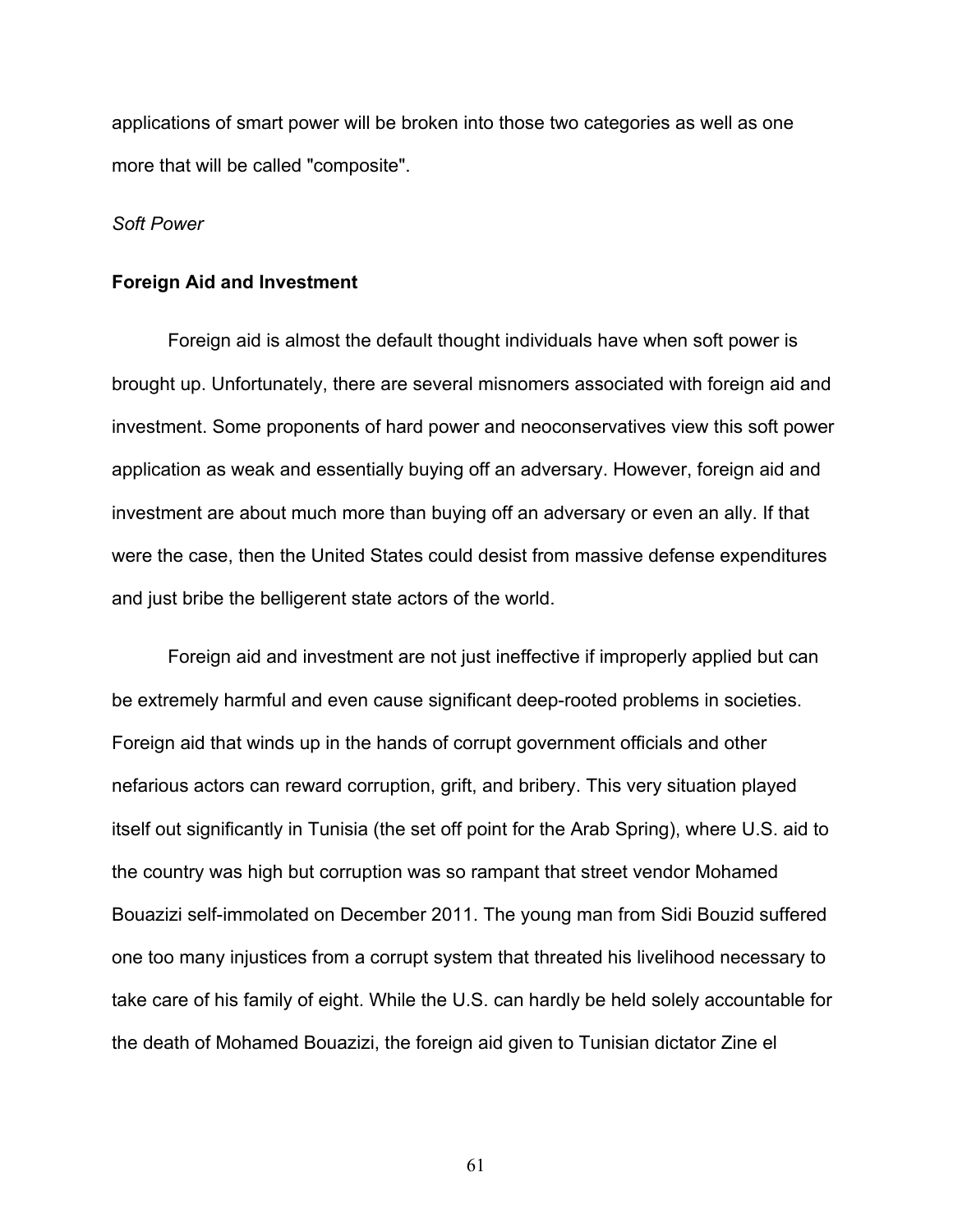applications of smart power will be broken into those two categories as well as one more that will be called "composite".

*Soft Power*

**Foreign Aid and Investment**

Foreign aid is almost the default thought individuals have when soft power is brought up. Unfortunately, there are several misnomers associated with foreign aid and investment. Some proponents of hard power and neoconservatives view this soft power application as weak and essentially buying off an adversary. However, foreign aid and investment are about much more than buying off an adversary or even an ally. If that were the case, then the United States could desist from massive defense expenditures and just bribe the belligerent state actors of the world.

Foreign aid and investment are not just ineffective if improperly applied but can be extremely harmful and even cause significant deep-rooted problems in societies. Foreign aid that winds up in the hands of corrupt government officials and other nefarious actors can reward corruption, grift, and bribery. This very situation played itself out significantly in Tunisia (the set off point for the Arab Spring), where U.S. aid to the country was high but corruption was so rampant that street vendor Mohamed Bouazizi self-immolated on December 2011. The young man from Sidi Bouzid suffered one too many injustices from a corrupt system that threated his livelihood necessary to take care of his family of eight. While the U.S. can hardly be held solely accountable for the death of Mohamed Bouazizi, the foreign aid given to Tunisian dictator Zine el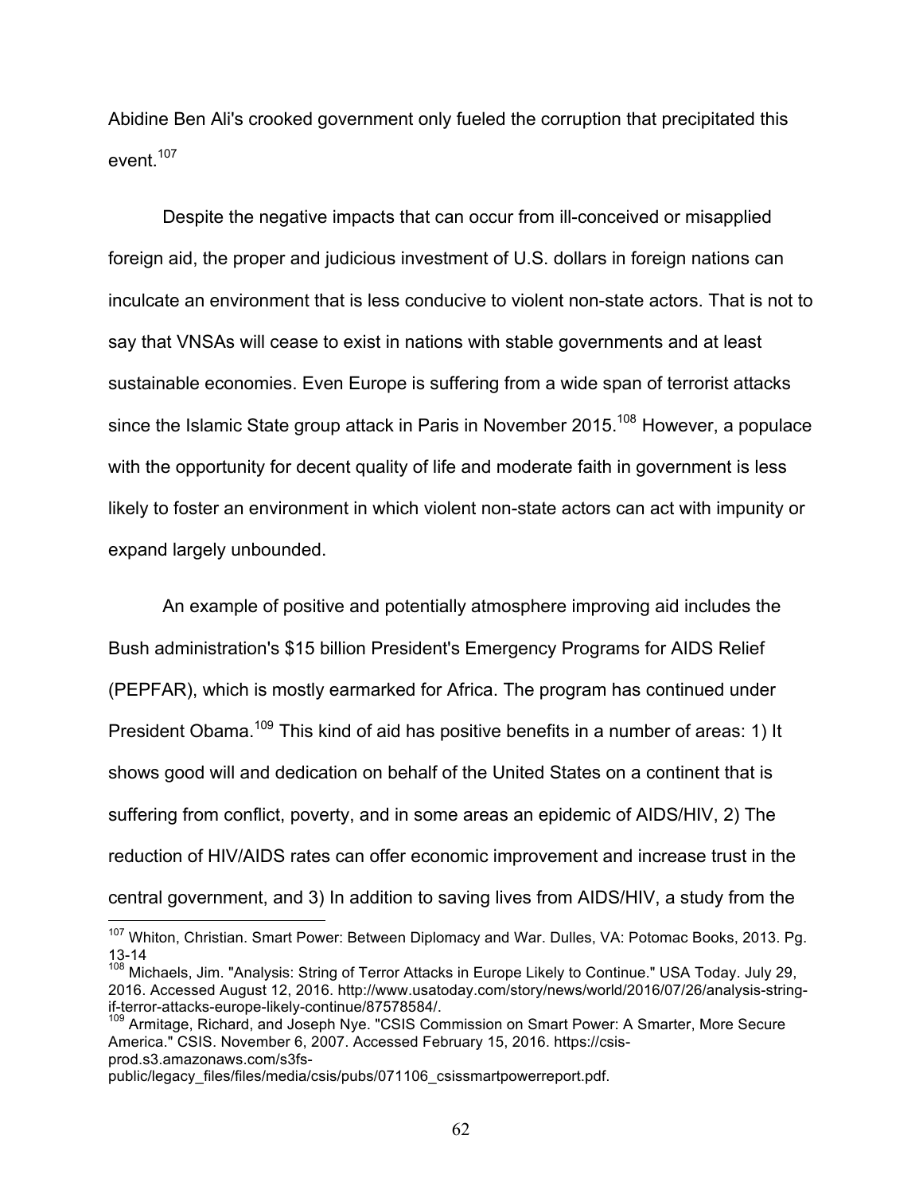Abidine Ben Ali's crooked government only fueled the corruption that precipitated this event.[107]

Despite the negative impacts that can occur from ill-conceived or misapplied foreign aid, the proper and judicious investment of U.S. dollars in foreign nations can inculcate an environment that is less conducive to violent non-state actors. That is not to say that VNSAs will cease to exist in nations with stable governments and at least sustainable economies. Even Europe is suffering from a wide span of terrorist attacks since the Islamic State group attack in Paris in November 2015.[108] However, a populace with the opportunity for decent quality of life and moderate faith in government is less likely to foster an environment in which violent non-state actors can act with impunity or expand largely unbounded.

An example of positive and potentially atmosphere improving aid includes the Bush administration's $15 billion President's Emergency Programs for AIDS Relief (PEPFAR), which is mostly earmarked for Africa. The program has continued under President Obama.[109] This kind of aid has positive benefits in a number of areas: 1) It shows good will and dedication on behalf of the United States on a continent that is suffering from conflict, poverty, and in some areas an epidemic of AIDS/HIV, 2) The reduction of HIV/AIDS rates can offer economic improvement and increase trust in the central government, and 3) In addition to saving lives from AIDS/HIV, a study from the

---

[107] Whiton, Christian. Smart Power: Between Diplomacy and War. Dulles, VA: Potomac Books, 2013. Pg. 13-14

[108] Michaels, Jim. "Analysis: String of Terror Attacks in Europe Likely to Continue." USA Today. July 29, 2016. Accessed August 12, 2016. http://www.usatoday.com/story/news/world/2016/07/26/analysis-string-if-terror-attacks-europe-likely-continue/87578584/.

[109] Armitage, Richard, and Joseph Nye. "CSIS Commission on Smart Power: A Smarter, More Secure America." CSIS. November 6, 2007. Accessed February 15, 2016. https://csis-prod.s3.amazonaws.com/s3fs-public/legacy_files/files/media/csis/pubs/071106_csissmartpowerreport.pdf.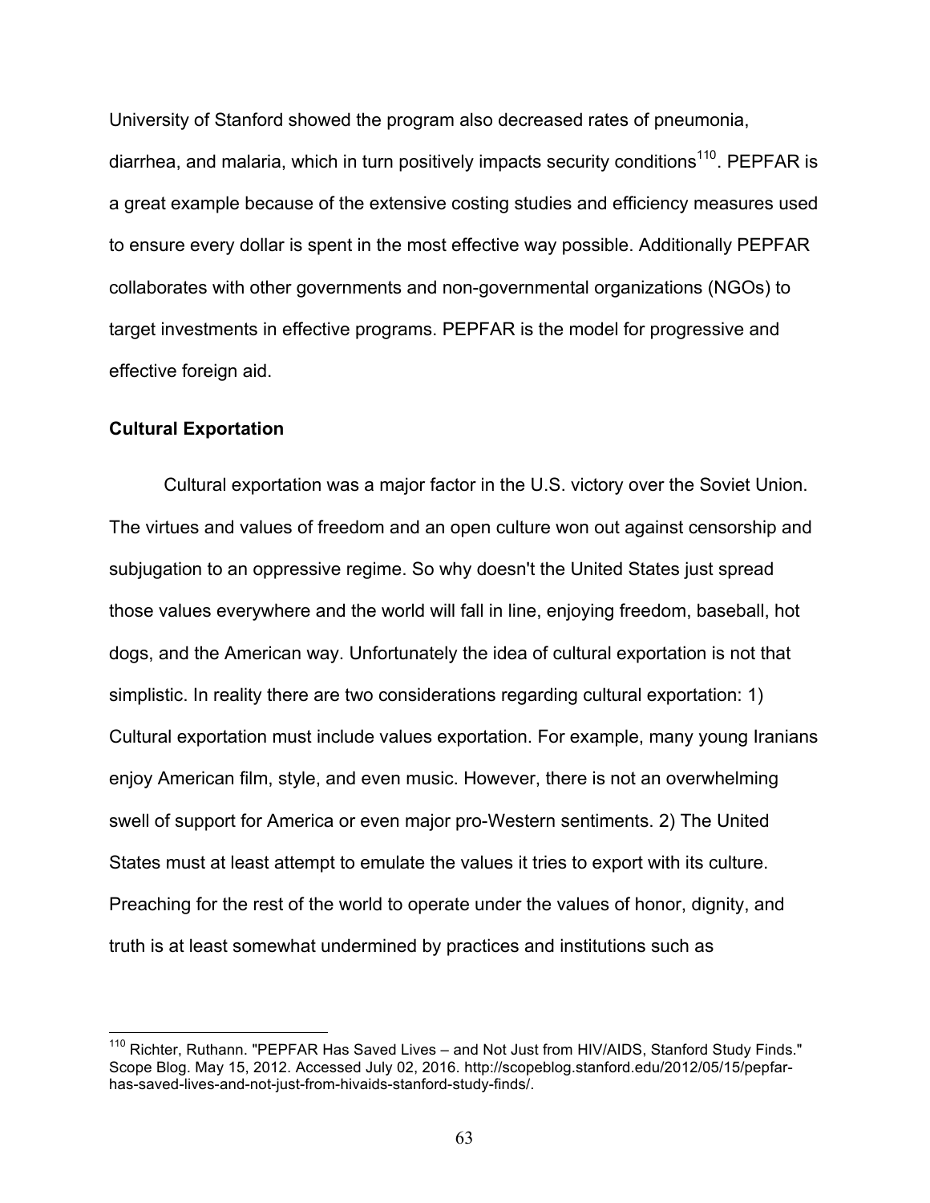University of Stanford showed the program also decreased rates of pneumonia, diarrhea, and malaria, which in turn positively impacts security conditions[110]. PEPFAR is a great example because of the extensive costing studies and efficiency measures used to ensure every dollar is spent in the most effective way possible. Additionally PEPFAR collaborates with other governments and non-governmental organizations (NGOs) to target investments in effective programs. PEPFAR is the model for progressive and effective foreign aid.

### Cultural Exportation

Cultural exportation was a major factor in the U.S. victory over the Soviet Union. The virtues and values of freedom and an open culture won out against censorship and subjugation to an oppressive regime. So why doesn't the United States just spread those values everywhere and the world will fall in line, enjoying freedom, baseball, hot dogs, and the American way. Unfortunately the idea of cultural exportation is not that simplistic. In reality there are two considerations regarding cultural exportation: 1) Cultural exportation must include values exportation. For example, many young Iranians enjoy American film, style, and even music. However, there is not an overwhelming swell of support for America or even major pro-Western sentiments. 2) The United States must at least attempt to emulate the values it tries to export with its culture. Preaching for the rest of the world to operate under the values of honor, dignity, and truth is at least somewhat undermined by practices and institutions such as

---

[110] Richter, Ruthann. "PEPFAR Has Saved Lives – and Not Just from HIV/AIDS, Stanford Study Finds." Scope Blog. May 15, 2012. Accessed July 02, 2016. http://scopeblog.stanford.edu/2012/05/15/pepfar-has-saved-lives-and-not-just-from-hivaids-stanford-study-finds/.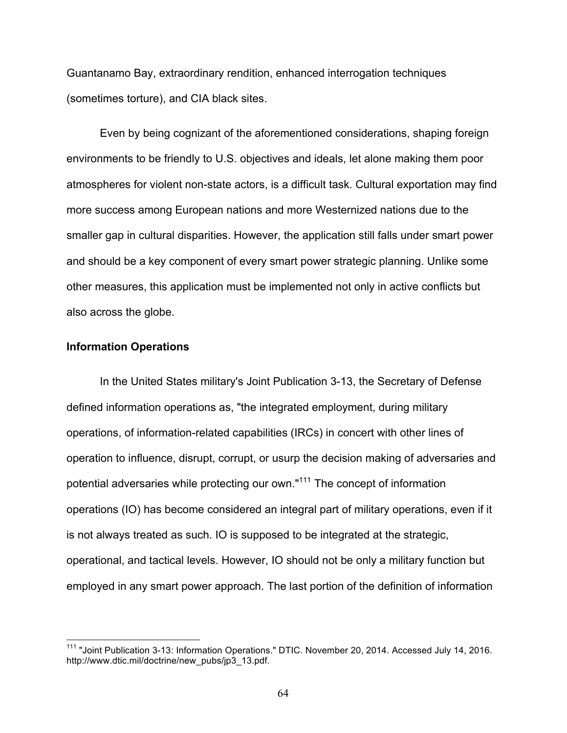Guantanamo Bay, extraordinary rendition, enhanced interrogation techniques (sometimes torture), and CIA black sites.

Even by being cognizant of the aforementioned considerations, shaping foreign environments to be friendly to U.S. objectives and ideals, let alone making them poor atmospheres for violent non-state actors, is a difficult task. Cultural exportation may find more success among European nations and more Westernized nations due to the smaller gap in cultural disparities. However, the application still falls under smart power and should be a key component of every smart power strategic planning. Unlike some other measures, this application must be implemented not only in active conflicts but also across the globe.

**Information Operations**

In the United States military's Joint Publication 3-13, the Secretary of Defense defined information operations as, "the integrated employment, during military operations, of information-related capabilities (IRCs) in concert with other lines of operation to influence, disrupt, corrupt, or usurp the decision making of adversaries and potential adversaries while protecting our own."[111] The concept of information operations (IO) has become considered an integral part of military operations, even if it is not always treated as such. IO is supposed to be integrated at the strategic, operational, and tactical levels. However, IO should not be only a military function but employed in any smart power approach. The last portion of the definition of information

[111] "Joint Publication 3-13: Information Operations." DTIC. November 20, 2014. Accessed July 14, 2016. http://www.dtic.mil/doctrine/new_pubs/jp3_13.pdf.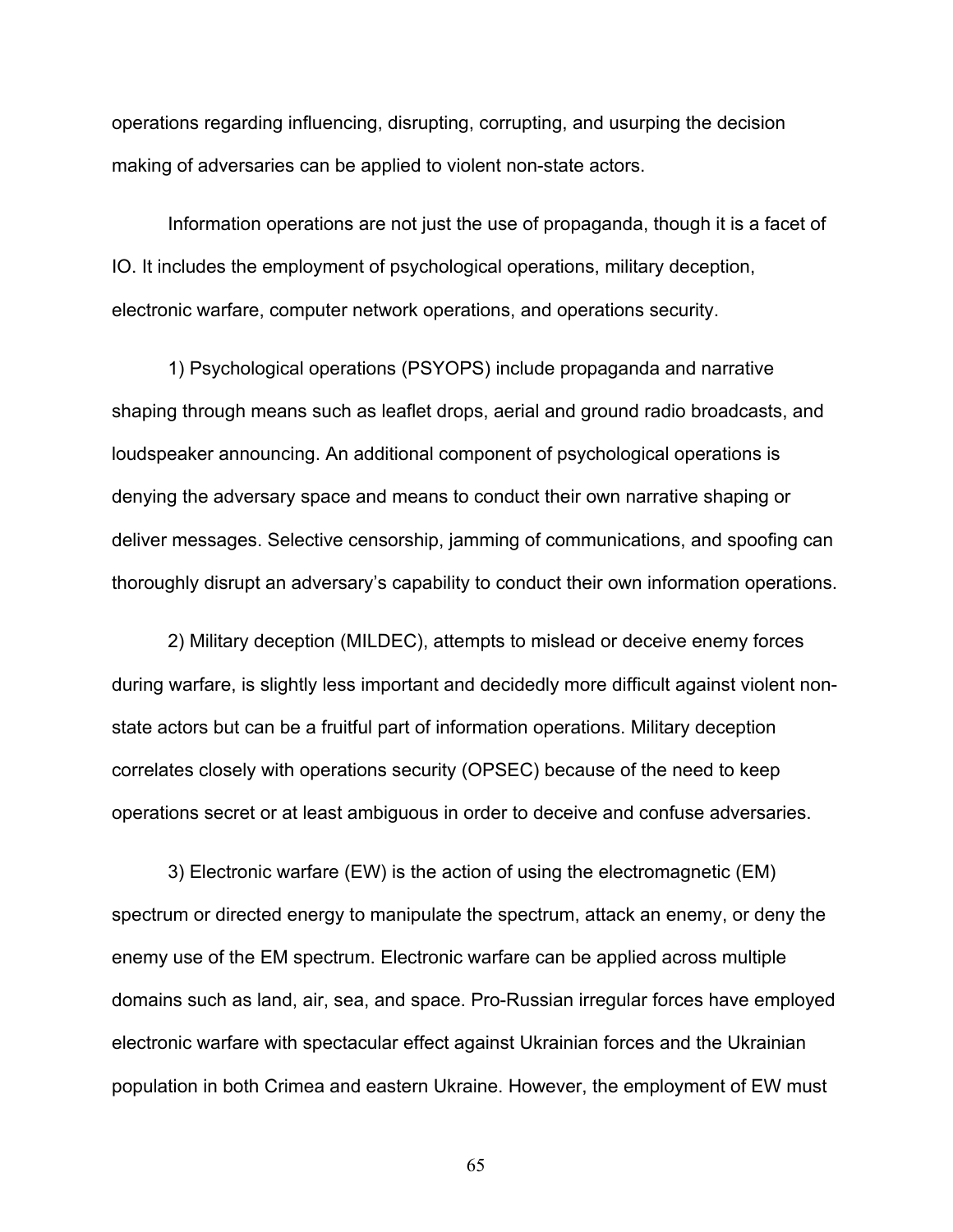operations regarding influencing, disrupting, corrupting, and usurping the decision making of adversaries can be applied to violent non-state actors.

Information operations are not just the use of propaganda, though it is a facet of IO. It includes the employment of psychological operations, military deception, electronic warfare, computer network operations, and operations security.

1) Psychological operations (PSYOPS) include propaganda and narrative shaping through means such as leaflet drops, aerial and ground radio broadcasts, and loudspeaker announcing. An additional component of psychological operations is denying the adversary space and means to conduct their own narrative shaping or deliver messages. Selective censorship, jamming of communications, and spoofing can thoroughly disrupt an adversary's capability to conduct their own information operations.

2) Military deception (MILDEC), attempts to mislead or deceive enemy forces during warfare, is slightly less important and decidedly more difficult against violent non-state actors but can be a fruitful part of information operations. Military deception correlates closely with operations security (OPSEC) because of the need to keep operations secret or at least ambiguous in order to deceive and confuse adversaries.

3) Electronic warfare (EW) is the action of using the electromagnetic (EM) spectrum or directed energy to manipulate the spectrum, attack an enemy, or deny the enemy use of the EM spectrum. Electronic warfare can be applied across multiple domains such as land, air, sea, and space. Pro-Russian irregular forces have employed electronic warfare with spectacular effect against Ukrainian forces and the Ukrainian population in both Crimea and eastern Ukraine. However, the employment of EW must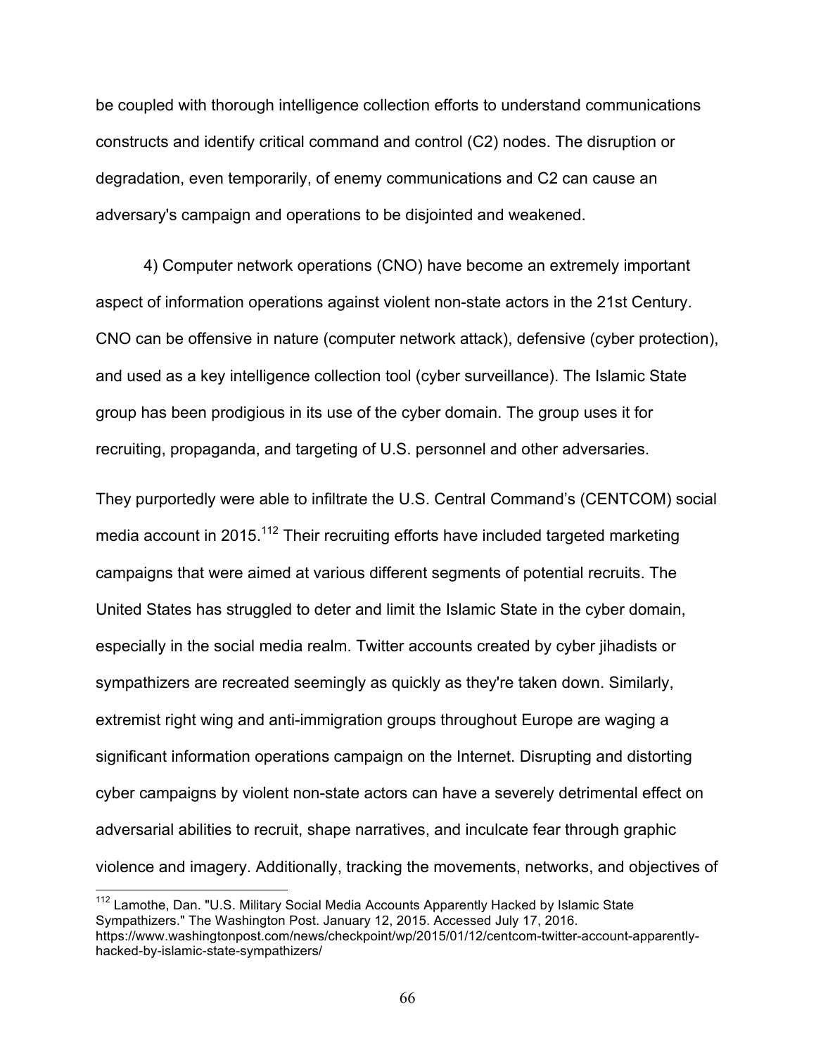be coupled with thorough intelligence collection efforts to understand communications constructs and identify critical command and control (C2) nodes. The disruption or degradation, even temporarily, of enemy communications and C2 can cause an adversary's campaign and operations to be disjointed and weakened.

4) Computer network operations (CNO) have become an extremely important aspect of information operations against violent non-state actors in the 21st Century. CNO can be offensive in nature (computer network attack), defensive (cyber protection), and used as a key intelligence collection tool (cyber surveillance). The Islamic State group has been prodigious in its use of the cyber domain. The group uses it for recruiting, propaganda, and targeting of U.S. personnel and other adversaries.

They purportedly were able to infiltrate the U.S. Central Command's (CENTCOM) social media account in 2015.[112] Their recruiting efforts have included targeted marketing campaigns that were aimed at various different segments of potential recruits. The United States has struggled to deter and limit the Islamic State in the cyber domain, especially in the social media realm. Twitter accounts created by cyber jihadists or sympathizers are recreated seemingly as quickly as they're taken down. Similarly, extremist right wing and anti-immigration groups throughout Europe are waging a significant information operations campaign on the Internet. Disrupting and distorting cyber campaigns by violent non-state actors can have a severely detrimental effect on adversarial abilities to recruit, shape narratives, and inculcate fear through graphic violence and imagery. Additionally, tracking the movements, networks, and objectives of

[112] Lamothe, Dan. "U.S. Military Social Media Accounts Apparently Hacked by Islamic State Sympathizers." The Washington Post. January 12, 2015. Accessed July 17, 2016. https://www.washingtonpost.com/news/checkpoint/wp/2015/01/12/centcom-twitter-account-apparently-hacked-by-islamic-state-sympathizers/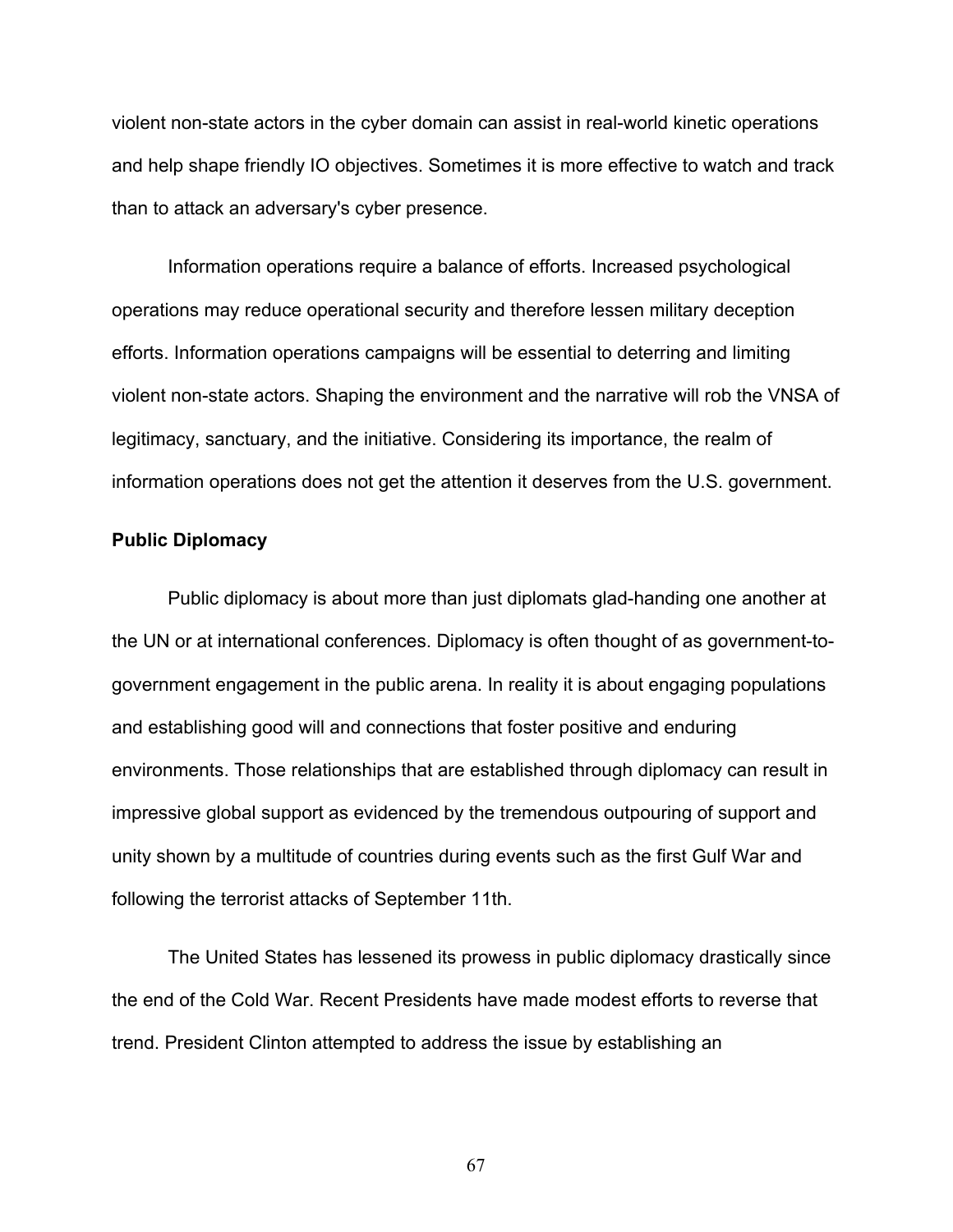violent non-state actors in the cyber domain can assist in real-world kinetic operations and help shape friendly IO objectives. Sometimes it is more effective to watch and track than to attack an adversary's cyber presence.

Information operations require a balance of efforts. Increased psychological operations may reduce operational security and therefore lessen military deception efforts. Information operations campaigns will be essential to deterring and limiting violent non-state actors. Shaping the environment and the narrative will rob the VNSA of legitimacy, sanctuary, and the initiative. Considering its importance, the realm of information operations does not get the attention it deserves from the U.S. government.

**Public Diplomacy**

Public diplomacy is about more than just diplomats glad-handing one another at the UN or at international conferences. Diplomacy is often thought of as government-to-government engagement in the public arena. In reality it is about engaging populations and establishing good will and connections that foster positive and enduring environments. Those relationships that are established through diplomacy can result in impressive global support as evidenced by the tremendous outpouring of support and unity shown by a multitude of countries during events such as the first Gulf War and following the terrorist attacks of September 11th.

The United States has lessened its prowess in public diplomacy drastically since the end of the Cold War. Recent Presidents have made modest efforts to reverse that trend. President Clinton attempted to address the issue by establishing an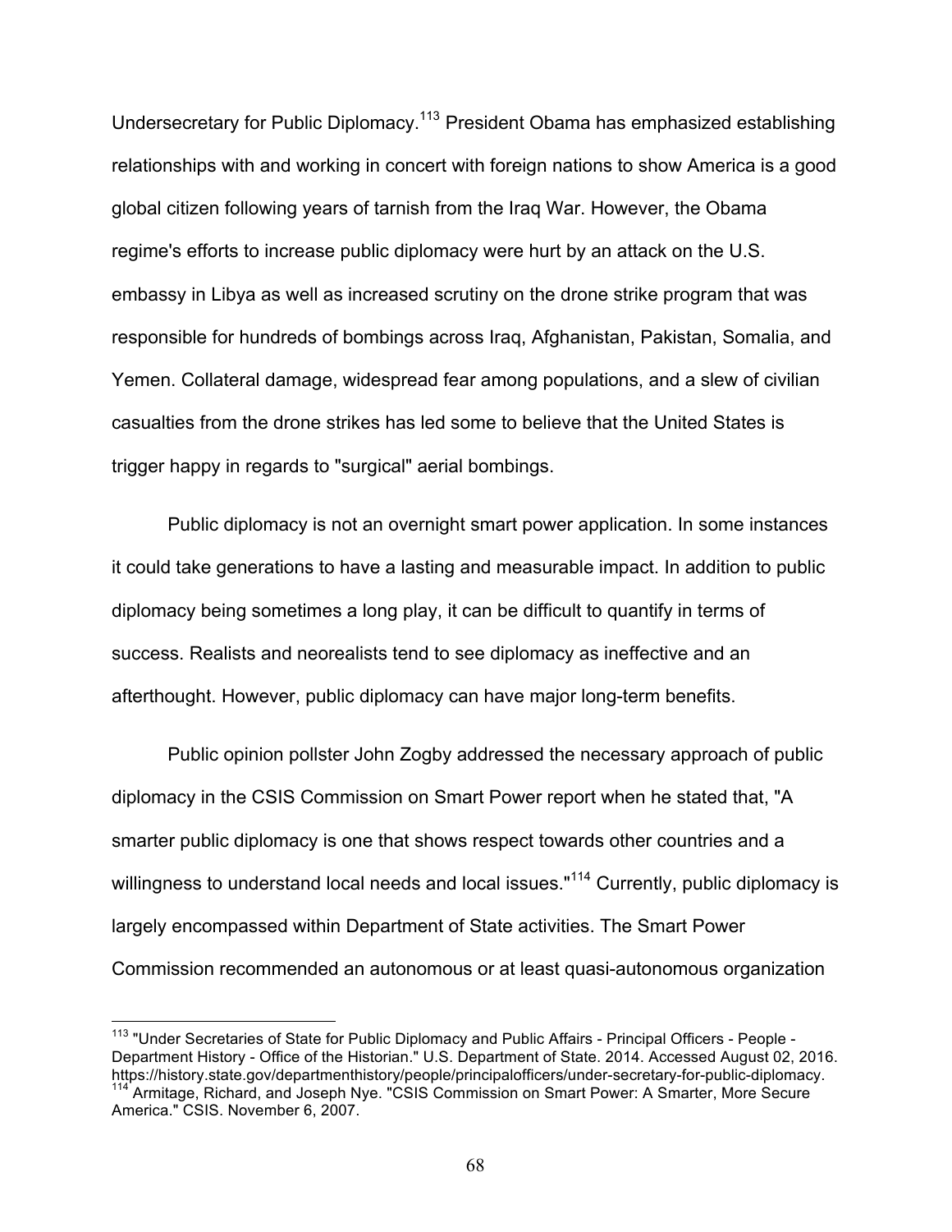Undersecretary for Public Diplomacy.[113] President Obama has emphasized establishing relationships with and working in concert with foreign nations to show America is a good global citizen following years of tarnish from the Iraq War. However, the Obama regime's efforts to increase public diplomacy were hurt by an attack on the U.S. embassy in Libya as well as increased scrutiny on the drone strike program that was responsible for hundreds of bombings across Iraq, Afghanistan, Pakistan, Somalia, and Yemen. Collateral damage, widespread fear among populations, and a slew of civilian casualties from the drone strikes has led some to believe that the United States is trigger happy in regards to "surgical" aerial bombings.

Public diplomacy is not an overnight smart power application. In some instances it could take generations to have a lasting and measurable impact. In addition to public diplomacy being sometimes a long play, it can be difficult to quantify in terms of success. Realists and neorealists tend to see diplomacy as ineffective and an afterthought. However, public diplomacy can have major long-term benefits.

Public opinion pollster John Zogby addressed the necessary approach of public diplomacy in the CSIS Commission on Smart Power report when he stated that, "A smarter public diplomacy is one that shows respect towards other countries and a willingness to understand local needs and local issues."[114] Currently, public diplomacy is largely encompassed within Department of State activities. The Smart Power Commission recommended an autonomous or at least quasi-autonomous organization

---

[113] "Under Secretaries of State for Public Diplomacy and Public Affairs - Principal Officers - People - Department History - Office of the Historian." U.S. Department of State. 2014. Accessed August 02, 2016. https://history.state.gov/departmenthistory/people/principalofficers/under-secretary-for-public-diplomacy.

[114] Armitage, Richard, and Joseph Nye. "CSIS Commission on Smart Power: A Smarter, More Secure America." CSIS. November 6, 2007.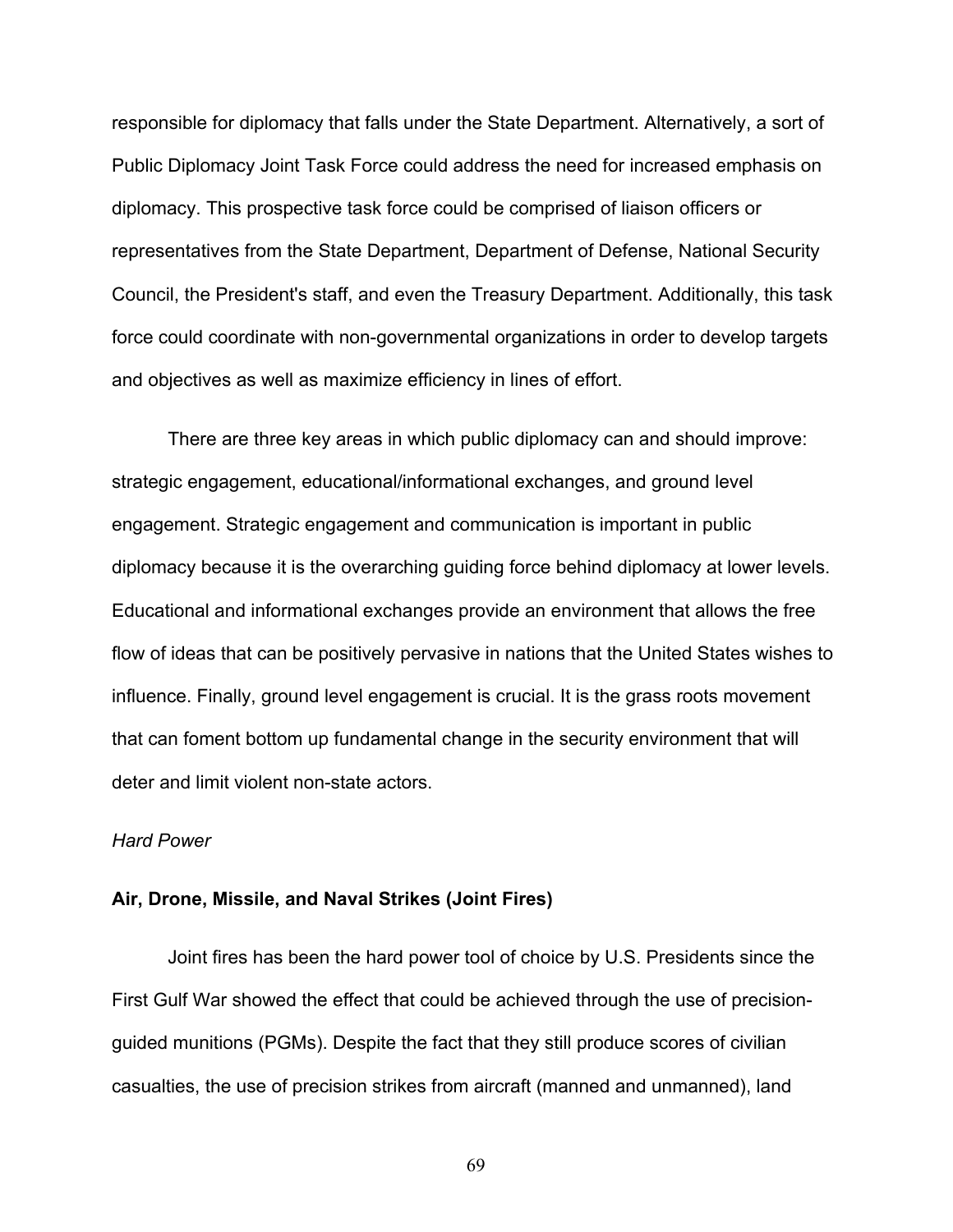responsible for diplomacy that falls under the State Department. Alternatively, a sort of Public Diplomacy Joint Task Force could address the need for increased emphasis on diplomacy. This prospective task force could be comprised of liaison officers or representatives from the State Department, Department of Defense, National Security Council, the President's staff, and even the Treasury Department. Additionally, this task force could coordinate with non-governmental organizations in order to develop targets and objectives as well as maximize efficiency in lines of effort.

There are three key areas in which public diplomacy can and should improve: strategic engagement, educational/informational exchanges, and ground level engagement. Strategic engagement and communication is important in public diplomacy because it is the overarching guiding force behind diplomacy at lower levels. Educational and informational exchanges provide an environment that allows the free flow of ideas that can be positively pervasive in nations that the United States wishes to influence. Finally, ground level engagement is crucial. It is the grass roots movement that can foment bottom up fundamental change in the security environment that will deter and limit violent non-state actors.

*Hard Power*

**Air, Drone, Missile, and Naval Strikes (Joint Fires)**

Joint fires has been the hard power tool of choice by U.S. Presidents since the First Gulf War showed the effect that could be achieved through the use of precision-guided munitions (PGMs). Despite the fact that they still produce scores of civilian casualties, the use of precision strikes from aircraft (manned and unmanned), land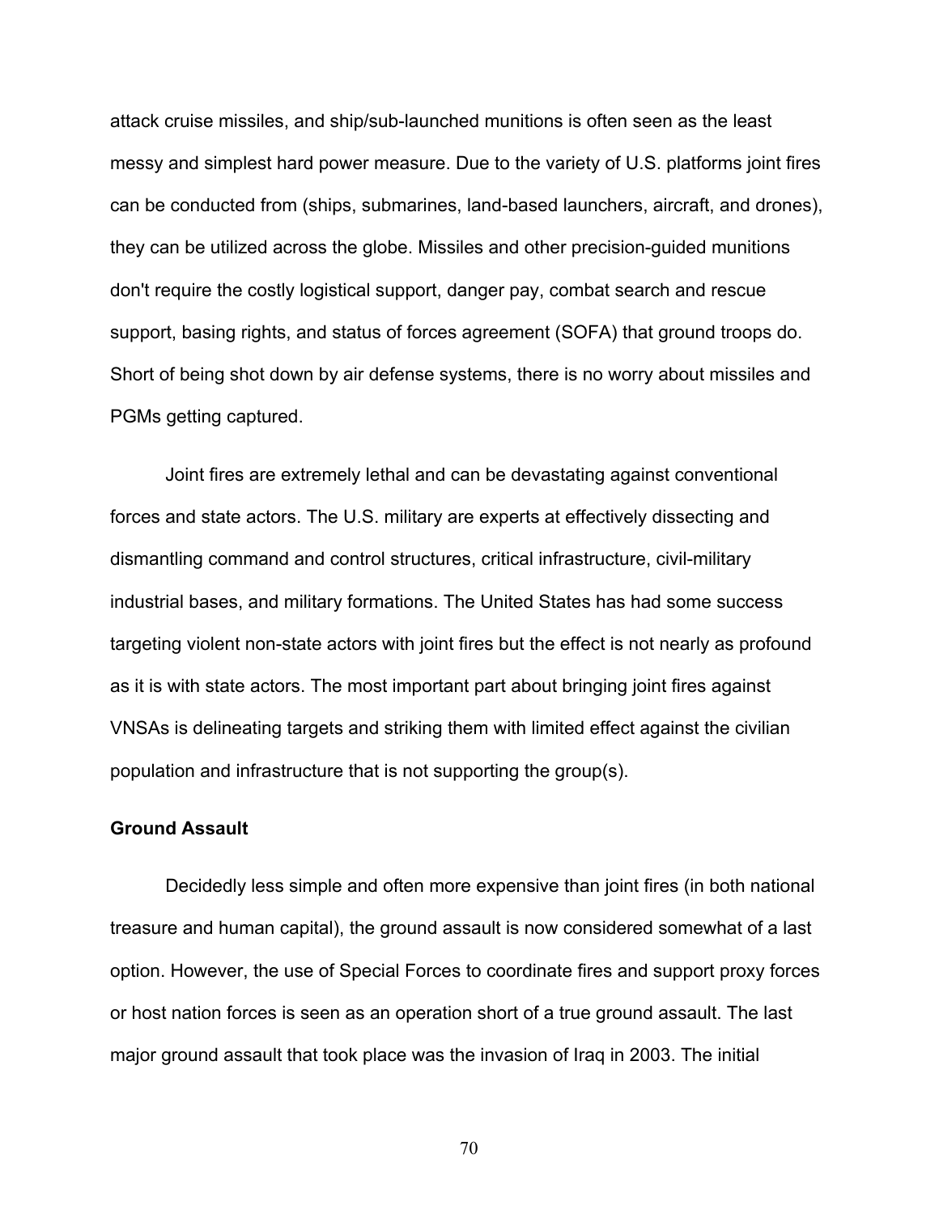attack cruise missiles, and ship/sub-launched munitions is often seen as the least messy and simplest hard power measure. Due to the variety of U.S. platforms joint fires can be conducted from (ships, submarines, land-based launchers, aircraft, and drones), they can be utilized across the globe. Missiles and other precision-guided munitions don't require the costly logistical support, danger pay, combat search and rescue support, basing rights, and status of forces agreement (SOFA) that ground troops do. Short of being shot down by air defense systems, there is no worry about missiles and PGMs getting captured.

Joint fires are extremely lethal and can be devastating against conventional forces and state actors. The U.S. military are experts at effectively dissecting and dismantling command and control structures, critical infrastructure, civil-military industrial bases, and military formations. The United States has had some success targeting violent non-state actors with joint fires but the effect is not nearly as profound as it is with state actors. The most important part about bringing joint fires against VNSAs is delineating targets and striking them with limited effect against the civilian population and infrastructure that is not supporting the group(s).

**Ground Assault**

Decidedly less simple and often more expensive than joint fires (in both national treasure and human capital), the ground assault is now considered somewhat of a last option. However, the use of Special Forces to coordinate fires and support proxy forces or host nation forces is seen as an operation short of a true ground assault. The last major ground assault that took place was the invasion of Iraq in 2003. The initial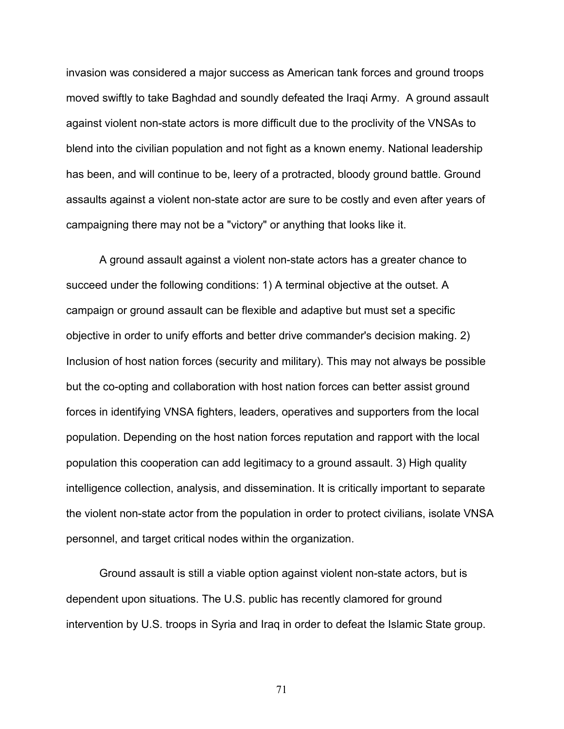invasion was considered a major success as American tank forces and ground troops moved swiftly to take Baghdad and soundly defeated the Iraqi Army. A ground assault against violent non-state actors is more difficult due to the proclivity of the VNSAs to blend into the civilian population and not fight as a known enemy. National leadership has been, and will continue to be, leery of a protracted, bloody ground battle. Ground assaults against a violent non-state actor are sure to be costly and even after years of campaigning there may not be a "victory" or anything that looks like it.

A ground assault against a violent non-state actors has a greater chance to succeed under the following conditions: 1) A terminal objective at the outset. A campaign or ground assault can be flexible and adaptive but must set a specific objective in order to unify efforts and better drive commander's decision making. 2) Inclusion of host nation forces (security and military). This may not always be possible but the co-opting and collaboration with host nation forces can better assist ground forces in identifying VNSA fighters, leaders, operatives and supporters from the local population. Depending on the host nation forces reputation and rapport with the local population this cooperation can add legitimacy to a ground assault. 3) High quality intelligence collection, analysis, and dissemination. It is critically important to separate the violent non-state actor from the population in order to protect civilians, isolate VNSA personnel, and target critical nodes within the organization.

Ground assault is still a viable option against violent non-state actors, but is dependent upon situations. The U.S. public has recently clamored for ground intervention by U.S. troops in Syria and Iraq in order to defeat the Islamic State group.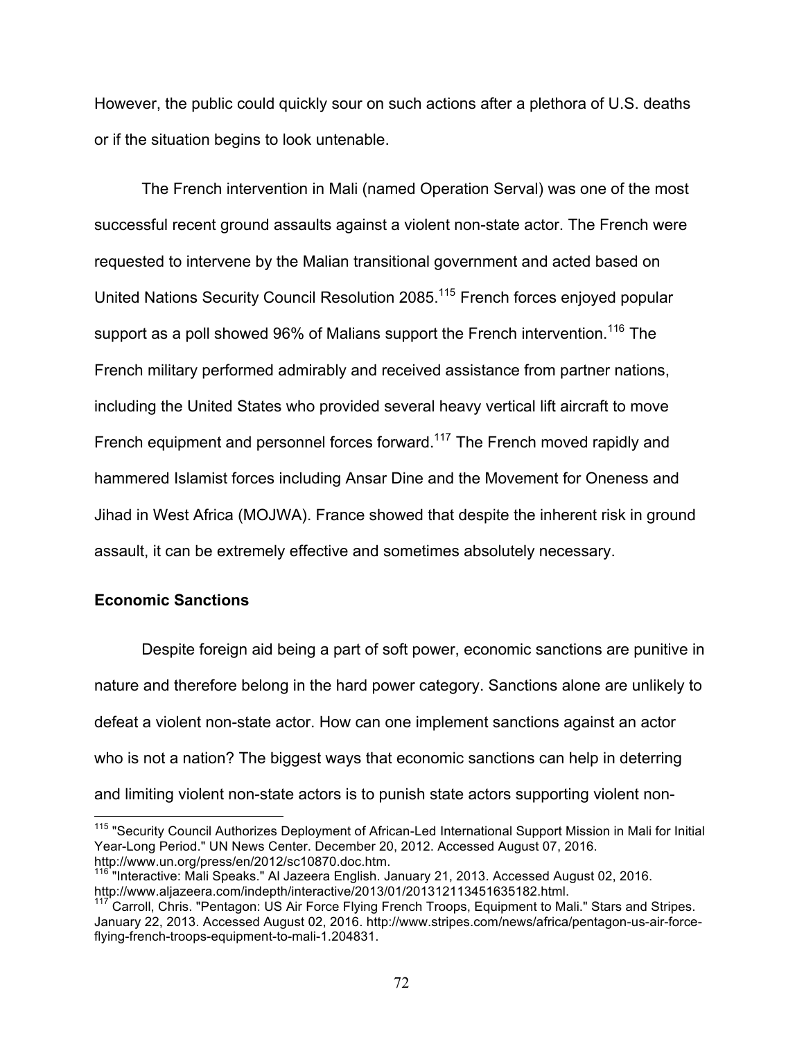However, the public could quickly sour on such actions after a plethora of U.S. deaths or if the situation begins to look untenable.

The French intervention in Mali (named Operation Serval) was one of the most successful recent ground assaults against a violent non-state actor. The French were requested to intervene by the Malian transitional government and acted based on United Nations Security Council Resolution 2085.[115] French forces enjoyed popular support as a poll showed 96% of Malians support the French intervention.[116] The French military performed admirably and received assistance from partner nations, including the United States who provided several heavy vertical lift aircraft to move French equipment and personnel forces forward.[117] The French moved rapidly and hammered Islamist forces including Ansar Dine and the Movement for Oneness and Jihad in West Africa (MOJWA). France showed that despite the inherent risk in ground assault, it can be extremely effective and sometimes absolutely necessary.

**Economic Sanctions**

Despite foreign aid being a part of soft power, economic sanctions are punitive in nature and therefore belong in the hard power category. Sanctions alone are unlikely to defeat a violent non-state actor. How can one implement sanctions against an actor who is not a nation? The biggest ways that economic sanctions can help in deterring and limiting violent non-state actors is to punish state actors supporting violent non-

---

[115] "Security Council Authorizes Deployment of African-Led International Support Mission in Mali for Initial Year-Long Period." UN News Center. December 20, 2012. Accessed August 07, 2016. http://www.un.org/press/en/2012/sc10870.doc.htm.

[116] "Interactive: Mali Speaks." Al Jazeera English. January 21, 2013. Accessed August 02, 2016. http://www.aljazeera.com/indepth/interactive/2013/01/201312113451635182.html.

[117] Carroll, Chris. "Pentagon: US Air Force Flying French Troops, Equipment to Mali." Stars and Stripes. January 22, 2013. Accessed August 02, 2016. http://www.stripes.com/news/africa/pentagon-us-air-force-flying-french-troops-equipment-to-mali-1.204831.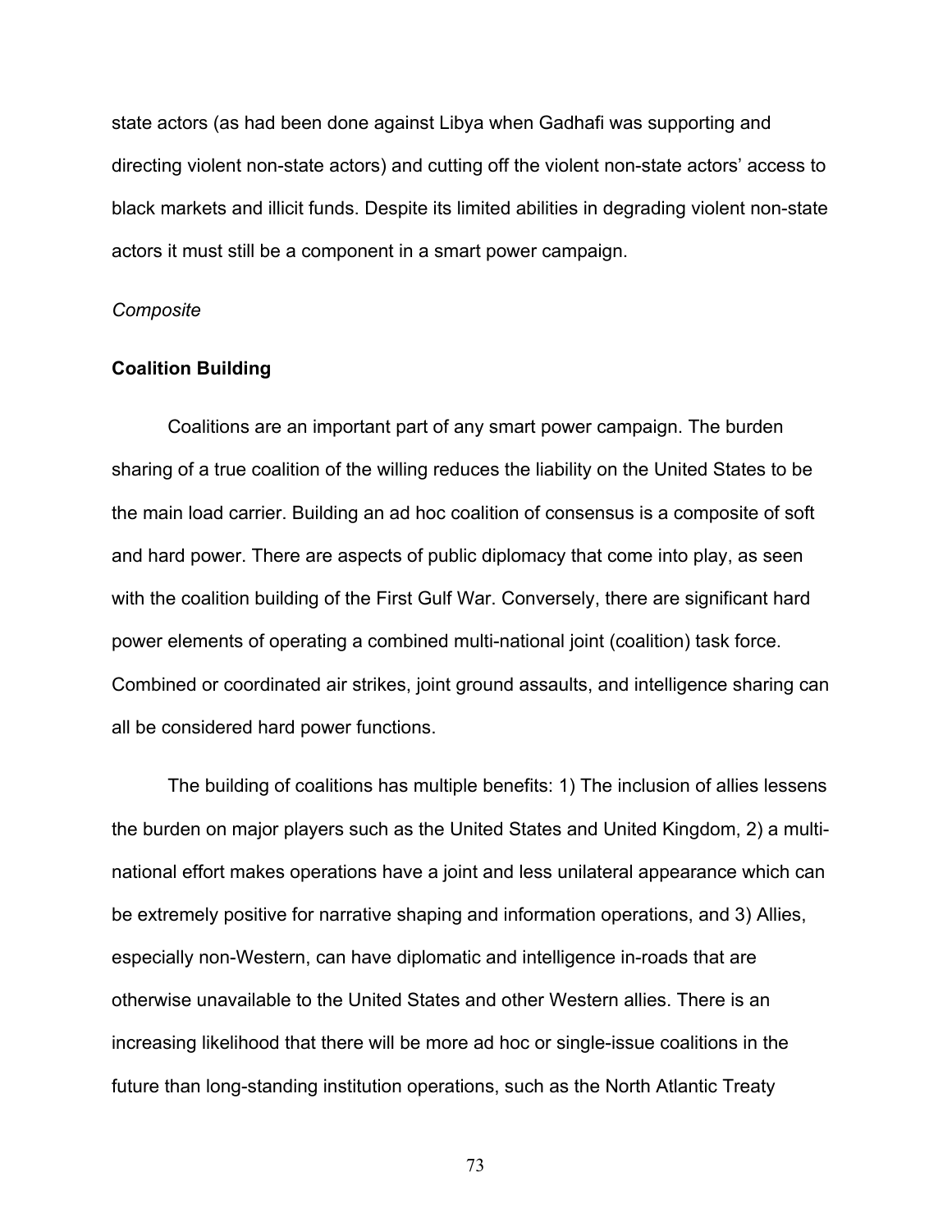state actors (as had been done against Libya when Gadhafi was supporting and directing violent non-state actors) and cutting off the violent non-state actors' access to black markets and illicit funds. Despite its limited abilities in degrading violent non-state actors it must still be a component in a smart power campaign.

*Composite*

**Coalition Building**

Coalitions are an important part of any smart power campaign. The burden sharing of a true coalition of the willing reduces the liability on the United States to be the main load carrier. Building an ad hoc coalition of consensus is a composite of soft and hard power. There are aspects of public diplomacy that come into play, as seen with the coalition building of the First Gulf War. Conversely, there are significant hard power elements of operating a combined multi-national joint (coalition) task force. Combined or coordinated air strikes, joint ground assaults, and intelligence sharing can all be considered hard power functions.

The building of coalitions has multiple benefits: 1) The inclusion of allies lessens the burden on major players such as the United States and United Kingdom, 2) a multi-national effort makes operations have a joint and less unilateral appearance which can be extremely positive for narrative shaping and information operations, and 3) Allies, especially non-Western, can have diplomatic and intelligence in-roads that are otherwise unavailable to the United States and other Western allies. There is an increasing likelihood that there will be more ad hoc or single-issue coalitions in the future than long-standing institution operations, such as the North Atlantic Treaty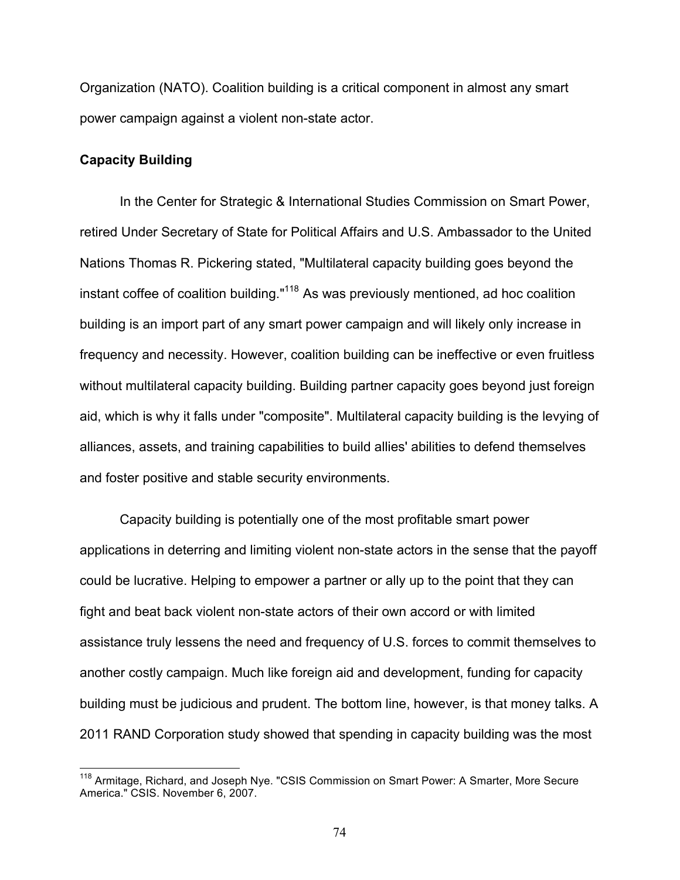Organization (NATO). Coalition building is a critical component in almost any smart power campaign against a violent non-state actor.

### Capacity Building

In the Center for Strategic & International Studies Commission on Smart Power, retired Under Secretary of State for Political Affairs and U.S. Ambassador to the United Nations Thomas R. Pickering stated, "Multilateral capacity building goes beyond the instant coffee of coalition building."[118] As was previously mentioned, ad hoc coalition building is an import part of any smart power campaign and will likely only increase in frequency and necessity. However, coalition building can be ineffective or even fruitless without multilateral capacity building. Building partner capacity goes beyond just foreign aid, which is why it falls under "composite". Multilateral capacity building is the levying of alliances, assets, and training capabilities to build allies' abilities to defend themselves and foster positive and stable security environments.

Capacity building is potentially one of the most profitable smart power applications in deterring and limiting violent non-state actors in the sense that the payoff could be lucrative. Helping to empower a partner or ally up to the point that they can fight and beat back violent non-state actors of their own accord or with limited assistance truly lessens the need and frequency of U.S. forces to commit themselves to another costly campaign. Much like foreign aid and development, funding for capacity building must be judicious and prudent. The bottom line, however, is that money talks. A 2011 RAND Corporation study showed that spending in capacity building was the most

[118] Armitage, Richard, and Joseph Nye. "CSIS Commission on Smart Power: A Smarter, More Secure America." CSIS. November 6, 2007.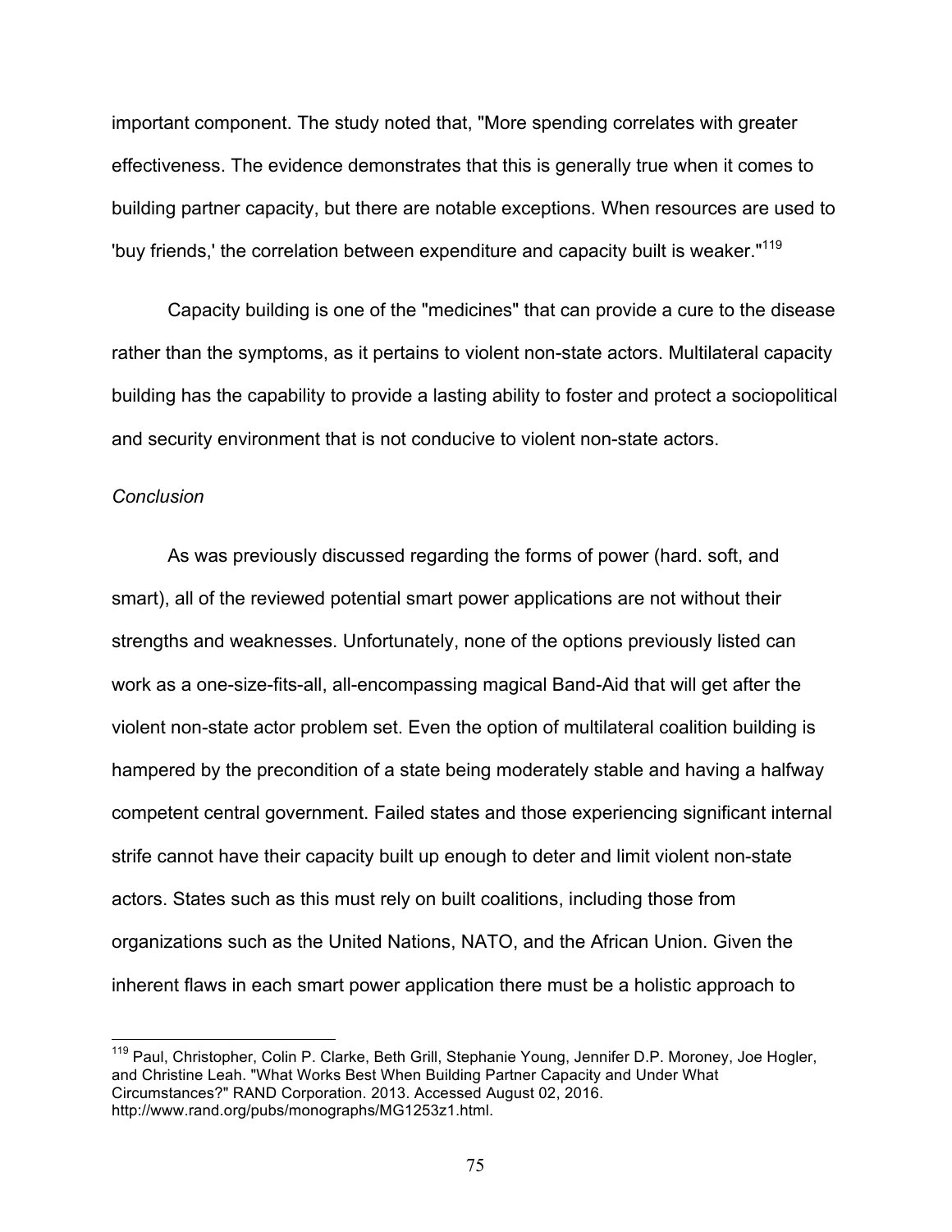important component. The study noted that, "More spending correlates with greater effectiveness. The evidence demonstrates that this is generally true when it comes to building partner capacity, but there are notable exceptions. When resources are used to 'buy friends,' the correlation between expenditure and capacity built is weaker."[119]

Capacity building is one of the "medicines" that can provide a cure to the disease rather than the symptoms, as it pertains to violent non-state actors. Multilateral capacity building has the capability to provide a lasting ability to foster and protect a sociopolitical and security environment that is not conducive to violent non-state actors.

*Conclusion*

As was previously discussed regarding the forms of power (hard. soft, and smart), all of the reviewed potential smart power applications are not without their strengths and weaknesses. Unfortunately, none of the options previously listed can work as a one-size-fits-all, all-encompassing magical Band-Aid that will get after the violent non-state actor problem set. Even the option of multilateral coalition building is hampered by the precondition of a state being moderately stable and having a halfway competent central government. Failed states and those experiencing significant internal strife cannot have their capacity built up enough to deter and limit violent non-state actors. States such as this must rely on built coalitions, including those from organizations such as the United Nations, NATO, and the African Union. Given the inherent flaws in each smart power application there must be a holistic approach to

[119] Paul, Christopher, Colin P. Clarke, Beth Grill, Stephanie Young, Jennifer D.P. Moroney, Joe Hogler, and Christine Leah. "What Works Best When Building Partner Capacity and Under What Circumstances?" RAND Corporation. 2013. Accessed August 02, 2016. http://www.rand.org/pubs/monographs/MG1253z1.html.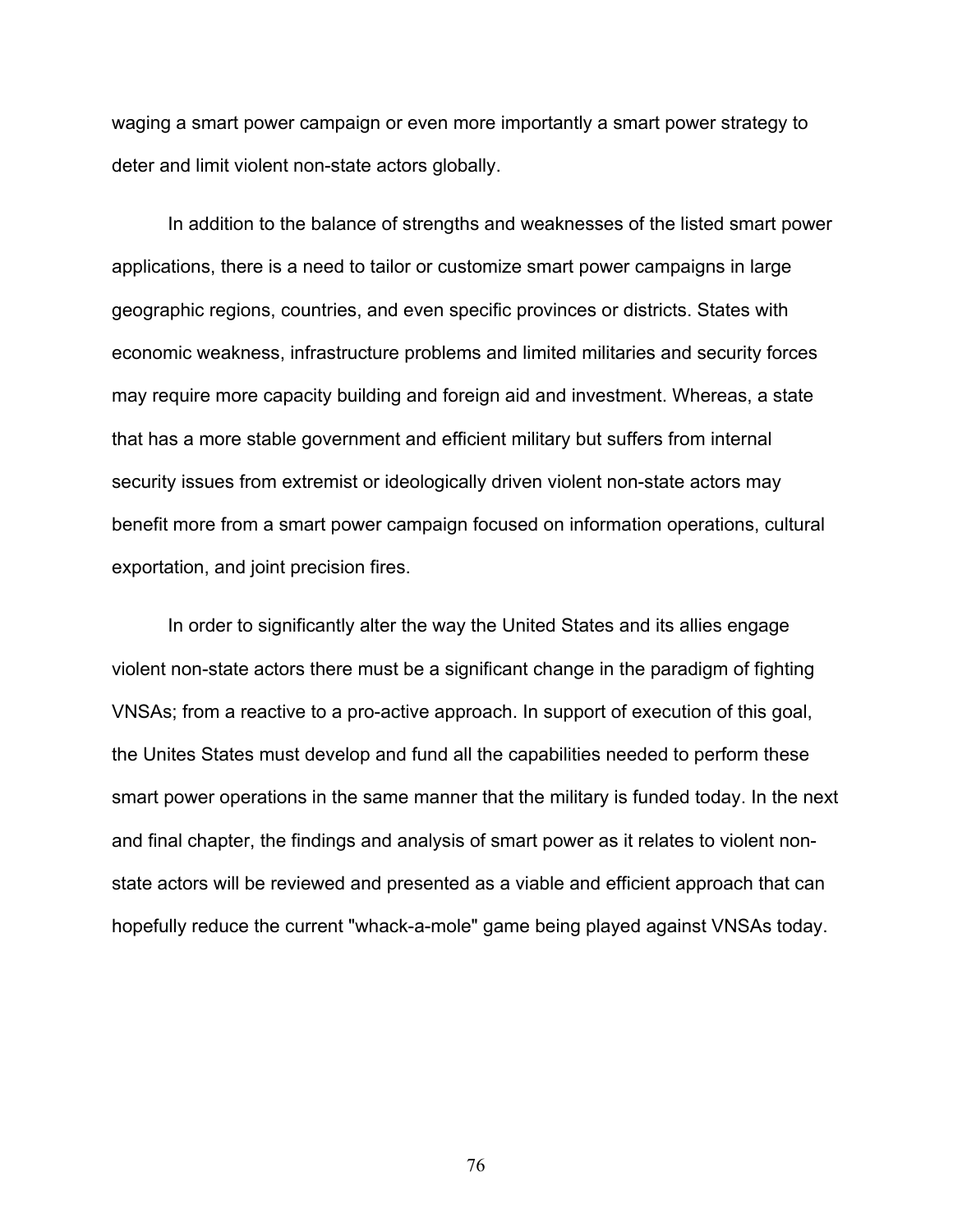waging a smart power campaign or even more importantly a smart power strategy to deter and limit violent non-state actors globally.

In addition to the balance of strengths and weaknesses of the listed smart power applications, there is a need to tailor or customize smart power campaigns in large geographic regions, countries, and even specific provinces or districts. States with economic weakness, infrastructure problems and limited militaries and security forces may require more capacity building and foreign aid and investment. Whereas, a state that has a more stable government and efficient military but suffers from internal security issues from extremist or ideologically driven violent non-state actors may benefit more from a smart power campaign focused on information operations, cultural exportation, and joint precision fires.

In order to significantly alter the way the United States and its allies engage violent non-state actors there must be a significant change in the paradigm of fighting VNSAs; from a reactive to a pro-active approach. In support of execution of this goal, the Unites States must develop and fund all the capabilities needed to perform these smart power operations in the same manner that the military is funded today. In the next and final chapter, the findings and analysis of smart power as it relates to violent non-state actors will be reviewed and presented as a viable and efficient approach that can hopefully reduce the current "whack-a-mole" game being played against VNSAs today.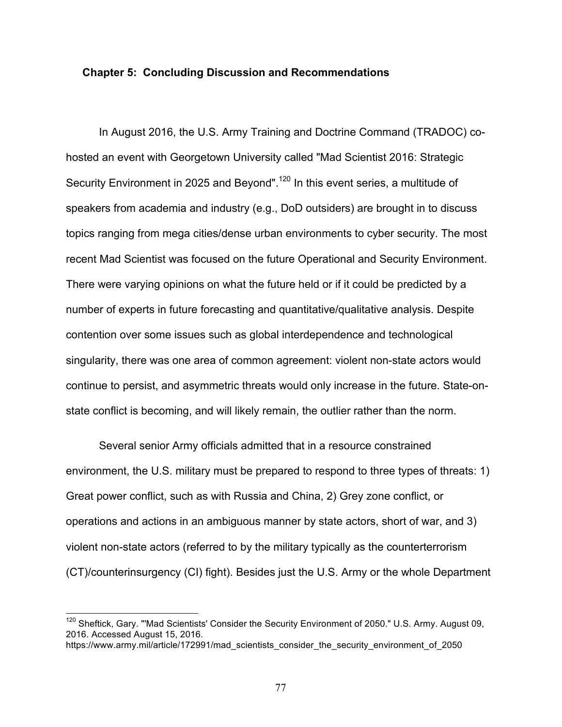## Chapter 5: Concluding Discussion and Recommendations

In August 2016, the U.S. Army Training and Doctrine Command (TRADOC) co-hosted an event with Georgetown University called "Mad Scientist 2016: Strategic Security Environment in 2025 and Beyond".[120] In this event series, a multitude of speakers from academia and industry (e.g., DoD outsiders) are brought in to discuss topics ranging from mega cities/dense urban environments to cyber security. The most recent Mad Scientist was focused on the future Operational and Security Environment. There were varying opinions on what the future held or if it could be predicted by a number of experts in future forecasting and quantitative/qualitative analysis. Despite contention over some issues such as global interdependence and technological singularity, there was one area of common agreement: violent non-state actors would continue to persist, and asymmetric threats would only increase in the future. State-on-state conflict is becoming, and will likely remain, the outlier rather than the norm.

Several senior Army officials admitted that in a resource constrained environment, the U.S. military must be prepared to respond to three types of threats: 1) Great power conflict, such as with Russia and China, 2) Grey zone conflict, or operations and actions in an ambiguous manner by state actors, short of war, and 3) violent non-state actors (referred to by the military typically as the counterterrorism (CT)/counterinsurgency (CI) fight). Besides just the U.S. Army or the whole Department

---

[120] Sheftick, Gary. "'Mad Scientists' Consider the Security Environment of 2050." U.S. Army. August 09, 2016. Accessed August 15, 2016. https://www.army.mil/article/172991/mad_scientists_consider_the_security_environment_of_2050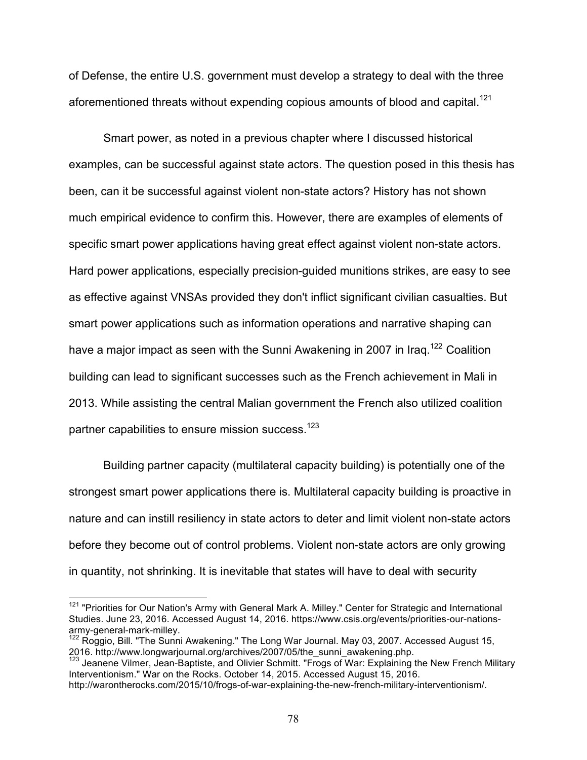of Defense, the entire U.S. government must develop a strategy to deal with the three aforementioned threats without expending copious amounts of blood and capital.[121]

Smart power, as noted in a previous chapter where I discussed historical examples, can be successful against state actors. The question posed in this thesis has been, can it be successful against violent non-state actors? History has not shown much empirical evidence to confirm this. However, there are examples of elements of specific smart power applications having great effect against violent non-state actors. Hard power applications, especially precision-guided munitions strikes, are easy to see as effective against VNSAs provided they don't inflict significant civilian casualties. But smart power applications such as information operations and narrative shaping can have a major impact as seen with the Sunni Awakening in 2007 in Iraq.[122] Coalition building can lead to significant successes such as the French achievement in Mali in 2013. While assisting the central Malian government the French also utilized coalition partner capabilities to ensure mission success.[123]

Building partner capacity (multilateral capacity building) is potentially one of the strongest smart power applications there is. Multilateral capacity building is proactive in nature and can instill resiliency in state actors to deter and limit violent non-state actors before they become out of control problems. Violent non-state actors are only growing in quantity, not shrinking. It is inevitable that states will have to deal with security

---

[121] "Priorities for Our Nation's Army with General Mark A. Milley." Center for Strategic and International Studies. June 23, 2016. Accessed August 14, 2016. https://www.csis.org/events/priorities-our-nations-army-general-mark-milley.

[122] Roggio, Bill. "The Sunni Awakening." The Long War Journal. May 03, 2007. Accessed August 15, 2016. http://www.longwarjournal.org/archives/2007/05/the_sunni_awakening.php.

[123] Jeanene Vilmer, Jean-Baptiste, and Olivier Schmitt. "Frogs of War: Explaining the New French Military Interventionism." War on the Rocks. October 14, 2015. Accessed August 15, 2016. http://warontherocks.com/2015/10/frogs-of-war-explaining-the-new-french-military-interventionism/.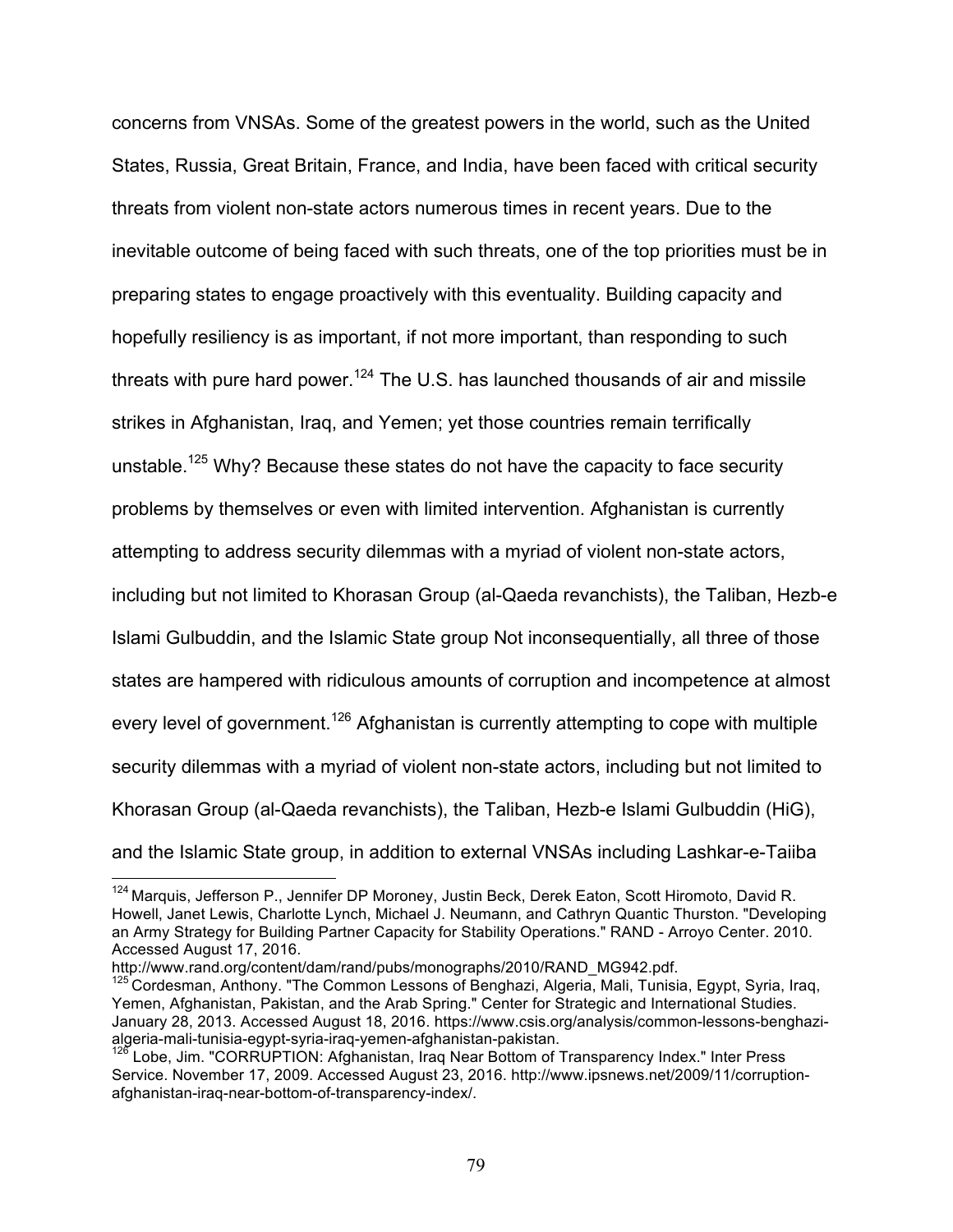concerns from VNSAs. Some of the greatest powers in the world, such as the United States, Russia, Great Britain, France, and India, have been faced with critical security threats from violent non-state actors numerous times in recent years. Due to the inevitable outcome of being faced with such threats, one of the top priorities must be in preparing states to engage proactively with this eventuality. Building capacity and hopefully resiliency is as important, if not more important, than responding to such threats with pure hard power.[124] The U.S. has launched thousands of air and missile strikes in Afghanistan, Iraq, and Yemen; yet those countries remain terrifically unstable.[125] Why? Because these states do not have the capacity to face security problems by themselves or even with limited intervention. Afghanistan is currently attempting to address security dilemmas with a myriad of violent non-state actors, including but not limited to Khorasan Group (al-Qaeda revanchists), the Taliban, Hezb-e Islami Gulbuddin, and the Islamic State group Not inconsequentially, all three of those states are hampered with ridiculous amounts of corruption and incompetence at almost every level of government.[126] Afghanistan is currently attempting to cope with multiple security dilemmas with a myriad of violent non-state actors, including but not limited to Khorasan Group (al-Qaeda revanchists), the Taliban, Hezb-e Islami Gulbuddin (HiG), and the Islamic State group, in addition to external VNSAs including Lashkar-e-Taiiba

---

[124] Marquis, Jefferson P., Jennifer DP Moroney, Justin Beck, Derek Eaton, Scott Hiromoto, David R. Howell, Janet Lewis, Charlotte Lynch, Michael J. Neumann, and Cathryn Quantic Thurston. "Developing an Army Strategy for Building Partner Capacity for Stability Operations." RAND - Arroyo Center. 2010. Accessed August 17, 2016. http://www.rand.org/content/dam/rand/pubs/monographs/2010/RAND_MG942.pdf.

[125] Cordesman, Anthony. "The Common Lessons of Benghazi, Algeria, Mali, Tunisia, Egypt, Syria, Iraq, Yemen, Afghanistan, Pakistan, and the Arab Spring." Center for Strategic and International Studies. January 28, 2013. Accessed August 18, 2016. https://www.csis.org/analysis/common-lessons-benghazi-algeria-mali-tunisia-egypt-syria-iraq-yemen-afghanistan-pakistan.

[126] Lobe, Jim. "CORRUPTION: Afghanistan, Iraq Near Bottom of Transparency Index." Inter Press Service. November 17, 2009. Accessed August 23, 2016. http://www.ipsnews.net/2009/11/corruption-afghanistan-iraq-near-bottom-of-transparency-index/.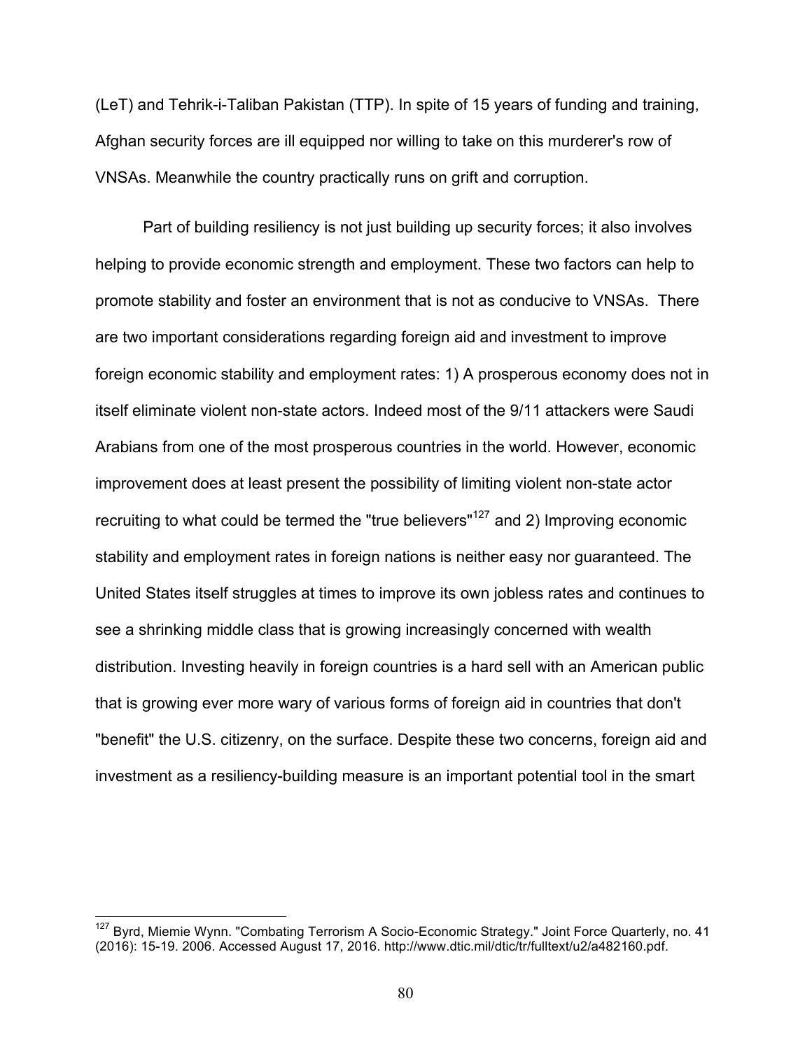(LeT) and Tehrik-i-Taliban Pakistan (TTP). In spite of 15 years of funding and training, Afghan security forces are ill equipped nor willing to take on this murderer's row of VNSAs. Meanwhile the country practically runs on grift and corruption.

Part of building resiliency is not just building up security forces; it also involves helping to provide economic strength and employment. These two factors can help to promote stability and foster an environment that is not as conducive to VNSAs. There are two important considerations regarding foreign aid and investment to improve foreign economic stability and employment rates: 1) A prosperous economy does not in itself eliminate violent non-state actors. Indeed most of the 9/11 attackers were Saudi Arabians from one of the most prosperous countries in the world. However, economic improvement does at least present the possibility of limiting violent non-state actor recruiting to what could be termed the "true believers"[127] and 2) Improving economic stability and employment rates in foreign nations is neither easy nor guaranteed. The United States itself struggles at times to improve its own jobless rates and continues to see a shrinking middle class that is growing increasingly concerned with wealth distribution. Investing heavily in foreign countries is a hard sell with an American public that is growing ever more wary of various forms of foreign aid in countries that don't "benefit" the U.S. citizenry, on the surface. Despite these two concerns, foreign aid and investment as a resiliency-building measure is an important potential tool in the smart

---

[127] Byrd, Miemie Wynn. "Combating Terrorism A Socio-Economic Strategy." Joint Force Quarterly, no. 41 (2016): 15-19. 2006. Accessed August 17, 2016. http://www.dtic.mil/dtic/tr/fulltext/u2/a482160.pdf.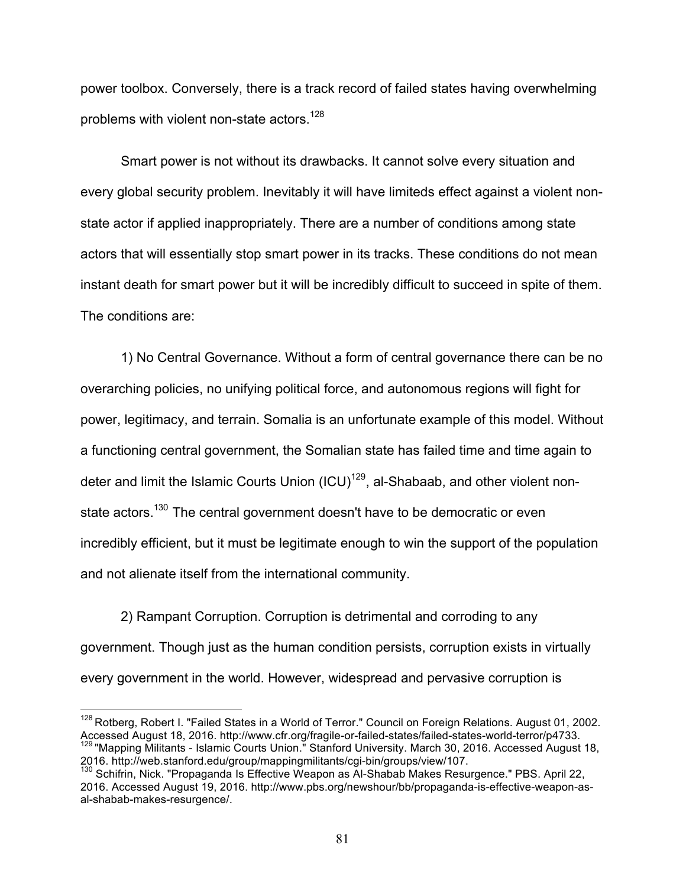power toolbox. Conversely, there is a track record of failed states having overwhelming problems with violent non-state actors.[128]

Smart power is not without its drawbacks. It cannot solve every situation and every global security problem. Inevitably it will have limiteds effect against a violent non-state actor if applied inappropriately. There are a number of conditions among state actors that will essentially stop smart power in its tracks. These conditions do not mean instant death for smart power but it will be incredibly difficult to succeed in spite of them. The conditions are:

1) No Central Governance. Without a form of central governance there can be no overarching policies, no unifying political force, and autonomous regions will fight for power, legitimacy, and terrain. Somalia is an unfortunate example of this model. Without a functioning central government, the Somalian state has failed time and time again to deter and limit the Islamic Courts Union (ICU)[129], al-Shabaab, and other violent non-state actors.[130] The central government doesn't have to be democratic or even incredibly efficient, but it must be legitimate enough to win the support of the population and not alienate itself from the international community.

2) Rampant Corruption. Corruption is detrimental and corroding to any government. Though just as the human condition persists, corruption exists in virtually every government in the world. However, widespread and pervasive corruption is

---

[128] Rotberg, Robert I. "Failed States in a World of Terror." Council on Foreign Relations. August 01, 2002. Accessed August 18, 2016. http://www.cfr.org/fragile-or-failed-states/failed-states-world-terror/p4733.

[129] "Mapping Militants - Islamic Courts Union." Stanford University. March 30, 2016. Accessed August 18, 2016. http://web.stanford.edu/group/mappingmilitants/cgi-bin/groups/view/107.

[130] Schifrin, Nick. "Propaganda Is Effective Weapon as Al-Shabab Makes Resurgence." PBS. April 22, 2016. Accessed August 19, 2016. http://www.pbs.org/newshour/bb/propaganda-is-effective-weapon-as-al-shabab-makes-resurgence/.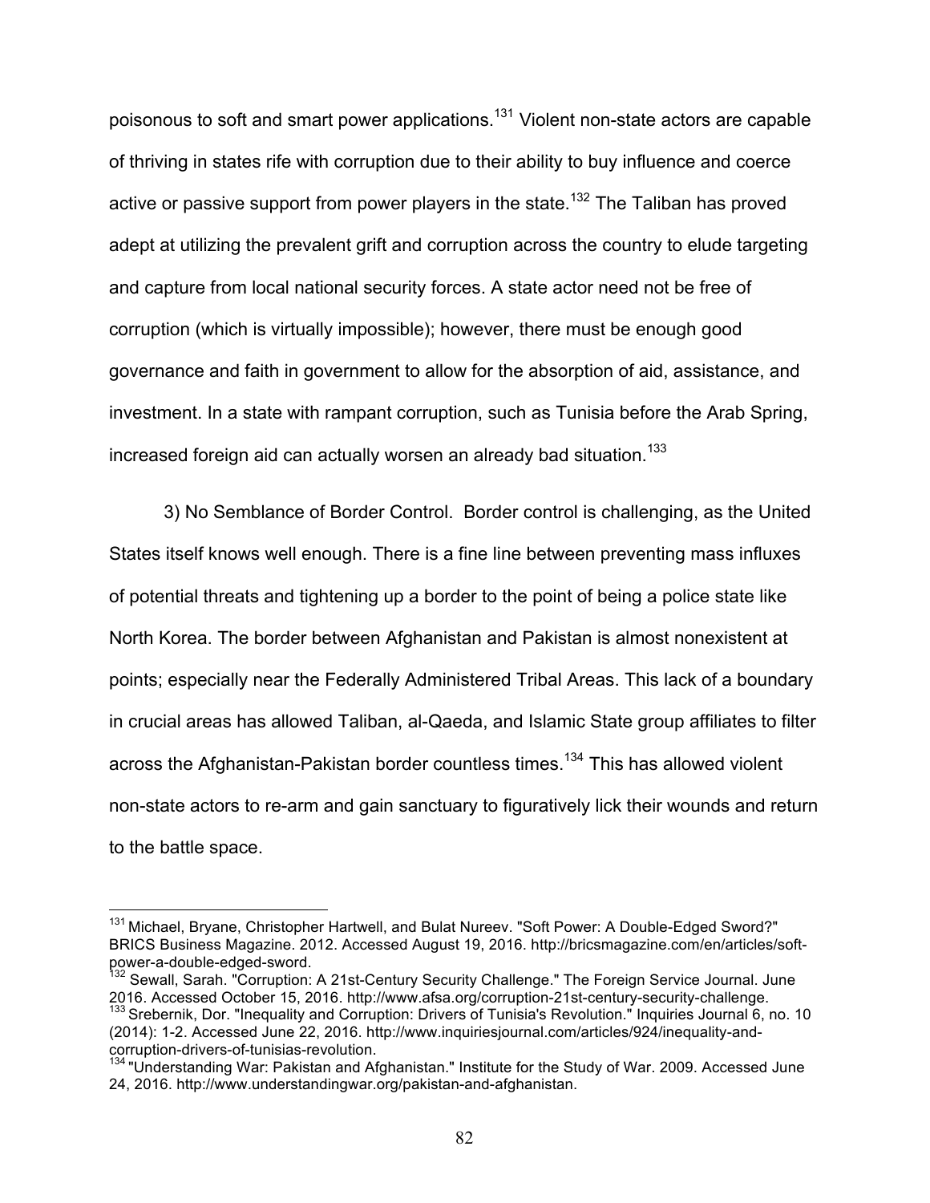poisonous to soft and smart power applications.[131] Violent non-state actors are capable of thriving in states rife with corruption due to their ability to buy influence and coerce active or passive support from power players in the state.[132] The Taliban has proved adept at utilizing the prevalent grift and corruption across the country to elude targeting and capture from local national security forces. A state actor need not be free of corruption (which is virtually impossible); however, there must be enough good governance and faith in government to allow for the absorption of aid, assistance, and investment. In a state with rampant corruption, such as Tunisia before the Arab Spring, increased foreign aid can actually worsen an already bad situation.[133]

3) No Semblance of Border Control. Border control is challenging, as the United States itself knows well enough. There is a fine line between preventing mass influxes of potential threats and tightening up a border to the point of being a police state like North Korea. The border between Afghanistan and Pakistan is almost nonexistent at points; especially near the Federally Administered Tribal Areas. This lack of a boundary in crucial areas has allowed Taliban, al-Qaeda, and Islamic State group affiliates to filter across the Afghanistan-Pakistan border countless times.[134] This has allowed violent non-state actors to re-arm and gain sanctuary to figuratively lick their wounds and return to the battle space.

---

[131] Michael, Bryane, Christopher Hartwell, and Bulat Nureev. "Soft Power: A Double-Edged Sword?" BRICS Business Magazine. 2012. Accessed August 19, 2016. http://bricsmagazine.com/en/articles/soft-power-a-double-edged-sword.

[132] Sewall, Sarah. "Corruption: A 21st-Century Security Challenge." The Foreign Service Journal. June 2016. Accessed October 15, 2016. http://www.afsa.org/corruption-21st-century-security-challenge.

[133] Srebernik, Dor. "Inequality and Corruption: Drivers of Tunisia's Revolution." Inquiries Journal 6, no. 10 (2014): 1-2. Accessed June 22, 2016. http://www.inquiriesjournal.com/articles/924/inequality-and-corruption-drivers-of-tunisias-revolution.

[134] "Understanding War: Pakistan and Afghanistan." Institute for the Study of War. 2009. Accessed June 24, 2016. http://www.understandingwar.org/pakistan-and-afghanistan.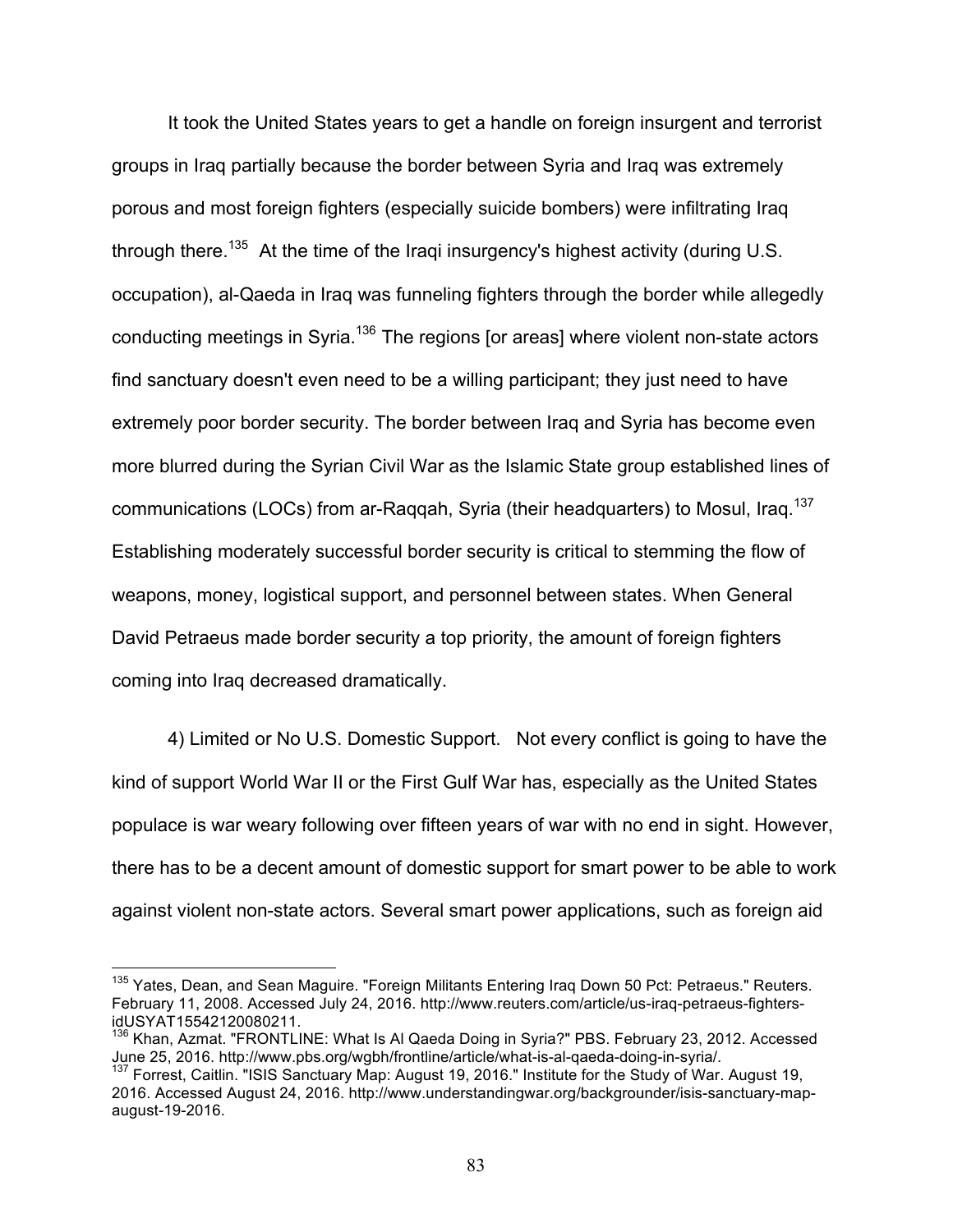It took the United States years to get a handle on foreign insurgent and terrorist groups in Iraq partially because the border between Syria and Iraq was extremely porous and most foreign fighters (especially suicide bombers) were infiltrating Iraq through there.[135] At the time of the Iraqi insurgency's highest activity (during U.S. occupation), al-Qaeda in Iraq was funneling fighters through the border while allegedly conducting meetings in Syria.[136] The regions [or areas] where violent non-state actors find sanctuary doesn't even need to be a willing participant; they just need to have extremely poor border security. The border between Iraq and Syria has become even more blurred during the Syrian Civil War as the Islamic State group established lines of communications (LOCs) from ar-Raqqah, Syria (their headquarters) to Mosul, Iraq.[137] Establishing moderately successful border security is critical to stemming the flow of weapons, money, logistical support, and personnel between states. When General David Petraeus made border security a top priority, the amount of foreign fighters coming into Iraq decreased dramatically.

4) Limited or No U.S. Domestic Support. Not every conflict is going to have the kind of support World War II or the First Gulf War has, especially as the United States populace is war weary following over fifteen years of war with no end in sight. However, there has to be a decent amount of domestic support for smart power to be able to work against violent non-state actors. Several smart power applications, such as foreign aid

---

[135] Yates, Dean, and Sean Maguire. "Foreign Militants Entering Iraq Down 50 Pct: Petraeus." Reuters. February 11, 2008. Accessed July 24, 2016. http://www.reuters.com/article/us-iraq-petraeus-fighters-idUSYAT15542120080211.

[136] Khan, Azmat. "FRONTLINE: What Is Al Qaeda Doing in Syria?" PBS. February 23, 2012. Accessed June 25, 2016. http://www.pbs.org/wgbh/frontline/article/what-is-al-qaeda-doing-in-syria/.

[137] Forrest, Caitlin. "ISIS Sanctuary Map: August 19, 2016." Institute for the Study of War. August 19, 2016. Accessed August 24, 2016. http://www.understandingwar.org/backgrounder/isis-sanctuary-map-august-19-2016.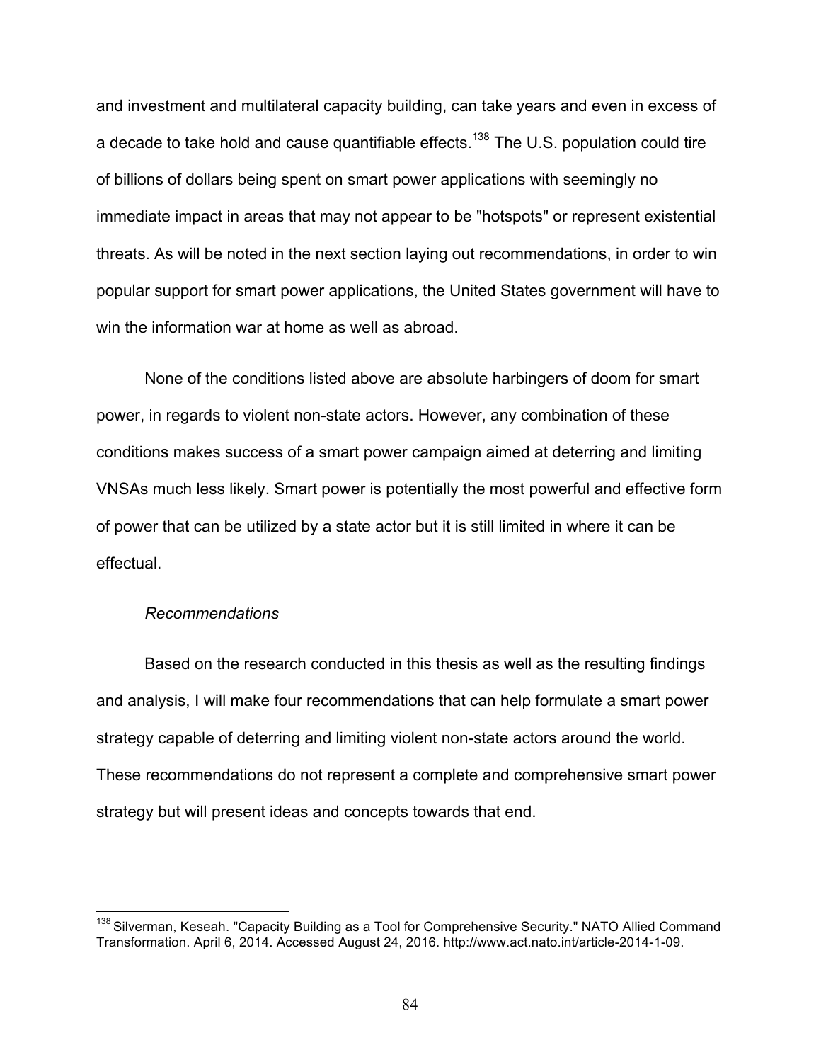and investment and multilateral capacity building, can take years and even in excess of a decade to take hold and cause quantifiable effects.[138] The U.S. population could tire of billions of dollars being spent on smart power applications with seemingly no immediate impact in areas that may not appear to be "hotspots" or represent existential threats. As will be noted in the next section laying out recommendations, in order to win popular support for smart power applications, the United States government will have to win the information war at home as well as abroad.

None of the conditions listed above are absolute harbingers of doom for smart power, in regards to violent non-state actors. However, any combination of these conditions makes success of a smart power campaign aimed at deterring and limiting VNSAs much less likely. Smart power is potentially the most powerful and effective form of power that can be utilized by a state actor but it is still limited in where it can be effectual.

*Recommendations*

Based on the research conducted in this thesis as well as the resulting findings and analysis, I will make four recommendations that can help formulate a smart power strategy capable of deterring and limiting violent non-state actors around the world. These recommendations do not represent a complete and comprehensive smart power strategy but will present ideas and concepts towards that end.

---

[138] Silverman, Keseah. "Capacity Building as a Tool for Comprehensive Security." NATO Allied Command Transformation. April 6, 2014. Accessed August 24, 2016. http://www.act.nato.int/article-2014-1-09.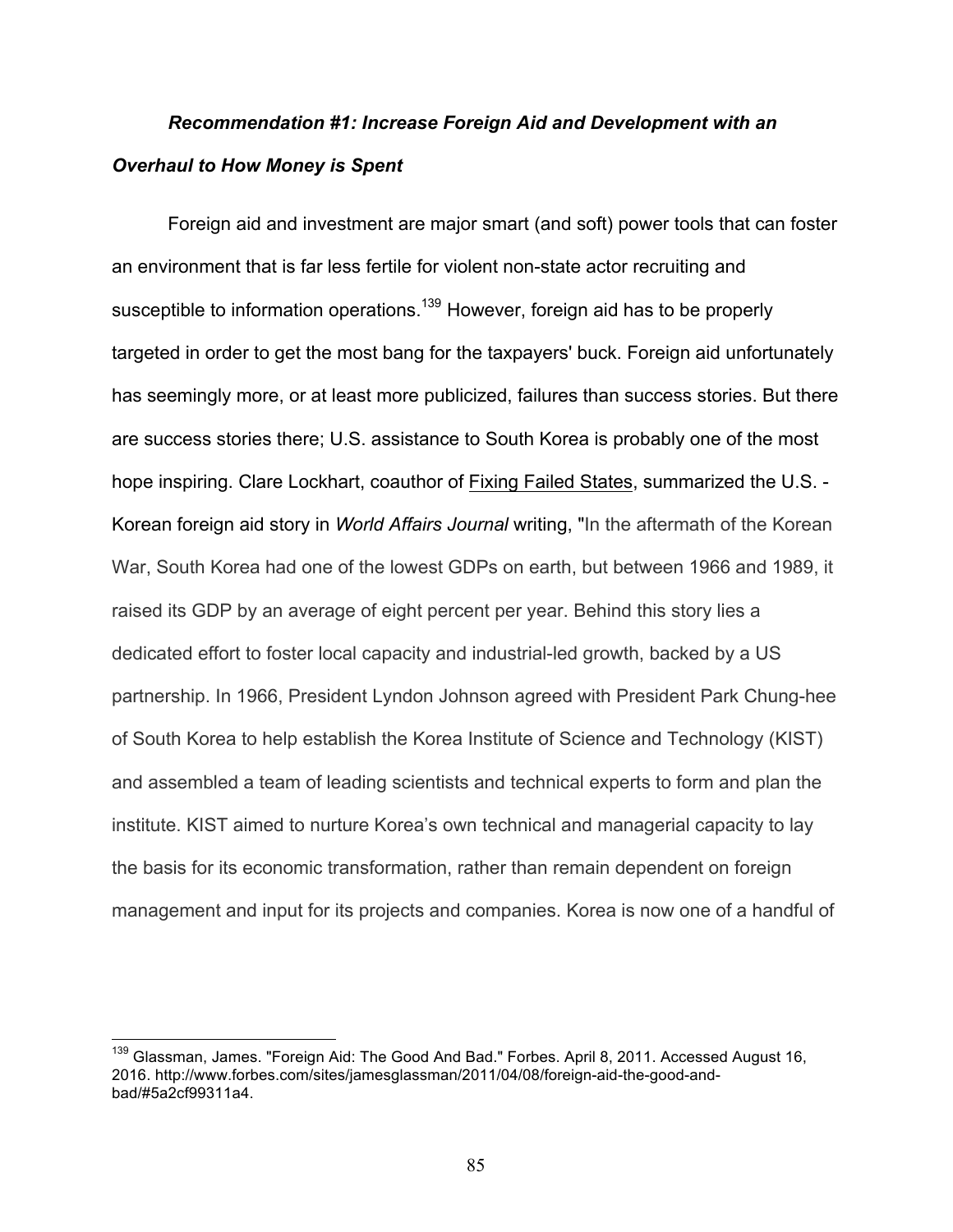***Recommendation #1: Increase Foreign Aid and Development with an Overhaul to How Money is Spent***

Foreign aid and investment are major smart (and soft) power tools that can foster an environment that is far less fertile for violent non-state actor recruiting and susceptible to information operations.[139] However, foreign aid has to be properly targeted in order to get the most bang for the taxpayers' buck. Foreign aid unfortunately has seemingly more, or at least more publicized, failures than success stories. But there are success stories there; U.S. assistance to South Korea is probably one of the most hope inspiring. Clare Lockhart, coauthor of Fixing Failed States, summarized the U.S. - Korean foreign aid story in *World Affairs Journal* writing, "In the aftermath of the Korean War, South Korea had one of the lowest GDPs on earth, but between 1966 and 1989, it raised its GDP by an average of eight percent per year. Behind this story lies a dedicated effort to foster local capacity and industrial-led growth, backed by a US partnership. In 1966, President Lyndon Johnson agreed with President Park Chung-hee of South Korea to help establish the Korea Institute of Science and Technology (KIST) and assembled a team of leading scientists and technical experts to form and plan the institute. KIST aimed to nurture Korea's own technical and managerial capacity to lay the basis for its economic transformation, rather than remain dependent on foreign management and input for its projects and companies. Korea is now one of a handful of

---

[139] Glassman, James. "Foreign Aid: The Good And Bad." Forbes. April 8, 2011. Accessed August 16, 2016. http://www.forbes.com/sites/jamesglassman/2011/04/08/foreign-aid-the-good-and-bad/#5a2cf99311a4.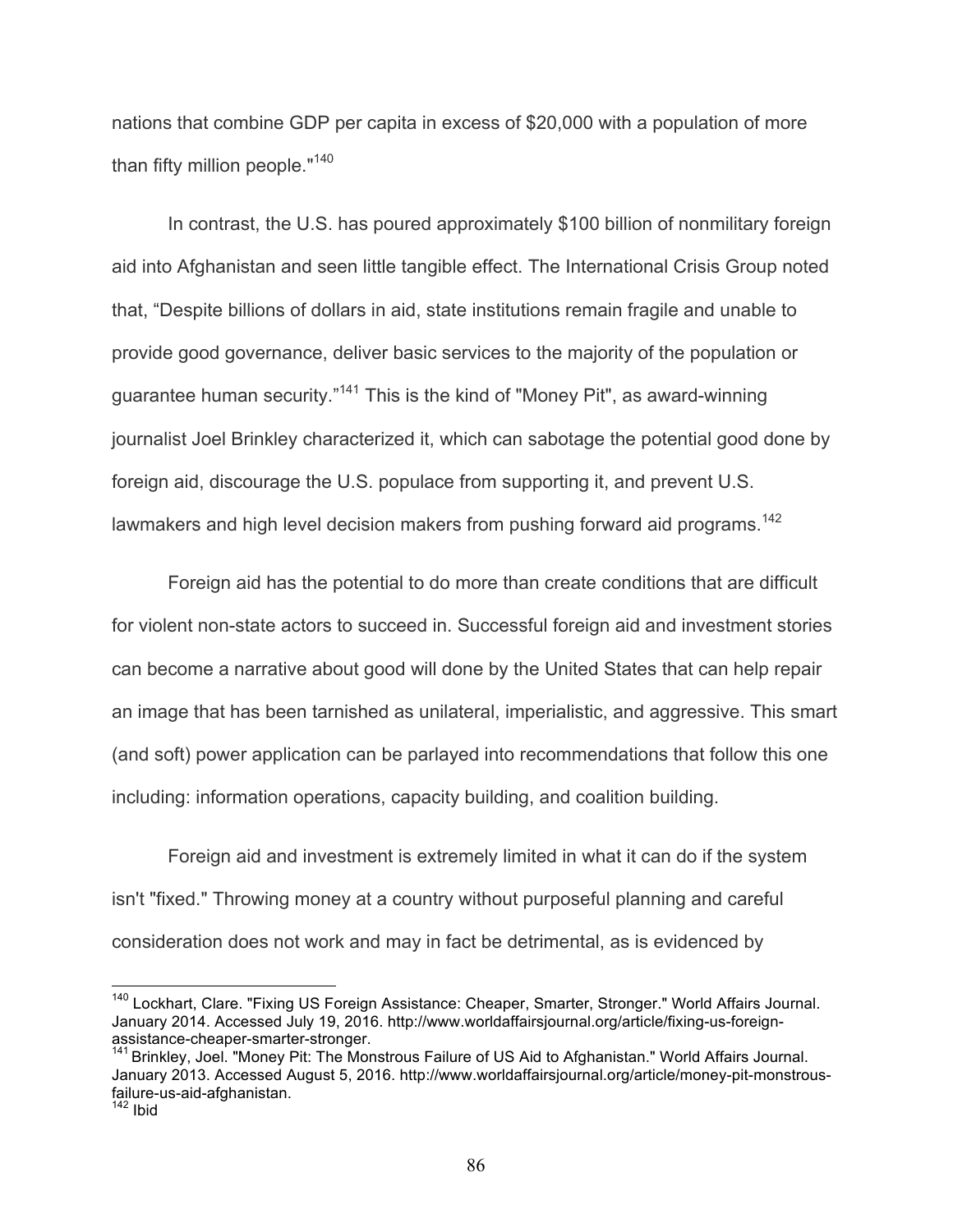nations that combine GDP per capita in excess of $20,000 with a population of more than fifty million people."[140]

In contrast, the U.S. has poured approximately $100 billion of nonmilitary foreign aid into Afghanistan and seen little tangible effect. The International Crisis Group noted that, "Despite billions of dollars in aid, state institutions remain fragile and unable to provide good governance, deliver basic services to the majority of the population or guarantee human security."[141] This is the kind of "Money Pit", as award-winning journalist Joel Brinkley characterized it, which can sabotage the potential good done by foreign aid, discourage the U.S. populace from supporting it, and prevent U.S. lawmakers and high level decision makers from pushing forward aid programs.[142]

Foreign aid has the potential to do more than create conditions that are difficult for violent non-state actors to succeed in. Successful foreign aid and investment stories can become a narrative about good will done by the United States that can help repair an image that has been tarnished as unilateral, imperialistic, and aggressive. This smart (and soft) power application can be parlayed into recommendations that follow this one including: information operations, capacity building, and coalition building.

Foreign aid and investment is extremely limited in what it can do if the system isn't "fixed." Throwing money at a country without purposeful planning and careful consideration does not work and may in fact be detrimental, as is evidenced by

---

[140] Lockhart, Clare. "Fixing US Foreign Assistance: Cheaper, Smarter, Stronger." World Affairs Journal. January 2014. Accessed July 19, 2016. http://www.worldaffairsjournal.org/article/fixing-us-foreign-assistance-cheaper-smarter-stronger.

[141] Brinkley, Joel. "Money Pit: The Monstrous Failure of US Aid to Afghanistan." World Affairs Journal. January 2013. Accessed August 5, 2016. http://www.worldaffairsjournal.org/article/money-pit-monstrous-failure-us-aid-afghanistan.

[142] Ibid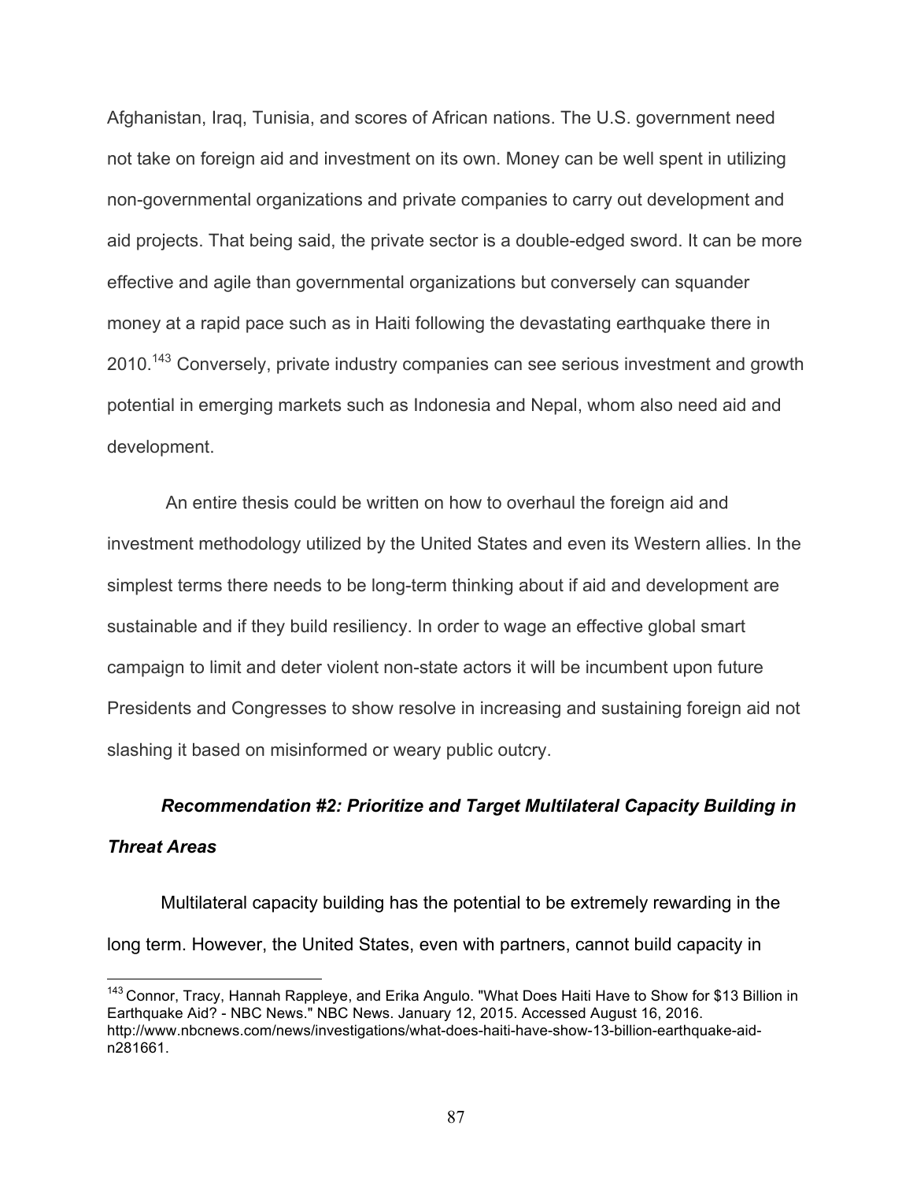Afghanistan, Iraq, Tunisia, and scores of African nations. The U.S. government need not take on foreign aid and investment on its own. Money can be well spent in utilizing non-governmental organizations and private companies to carry out development and aid projects. That being said, the private sector is a double-edged sword. It can be more effective and agile than governmental organizations but conversely can squander money at a rapid pace such as in Haiti following the devastating earthquake there in 2010.[143] Conversely, private industry companies can see serious investment and growth potential in emerging markets such as Indonesia and Nepal, whom also need aid and development.

An entire thesis could be written on how to overhaul the foreign aid and investment methodology utilized by the United States and even its Western allies. In the simplest terms there needs to be long-term thinking about if aid and development are sustainable and if they build resiliency. In order to wage an effective global smart campaign to limit and deter violent non-state actors it will be incumbent upon future Presidents and Congresses to show resolve in increasing and sustaining foreign aid not slashing it based on misinformed or weary public outcry.

***Recommendation #2: Prioritize and Target Multilateral Capacity Building in Threat Areas***

Multilateral capacity building has the potential to be extremely rewarding in the long term. However, the United States, even with partners, cannot build capacity in

[143] Connor, Tracy, Hannah Rappleye, and Erika Angulo. "What Does Haiti Have to Show for $13 Billion in Earthquake Aid? - NBC News." NBC News. January 12, 2015. Accessed August 16, 2016. http://www.nbcnews.com/news/investigations/what-does-haiti-have-show-13-billion-earthquake-aid-n281661.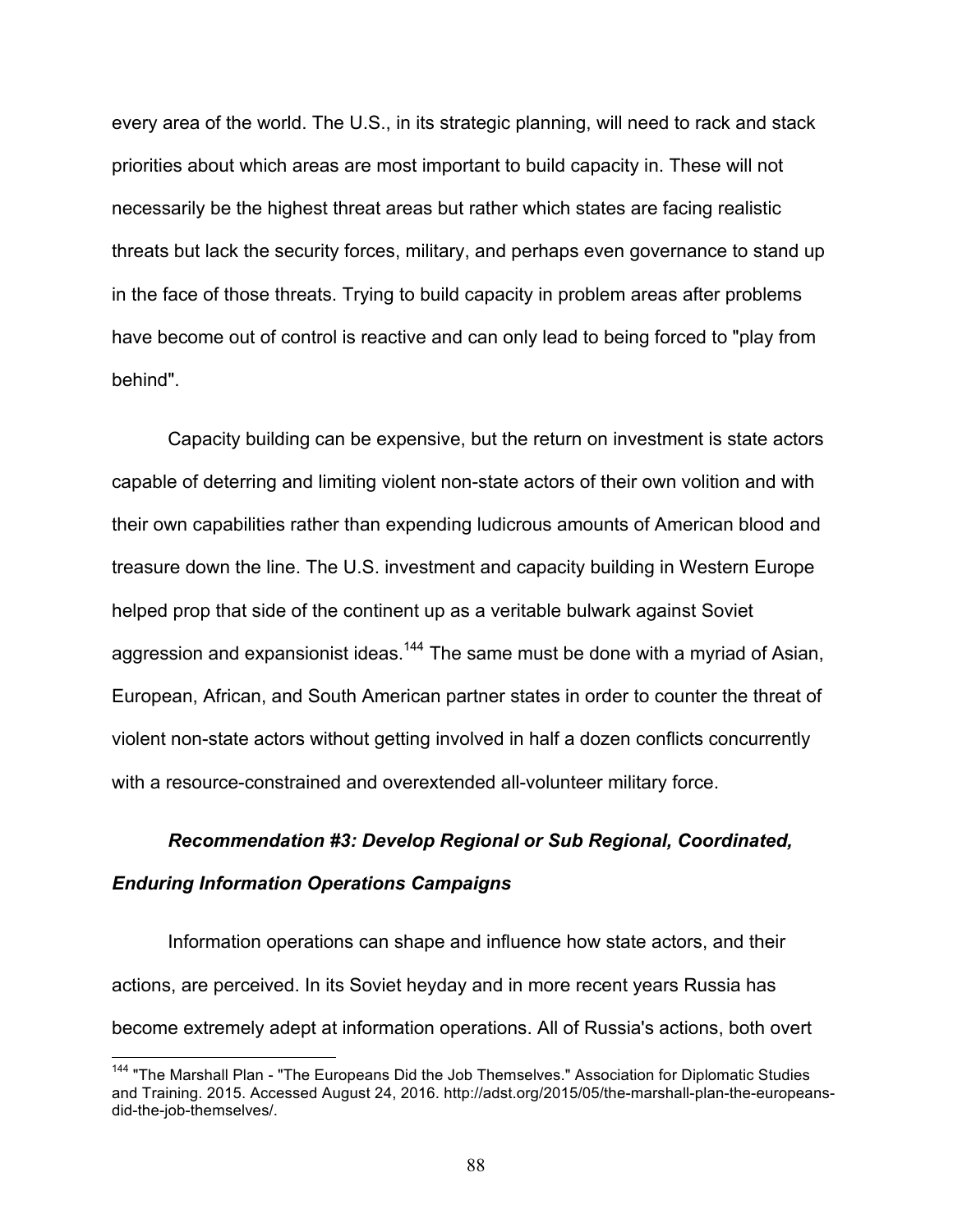every area of the world. The U.S., in its strategic planning, will need to rack and stack priorities about which areas are most important to build capacity in. These will not necessarily be the highest threat areas but rather which states are facing realistic threats but lack the security forces, military, and perhaps even governance to stand up in the face of those threats. Trying to build capacity in problem areas after problems have become out of control is reactive and can only lead to being forced to "play from behind".

Capacity building can be expensive, but the return on investment is state actors capable of deterring and limiting violent non-state actors of their own volition and with their own capabilities rather than expending ludicrous amounts of American blood and treasure down the line. The U.S. investment and capacity building in Western Europe helped prop that side of the continent up as a veritable bulwark against Soviet aggression and expansionist ideas.[144] The same must be done with a myriad of Asian, European, African, and South American partner states in order to counter the threat of violent non-state actors without getting involved in half a dozen conflicts concurrently with a resource-constrained and overextended all-volunteer military force.

***Recommendation #3: Develop Regional or Sub Regional, Coordinated, Enduring Information Operations Campaigns***

Information operations can shape and influence how state actors, and their actions, are perceived. In its Soviet heyday and in more recent years Russia has become extremely adept at information operations. All of Russia's actions, both overt

[144] "The Marshall Plan - "The Europeans Did the Job Themselves." Association for Diplomatic Studies and Training. 2015. Accessed August 24, 2016. http://adst.org/2015/05/the-marshall-plan-the-europeans-did-the-job-themselves/.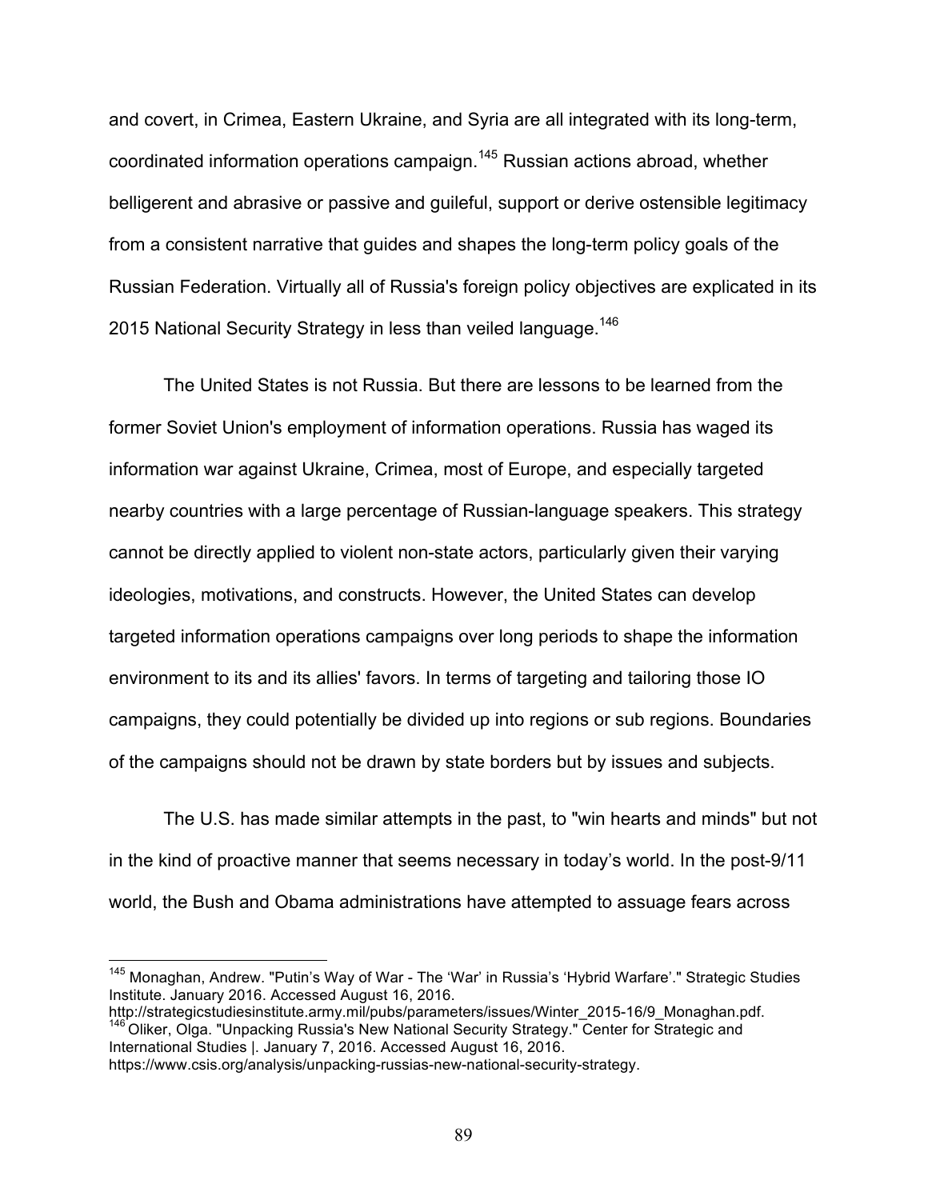and covert, in Crimea, Eastern Ukraine, and Syria are all integrated with its long-term, coordinated information operations campaign.[145] Russian actions abroad, whether belligerent and abrasive or passive and guileful, support or derive ostensible legitimacy from a consistent narrative that guides and shapes the long-term policy goals of the Russian Federation. Virtually all of Russia's foreign policy objectives are explicated in its 2015 National Security Strategy in less than veiled language.[146]

The United States is not Russia. But there are lessons to be learned from the former Soviet Union's employment of information operations. Russia has waged its information war against Ukraine, Crimea, most of Europe, and especially targeted nearby countries with a large percentage of Russian-language speakers. This strategy cannot be directly applied to violent non-state actors, particularly given their varying ideologies, motivations, and constructs. However, the United States can develop targeted information operations campaigns over long periods to shape the information environment to its and its allies' favors. In terms of targeting and tailoring those IO campaigns, they could potentially be divided up into regions or sub regions. Boundaries of the campaigns should not be drawn by state borders but by issues and subjects.

The U.S. has made similar attempts in the past, to "win hearts and minds" but not in the kind of proactive manner that seems necessary in today's world. In the post-9/11 world, the Bush and Obama administrations have attempted to assuage fears across

---

[145] Monaghan, Andrew. "Putin's Way of War - The 'War' in Russia's 'Hybrid Warfare'." Strategic Studies Institute. January 2016. Accessed August 16, 2016. http://strategicstudiesinstitute.army.mil/pubs/parameters/issues/Winter_2015-16/9_Monaghan.pdf.

[146] Oliker, Olga. "Unpacking Russia's New National Security Strategy." Center for Strategic and International Studies |. January 7, 2016. Accessed August 16, 2016. https://www.csis.org/analysis/unpacking-russias-new-national-security-strategy.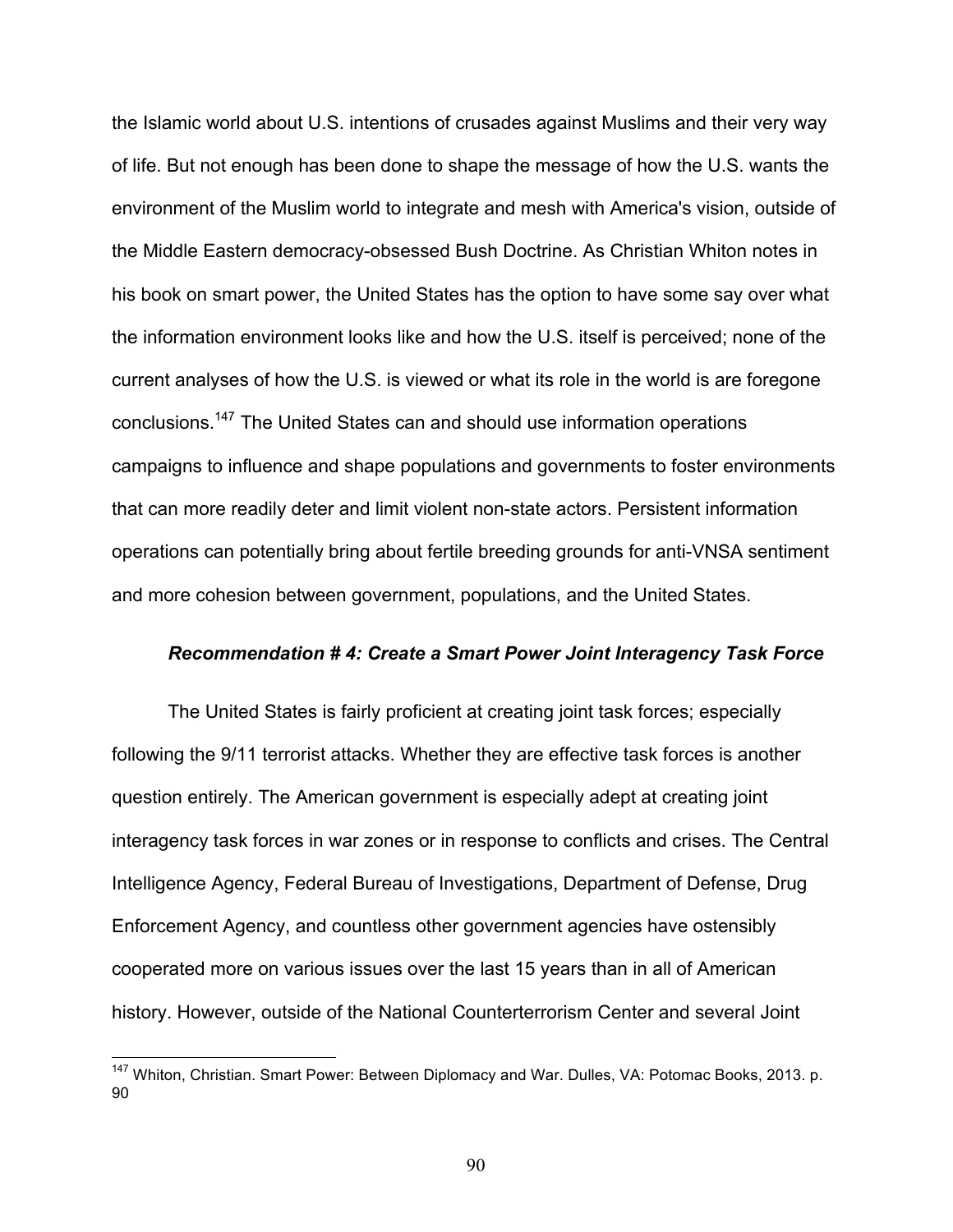the Islamic world about U.S. intentions of crusades against Muslims and their very way of life. But not enough has been done to shape the message of how the U.S. wants the environment of the Muslim world to integrate and mesh with America's vision, outside of the Middle Eastern democracy-obsessed Bush Doctrine. As Christian Whiton notes in his book on smart power, the United States has the option to have some say over what the information environment looks like and how the U.S. itself is perceived; none of the current analyses of how the U.S. is viewed or what its role in the world is are foregone conclusions.[147] The United States can and should use information operations campaigns to influence and shape populations and governments to foster environments that can more readily deter and limit violent non-state actors. Persistent information operations can potentially bring about fertile breeding grounds for anti-VNSA sentiment and more cohesion between government, populations, and the United States.

### *Recommendation # 4: Create a Smart Power Joint Interagency Task Force*

The United States is fairly proficient at creating joint task forces; especially following the 9/11 terrorist attacks. Whether they are effective task forces is another question entirely. The American government is especially adept at creating joint interagency task forces in war zones or in response to conflicts and crises. The Central Intelligence Agency, Federal Bureau of Investigations, Department of Defense, Drug Enforcement Agency, and countless other government agencies have ostensibly cooperated more on various issues over the last 15 years than in all of American history. However, outside of the National Counterterrorism Center and several Joint

---

[147] Whiton, Christian. Smart Power: Between Diplomacy and War. Dulles, VA: Potomac Books, 2013. p. 90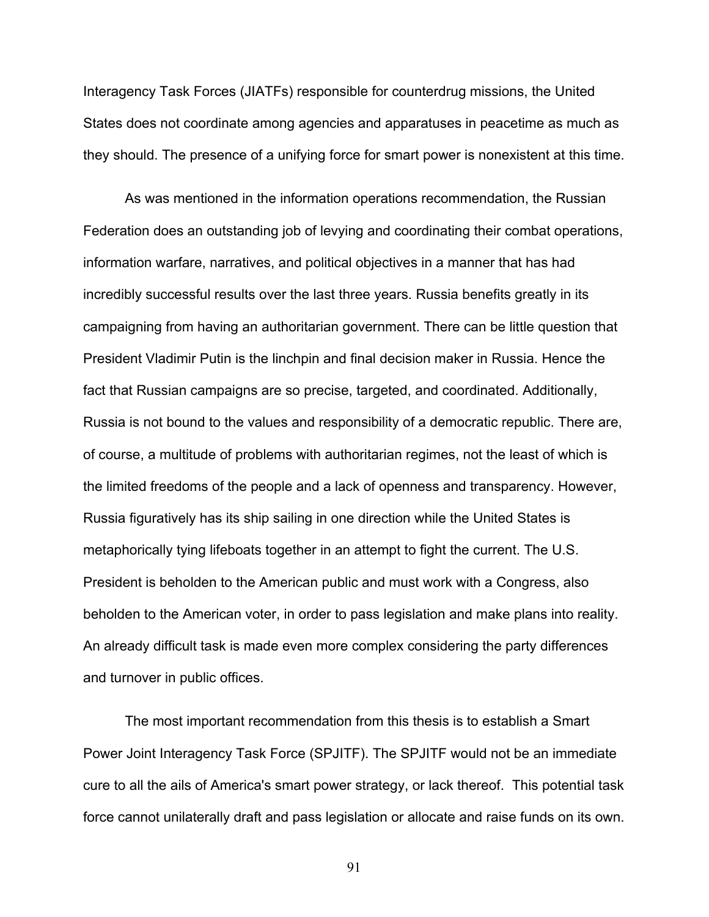Interagency Task Forces (JIATFs) responsible for counterdrug missions, the United States does not coordinate among agencies and apparatuses in peacetime as much as they should. The presence of a unifying force for smart power is nonexistent at this time.

As was mentioned in the information operations recommendation, the Russian Federation does an outstanding job of levying and coordinating their combat operations, information warfare, narratives, and political objectives in a manner that has had incredibly successful results over the last three years. Russia benefits greatly in its campaigning from having an authoritarian government. There can be little question that President Vladimir Putin is the linchpin and final decision maker in Russia. Hence the fact that Russian campaigns are so precise, targeted, and coordinated. Additionally, Russia is not bound to the values and responsibility of a democratic republic. There are, of course, a multitude of problems with authoritarian regimes, not the least of which is the limited freedoms of the people and a lack of openness and transparency. However, Russia figuratively has its ship sailing in one direction while the United States is metaphorically tying lifeboats together in an attempt to fight the current. The U.S. President is beholden to the American public and must work with a Congress, also beholden to the American voter, in order to pass legislation and make plans into reality. An already difficult task is made even more complex considering the party differences and turnover in public offices.

The most important recommendation from this thesis is to establish a Smart Power Joint Interagency Task Force (SPJITF). The SPJITF would not be an immediate cure to all the ails of America's smart power strategy, or lack thereof. This potential task force cannot unilaterally draft and pass legislation or allocate and raise funds on its own.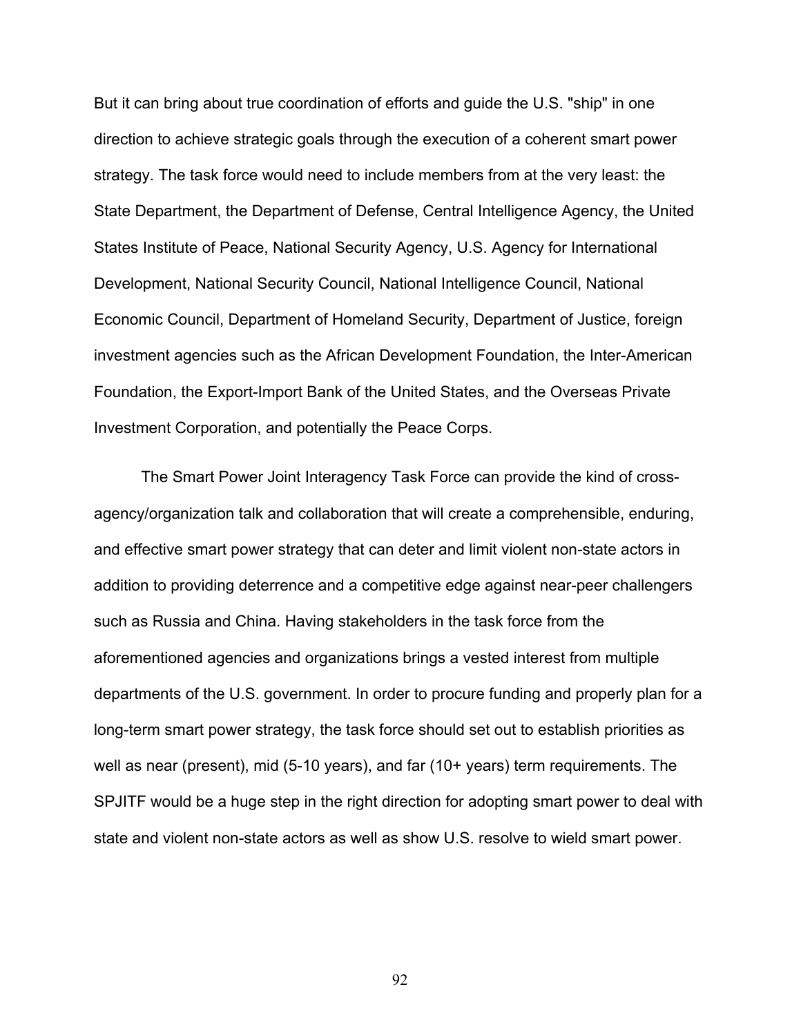But it can bring about true coordination of efforts and guide the U.S. "ship" in one direction to achieve strategic goals through the execution of a coherent smart power strategy. The task force would need to include members from at the very least: the State Department, the Department of Defense, Central Intelligence Agency, the United States Institute of Peace, National Security Agency, U.S. Agency for International Development, National Security Council, National Intelligence Council, National Economic Council, Department of Homeland Security, Department of Justice, foreign investment agencies such as the African Development Foundation, the Inter-American Foundation, the Export-Import Bank of the United States, and the Overseas Private Investment Corporation, and potentially the Peace Corps.

The Smart Power Joint Interagency Task Force can provide the kind of cross-agency/organization talk and collaboration that will create a comprehensible, enduring, and effective smart power strategy that can deter and limit violent non-state actors in addition to providing deterrence and a competitive edge against near-peer challengers such as Russia and China. Having stakeholders in the task force from the aforementioned agencies and organizations brings a vested interest from multiple departments of the U.S. government. In order to procure funding and properly plan for a long-term smart power strategy, the task force should set out to establish priorities as well as near (present), mid (5-10 years), and far (10+ years) term requirements. The SPJITF would be a huge step in the right direction for adopting smart power to deal with state and violent non-state actors as well as show U.S. resolve to wield smart power.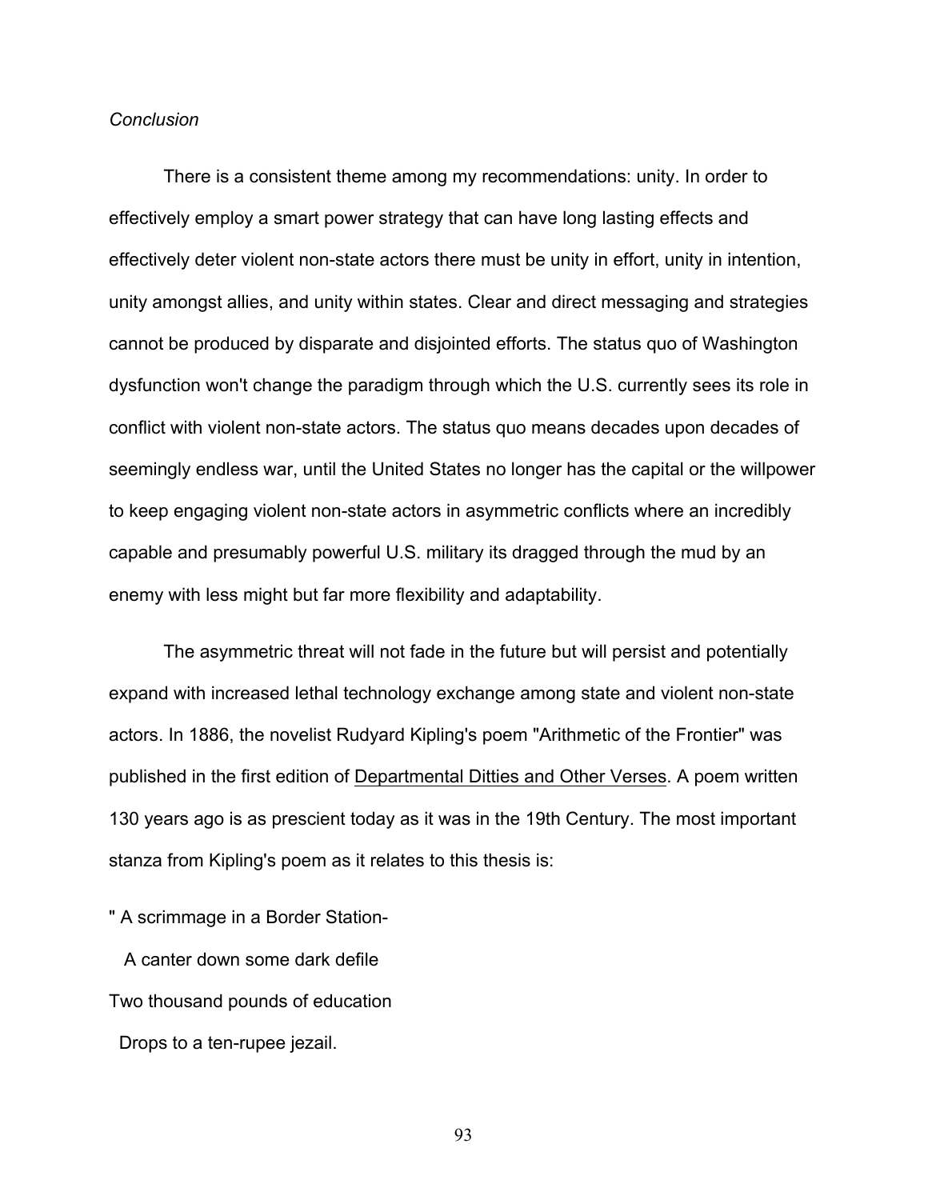*Conclusion*

There is a consistent theme among my recommendations: unity. In order to effectively employ a smart power strategy that can have long lasting effects and effectively deter violent non-state actors there must be unity in effort, unity in intention, unity amongst allies, and unity within states. Clear and direct messaging and strategies cannot be produced by disparate and disjointed efforts. The status quo of Washington dysfunction won't change the paradigm through which the U.S. currently sees its role in conflict with violent non-state actors. The status quo means decades upon decades of seemingly endless war, until the United States no longer has the capital or the willpower to keep engaging violent non-state actors in asymmetric conflicts where an incredibly capable and presumably powerful U.S. military its dragged through the mud by an enemy with less might but far more flexibility and adaptability.

The asymmetric threat will not fade in the future but will persist and potentially expand with increased lethal technology exchange among state and violent non-state actors. In 1886, the novelist Rudyard Kipling's poem "Arithmetic of the Frontier" was published in the first edition of <u>Departmental Ditties and Other Verses</u>. A poem written 130 years ago is as prescient today as it was in the 19th Century. The most important stanza from Kipling's poem as it relates to this thesis is:

" A scrimmage in a Border Station-

A canter down some dark defile

Two thousand pounds of education

Drops to a ten-rupee jezail.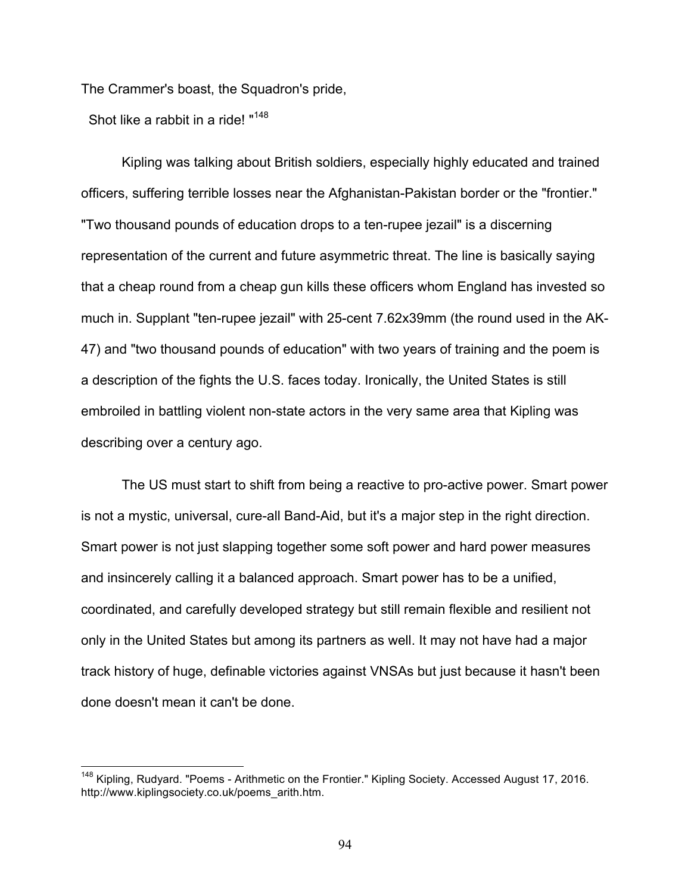The Crammer's boast, the Squadron's pride,

Shot like a rabbit in a ride! "[148]

Kipling was talking about British soldiers, especially highly educated and trained officers, suffering terrible losses near the Afghanistan-Pakistan border or the "frontier." "Two thousand pounds of education drops to a ten-rupee jezail" is a discerning representation of the current and future asymmetric threat. The line is basically saying that a cheap round from a cheap gun kills these officers whom England has invested so much in. Supplant "ten-rupee jezail" with 25-cent 7.62x39mm (the round used in the AK-47) and "two thousand pounds of education" with two years of training and the poem is a description of the fights the U.S. faces today. Ironically, the United States is still embroiled in battling violent non-state actors in the very same area that Kipling was describing over a century ago.

The US must start to shift from being a reactive to pro-active power. Smart power is not a mystic, universal, cure-all Band-Aid, but it's a major step in the right direction. Smart power is not just slapping together some soft power and hard power measures and insincerely calling it a balanced approach. Smart power has to be a unified, coordinated, and carefully developed strategy but still remain flexible and resilient not only in the United States but among its partners as well. It may not have had a major track history of huge, definable victories against VNSAs but just because it hasn't been done doesn't mean it can't be done.

---

[148] Kipling, Rudyard. "Poems - Arithmetic on the Frontier." Kipling Society. Accessed August 17, 2016. http://www.kiplingsociety.co.uk/poems_arith.htm.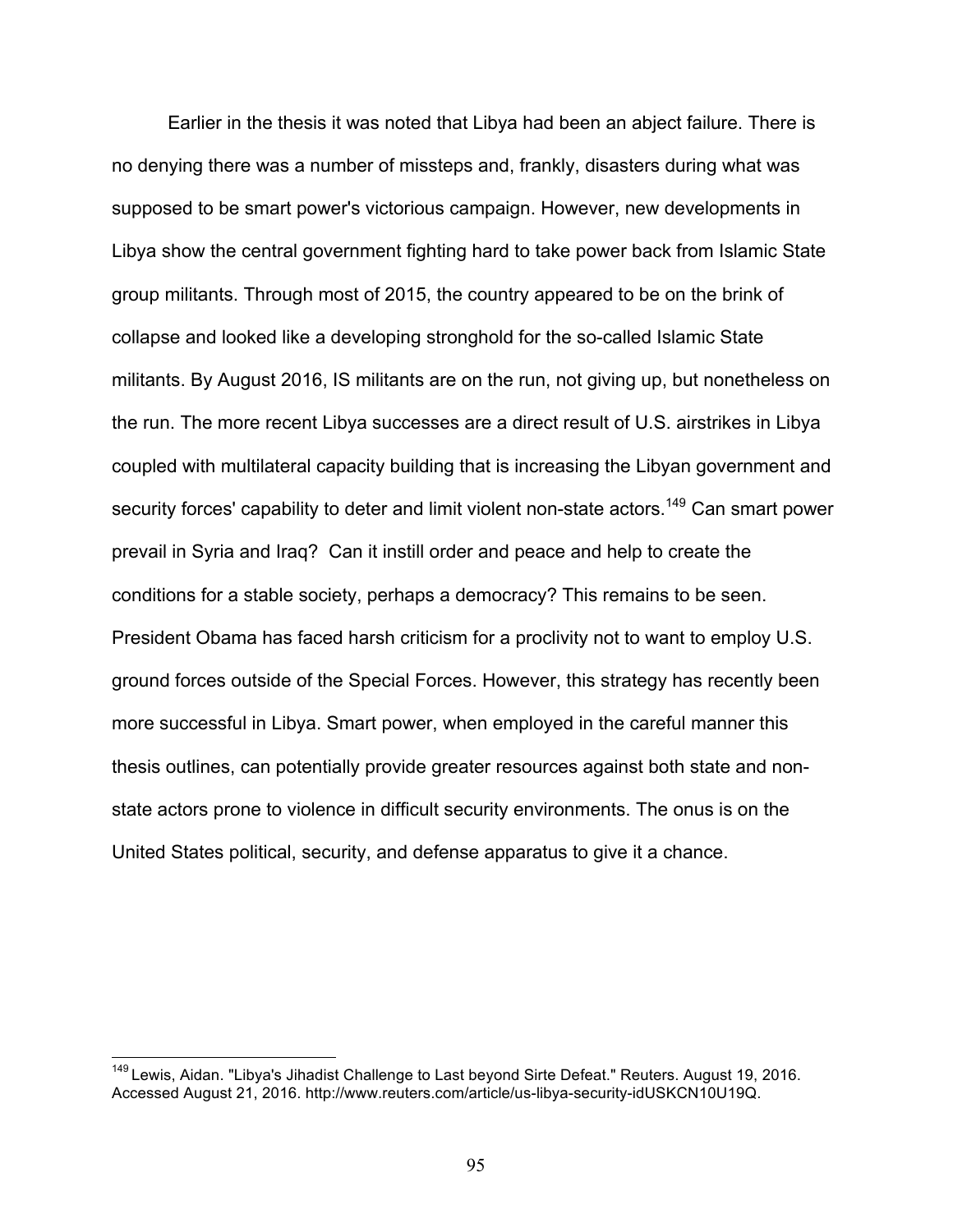Earlier in the thesis it was noted that Libya had been an abject failure. There is no denying there was a number of missteps and, frankly, disasters during what was supposed to be smart power's victorious campaign. However, new developments in Libya show the central government fighting hard to take power back from Islamic State group militants. Through most of 2015, the country appeared to be on the brink of collapse and looked like a developing stronghold for the so-called Islamic State militants. By August 2016, IS militants are on the run, not giving up, but nonetheless on the run. The more recent Libya successes are a direct result of U.S. airstrikes in Libya coupled with multilateral capacity building that is increasing the Libyan government and security forces' capability to deter and limit violent non-state actors.[149] Can smart power prevail in Syria and Iraq? Can it instill order and peace and help to create the conditions for a stable society, perhaps a democracy? This remains to be seen. President Obama has faced harsh criticism for a proclivity not to want to employ U.S. ground forces outside of the Special Forces. However, this strategy has recently been more successful in Libya. Smart power, when employed in the careful manner this thesis outlines, can potentially provide greater resources against both state and non-state actors prone to violence in difficult security environments. The onus is on the United States political, security, and defense apparatus to give it a chance.

---

[149] Lewis, Aidan. "Libya's Jihadist Challenge to Last beyond Sirte Defeat." Reuters. August 19, 2016. Accessed August 21, 2016. http://www.reuters.com/article/us-libya-security-idUSKCN10U19Q.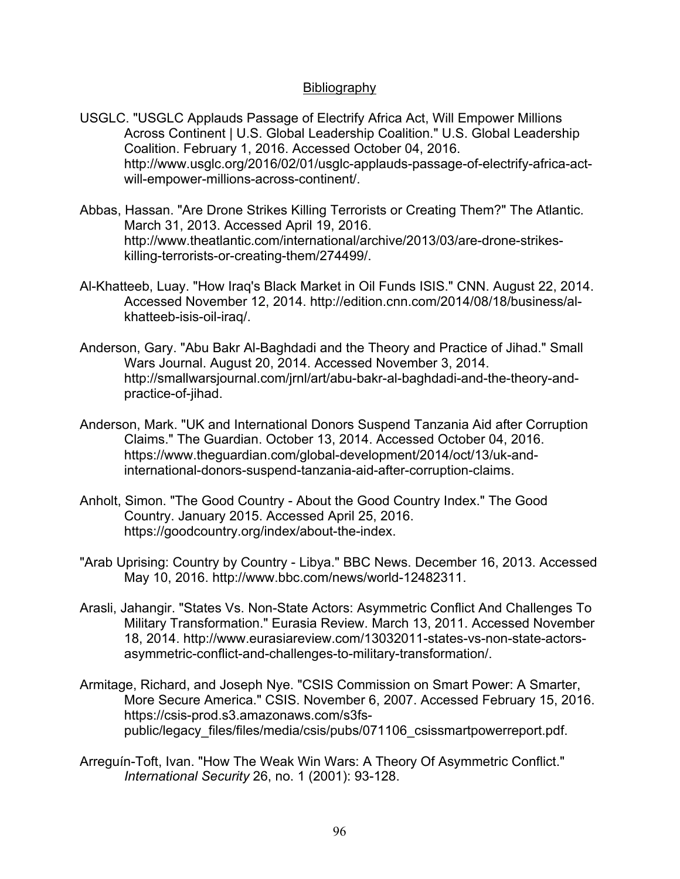## Bibliography

USGLC. "USGLC Applauds Passage of Electrify Africa Act, Will Empower Millions Across Continent | U.S. Global Leadership Coalition." U.S. Global Leadership Coalition. February 1, 2016. Accessed October 04, 2016. http://www.usglc.org/2016/02/01/usglc-applauds-passage-of-electrify-africa-act-will-empower-millions-across-continent/.

Abbas, Hassan. "Are Drone Strikes Killing Terrorists or Creating Them?" The Atlantic. March 31, 2013. Accessed April 19, 2016. http://www.theatlantic.com/international/archive/2013/03/are-drone-strikes-killing-terrorists-or-creating-them/274499/.

Al-Khatteeb, Luay. "How Iraq's Black Market in Oil Funds ISIS." CNN. August 22, 2014. Accessed November 12, 2014. http://edition.cnn.com/2014/08/18/business/al-khatteeb-isis-oil-iraq/.

Anderson, Gary. "Abu Bakr Al-Baghdadi and the Theory and Practice of Jihad." Small Wars Journal. August 20, 2014. Accessed November 3, 2014. http://smallwarsjournal.com/jrnl/art/abu-bakr-al-baghdadi-and-the-theory-and-practice-of-jihad.

Anderson, Mark. "UK and International Donors Suspend Tanzania Aid after Corruption Claims." The Guardian. October 13, 2014. Accessed October 04, 2016. https://www.theguardian.com/global-development/2014/oct/13/uk-and-international-donors-suspend-tanzania-aid-after-corruption-claims.

Anholt, Simon. "The Good Country - About the Good Country Index." The Good Country. January 2015. Accessed April 25, 2016. https://goodcountry.org/index/about-the-index.

"Arab Uprising: Country by Country - Libya." BBC News. December 16, 2013. Accessed May 10, 2016. http://www.bbc.com/news/world-12482311.

Arasli, Jahangir. "States Vs. Non-State Actors: Asymmetric Conflict And Challenges To Military Transformation." Eurasia Review. March 13, 2011. Accessed November 18, 2014. http://www.eurasiareview.com/13032011-states-vs-non-state-actors-asymmetric-conflict-and-challenges-to-military-transformation/.

Armitage, Richard, and Joseph Nye. "CSIS Commission on Smart Power: A Smarter, More Secure America." CSIS. November 6, 2007. Accessed February 15, 2016. https://csis-prod.s3.amazonaws.com/s3fs-public/legacy_files/files/media/csis/pubs/071106_csissmartpowerreport.pdf.

Arreguín-Toft, Ivan. "How The Weak Win Wars: A Theory Of Asymmetric Conflict." *International Security* 26, no. 1 (2001): 93-128.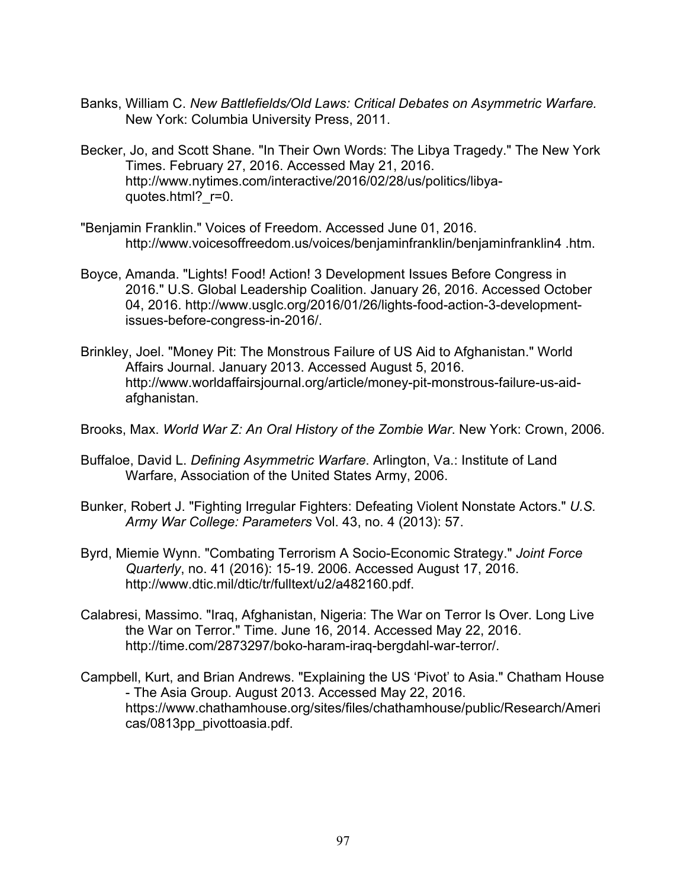Banks, William C. *New Battlefields/Old Laws: Critical Debates on Asymmetric Warfare.* New York: Columbia University Press, 2011.

Becker, Jo, and Scott Shane. "In Their Own Words: The Libya Tragedy." The New York Times. February 27, 2016. Accessed May 21, 2016. http://www.nytimes.com/interactive/2016/02/28/us/politics/libya-quotes.html?_r=0.

"Benjamin Franklin." Voices of Freedom. Accessed June 01, 2016. http://www.voicesoffreedom.us/voices/benjaminfranklin/benjaminfranklin4 .htm.

Boyce, Amanda. "Lights! Food! Action! 3 Development Issues Before Congress in 2016." U.S. Global Leadership Coalition. January 26, 2016. Accessed October 04, 2016. http://www.usglc.org/2016/01/26/lights-food-action-3-development-issues-before-congress-in-2016/.

Brinkley, Joel. "Money Pit: The Monstrous Failure of US Aid to Afghanistan." World Affairs Journal. January 2013. Accessed August 5, 2016. http://www.worldaffairsjournal.org/article/money-pit-monstrous-failure-us-aid-afghanistan.

Brooks, Max. *World War Z: An Oral History of the Zombie War*. New York: Crown, 2006.

Buffaloe, David L. *Defining Asymmetric Warfare*. Arlington, Va.: Institute of Land Warfare, Association of the United States Army, 2006.

Bunker, Robert J. "Fighting Irregular Fighters: Defeating Violent Nonstate Actors." *U.S. Army War College: Parameters* Vol. 43, no. 4 (2013): 57.

Byrd, Miemie Wynn. "Combating Terrorism A Socio-Economic Strategy." *Joint Force Quarterly*, no. 41 (2016): 15-19. 2006. Accessed August 17, 2016. http://www.dtic.mil/dtic/tr/fulltext/u2/a482160.pdf.

Calabresi, Massimo. "Iraq, Afghanistan, Nigeria: The War on Terror Is Over. Long Live the War on Terror." Time. June 16, 2014. Accessed May 22, 2016. http://time.com/2873297/boko-haram-iraq-bergdahl-war-terror/.

Campbell, Kurt, and Brian Andrews. "Explaining the US 'Pivot' to Asia." Chatham House - The Asia Group. August 2013. Accessed May 22, 2016. https://www.chathamhouse.org/sites/files/chathamhouse/public/Research/Americas/0813pp_pivottoasia.pdf.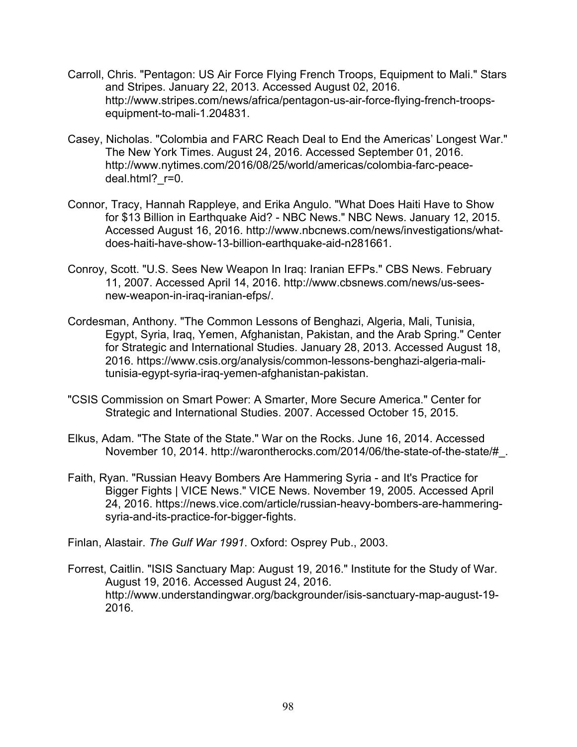Carroll, Chris. "Pentagon: US Air Force Flying French Troops, Equipment to Mali." Stars and Stripes. January 22, 2013. Accessed August 02, 2016. http://www.stripes.com/news/africa/pentagon-us-air-force-flying-french-troops-equipment-to-mali-1.204831.

Casey, Nicholas. "Colombia and FARC Reach Deal to End the Americas' Longest War." The New York Times. August 24, 2016. Accessed September 01, 2016. http://www.nytimes.com/2016/08/25/world/americas/colombia-farc-peace-deal.html?_r=0.

Connor, Tracy, Hannah Rappleye, and Erika Angulo. "What Does Haiti Have to Show for $13 Billion in Earthquake Aid? - NBC News." NBC News. January 12, 2015. Accessed August 16, 2016. http://www.nbcnews.com/news/investigations/what-does-haiti-have-show-13-billion-earthquake-aid-n281661.

Conroy, Scott. "U.S. Sees New Weapon In Iraq: Iranian EFPs." CBS News. February 11, 2007. Accessed April 14, 2016. http://www.cbsnews.com/news/us-sees-new-weapon-in-iraq-iranian-efps/.

Cordesman, Anthony. "The Common Lessons of Benghazi, Algeria, Mali, Tunisia, Egypt, Syria, Iraq, Yemen, Afghanistan, Pakistan, and the Arab Spring." Center for Strategic and International Studies. January 28, 2013. Accessed August 18, 2016. https://www.csis.org/analysis/common-lessons-benghazi-algeria-mali-tunisia-egypt-syria-iraq-yemen-afghanistan-pakistan.

"CSIS Commission on Smart Power: A Smarter, More Secure America." Center for Strategic and International Studies. 2007. Accessed October 15, 2015.

Elkus, Adam. "The State of the State." War on the Rocks. June 16, 2014. Accessed November 10, 2014. http://warontherocks.com/2014/06/the-state-of-the-state/#_.

Faith, Ryan. "Russian Heavy Bombers Are Hammering Syria - and It's Practice for Bigger Fights | VICE News." VICE News. November 19, 2005. Accessed April 24, 2016. https://news.vice.com/article/russian-heavy-bombers-are-hammering-syria-and-its-practice-for-bigger-fights.

Finlan, Alastair. *The Gulf War 1991*. Oxford: Osprey Pub., 2003.

Forrest, Caitlin. "ISIS Sanctuary Map: August 19, 2016." Institute for the Study of War. August 19, 2016. Accessed August 24, 2016. http://www.understandingwar.org/backgrounder/isis-sanctuary-map-august-19-2016.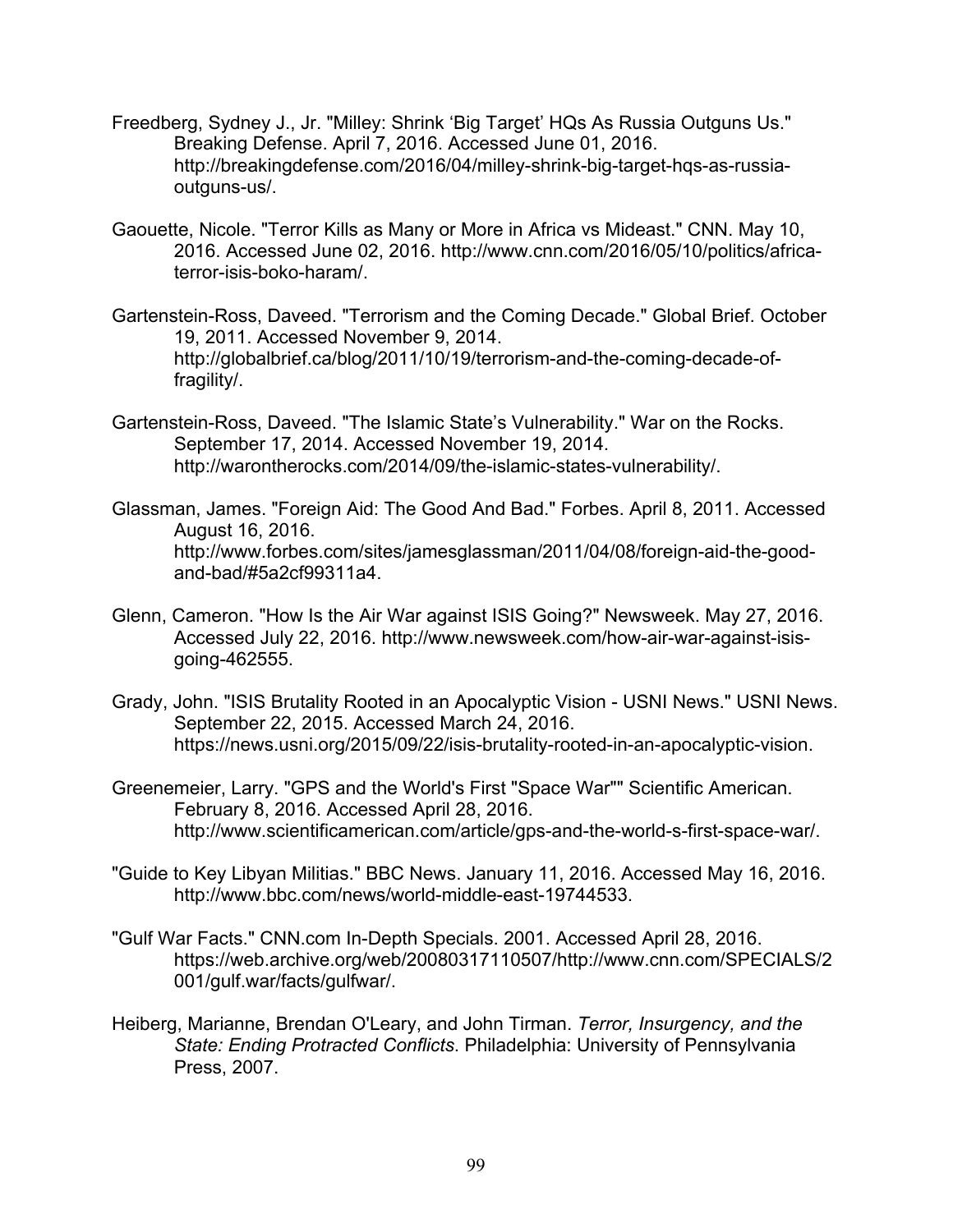Freedberg, Sydney J., Jr. "Milley: Shrink 'Big Target' HQs As Russia Outguns Us." Breaking Defense. April 7, 2016. Accessed June 01, 2016. http://breakingdefense.com/2016/04/milley-shrink-big-target-hqs-as-russia-outguns-us/.

Gaouette, Nicole. "Terror Kills as Many or More in Africa vs Mideast." CNN. May 10, 2016. Accessed June 02, 2016. http://www.cnn.com/2016/05/10/politics/africa-terror-isis-boko-haram/.

Gartenstein-Ross, Daveed. "Terrorism and the Coming Decade." Global Brief. October 19, 2011. Accessed November 9, 2014. http://globalbrief.ca/blog/2011/10/19/terrorism-and-the-coming-decade-of-fragility/.

Gartenstein-Ross, Daveed. "The Islamic State's Vulnerability." War on the Rocks. September 17, 2014. Accessed November 19, 2014. http://warontherocks.com/2014/09/the-islamic-states-vulnerability/.

Glassman, James. "Foreign Aid: The Good And Bad." Forbes. April 8, 2011. Accessed August 16, 2016. http://www.forbes.com/sites/jamesglassman/2011/04/08/foreign-aid-the-good-and-bad/#5a2cf99311a4.

Glenn, Cameron. "How Is the Air War against ISIS Going?" Newsweek. May 27, 2016. Accessed July 22, 2016. http://www.newsweek.com/how-air-war-against-isis-going-462555.

Grady, John. "ISIS Brutality Rooted in an Apocalyptic Vision - USNI News." USNI News. September 22, 2015. Accessed March 24, 2016. https://news.usni.org/2015/09/22/isis-brutality-rooted-in-an-apocalyptic-vision.

Greenemeier, Larry. "GPS and the World's First "Space War"" Scientific American. February 8, 2016. Accessed April 28, 2016. http://www.scientificamerican.com/article/gps-and-the-world-s-first-space-war/.

"Guide to Key Libyan Militias." BBC News. January 11, 2016. Accessed May 16, 2016. http://www.bbc.com/news/world-middle-east-19744533.

"Gulf War Facts." CNN.com In-Depth Specials. 2001. Accessed April 28, 2016. https://web.archive.org/web/20080317110507/http://www.cnn.com/SPECIALS/2001/gulf.war/facts/gulfwar/.

Heiberg, Marianne, Brendan O'Leary, and John Tirman. *Terror, Insurgency, and the State: Ending Protracted Conflicts*. Philadelphia: University of Pennsylvania Press, 2007.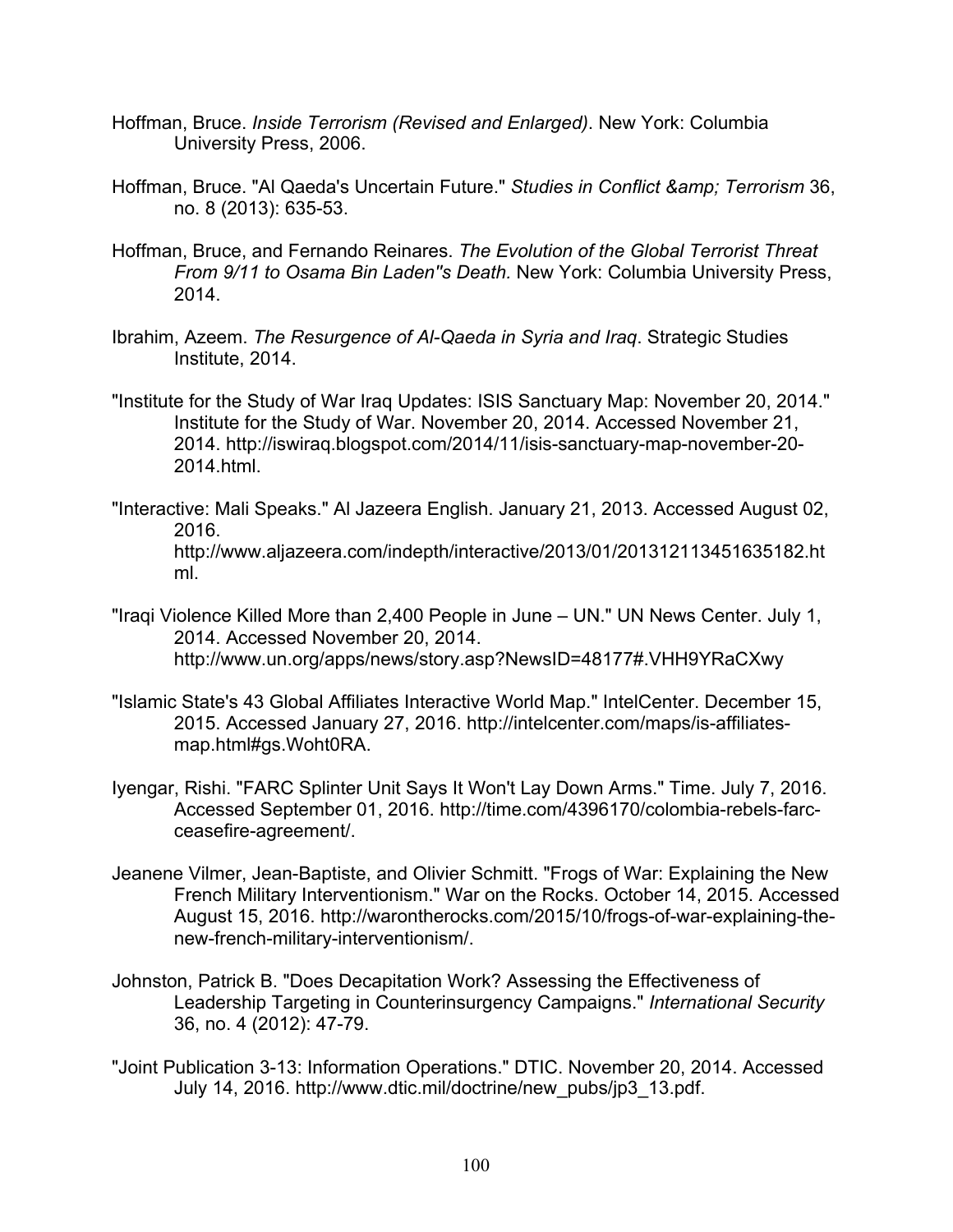Hoffman, Bruce. *Inside Terrorism (Revised and Enlarged)*. New York: Columbia University Press, 2006.

Hoffman, Bruce. "Al Qaeda's Uncertain Future." *Studies in Conflict &amp; Terrorism* 36, no. 8 (2013): 635-53.

Hoffman, Bruce, and Fernando Reinares. *The Evolution of the Global Terrorist Threat From 9/11 to Osama Bin Laden''s Death.* New York: Columbia University Press, 2014.

Ibrahim, Azeem. *The Resurgence of Al-Qaeda in Syria and Iraq*. Strategic Studies Institute, 2014.

"Institute for the Study of War Iraq Updates: ISIS Sanctuary Map: November 20, 2014." Institute for the Study of War. November 20, 2014. Accessed November 21, 2014. http://iswiraq.blogspot.com/2014/11/isis-sanctuary-map-november-20-2014.html.

"Interactive: Mali Speaks." Al Jazeera English. January 21, 2013. Accessed August 02, 2016. http://www.aljazeera.com/indepth/interactive/2013/01/201312113451635182.html.

"Iraqi Violence Killed More than 2,400 People in June – UN." UN News Center. July 1, 2014. Accessed November 20, 2014. http://www.un.org/apps/news/story.asp?NewsID=48177#.VHH9YRaCXwy

"Islamic State's 43 Global Affiliates Interactive World Map." IntelCenter. December 15, 2015. Accessed January 27, 2016. http://intelcenter.com/maps/is-affiliates-map.html#gs.Woht0RA.

Iyengar, Rishi. "FARC Splinter Unit Says It Won't Lay Down Arms." Time. July 7, 2016. Accessed September 01, 2016. http://time.com/4396170/colombia-rebels-farc-ceasefire-agreement/.

Jeanene Vilmer, Jean-Baptiste, and Olivier Schmitt. "Frogs of War: Explaining the New French Military Interventionism." War on the Rocks. October 14, 2015. Accessed August 15, 2016. http://warontherocks.com/2015/10/frogs-of-war-explaining-the-new-french-military-interventionism/.

Johnston, Patrick B. "Does Decapitation Work? Assessing the Effectiveness of Leadership Targeting in Counterinsurgency Campaigns." *International Security* 36, no. 4 (2012): 47-79.

"Joint Publication 3-13: Information Operations." DTIC. November 20, 2014. Accessed July 14, 2016. http://www.dtic.mil/doctrine/new_pubs/jp3_13.pdf.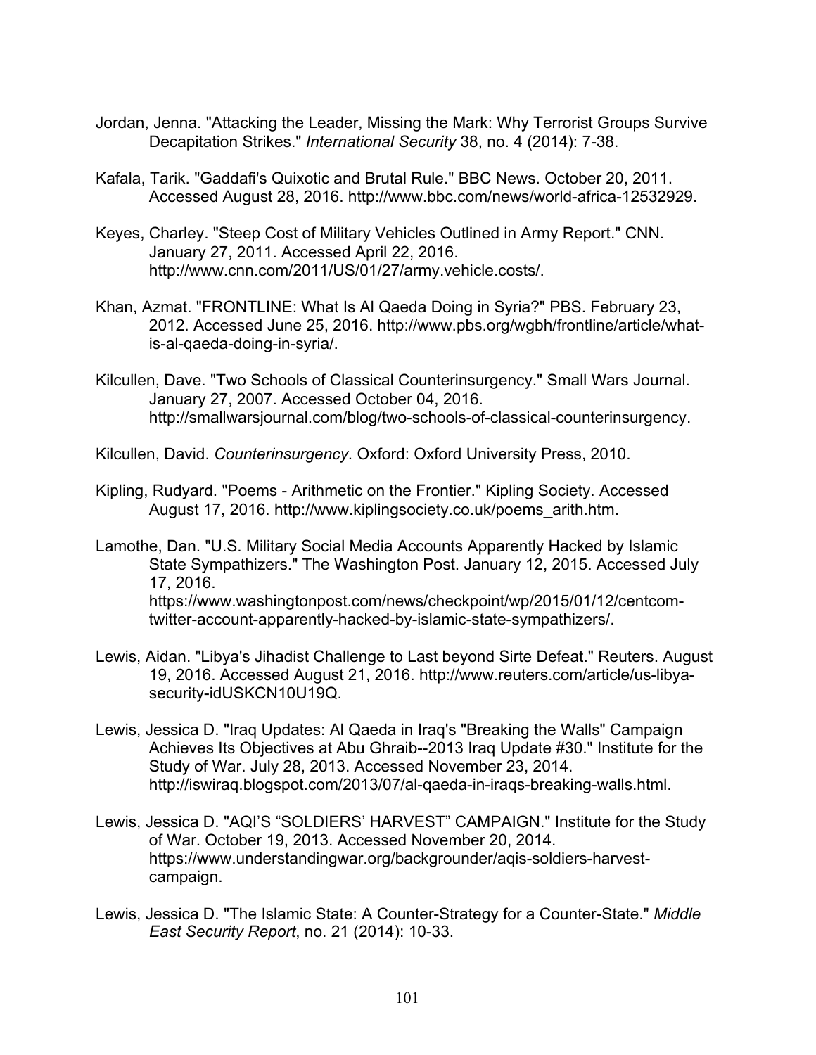Jordan, Jenna. "Attacking the Leader, Missing the Mark: Why Terrorist Groups Survive Decapitation Strikes." *International Security* 38, no. 4 (2014): 7-38.

Kafala, Tarik. "Gaddafi's Quixotic and Brutal Rule." BBC News. October 20, 2011. Accessed August 28, 2016. http://www.bbc.com/news/world-africa-12532929.

Keyes, Charley. "Steep Cost of Military Vehicles Outlined in Army Report." CNN. January 27, 2011. Accessed April 22, 2016. http://www.cnn.com/2011/US/01/27/army.vehicle.costs/.

Khan, Azmat. "FRONTLINE: What Is Al Qaeda Doing in Syria?" PBS. February 23, 2012. Accessed June 25, 2016. http://www.pbs.org/wgbh/frontline/article/what-is-al-qaeda-doing-in-syria/.

Kilcullen, Dave. "Two Schools of Classical Counterinsurgency." Small Wars Journal. January 27, 2007. Accessed October 04, 2016. http://smallwarsjournal.com/blog/two-schools-of-classical-counterinsurgency.

Kilcullen, David. *Counterinsurgency*. Oxford: Oxford University Press, 2010.

Kipling, Rudyard. "Poems - Arithmetic on the Frontier." Kipling Society. Accessed August 17, 2016. http://www.kiplingsociety.co.uk/poems_arith.htm.

Lamothe, Dan. "U.S. Military Social Media Accounts Apparently Hacked by Islamic State Sympathizers." The Washington Post. January 12, 2015. Accessed July 17, 2016. https://www.washingtonpost.com/news/checkpoint/wp/2015/01/12/centcom-twitter-account-apparently-hacked-by-islamic-state-sympathizers/.

Lewis, Aidan. "Libya's Jihadist Challenge to Last beyond Sirte Defeat." Reuters. August 19, 2016. Accessed August 21, 2016. http://www.reuters.com/article/us-libya-security-idUSKCN10U19Q.

Lewis, Jessica D. "Iraq Updates: Al Qaeda in Iraq's "Breaking the Walls" Campaign Achieves Its Objectives at Abu Ghraib--2013 Iraq Update #30." Institute for the Study of War. July 28, 2013. Accessed November 23, 2014. http://iswiraq.blogspot.com/2013/07/al-qaeda-in-iraqs-breaking-walls.html.

Lewis, Jessica D. "AQI'S "SOLDIERS' HARVEST" CAMPAIGN." Institute for the Study of War. October 19, 2013. Accessed November 20, 2014. https://www.understandingwar.org/backgrounder/aqis-soldiers-harvest-campaign.

Lewis, Jessica D. "The Islamic State: A Counter-Strategy for a Counter-State." *Middle East Security Report*, no. 21 (2014): 10-33.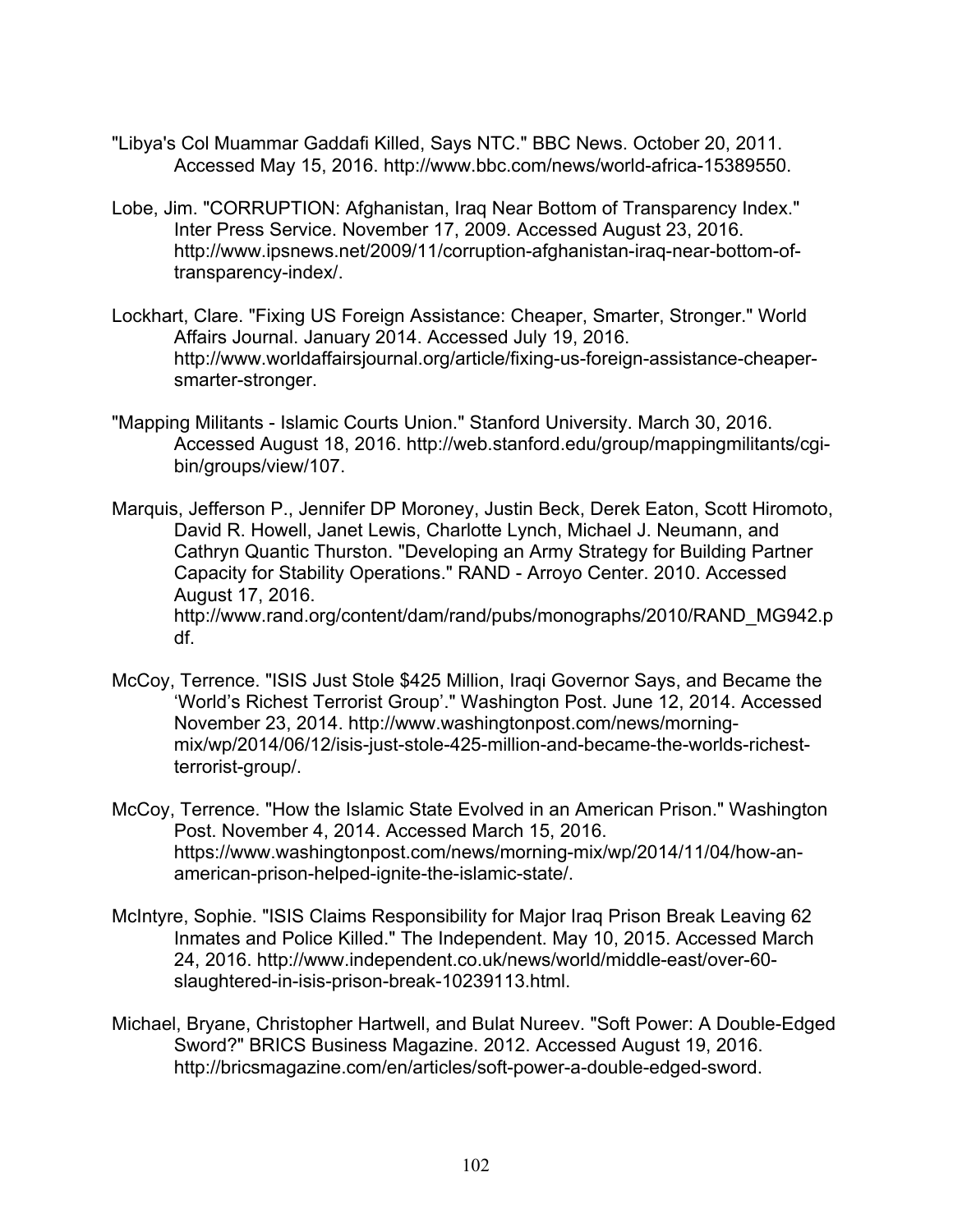"Libya's Col Muammar Gaddafi Killed, Says NTC." BBC News. October 20, 2011. Accessed May 15, 2016. http://www.bbc.com/news/world-africa-15389550.

Lobe, Jim. "CORRUPTION: Afghanistan, Iraq Near Bottom of Transparency Index." Inter Press Service. November 17, 2009. Accessed August 23, 2016. http://www.ipsnews.net/2009/11/corruption-afghanistan-iraq-near-bottom-of-transparency-index/.

Lockhart, Clare. "Fixing US Foreign Assistance: Cheaper, Smarter, Stronger." World Affairs Journal. January 2014. Accessed July 19, 2016. http://www.worldaffairsjournal.org/article/fixing-us-foreign-assistance-cheaper-smarter-stronger.

"Mapping Militants - Islamic Courts Union." Stanford University. March 30, 2016. Accessed August 18, 2016. http://web.stanford.edu/group/mappingmilitants/cgi-bin/groups/view/107.

Marquis, Jefferson P., Jennifer DP Moroney, Justin Beck, Derek Eaton, Scott Hiromoto, David R. Howell, Janet Lewis, Charlotte Lynch, Michael J. Neumann, and Cathryn Quantic Thurston. "Developing an Army Strategy for Building Partner Capacity for Stability Operations." RAND - Arroyo Center. 2010. Accessed August 17, 2016. http://www.rand.org/content/dam/rand/pubs/monographs/2010/RAND_MG942.pdf.

McCoy, Terrence. "ISIS Just Stole $425 Million, Iraqi Governor Says, and Became the 'World's Richest Terrorist Group'." Washington Post. June 12, 2014. Accessed November 23, 2014. http://www.washingtonpost.com/news/morning-mix/wp/2014/06/12/isis-just-stole-425-million-and-became-the-worlds-richest-terrorist-group/.

McCoy, Terrence. "How the Islamic State Evolved in an American Prison." Washington Post. November 4, 2014. Accessed March 15, 2016. https://www.washingtonpost.com/news/morning-mix/wp/2014/11/04/how-an-american-prison-helped-ignite-the-islamic-state/.

McIntyre, Sophie. "ISIS Claims Responsibility for Major Iraq Prison Break Leaving 62 Inmates and Police Killed." The Independent. May 10, 2015. Accessed March 24, 2016. http://www.independent.co.uk/news/world/middle-east/over-60-slaughtered-in-isis-prison-break-10239113.html.

Michael, Bryane, Christopher Hartwell, and Bulat Nureev. "Soft Power: A Double-Edged Sword?" BRICS Business Magazine. 2012. Accessed August 19, 2016. http://bricsmagazine.com/en/articles/soft-power-a-double-edged-sword.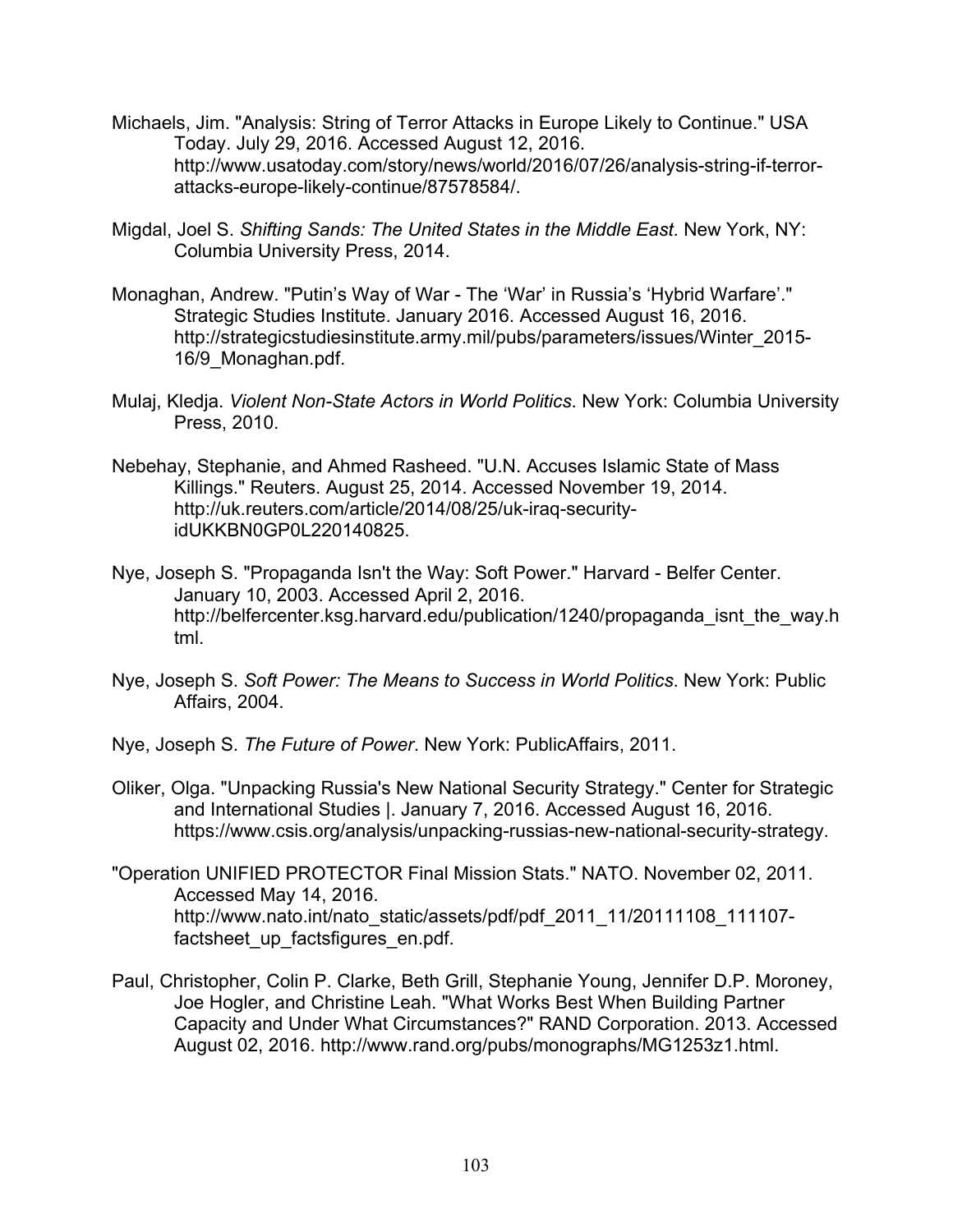Michaels, Jim. "Analysis: String of Terror Attacks in Europe Likely to Continue." USA Today. July 29, 2016. Accessed August 12, 2016. http://www.usatoday.com/story/news/world/2016/07/26/analysis-string-if-terror-attacks-europe-likely-continue/87578584/.

Migdal, Joel S. *Shifting Sands: The United States in the Middle East*. New York, NY: Columbia University Press, 2014.

Monaghan, Andrew. "Putin's Way of War - The 'War' in Russia's 'Hybrid Warfare'." Strategic Studies Institute. January 2016. Accessed August 16, 2016. http://strategicstudiesinstitute.army.mil/pubs/parameters/issues/Winter_2015-16/9_Monaghan.pdf.

Mulaj, Kledja. *Violent Non-State Actors in World Politics*. New York: Columbia University Press, 2010.

Nebehay, Stephanie, and Ahmed Rasheed. "U.N. Accuses Islamic State of Mass Killings." Reuters. August 25, 2014. Accessed November 19, 2014. http://uk.reuters.com/article/2014/08/25/uk-iraq-security-idUKKBN0GP0L220140825.

Nye, Joseph S. "Propaganda Isn't the Way: Soft Power." Harvard - Belfer Center. January 10, 2003. Accessed April 2, 2016. http://belfercenter.ksg.harvard.edu/publication/1240/propaganda_isnt_the_way.html.

Nye, Joseph S. *Soft Power: The Means to Success in World Politics*. New York: Public Affairs, 2004.

Nye, Joseph S. *The Future of Power*. New York: PublicAffairs, 2011.

Oliker, Olga. "Unpacking Russia's New National Security Strategy." Center for Strategic and International Studies |. January 7, 2016. Accessed August 16, 2016. https://www.csis.org/analysis/unpacking-russias-new-national-security-strategy.

"Operation UNIFIED PROTECTOR Final Mission Stats." NATO. November 02, 2011. Accessed May 14, 2016. http://www.nato.int/nato_static/assets/pdf/pdf_2011_11/20111108_111107-factsheet_up_factsfigures_en.pdf.

Paul, Christopher, Colin P. Clarke, Beth Grill, Stephanie Young, Jennifer D.P. Moroney, Joe Hogler, and Christine Leah. "What Works Best When Building Partner Capacity and Under What Circumstances?" RAND Corporation. 2013. Accessed August 02, 2016. http://www.rand.org/pubs/monographs/MG1253z1.html.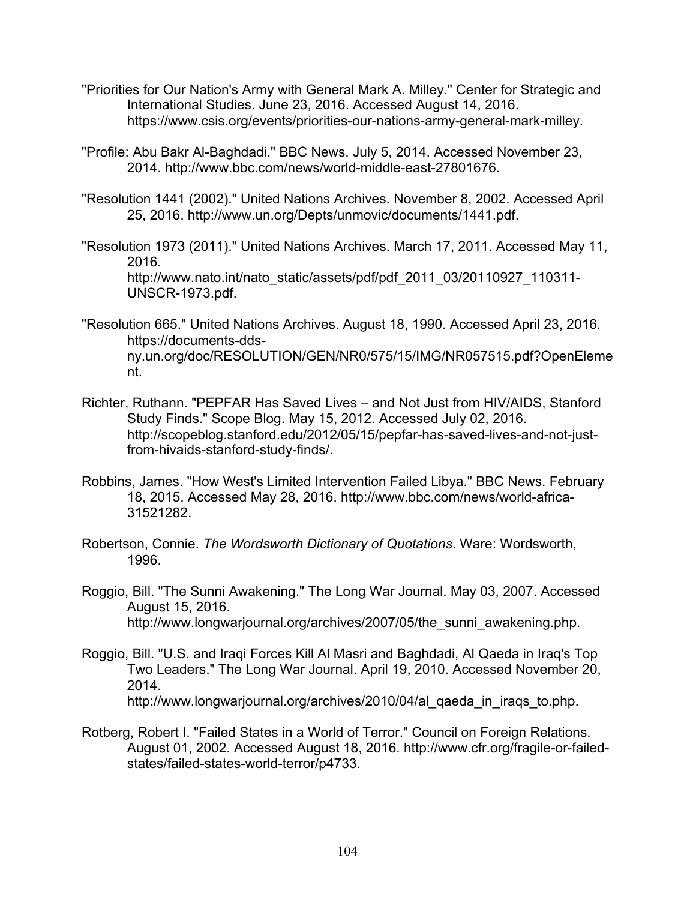"Priorities for Our Nation's Army with General Mark A. Milley." Center for Strategic and International Studies. June 23, 2016. Accessed August 14, 2016. https://www.csis.org/events/priorities-our-nations-army-general-mark-milley.

"Profile: Abu Bakr Al-Baghdadi." BBC News. July 5, 2014. Accessed November 23, 2014. http://www.bbc.com/news/world-middle-east-27801676.

"Resolution 1441 (2002)." United Nations Archives. November 8, 2002. Accessed April 25, 2016. http://www.un.org/Depts/unmovic/documents/1441.pdf.

"Resolution 1973 (2011)." United Nations Archives. March 17, 2011. Accessed May 11, 2016. http://www.nato.int/nato_static/assets/pdf/pdf_2011_03/20110927_110311-UNSCR-1973.pdf.

"Resolution 665." United Nations Archives. August 18, 1990. Accessed April 23, 2016. https://documents-dds-ny.un.org/doc/RESOLUTION/GEN/NR0/575/15/IMG/NR057515.pdf?OpenElement.

Richter, Ruthann. "PEPFAR Has Saved Lives – and Not Just from HIV/AIDS, Stanford Study Finds." Scope Blog. May 15, 2012. Accessed July 02, 2016. http://scopeblog.stanford.edu/2012/05/15/pepfar-has-saved-lives-and-not-just-from-hivaids-stanford-study-finds/.

Robbins, James. "How West's Limited Intervention Failed Libya." BBC News. February 18, 2015. Accessed May 28, 2016. http://www.bbc.com/news/world-africa-31521282.

Robertson, Connie. *The Wordsworth Dictionary of Quotations*. Ware: Wordsworth, 1996.

Roggio, Bill. "The Sunni Awakening." The Long War Journal. May 03, 2007. Accessed August 15, 2016. http://www.longwarjournal.org/archives/2007/05/the_sunni_awakening.php.

Roggio, Bill. "U.S. and Iraqi Forces Kill Al Masri and Baghdadi, Al Qaeda in Iraq's Top Two Leaders." The Long War Journal. April 19, 2010. Accessed November 20, 2014. http://www.longwarjournal.org/archives/2010/04/al_qaeda_in_iraqs_to.php.

Rotberg, Robert I. "Failed States in a World of Terror." Council on Foreign Relations. August 01, 2002. Accessed August 18, 2016. http://www.cfr.org/fragile-or-failed-states/failed-states-world-terror/p4733.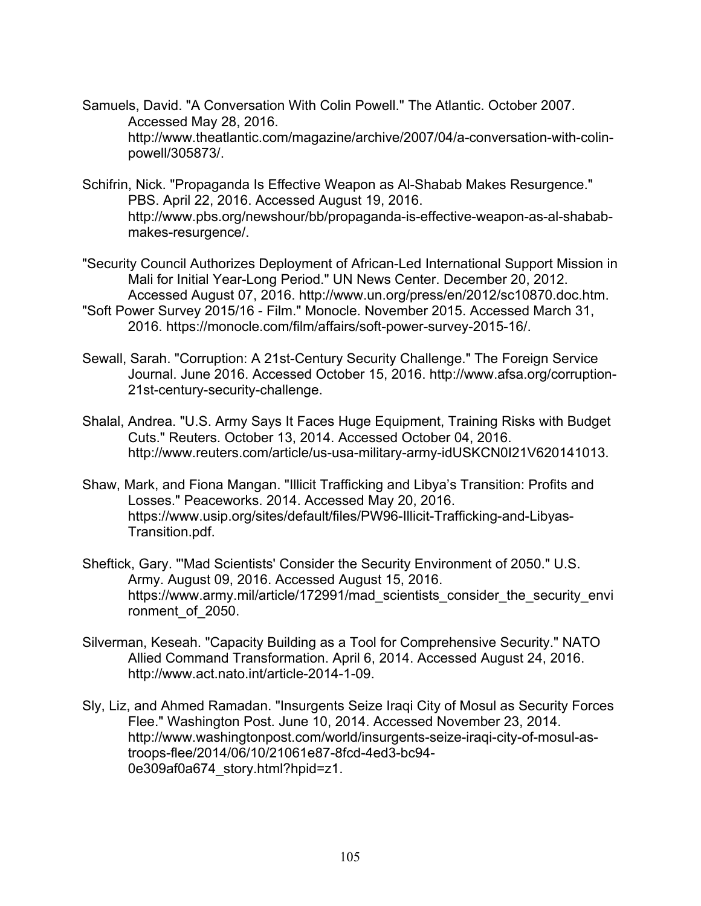Samuels, David. "A Conversation With Colin Powell." The Atlantic. October 2007. Accessed May 28, 2016. http://www.theatlantic.com/magazine/archive/2007/04/a-conversation-with-colin-powell/305873/.

Schifrin, Nick. "Propaganda Is Effective Weapon as Al-Shabab Makes Resurgence." PBS. April 22, 2016. Accessed August 19, 2016. http://www.pbs.org/newshour/bb/propaganda-is-effective-weapon-as-al-shabab-makes-resurgence/.

"Security Council Authorizes Deployment of African-Led International Support Mission in Mali for Initial Year-Long Period." UN News Center. December 20, 2012. Accessed August 07, 2016. http://www.un.org/press/en/2012/sc10870.doc.htm.

"Soft Power Survey 2015/16 - Film." Monocle. November 2015. Accessed March 31, 2016. https://monocle.com/film/affairs/soft-power-survey-2015-16/.

Sewall, Sarah. "Corruption: A 21st-Century Security Challenge." The Foreign Service Journal. June 2016. Accessed October 15, 2016. http://www.afsa.org/corruption-21st-century-security-challenge.

Shalal, Andrea. "U.S. Army Says It Faces Huge Equipment, Training Risks with Budget Cuts." Reuters. October 13, 2014. Accessed October 04, 2016. http://www.reuters.com/article/us-usa-military-army-idUSKCN0I21V620141013.

Shaw, Mark, and Fiona Mangan. "Illicit Trafficking and Libya's Transition: Profits and Losses." Peaceworks. 2014. Accessed May 20, 2016. https://www.usip.org/sites/default/files/PW96-Illicit-Trafficking-and-Libyas-Transition.pdf.

Sheftick, Gary. "'Mad Scientists' Consider the Security Environment of 2050." U.S. Army. August 09, 2016. Accessed August 15, 2016. https://www.army.mil/article/172991/mad_scientists_consider_the_security_environment_of_2050.

Silverman, Keseah. "Capacity Building as a Tool for Comprehensive Security." NATO Allied Command Transformation. April 6, 2014. Accessed August 24, 2016. http://www.act.nato.int/article-2014-1-09.

Sly, Liz, and Ahmed Ramadan. "Insurgents Seize Iraqi City of Mosul as Security Forces Flee." Washington Post. June 10, 2014. Accessed November 23, 2014. http://www.washingtonpost.com/world/insurgents-seize-iraqi-city-of-mosul-as-troops-flee/2014/06/10/21061e87-8fcd-4ed3-bc94-0e309af0a674_story.html?hpid=z1.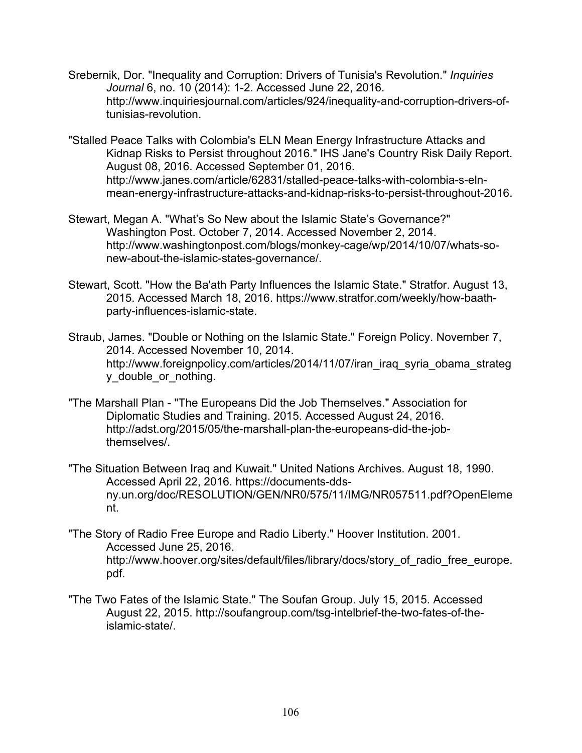Srebernik, Dor. "Inequality and Corruption: Drivers of Tunisia's Revolution." *Inquiries Journal* 6, no. 10 (2014): 1-2. Accessed June 22, 2016. http://www.inquiriesjournal.com/articles/924/inequality-and-corruption-drivers-of-tunisias-revolution.

"Stalled Peace Talks with Colombia's ELN Mean Energy Infrastructure Attacks and Kidnap Risks to Persist throughout 2016." IHS Jane's Country Risk Daily Report. August 08, 2016. Accessed September 01, 2016. http://www.janes.com/article/62831/stalled-peace-talks-with-colombia-s-eln-mean-energy-infrastructure-attacks-and-kidnap-risks-to-persist-throughout-2016.

Stewart, Megan A. "What's So New about the Islamic State's Governance?" Washington Post. October 7, 2014. Accessed November 2, 2014. http://www.washingtonpost.com/blogs/monkey-cage/wp/2014/10/07/whats-so-new-about-the-islamic-states-governance/.

Stewart, Scott. "How the Ba'ath Party Influences the Islamic State." Stratfor. August 13, 2015. Accessed March 18, 2016. https://www.stratfor.com/weekly/how-baath-party-influences-islamic-state.

Straub, James. "Double or Nothing on the Islamic State." Foreign Policy. November 7, 2014. Accessed November 10, 2014. http://www.foreignpolicy.com/articles/2014/11/07/iran_iraq_syria_obama_strategy_double_or_nothing.

"The Marshall Plan - "The Europeans Did the Job Themselves." Association for Diplomatic Studies and Training. 2015. Accessed August 24, 2016. http://adst.org/2015/05/the-marshall-plan-the-europeans-did-the-job-themselves/.

"The Situation Between Iraq and Kuwait." United Nations Archives. August 18, 1990. Accessed April 22, 2016. https://documents-dds-ny.un.org/doc/RESOLUTION/GEN/NR0/575/11/IMG/NR057511.pdf?OpenElement.

"The Story of Radio Free Europe and Radio Liberty." Hoover Institution. 2001. Accessed June 25, 2016. http://www.hoover.org/sites/default/files/library/docs/story_of_radio_free_europe.pdf.

"The Two Fates of the Islamic State." The Soufan Group. July 15, 2015. Accessed August 22, 2015. http://soufangroup.com/tsg-intelbrief-the-two-fates-of-the-islamic-state/.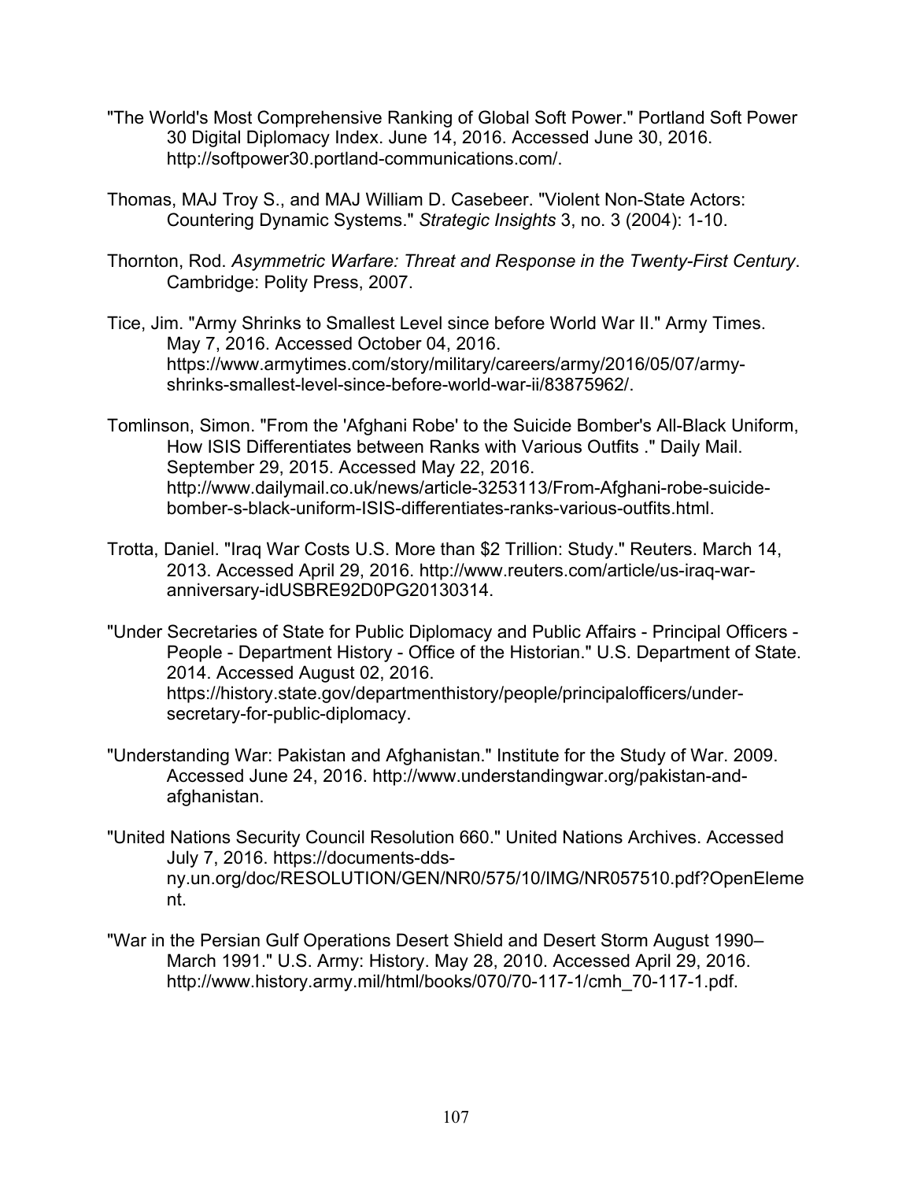"The World's Most Comprehensive Ranking of Global Soft Power." Portland Soft Power 30 Digital Diplomacy Index. June 14, 2016. Accessed June 30, 2016. http://softpower30.portland-communications.com/.

Thomas, MAJ Troy S., and MAJ William D. Casebeer. "Violent Non-State Actors: Countering Dynamic Systems." *Strategic Insights* 3, no. 3 (2004): 1-10.

Thornton, Rod. *Asymmetric Warfare: Threat and Response in the Twenty-First Century*. Cambridge: Polity Press, 2007.

Tice, Jim. "Army Shrinks to Smallest Level since before World War II." Army Times. May 7, 2016. Accessed October 04, 2016. https://www.armytimes.com/story/military/careers/army/2016/05/07/army-shrinks-smallest-level-since-before-world-war-ii/83875962/.

Tomlinson, Simon. "From the 'Afghani Robe' to the Suicide Bomber's All-Black Uniform, How ISIS Differentiates between Ranks with Various Outfits ." Daily Mail. September 29, 2015. Accessed May 22, 2016. http://www.dailymail.co.uk/news/article-3253113/From-Afghani-robe-suicide-bomber-s-black-uniform-ISIS-differentiates-ranks-various-outfits.html.

Trotta, Daniel. "Iraq War Costs U.S. More than $2 Trillion: Study." Reuters. March 14, 2013. Accessed April 29, 2016. http://www.reuters.com/article/us-iraq-war-anniversary-idUSBRE92D0PG20130314.

"Under Secretaries of State for Public Diplomacy and Public Affairs - Principal Officers - People - Department History - Office of the Historian." U.S. Department of State. 2014. Accessed August 02, 2016. https://history.state.gov/departmenthistory/people/principalofficers/under-secretary-for-public-diplomacy.

"Understanding War: Pakistan and Afghanistan." Institute for the Study of War. 2009. Accessed June 24, 2016. http://www.understandingwar.org/pakistan-and-afghanistan.

"United Nations Security Council Resolution 660." United Nations Archives. Accessed July 7, 2016. https://documents-dds-ny.un.org/doc/RESOLUTION/GEN/NR0/575/10/IMG/NR057510.pdf?OpenElement.

"War in the Persian Gulf Operations Desert Shield and Desert Storm August 1990–March 1991." U.S. Army: History. May 28, 2010. Accessed April 29, 2016. http://www.history.army.mil/html/books/070/70-117-1/cmh_70-117-1.pdf.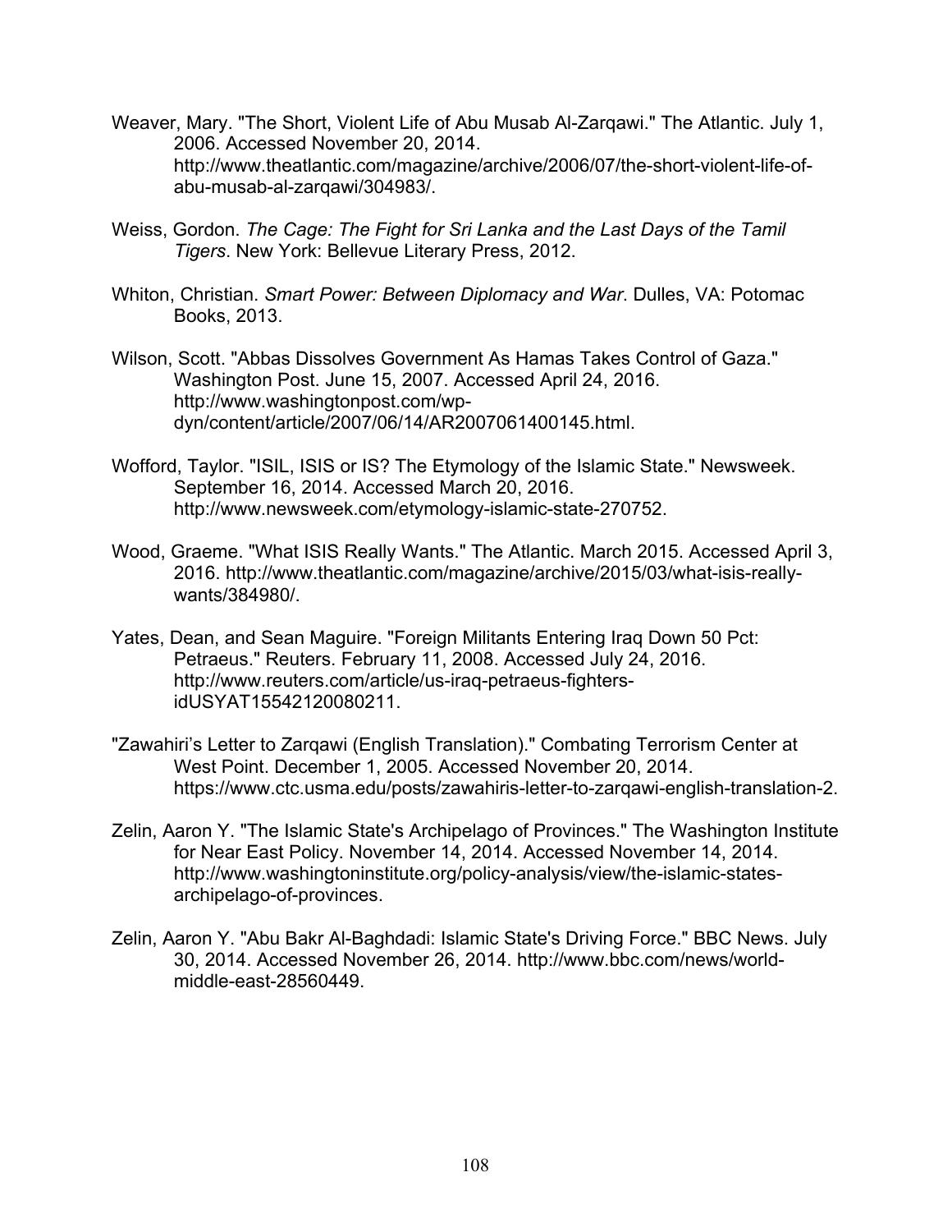Weaver, Mary. "The Short, Violent Life of Abu Musab Al-Zarqawi." The Atlantic. July 1, 2006. Accessed November 20, 2014. http://www.theatlantic.com/magazine/archive/2006/07/the-short-violent-life-of-abu-musab-al-zarqawi/304983/.

Weiss, Gordon. *The Cage: The Fight for Sri Lanka and the Last Days of the Tamil Tigers*. New York: Bellevue Literary Press, 2012.

Whiton, Christian. *Smart Power: Between Diplomacy and War*. Dulles, VA: Potomac Books, 2013.

Wilson, Scott. "Abbas Dissolves Government As Hamas Takes Control of Gaza." Washington Post. June 15, 2007. Accessed April 24, 2016. http://www.washingtonpost.com/wp-dyn/content/article/2007/06/14/AR2007061400145.html.

Wofford, Taylor. "ISIL, ISIS or IS? The Etymology of the Islamic State." Newsweek. September 16, 2014. Accessed March 20, 2016. http://www.newsweek.com/etymology-islamic-state-270752.

Wood, Graeme. "What ISIS Really Wants." The Atlantic. March 2015. Accessed April 3, 2016. http://www.theatlantic.com/magazine/archive/2015/03/what-isis-really-wants/384980/.

Yates, Dean, and Sean Maguire. "Foreign Militants Entering Iraq Down 50 Pct: Petraeus." Reuters. February 11, 2008. Accessed July 24, 2016. http://www.reuters.com/article/us-iraq-petraeus-fighters-idUSYAT15542120080211.

"Zawahiri's Letter to Zarqawi (English Translation)." Combating Terrorism Center at West Point. December 1, 2005. Accessed November 20, 2014. https://www.ctc.usma.edu/posts/zawahiris-letter-to-zarqawi-english-translation-2.

Zelin, Aaron Y. "The Islamic State's Archipelago of Provinces." The Washington Institute for Near East Policy. November 14, 2014. Accessed November 14, 2014. http://www.washingtoninstitute.org/policy-analysis/view/the-islamic-states-archipelago-of-provinces.

Zelin, Aaron Y. "Abu Bakr Al-Baghdadi: Islamic State's Driving Force." BBC News. July 30, 2014. Accessed November 26, 2014. http://www.bbc.com/news/world-middle-east-28560449.